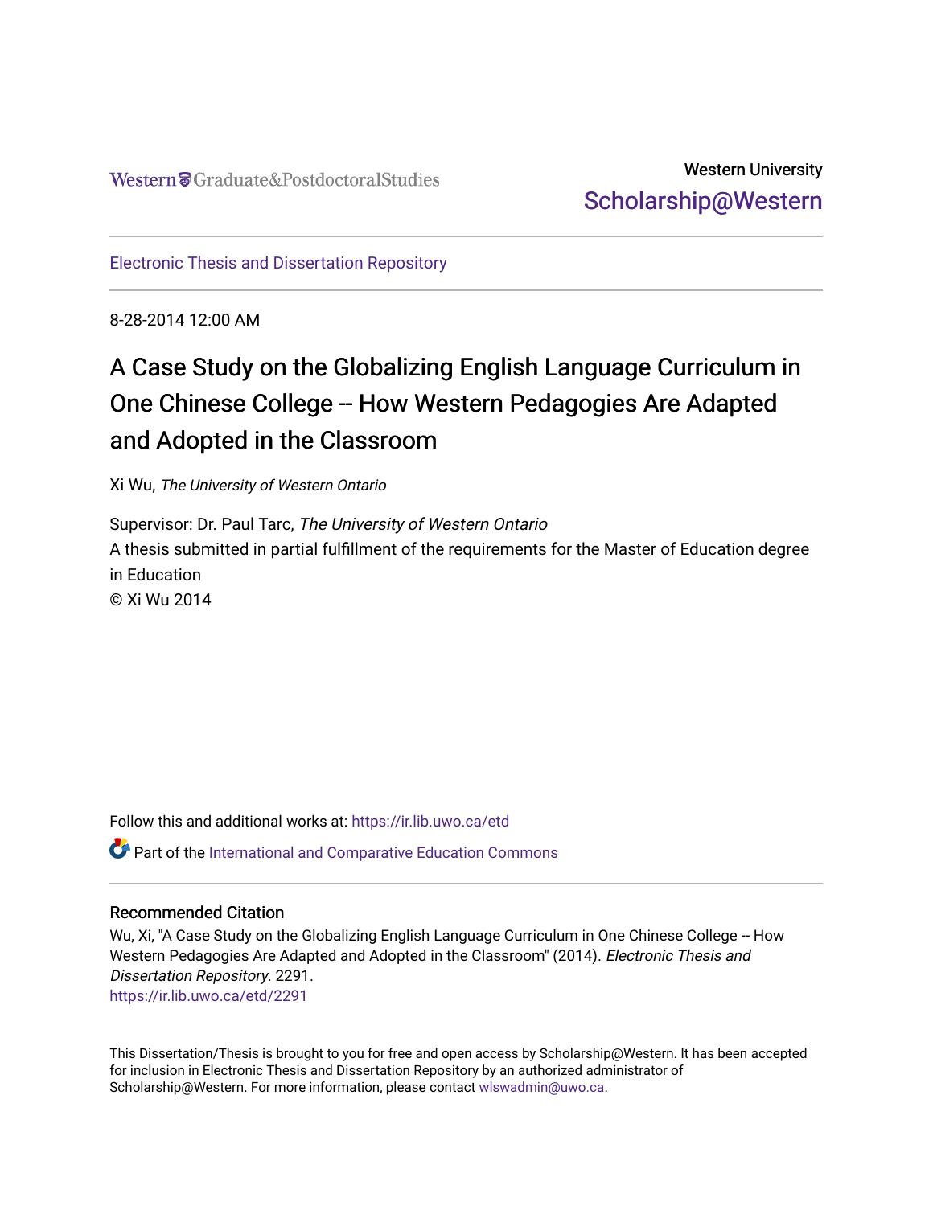Western Graduate&PostdoctoralStudies

Western University
Scholarship@Western

Electronic Thesis and Dissertation Repository

8-28-2014 12:00 AM

# A Case Study on the Globalizing English Language Curriculum in One Chinese College -- How Western Pedagogies Are Adapted and Adopted in the Classroom

Xi Wu, *The University of Western Ontario*

Supervisor: Dr. Paul Tarc, *The University of Western Ontario*
A thesis submitted in partial fulfillment of the requirements for the Master of Education degree in Education
© Xi Wu 2014

Follow this and additional works at: https://ir.lib.uwo.ca/etd

Part of the International and Comparative Education Commons

## Recommended Citation

Wu, Xi, "A Case Study on the Globalizing English Language Curriculum in One Chinese College -- How Western Pedagogies Are Adapted and Adopted in the Classroom" (2014). *Electronic Thesis and Dissertation Repository*. 2291.
https://ir.lib.uwo.ca/etd/2291

This Dissertation/Thesis is brought to you for free and open access by Scholarship@Western. It has been accepted for inclusion in Electronic Thesis and Dissertation Repository by an authorized administrator of Scholarship@Western. For more information, please contact wlswadmin@uwo.ca.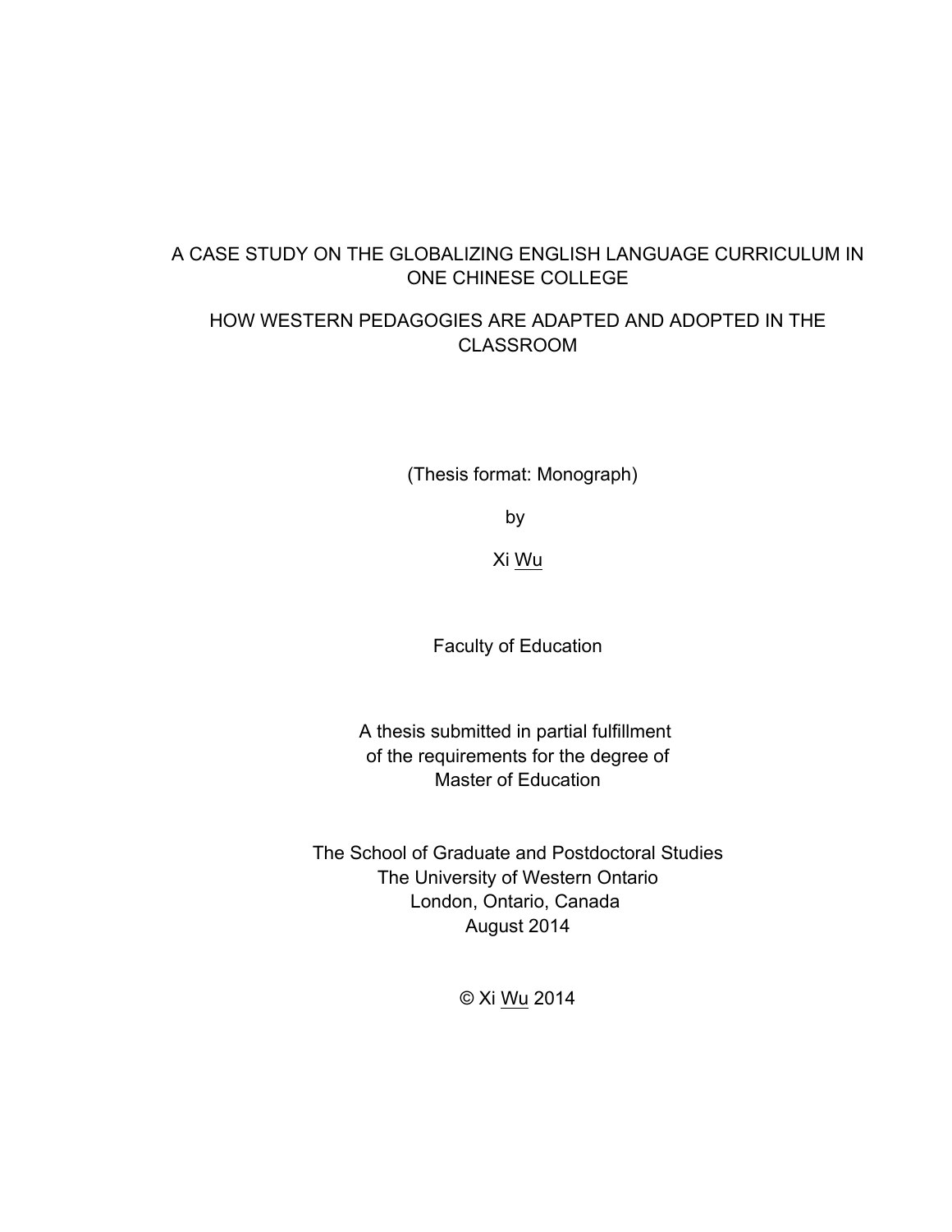# A CASE STUDY ON THE GLOBALIZING ENGLISH LANGUAGE CURRICULUM IN ONE CHINESE COLLEGE

## HOW WESTERN PEDAGOGIES ARE ADAPTED AND ADOPTED IN THE CLASSROOM

(Thesis format: Monograph)

by

Xi Wu

Faculty of Education

A thesis submitted in partial fulfillment
of the requirements for the degree of
Master of Education

The School of Graduate and Postdoctoral Studies
The University of Western Ontario
London, Ontario, Canada
August 2014

© Xi Wu 2014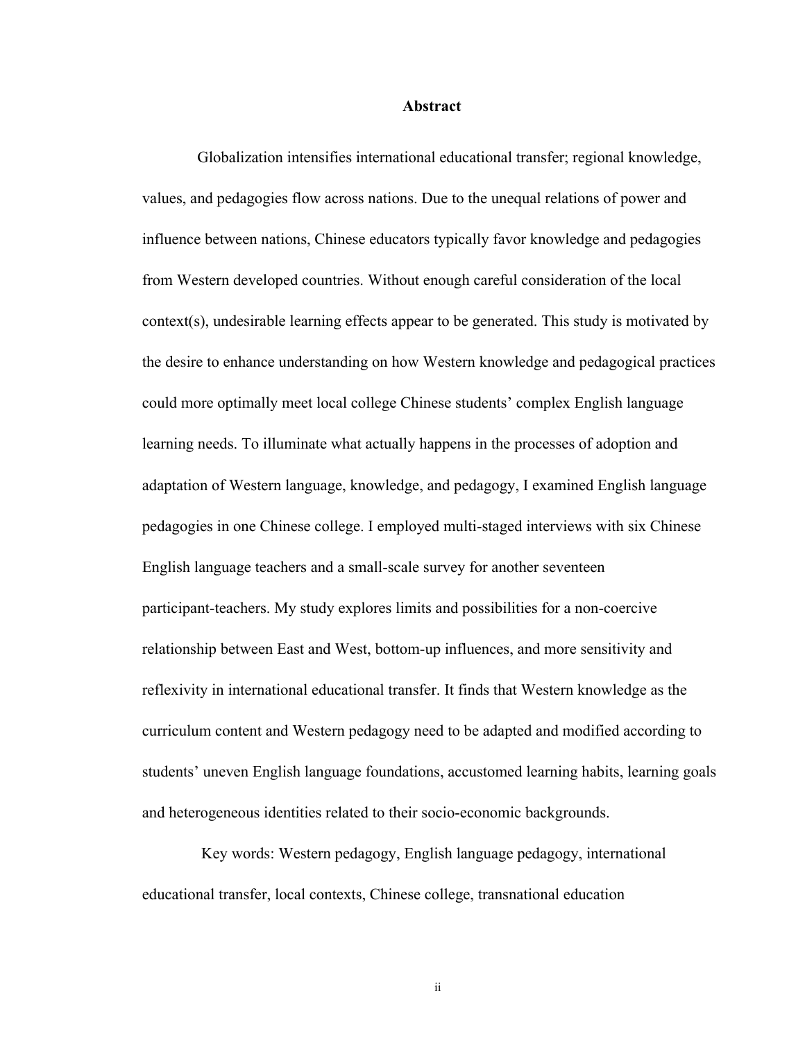## Abstract

Globalization intensifies international educational transfer; regional knowledge, values, and pedagogies flow across nations. Due to the unequal relations of power and influence between nations, Chinese educators typically favor knowledge and pedagogies from Western developed countries. Without enough careful consideration of the local context(s), undesirable learning effects appear to be generated. This study is motivated by the desire to enhance understanding on how Western knowledge and pedagogical practices could more optimally meet local college Chinese students' complex English language learning needs. To illuminate what actually happens in the processes of adoption and adaptation of Western language, knowledge, and pedagogy, I examined English language pedagogies in one Chinese college. I employed multi-staged interviews with six Chinese English language teachers and a small-scale survey for another seventeen participant-teachers. My study explores limits and possibilities for a non-coercive relationship between East and West, bottom-up influences, and more sensitivity and reflexivity in international educational transfer. It finds that Western knowledge as the curriculum content and Western pedagogy need to be adapted and modified according to students' uneven English language foundations, accustomed learning habits, learning goals and heterogeneous identities related to their socio-economic backgrounds.

Key words: Western pedagogy, English language pedagogy, international educational transfer, local contexts, Chinese college, transnational education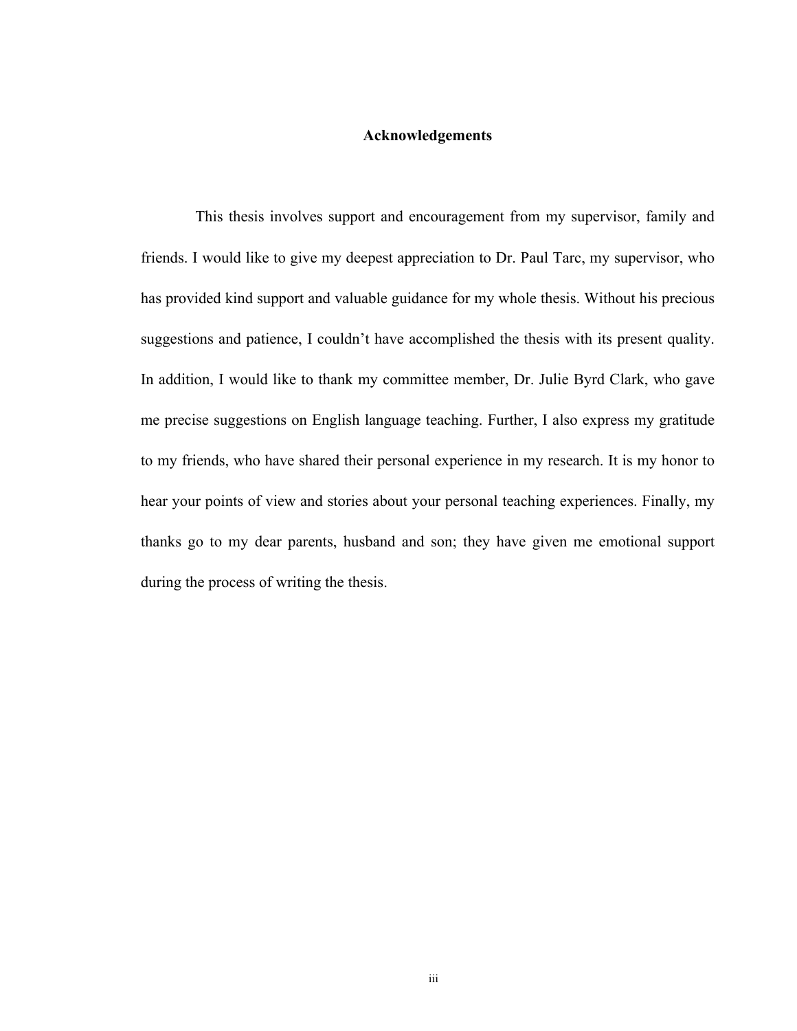# Acknowledgements

This thesis involves support and encouragement from my supervisor, family and friends. I would like to give my deepest appreciation to Dr. Paul Tarc, my supervisor, who has provided kind support and valuable guidance for my whole thesis. Without his precious suggestions and patience, I couldn't have accomplished the thesis with its present quality. In addition, I would like to thank my committee member, Dr. Julie Byrd Clark, who gave me precise suggestions on English language teaching. Further, I also express my gratitude to my friends, who have shared their personal experience in my research. It is my honor to hear your points of view and stories about your personal teaching experiences. Finally, my thanks go to my dear parents, husband and son; they have given me emotional support during the process of writing the thesis.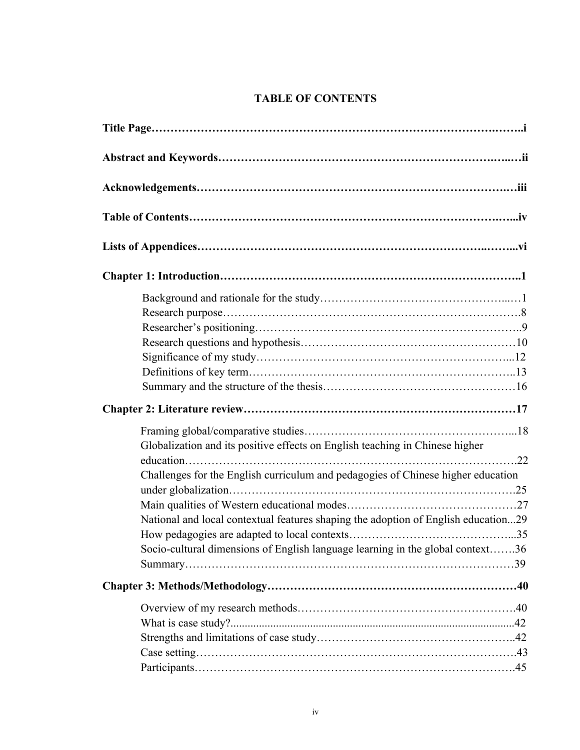# TABLE OF CONTENTS

**Title Page……………………………………………………………………………….……..i**

**Abstract and Keywords…………………………………………………………….…..…ii**

**Acknowledgements………………………………………………………………………….…iii**

**Table of Contents……………………………………………………………………….…...iv**

**Lists of Appendices……………………………………………………………………..……...vi**

**Chapter 1: Introduction…………………………………………………………………..1**

- Background and rationale for the study……………………………………………...…1
- Research purpose……………………………………………………………………….8
- Researcher's positioning……………………………………………………………..9
- Research questions and hypothesis………………………………………………10
- Significance of my study……………………………………………………...12
- Definitions of key term…………………………………………………………..13
- Summary and the structure of the thesis……………………………………………16

**Chapter 2: Literature review……………………………………………………………17**

- Framing global/comparative studies……………………………………………...18
- Globalization and its positive effects on English teaching in Chinese higher education…………………………………………………………………………….22
- Challenges for the English curriculum and pedagogies of Chinese higher education under globalization…………………………………………………………………….25
- Main qualities of Western educational modes……………………………………27
- National and local contextual features shaping the adoption of English education...29
- How pedagogies are adapted to local contexts…………………………………...35
- Socio-cultural dimensions of English language learning in the global context…….36
- Summary…………………………………………………………………………39

**Chapter 3: Methods/Methodology…………………………………………………………40**

- Overview of my research methods……………………………………………….40
- What is case study?.................................................................................................42
- Strengths and limitations of case study……………………………………………..42
- Case setting……………………………………………………………………….43
- Participants……………………………………………………………………….45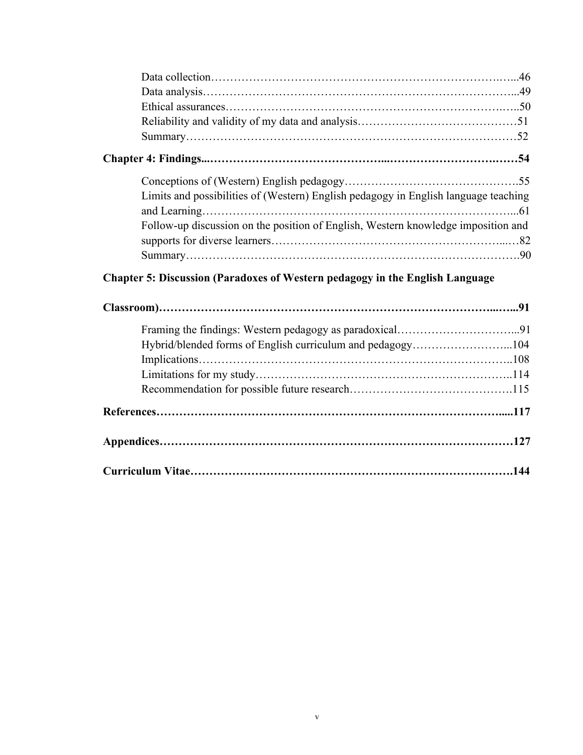Data collection……………………………………………………………………...46
Data analysis……………………………………………………………………...49
Ethical assurances………………………………………………………………...50
Reliability and validity of my data and analysis……………………………………51
Summary……………………………………………………………………………52

**Chapter 4: Findings...…………………………………...……………………………54**

Conceptions of (Western) English pedagogy……………………………………….55
Limits and possibilities of (Western) English pedagogy in English language teaching and Learning……………………………………………………………………...61
Follow-up discussion on the position of English, Western knowledge imposition and supports for diverse learners……………………………………………………...…82
Summary……………………………………………………………………………90

**Chapter 5: Discussion (Paradoxes of Western pedagogy in the English Language Classroom)……………………………………………………………………...…...91**

Framing the findings: Western pedagogy as paradoxical…………………………...91
Hybrid/blended forms of English curriculum and pedagogy……………………...104
Implications………………………………………………………………………..108
Limitations for my study…………………………………………………………..114
Recommendation for possible future research…………………………………….115

**References…………………………………………………………………………….....117**

**Appendices………………………………………………………………………………127**

**Curriculum Vitae……………………………………………………………………….144**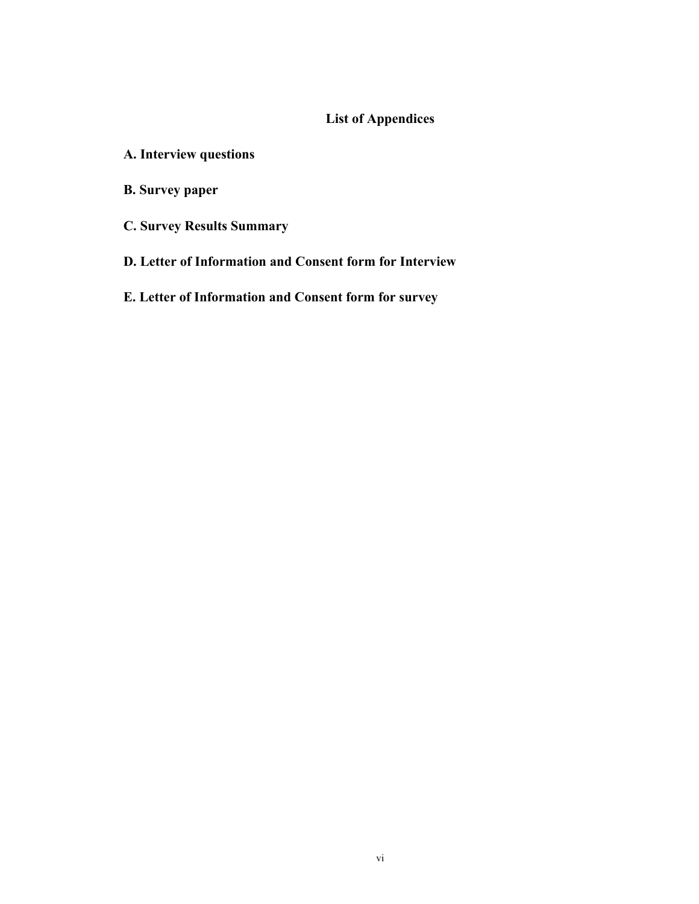# List of Appendices

**A. Interview questions**

**B. Survey paper**

**C. Survey Results Summary**

**D. Letter of Information and Consent form for Interview**

**E. Letter of Information and Consent form for survey**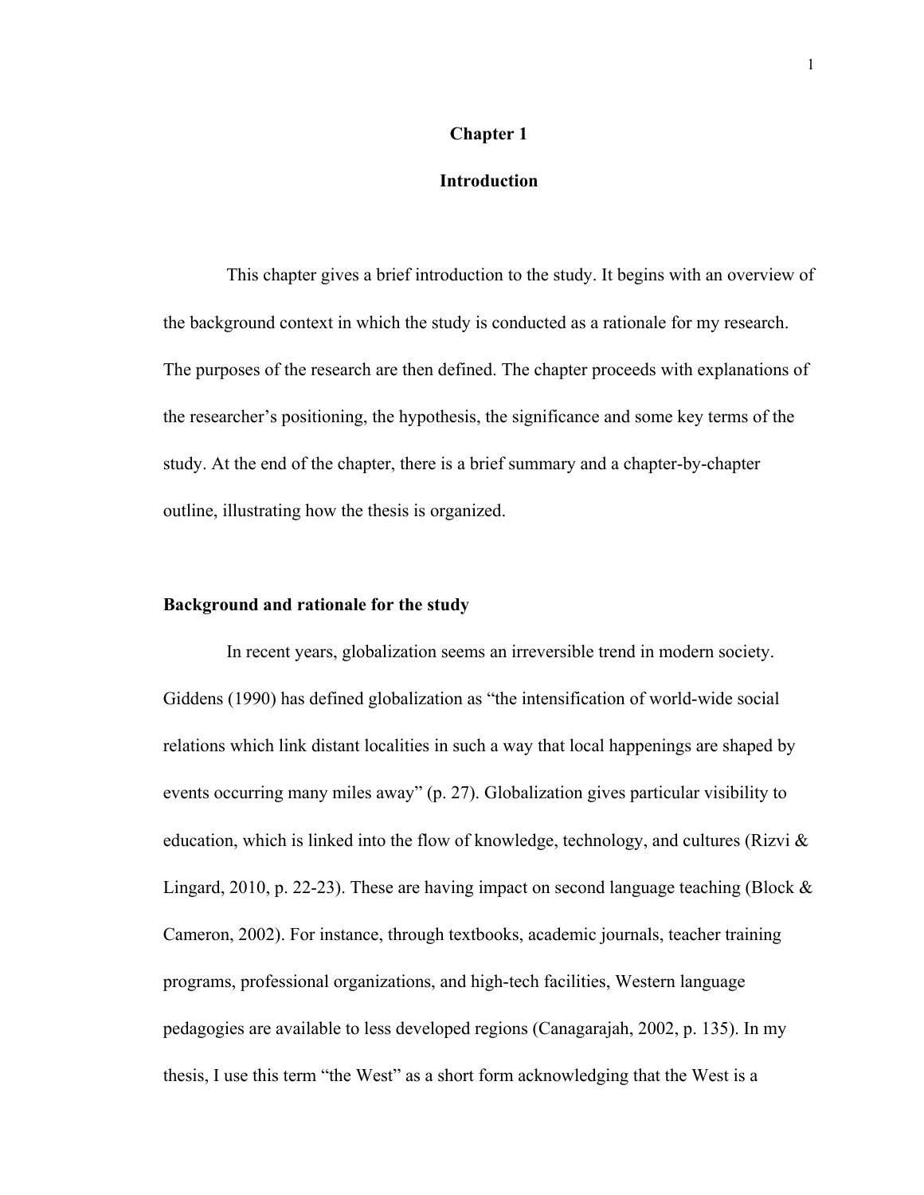# Chapter 1

# Introduction

This chapter gives a brief introduction to the study. It begins with an overview of the background context in which the study is conducted as a rationale for my research. The purposes of the research are then defined. The chapter proceeds with explanations of the researcher's positioning, the hypothesis, the significance and some key terms of the study. At the end of the chapter, there is a brief summary and a chapter-by-chapter outline, illustrating how the thesis is organized.

## Background and rationale for the study

In recent years, globalization seems an irreversible trend in modern society. Giddens (1990) has defined globalization as "the intensification of world-wide social relations which link distant localities in such a way that local happenings are shaped by events occurring many miles away" (p. 27). Globalization gives particular visibility to education, which is linked into the flow of knowledge, technology, and cultures (Rizvi & Lingard, 2010, p. 22-23). These are having impact on second language teaching (Block & Cameron, 2002). For instance, through textbooks, academic journals, teacher training programs, professional organizations, and high-tech facilities, Western language pedagogies are available to less developed regions (Canagarajah, 2002, p. 135). In my thesis, I use this term "the West" as a short form acknowledging that the West is a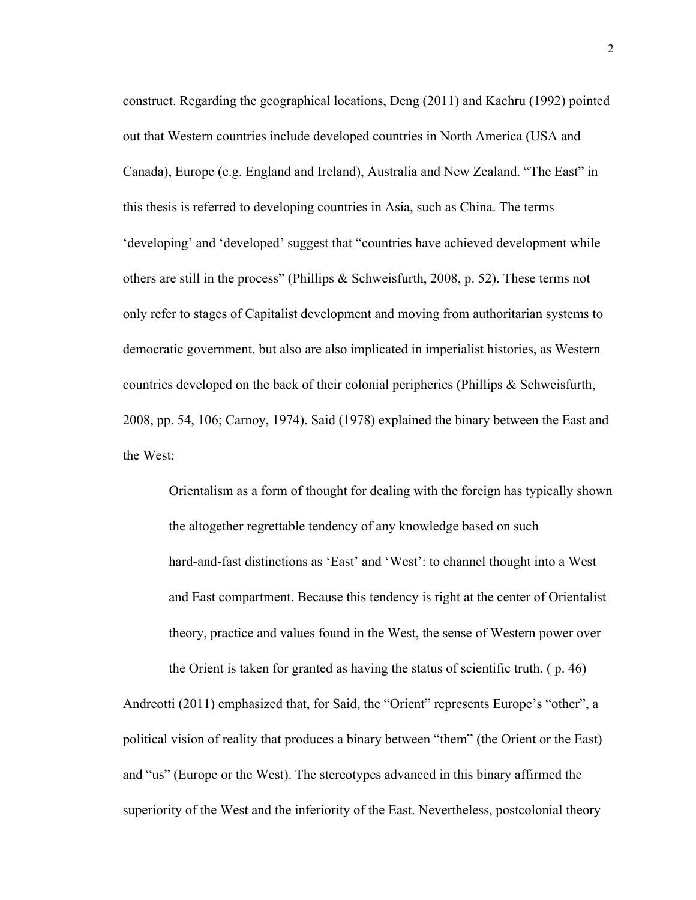construct. Regarding the geographical locations, Deng (2011) and Kachru (1992) pointed out that Western countries include developed countries in North America (USA and Canada), Europe (e.g. England and Ireland), Australia and New Zealand. "The East" in this thesis is referred to developing countries in Asia, such as China. The terms 'developing' and 'developed' suggest that "countries have achieved development while others are still in the process" (Phillips & Schweisfurth, 2008, p. 52). These terms not only refer to stages of Capitalist development and moving from authoritarian systems to democratic government, but also are also implicated in imperialist histories, as Western countries developed on the back of their colonial peripheries (Phillips & Schweisfurth, 2008, pp. 54, 106; Carnoy, 1974). Said (1978) explained the binary between the East and the West:

> Orientalism as a form of thought for dealing with the foreign has typically shown the altogether regrettable tendency of any knowledge based on such hard-and-fast distinctions as 'East' and 'West': to channel thought into a West and East compartment. Because this tendency is right at the center of Orientalist theory, practice and values found in the West, the sense of Western power over the Orient is taken for granted as having the status of scientific truth. ( p. 46)

Andreotti (2011) emphasized that, for Said, the "Orient" represents Europe's "other", a political vision of reality that produces a binary between "them" (the Orient or the East) and "us" (Europe or the West). The stereotypes advanced in this binary affirmed the superiority of the West and the inferiority of the East. Nevertheless, postcolonial theory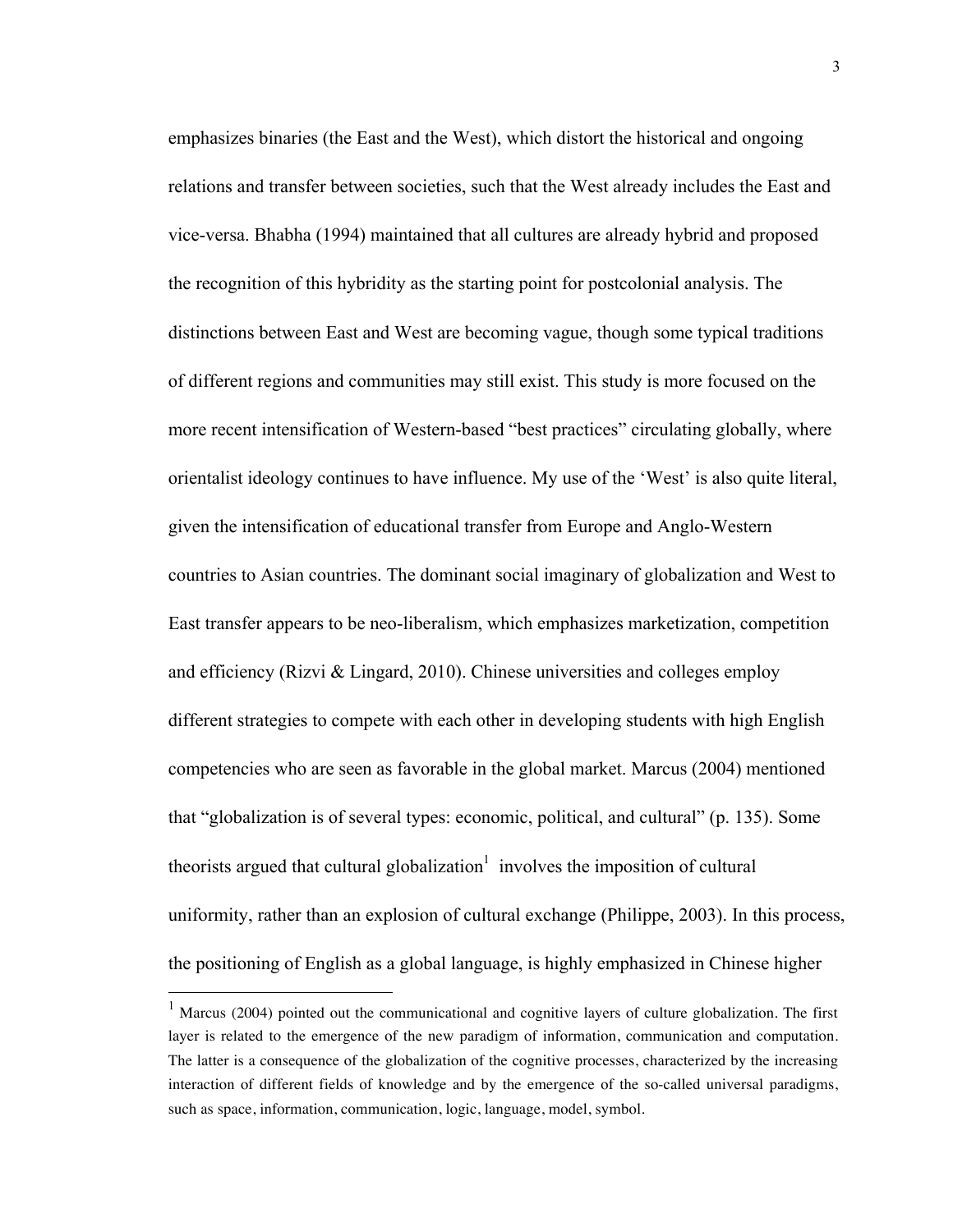emphasizes binaries (the East and the West), which distort the historical and ongoing relations and transfer between societies, such that the West already includes the East and vice-versa. Bhabha (1994) maintained that all cultures are already hybrid and proposed the recognition of this hybridity as the starting point for postcolonial analysis. The distinctions between East and West are becoming vague, though some typical traditions of different regions and communities may still exist. This study is more focused on the more recent intensification of Western-based "best practices" circulating globally, where orientalist ideology continues to have influence. My use of the 'West' is also quite literal, given the intensification of educational transfer from Europe and Anglo-Western countries to Asian countries. The dominant social imaginary of globalization and West to East transfer appears to be neo-liberalism, which emphasizes marketization, competition and efficiency (Rizvi & Lingard, 2010). Chinese universities and colleges employ different strategies to compete with each other in developing students with high English competencies who are seen as favorable in the global market. Marcus (2004) mentioned that "globalization is of several types: economic, political, and cultural" (p. 135). Some theorists argued that cultural globalization[1] involves the imposition of cultural uniformity, rather than an explosion of cultural exchange (Philippe, 2003). In this process, the positioning of English as a global language, is highly emphasized in Chinese higher

[1] Marcus (2004) pointed out the communicational and cognitive layers of culture globalization. The first layer is related to the emergence of the new paradigm of information, communication and computation. The latter is a consequence of the globalization of the cognitive processes, characterized by the increasing interaction of different fields of knowledge and by the emergence of the so-called universal paradigms, such as space, information, communication, logic, language, model, symbol.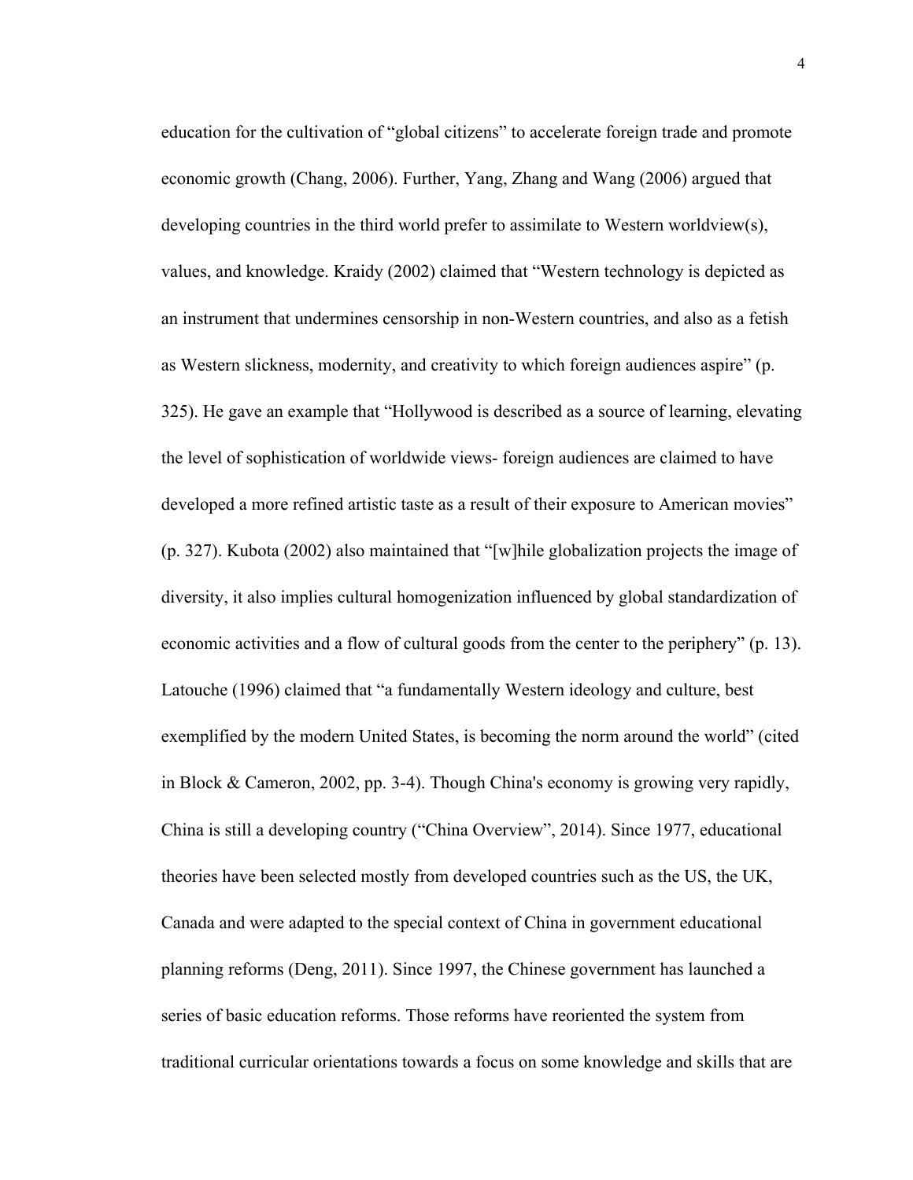education for the cultivation of "global citizens" to accelerate foreign trade and promote economic growth (Chang, 2006). Further, Yang, Zhang and Wang (2006) argued that developing countries in the third world prefer to assimilate to Western worldview(s), values, and knowledge. Kraidy (2002) claimed that "Western technology is depicted as an instrument that undermines censorship in non-Western countries, and also as a fetish as Western slickness, modernity, and creativity to which foreign audiences aspire" (p. 325). He gave an example that "Hollywood is described as a source of learning, elevating the level of sophistication of worldwide views- foreign audiences are claimed to have developed a more refined artistic taste as a result of their exposure to American movies" (p. 327). Kubota (2002) also maintained that "[w]hile globalization projects the image of diversity, it also implies cultural homogenization influenced by global standardization of economic activities and a flow of cultural goods from the center to the periphery" (p. 13). Latouche (1996) claimed that "a fundamentally Western ideology and culture, best exemplified by the modern United States, is becoming the norm around the world" (cited in Block & Cameron, 2002, pp. 3-4). Though China's economy is growing very rapidly, China is still a developing country ("China Overview", 2014). Since 1977, educational theories have been selected mostly from developed countries such as the US, the UK, Canada and were adapted to the special context of China in government educational planning reforms (Deng, 2011). Since 1997, the Chinese government has launched a series of basic education reforms. Those reforms have reoriented the system from traditional curricular orientations towards a focus on some knowledge and skills that are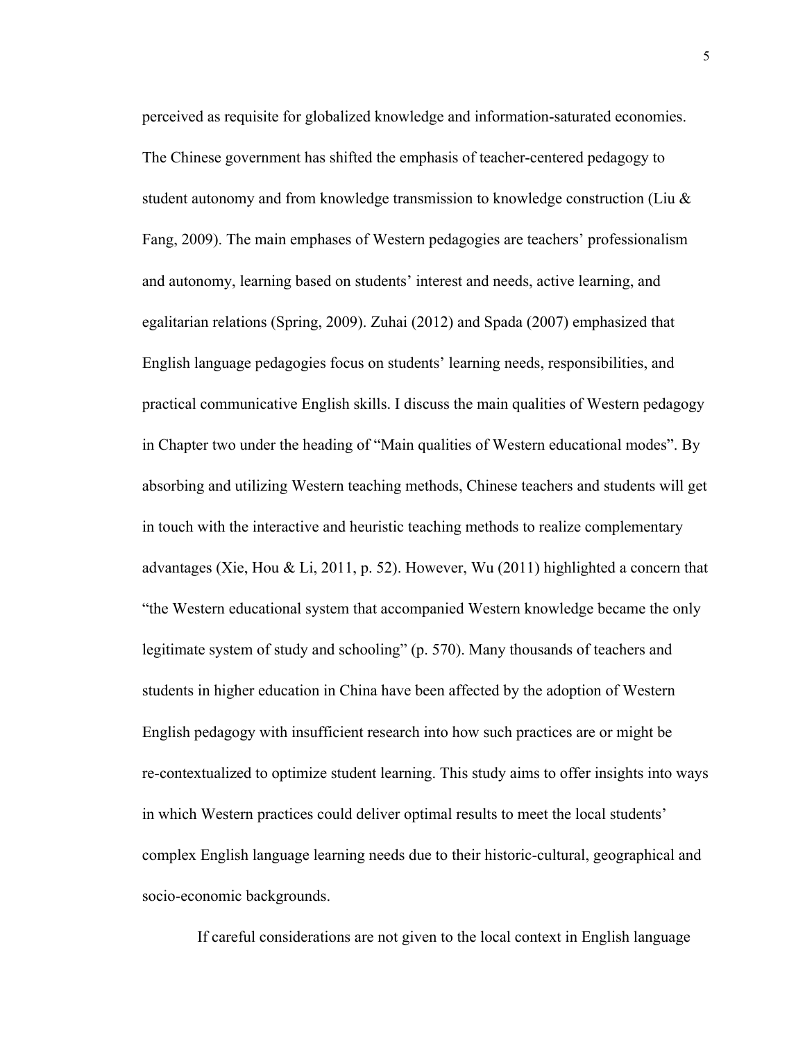perceived as requisite for globalized knowledge and information-saturated economies. The Chinese government has shifted the emphasis of teacher-centered pedagogy to student autonomy and from knowledge transmission to knowledge construction (Liu & Fang, 2009). The main emphases of Western pedagogies are teachers' professionalism and autonomy, learning based on students' interest and needs, active learning, and egalitarian relations (Spring, 2009). Zuhai (2012) and Spada (2007) emphasized that English language pedagogies focus on students' learning needs, responsibilities, and practical communicative English skills. I discuss the main qualities of Western pedagogy in Chapter two under the heading of "Main qualities of Western educational modes". By absorbing and utilizing Western teaching methods, Chinese teachers and students will get in touch with the interactive and heuristic teaching methods to realize complementary advantages (Xie, Hou & Li, 2011, p. 52). However, Wu (2011) highlighted a concern that "the Western educational system that accompanied Western knowledge became the only legitimate system of study and schooling" (p. 570). Many thousands of teachers and students in higher education in China have been affected by the adoption of Western English pedagogy with insufficient research into how such practices are or might be re-contextualized to optimize student learning. This study aims to offer insights into ways in which Western practices could deliver optimal results to meet the local students' complex English language learning needs due to their historic-cultural, geographical and socio-economic backgrounds.

If careful considerations are not given to the local context in English language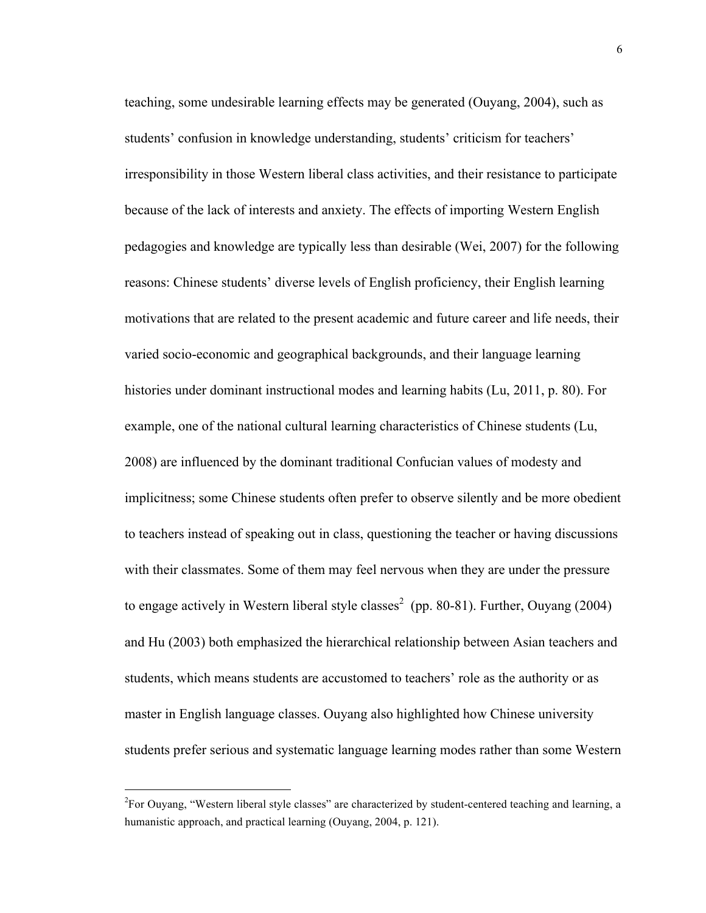teaching, some undesirable learning effects may be generated (Ouyang, 2004), such as students' confusion in knowledge understanding, students' criticism for teachers' irresponsibility in those Western liberal class activities, and their resistance to participate because of the lack of interests and anxiety. The effects of importing Western English pedagogies and knowledge are typically less than desirable (Wei, 2007) for the following reasons: Chinese students' diverse levels of English proficiency, their English learning motivations that are related to the present academic and future career and life needs, their varied socio-economic and geographical backgrounds, and their language learning histories under dominant instructional modes and learning habits (Lu, 2011, p. 80). For example, one of the national cultural learning characteristics of Chinese students (Lu, 2008) are influenced by the dominant traditional Confucian values of modesty and implicitness; some Chinese students often prefer to observe silently and be more obedient to teachers instead of speaking out in class, questioning the teacher or having discussions with their classmates. Some of them may feel nervous when they are under the pressure to engage actively in Western liberal style classes[2] (pp. 80-81). Further, Ouyang (2004) and Hu (2003) both emphasized the hierarchical relationship between Asian teachers and students, which means students are accustomed to teachers' role as the authority or as master in English language classes. Ouyang also highlighted how Chinese university students prefer serious and systematic language learning modes rather than some Western

---

[2]For Ouyang, "Western liberal style classes" are characterized by student-centered teaching and learning, a humanistic approach, and practical learning (Ouyang, 2004, p. 121).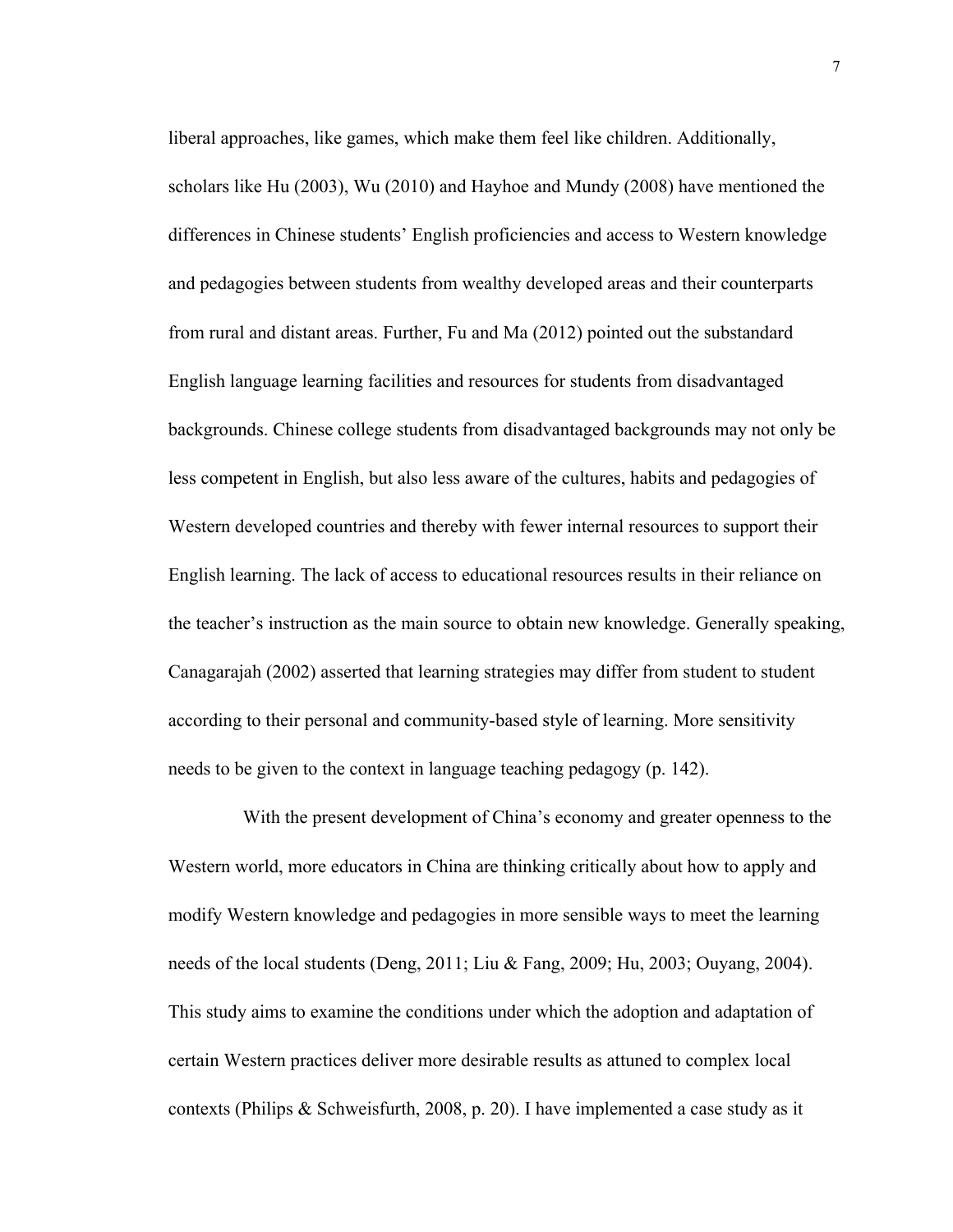liberal approaches, like games, which make them feel like children. Additionally, scholars like Hu (2003), Wu (2010) and Hayhoe and Mundy (2008) have mentioned the differences in Chinese students' English proficiencies and access to Western knowledge and pedagogies between students from wealthy developed areas and their counterparts from rural and distant areas. Further, Fu and Ma (2012) pointed out the substandard English language learning facilities and resources for students from disadvantaged backgrounds. Chinese college students from disadvantaged backgrounds may not only be less competent in English, but also less aware of the cultures, habits and pedagogies of Western developed countries and thereby with fewer internal resources to support their English learning. The lack of access to educational resources results in their reliance on the teacher's instruction as the main source to obtain new knowledge. Generally speaking, Canagarajah (2002) asserted that learning strategies may differ from student to student according to their personal and community-based style of learning. More sensitivity needs to be given to the context in language teaching pedagogy (p. 142).

With the present development of China's economy and greater openness to the Western world, more educators in China are thinking critically about how to apply and modify Western knowledge and pedagogies in more sensible ways to meet the learning needs of the local students (Deng, 2011; Liu & Fang, 2009; Hu, 2003; Ouyang, 2004). This study aims to examine the conditions under which the adoption and adaptation of certain Western practices deliver more desirable results as attuned to complex local contexts (Philips & Schweisfurth, 2008, p. 20). I have implemented a case study as it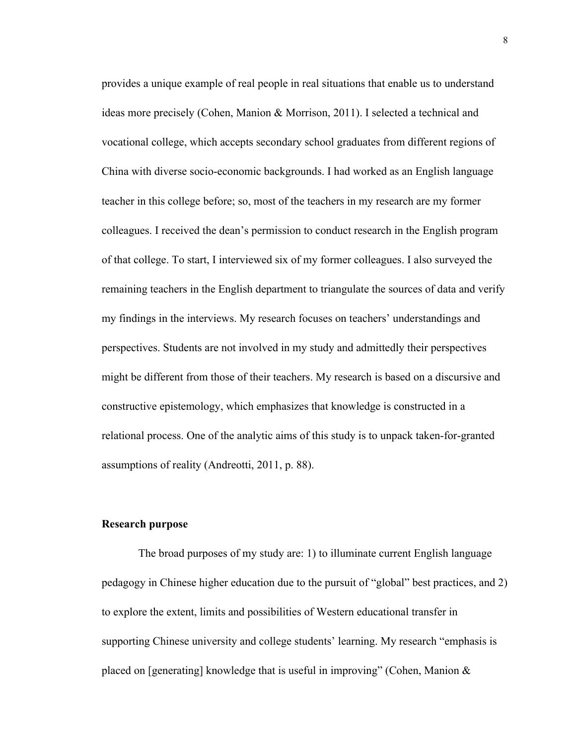provides a unique example of real people in real situations that enable us to understand ideas more precisely (Cohen, Manion & Morrison, 2011). I selected a technical and vocational college, which accepts secondary school graduates from different regions of China with diverse socio-economic backgrounds. I had worked as an English language teacher in this college before; so, most of the teachers in my research are my former colleagues. I received the dean's permission to conduct research in the English program of that college. To start, I interviewed six of my former colleagues. I also surveyed the remaining teachers in the English department to triangulate the sources of data and verify my findings in the interviews. My research focuses on teachers' understandings and perspectives. Students are not involved in my study and admittedly their perspectives might be different from those of their teachers. My research is based on a discursive and constructive epistemology, which emphasizes that knowledge is constructed in a relational process. One of the analytic aims of this study is to unpack taken-for-granted assumptions of reality (Andreotti, 2011, p. 88).

**Research purpose**

The broad purposes of my study are: 1) to illuminate current English language pedagogy in Chinese higher education due to the pursuit of "global" best practices, and 2) to explore the extent, limits and possibilities of Western educational transfer in supporting Chinese university and college students' learning. My research "emphasis is placed on [generating] knowledge that is useful in improving" (Cohen, Manion &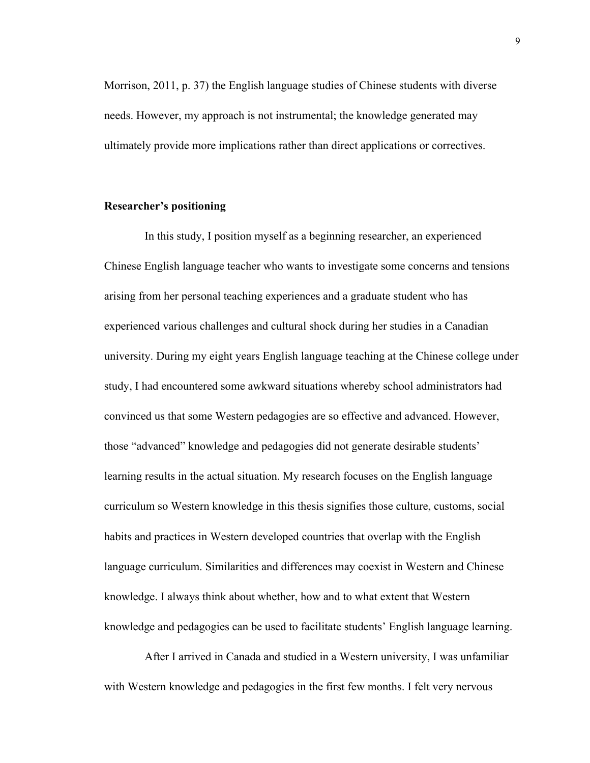Morrison, 2011, p. 37) the English language studies of Chinese students with diverse needs. However, my approach is not instrumental; the knowledge generated may ultimately provide more implications rather than direct applications or correctives.

## Researcher's positioning

In this study, I position myself as a beginning researcher, an experienced Chinese English language teacher who wants to investigate some concerns and tensions arising from her personal teaching experiences and a graduate student who has experienced various challenges and cultural shock during her studies in a Canadian university. During my eight years English language teaching at the Chinese college under study, I had encountered some awkward situations whereby school administrators had convinced us that some Western pedagogies are so effective and advanced. However, those "advanced" knowledge and pedagogies did not generate desirable students' learning results in the actual situation. My research focuses on the English language curriculum so Western knowledge in this thesis signifies those culture, customs, social habits and practices in Western developed countries that overlap with the English language curriculum. Similarities and differences may coexist in Western and Chinese knowledge. I always think about whether, how and to what extent that Western knowledge and pedagogies can be used to facilitate students' English language learning.

After I arrived in Canada and studied in a Western university, I was unfamiliar with Western knowledge and pedagogies in the first few months. I felt very nervous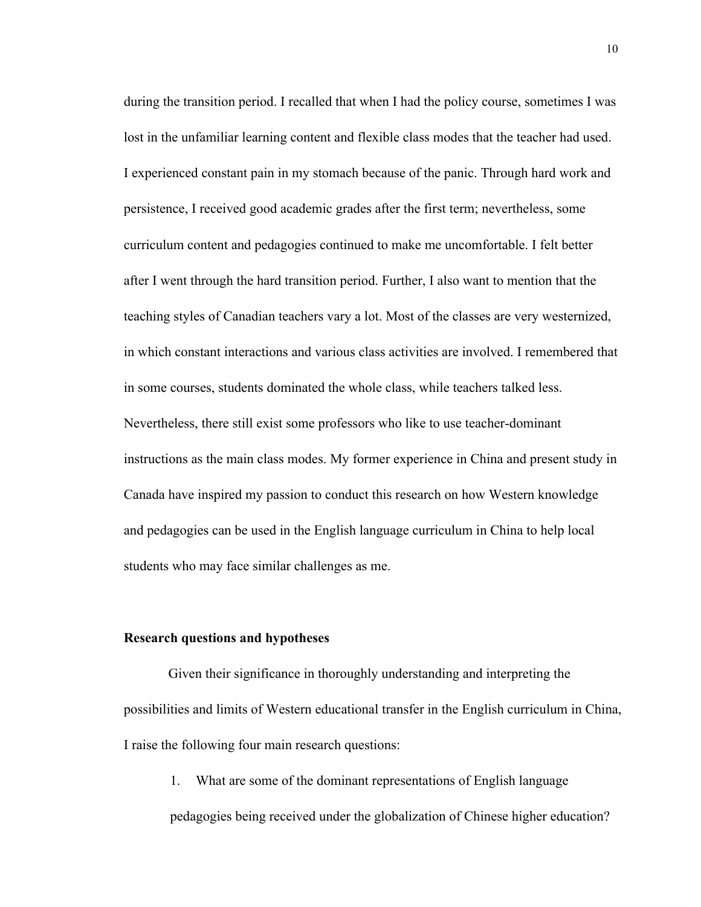during the transition period. I recalled that when I had the policy course, sometimes I was lost in the unfamiliar learning content and flexible class modes that the teacher had used. I experienced constant pain in my stomach because of the panic. Through hard work and persistence, I received good academic grades after the first term; nevertheless, some curriculum content and pedagogies continued to make me uncomfortable. I felt better after I went through the hard transition period. Further, I also want to mention that the teaching styles of Canadian teachers vary a lot. Most of the classes are very westernized, in which constant interactions and various class activities are involved. I remembered that in some courses, students dominated the whole class, while teachers talked less. Nevertheless, there still exist some professors who like to use teacher-dominant instructions as the main class modes. My former experience in China and present study in Canada have inspired my passion to conduct this research on how Western knowledge and pedagogies can be used in the English language curriculum in China to help local students who may face similar challenges as me.

**Research questions and hypotheses**

Given their significance in thoroughly understanding and interpreting the possibilities and limits of Western educational transfer in the English curriculum in China, I raise the following four main research questions:

1. What are some of the dominant representations of English language pedagogies being received under the globalization of Chinese higher education?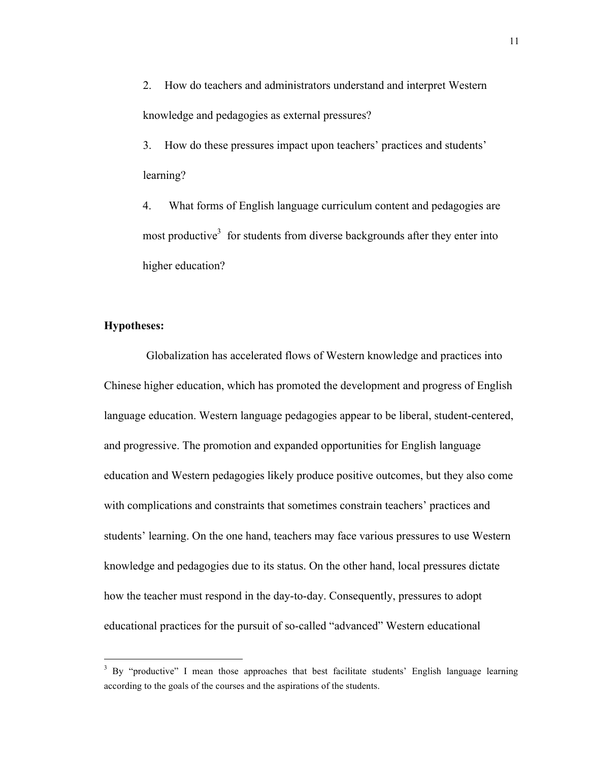2. How do teachers and administrators understand and interpret Western knowledge and pedagogies as external pressures?

3. How do these pressures impact upon teachers' practices and students' learning?

4. What forms of English language curriculum content and pedagogies are most productive[3] for students from diverse backgrounds after they enter into higher education?

**Hypotheses:**

Globalization has accelerated flows of Western knowledge and practices into Chinese higher education, which has promoted the development and progress of English language education. Western language pedagogies appear to be liberal, student-centered, and progressive. The promotion and expanded opportunities for English language education and Western pedagogies likely produce positive outcomes, but they also come with complications and constraints that sometimes constrain teachers' practices and students' learning. On the one hand, teachers may face various pressures to use Western knowledge and pedagogies due to its status. On the other hand, local pressures dictate how the teacher must respond in the day-to-day. Consequently, pressures to adopt educational practices for the pursuit of so-called "advanced" Western educational

---

[3] By "productive" I mean those approaches that best facilitate students' English language learning according to the goals of the courses and the aspirations of the students.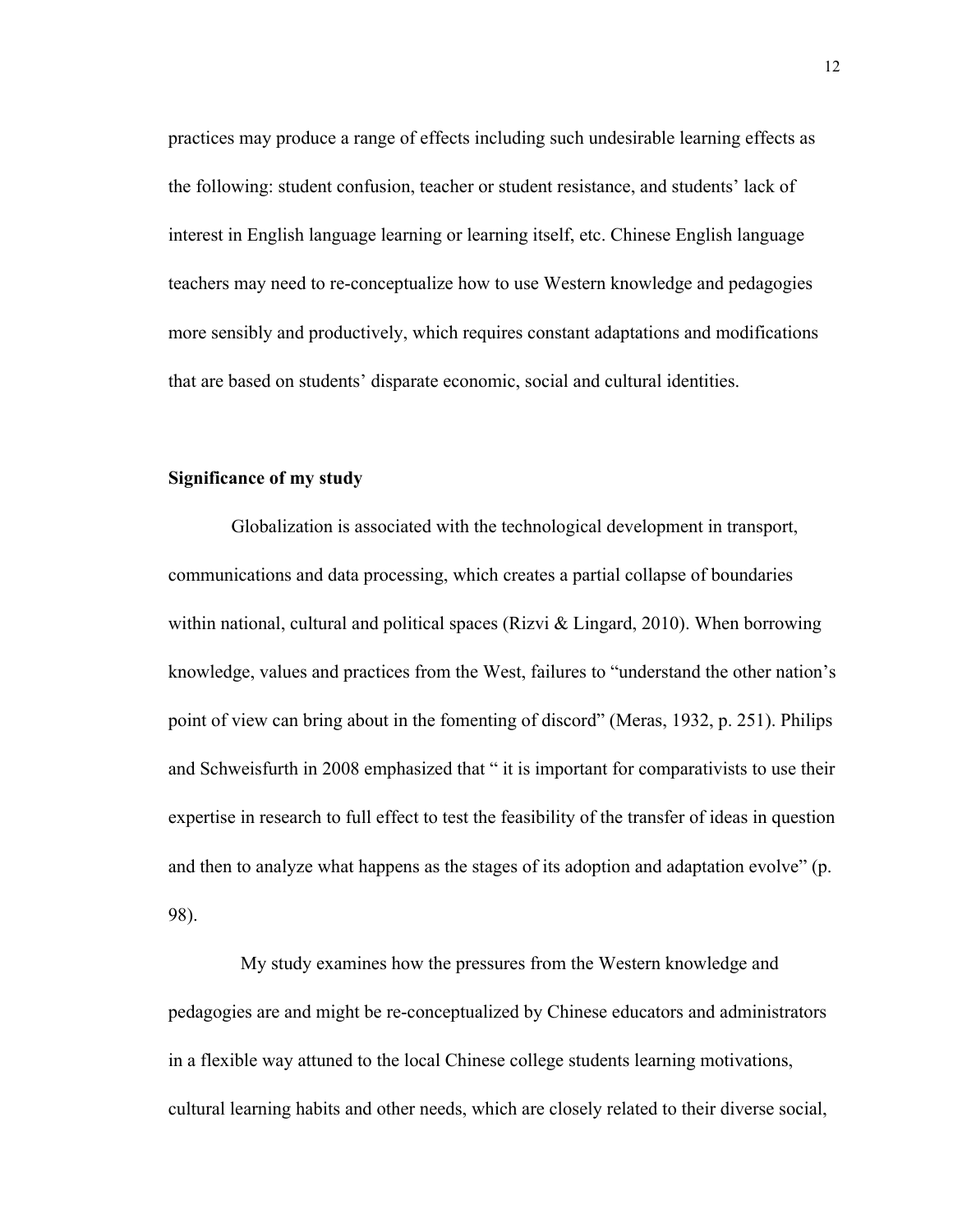practices may produce a range of effects including such undesirable learning effects as the following: student confusion, teacher or student resistance, and students' lack of interest in English language learning or learning itself, etc. Chinese English language teachers may need to re-conceptualize how to use Western knowledge and pedagogies more sensibly and productively, which requires constant adaptations and modifications that are based on students' disparate economic, social and cultural identities.

**Significance of my study**

Globalization is associated with the technological development in transport, communications and data processing, which creates a partial collapse of boundaries within national, cultural and political spaces (Rizvi & Lingard, 2010). When borrowing knowledge, values and practices from the West, failures to "understand the other nation's point of view can bring about in the fomenting of discord" (Meras, 1932, p. 251). Philips and Schweisfurth in 2008 emphasized that " it is important for comparativists to use their expertise in research to full effect to test the feasibility of the transfer of ideas in question and then to analyze what happens as the stages of its adoption and adaptation evolve" (p. 98).

My study examines how the pressures from the Western knowledge and pedagogies are and might be re-conceptualized by Chinese educators and administrators in a flexible way attuned to the local Chinese college students learning motivations, cultural learning habits and other needs, which are closely related to their diverse social,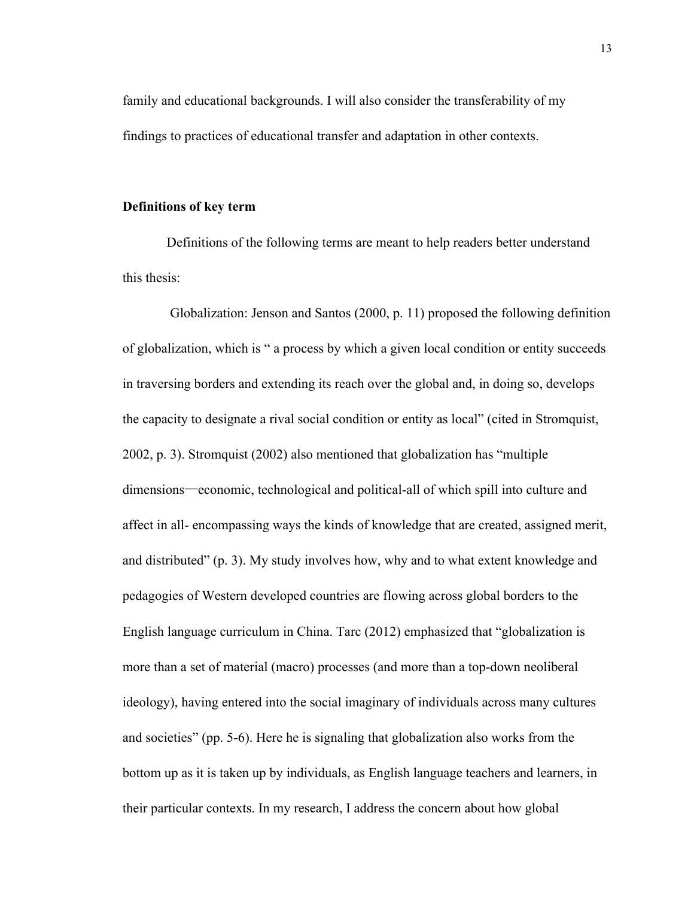family and educational backgrounds. I will also consider the transferability of my findings to practices of educational transfer and adaptation in other contexts.

**Definitions of key term**

Definitions of the following terms are meant to help readers better understand this thesis:

Globalization: Jenson and Santos (2000, p. 11) proposed the following definition of globalization, which is " a process by which a given local condition or entity succeeds in traversing borders and extending its reach over the global and, in doing so, develops the capacity to designate a rival social condition or entity as local" (cited in Stromquist, 2002, p. 3). Stromquist (2002) also mentioned that globalization has "multiple dimensions—economic, technological and political-all of which spill into culture and affect in all- encompassing ways the kinds of knowledge that are created, assigned merit, and distributed" (p. 3). My study involves how, why and to what extent knowledge and pedagogies of Western developed countries are flowing across global borders to the English language curriculum in China. Tarc (2012) emphasized that "globalization is more than a set of material (macro) processes (and more than a top-down neoliberal ideology), having entered into the social imaginary of individuals across many cultures and societies" (pp. 5-6). Here he is signaling that globalization also works from the bottom up as it is taken up by individuals, as English language teachers and learners, in their particular contexts. In my research, I address the concern about how global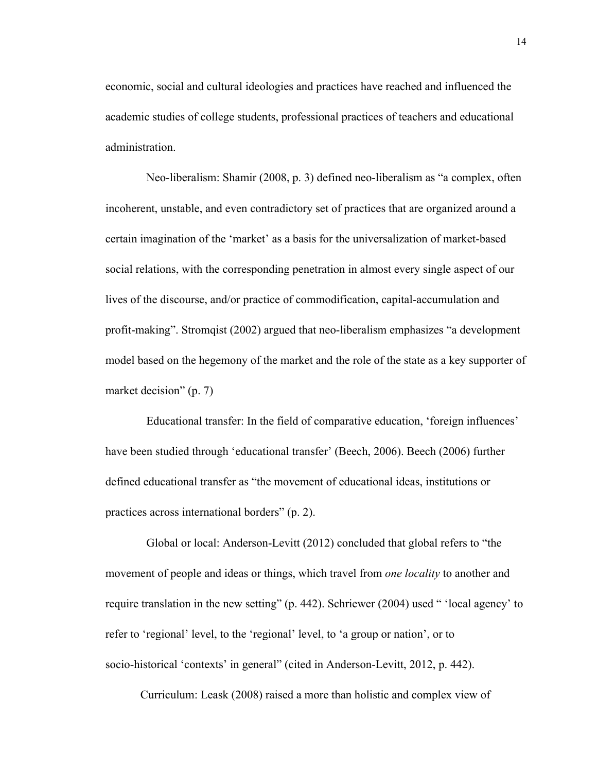economic, social and cultural ideologies and practices have reached and influenced the academic studies of college students, professional practices of teachers and educational administration.

Neo-liberalism: Shamir (2008, p. 3) defined neo-liberalism as "a complex, often incoherent, unstable, and even contradictory set of practices that are organized around a certain imagination of the 'market' as a basis for the universalization of market-based social relations, with the corresponding penetration in almost every single aspect of our lives of the discourse, and/or practice of commodification, capital-accumulation and profit-making". Stromqist (2002) argued that neo-liberalism emphasizes "a development model based on the hegemony of the market and the role of the state as a key supporter of market decision" (p. 7)

Educational transfer: In the field of comparative education, 'foreign influences' have been studied through 'educational transfer' (Beech, 2006). Beech (2006) further defined educational transfer as "the movement of educational ideas, institutions or practices across international borders" (p. 2).

Global or local: Anderson-Levitt (2012) concluded that global refers to "the movement of people and ideas or things, which travel from *one locality* to another and require translation in the new setting" (p. 442). Schriewer (2004) used " 'local agency' to refer to 'regional' level, to the 'regional' level, to 'a group or nation', or to socio-historical 'contexts' in general" (cited in Anderson-Levitt, 2012, p. 442).

Curriculum: Leask (2008) raised a more than holistic and complex view of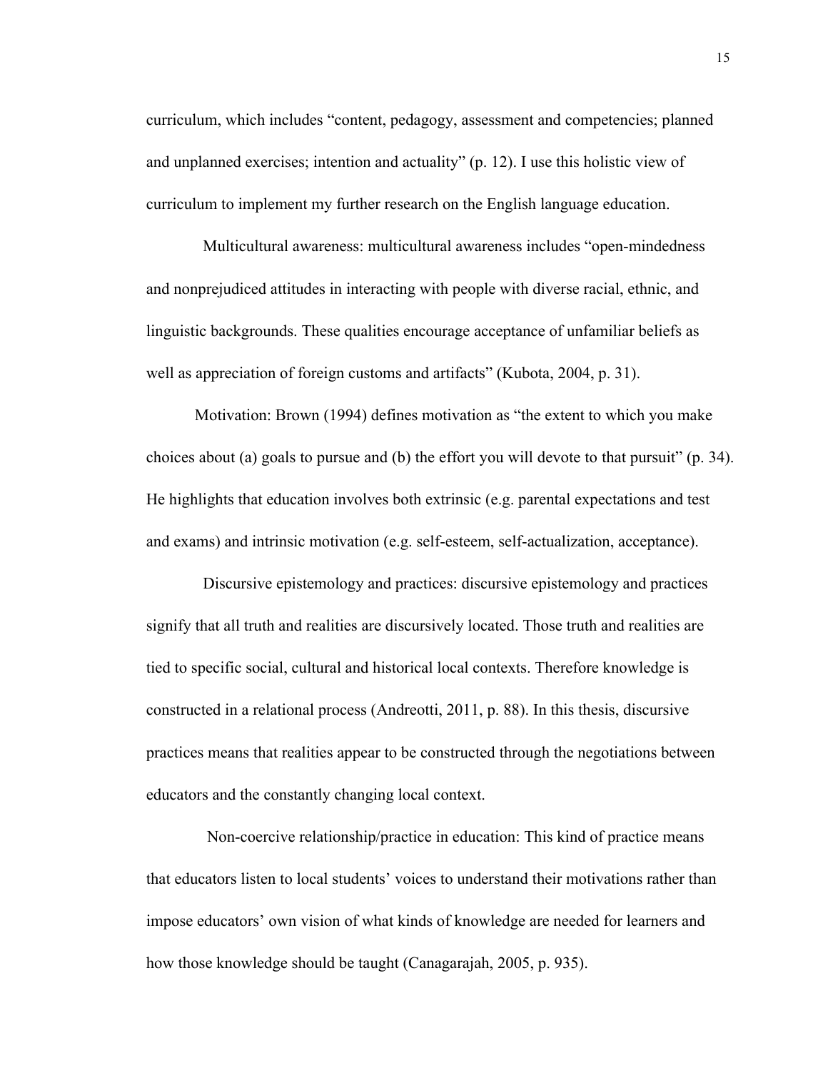curriculum, which includes “content, pedagogy, assessment and competencies; planned and unplanned exercises; intention and actuality” (p. 12). I use this holistic view of curriculum to implement my further research on the English language education.

Multicultural awareness: multicultural awareness includes “open-mindedness and nonprejudiced attitudes in interacting with people with diverse racial, ethnic, and linguistic backgrounds. These qualities encourage acceptance of unfamiliar beliefs as well as appreciation of foreign customs and artifacts” (Kubota, 2004, p. 31).

Motivation: Brown (1994) defines motivation as “the extent to which you make choices about (a) goals to pursue and (b) the effort you will devote to that pursuit” (p. 34). He highlights that education involves both extrinsic (e.g. parental expectations and test and exams) and intrinsic motivation (e.g. self-esteem, self-actualization, acceptance).

Discursive epistemology and practices: discursive epistemology and practices signify that all truth and realities are discursively located. Those truth and realities are tied to specific social, cultural and historical local contexts. Therefore knowledge is constructed in a relational process (Andreotti, 2011, p. 88). In this thesis, discursive practices means that realities appear to be constructed through the negotiations between educators and the constantly changing local context.

Non-coercive relationship/practice in education: This kind of practice means that educators listen to local students’ voices to understand their motivations rather than impose educators’ own vision of what kinds of knowledge are needed for learners and how those knowledge should be taught (Canagarajah, 2005, p. 935).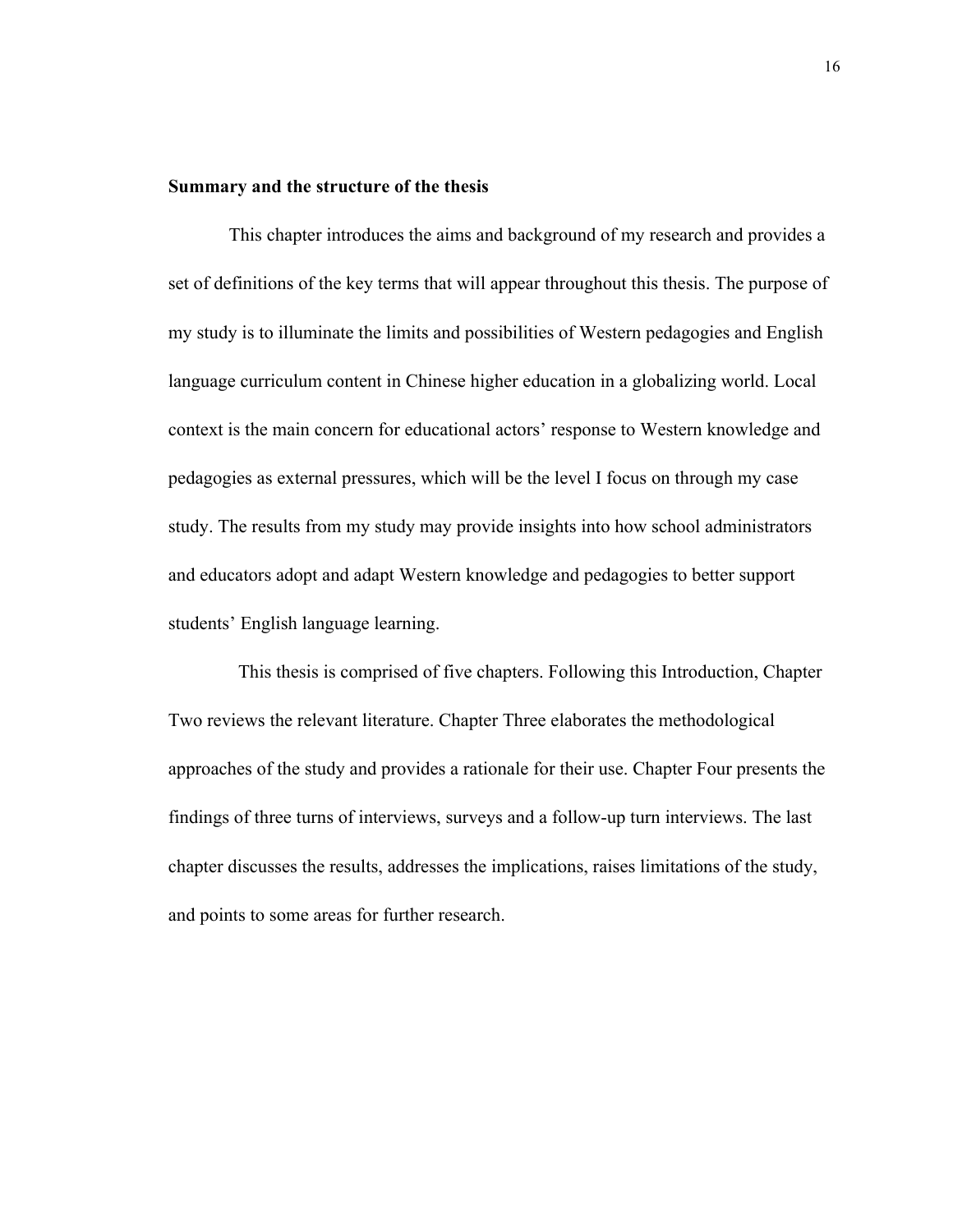**Summary and the structure of the thesis**

This chapter introduces the aims and background of my research and provides a set of definitions of the key terms that will appear throughout this thesis. The purpose of my study is to illuminate the limits and possibilities of Western pedagogies and English language curriculum content in Chinese higher education in a globalizing world. Local context is the main concern for educational actors' response to Western knowledge and pedagogies as external pressures, which will be the level I focus on through my case study. The results from my study may provide insights into how school administrators and educators adopt and adapt Western knowledge and pedagogies to better support students' English language learning.

This thesis is comprised of five chapters. Following this Introduction, Chapter Two reviews the relevant literature. Chapter Three elaborates the methodological approaches of the study and provides a rationale for their use. Chapter Four presents the findings of three turns of interviews, surveys and a follow-up turn interviews. The last chapter discusses the results, addresses the implications, raises limitations of the study, and points to some areas for further research.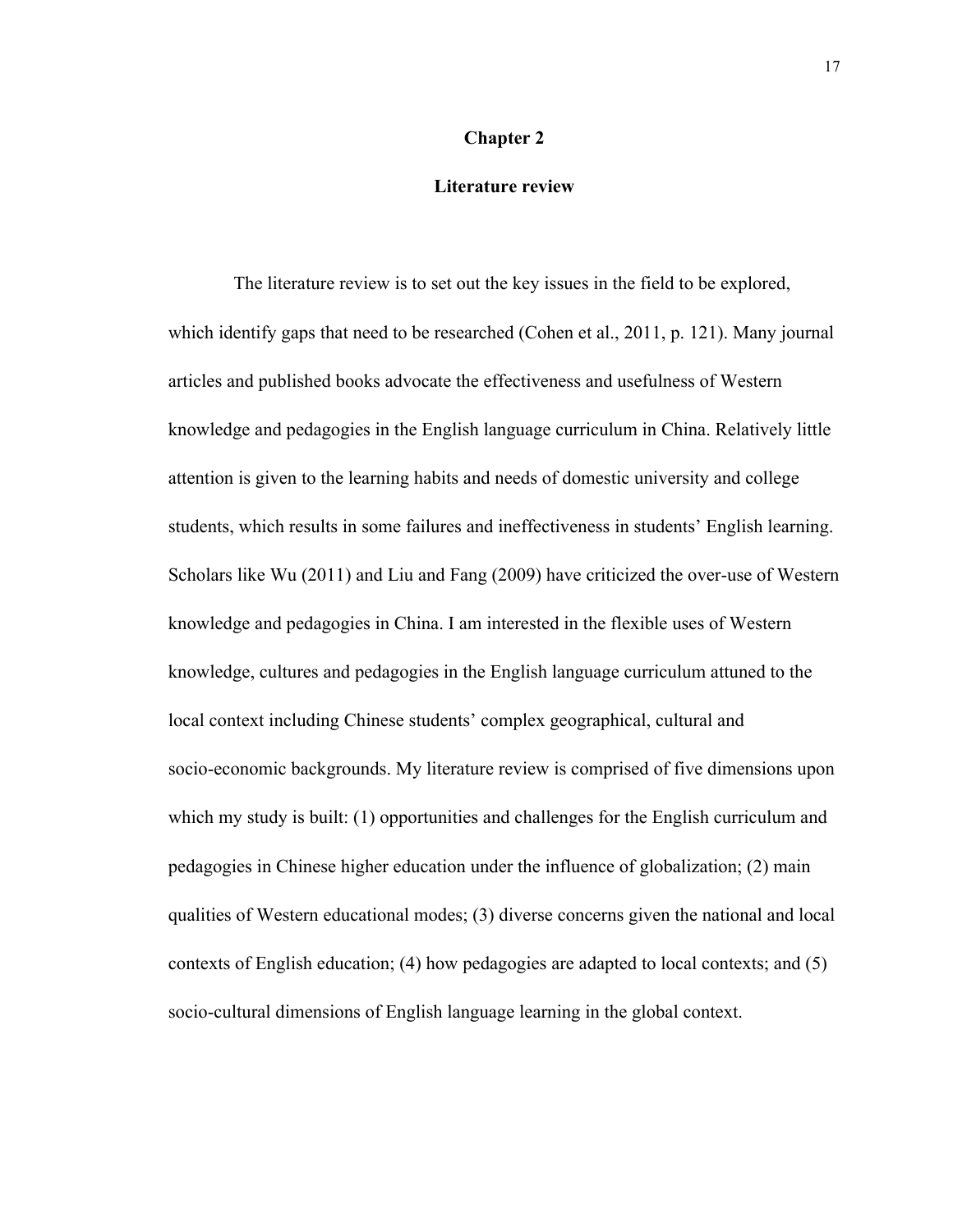# Chapter 2

## Literature review

The literature review is to set out the key issues in the field to be explored, which identify gaps that need to be researched (Cohen et al., 2011, p. 121). Many journal articles and published books advocate the effectiveness and usefulness of Western knowledge and pedagogies in the English language curriculum in China. Relatively little attention is given to the learning habits and needs of domestic university and college students, which results in some failures and ineffectiveness in students' English learning. Scholars like Wu (2011) and Liu and Fang (2009) have criticized the over-use of Western knowledge and pedagogies in China. I am interested in the flexible uses of Western knowledge, cultures and pedagogies in the English language curriculum attuned to the local context including Chinese students' complex geographical, cultural and socio-economic backgrounds. My literature review is comprised of five dimensions upon which my study is built: (1) opportunities and challenges for the English curriculum and pedagogies in Chinese higher education under the influence of globalization; (2) main qualities of Western educational modes; (3) diverse concerns given the national and local contexts of English education; (4) how pedagogies are adapted to local contexts; and (5) socio-cultural dimensions of English language learning in the global context.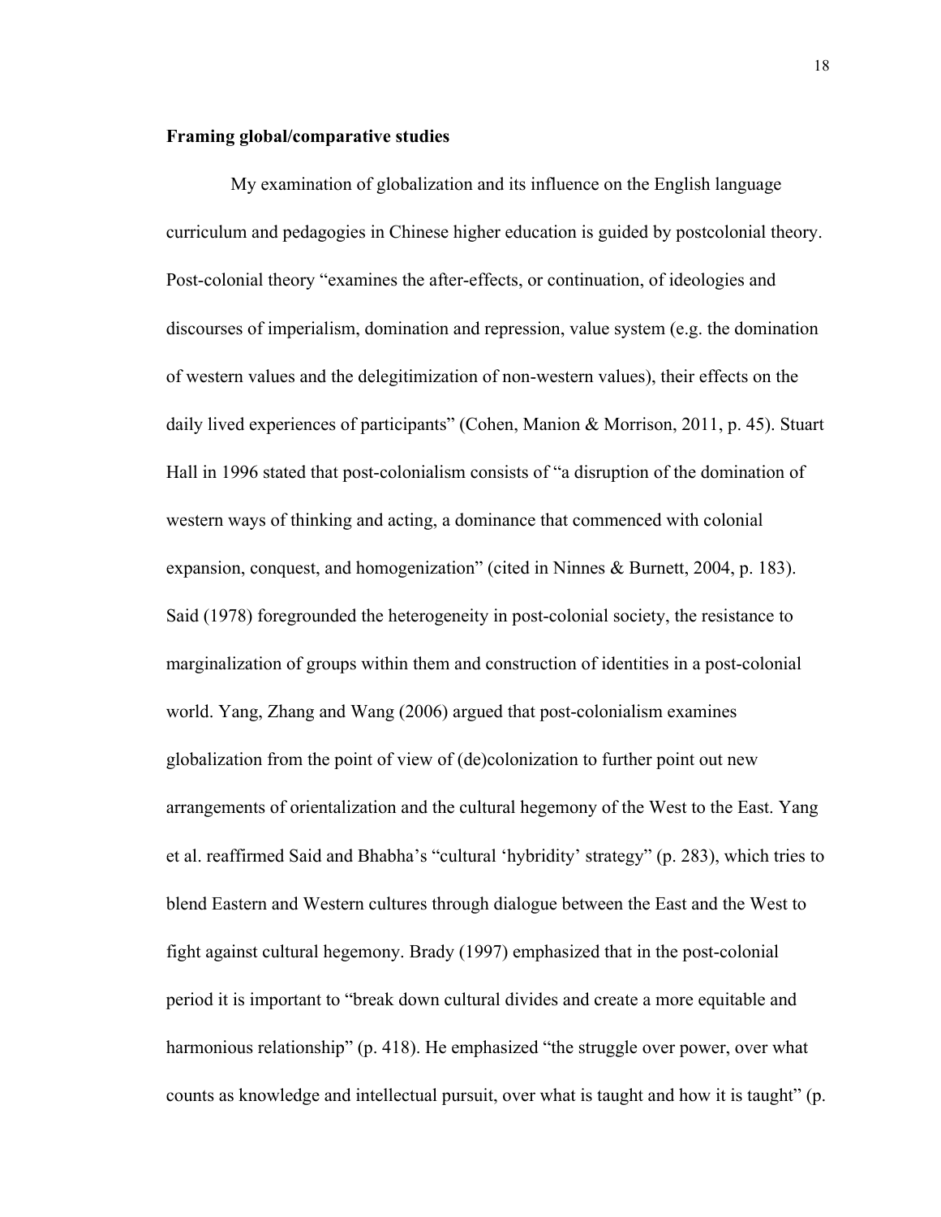**Framing global/comparative studies**

My examination of globalization and its influence on the English language curriculum and pedagogies in Chinese higher education is guided by postcolonial theory. Post-colonial theory "examines the after-effects, or continuation, of ideologies and discourses of imperialism, domination and repression, value system (e.g. the domination of western values and the delegitimization of non-western values), their effects on the daily lived experiences of participants" (Cohen, Manion & Morrison, 2011, p. 45). Stuart Hall in 1996 stated that post-colonialism consists of "a disruption of the domination of western ways of thinking and acting, a dominance that commenced with colonial expansion, conquest, and homogenization" (cited in Ninnes & Burnett, 2004, p. 183). Said (1978) foregrounded the heterogeneity in post-colonial society, the resistance to marginalization of groups within them and construction of identities in a post-colonial world. Yang, Zhang and Wang (2006) argued that post-colonialism examines globalization from the point of view of (de)colonization to further point out new arrangements of orientalization and the cultural hegemony of the West to the East. Yang et al. reaffirmed Said and Bhabha's "cultural 'hybridity' strategy" (p. 283), which tries to blend Eastern and Western cultures through dialogue between the East and the West to fight against cultural hegemony. Brady (1997) emphasized that in the post-colonial period it is important to "break down cultural divides and create a more equitable and harmonious relationship" (p. 418). He emphasized "the struggle over power, over what counts as knowledge and intellectual pursuit, over what is taught and how it is taught" (p.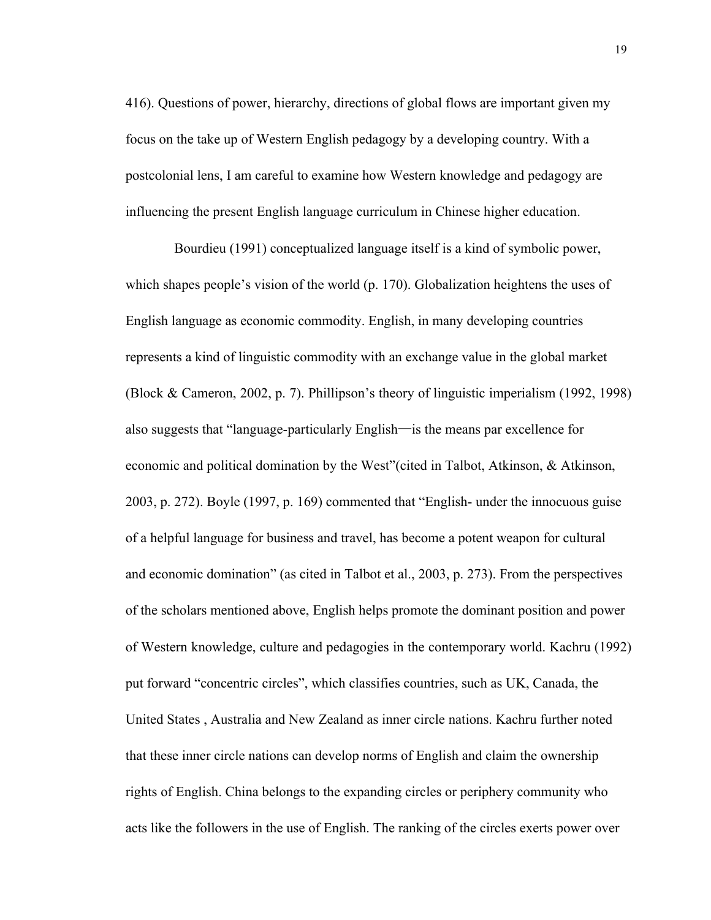416). Questions of power, hierarchy, directions of global flows are important given my focus on the take up of Western English pedagogy by a developing country. With a postcolonial lens, I am careful to examine how Western knowledge and pedagogy are influencing the present English language curriculum in Chinese higher education.

Bourdieu (1991) conceptualized language itself is a kind of symbolic power, which shapes people's vision of the world (p. 170). Globalization heightens the uses of English language as economic commodity. English, in many developing countries represents a kind of linguistic commodity with an exchange value in the global market (Block & Cameron, 2002, p. 7). Phillipson's theory of linguistic imperialism (1992, 1998) also suggests that "language-particularly English—is the means par excellence for economic and political domination by the West"(cited in Talbot, Atkinson, & Atkinson, 2003, p. 272). Boyle (1997, p. 169) commented that "English- under the innocuous guise of a helpful language for business and travel, has become a potent weapon for cultural and economic domination" (as cited in Talbot et al., 2003, p. 273). From the perspectives of the scholars mentioned above, English helps promote the dominant position and power of Western knowledge, culture and pedagogies in the contemporary world. Kachru (1992) put forward "concentric circles", which classifies countries, such as UK, Canada, the United States , Australia and New Zealand as inner circle nations. Kachru further noted that these inner circle nations can develop norms of English and claim the ownership rights of English. China belongs to the expanding circles or periphery community who acts like the followers in the use of English. The ranking of the circles exerts power over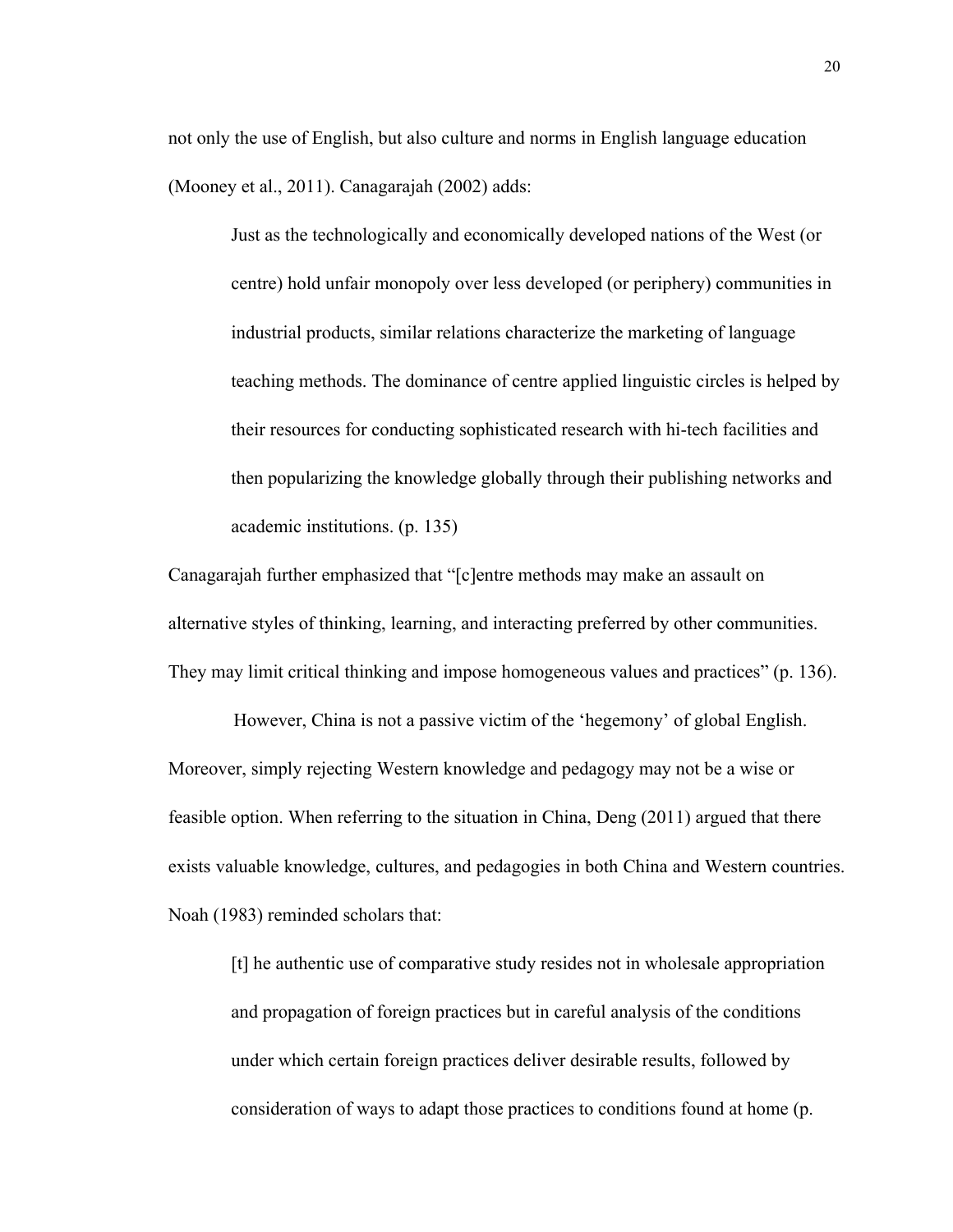not only the use of English, but also culture and norms in English language education (Mooney et al., 2011). Canagarajah (2002) adds:

> Just as the technologically and economically developed nations of the West (or centre) hold unfair monopoly over less developed (or periphery) communities in industrial products, similar relations characterize the marketing of language teaching methods. The dominance of centre applied linguistic circles is helped by their resources for conducting sophisticated research with hi-tech facilities and then popularizing the knowledge globally through their publishing networks and academic institutions. (p. 135)

Canagarajah further emphasized that "[c]entre methods may make an assault on alternative styles of thinking, learning, and interacting preferred by other communities. They may limit critical thinking and impose homogeneous values and practices" (p. 136).

However, China is not a passive victim of the 'hegemony' of global English. Moreover, simply rejecting Western knowledge and pedagogy may not be a wise or feasible option. When referring to the situation in China, Deng (2011) argued that there exists valuable knowledge, cultures, and pedagogies in both China and Western countries. Noah (1983) reminded scholars that:

> [t] he authentic use of comparative study resides not in wholesale appropriation and propagation of foreign practices but in careful analysis of the conditions under which certain foreign practices deliver desirable results, followed by consideration of ways to adapt those practices to conditions found at home (p.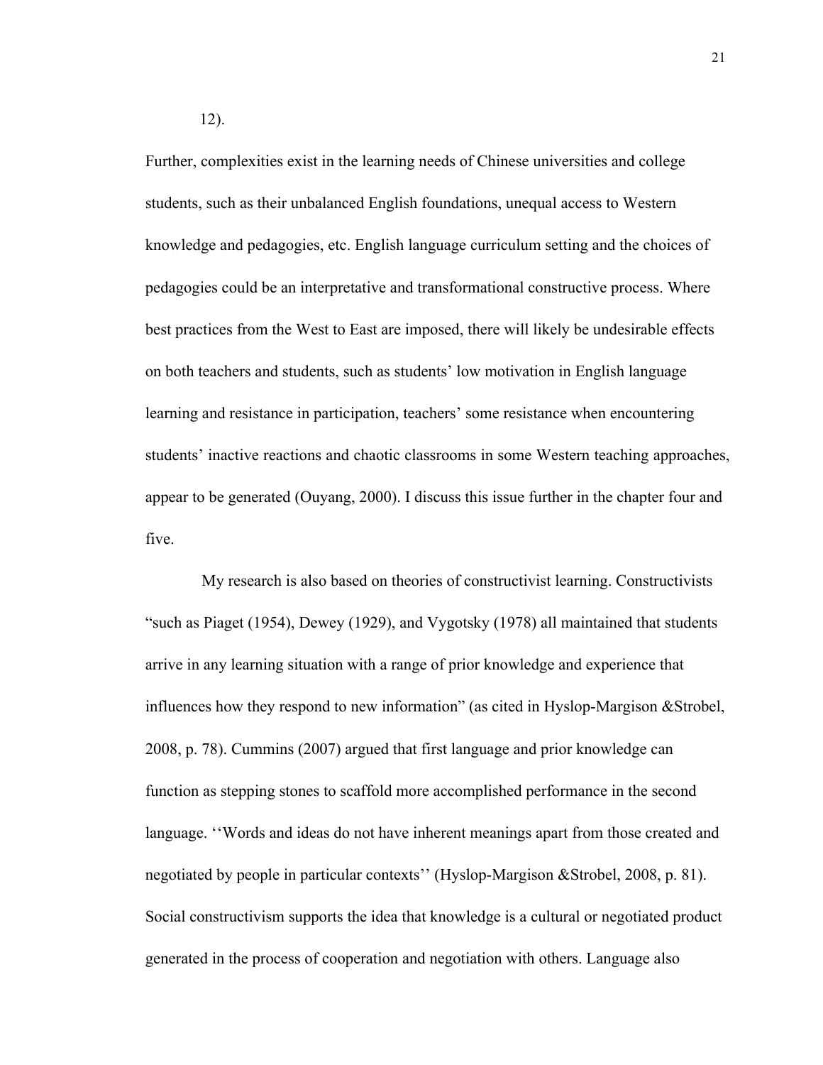12).

Further, complexities exist in the learning needs of Chinese universities and college students, such as their unbalanced English foundations, unequal access to Western knowledge and pedagogies, etc. English language curriculum setting and the choices of pedagogies could be an interpretative and transformational constructive process. Where best practices from the West to East are imposed, there will likely be undesirable effects on both teachers and students, such as students' low motivation in English language learning and resistance in participation, teachers' some resistance when encountering students' inactive reactions and chaotic classrooms in some Western teaching approaches, appear to be generated (Ouyang, 2000). I discuss this issue further in the chapter four and five.

My research is also based on theories of constructivist learning. Constructivists "such as Piaget (1954), Dewey (1929), and Vygotsky (1978) all maintained that students arrive in any learning situation with a range of prior knowledge and experience that influences how they respond to new information" (as cited in Hyslop-Margison &Strobel, 2008, p. 78). Cummins (2007) argued that first language and prior knowledge can function as stepping stones to scaffold more accomplished performance in the second language. ''Words and ideas do not have inherent meanings apart from those created and negotiated by people in particular contexts'' (Hyslop-Margison &Strobel, 2008, p. 81). Social constructivism supports the idea that knowledge is a cultural or negotiated product generated in the process of cooperation and negotiation with others. Language also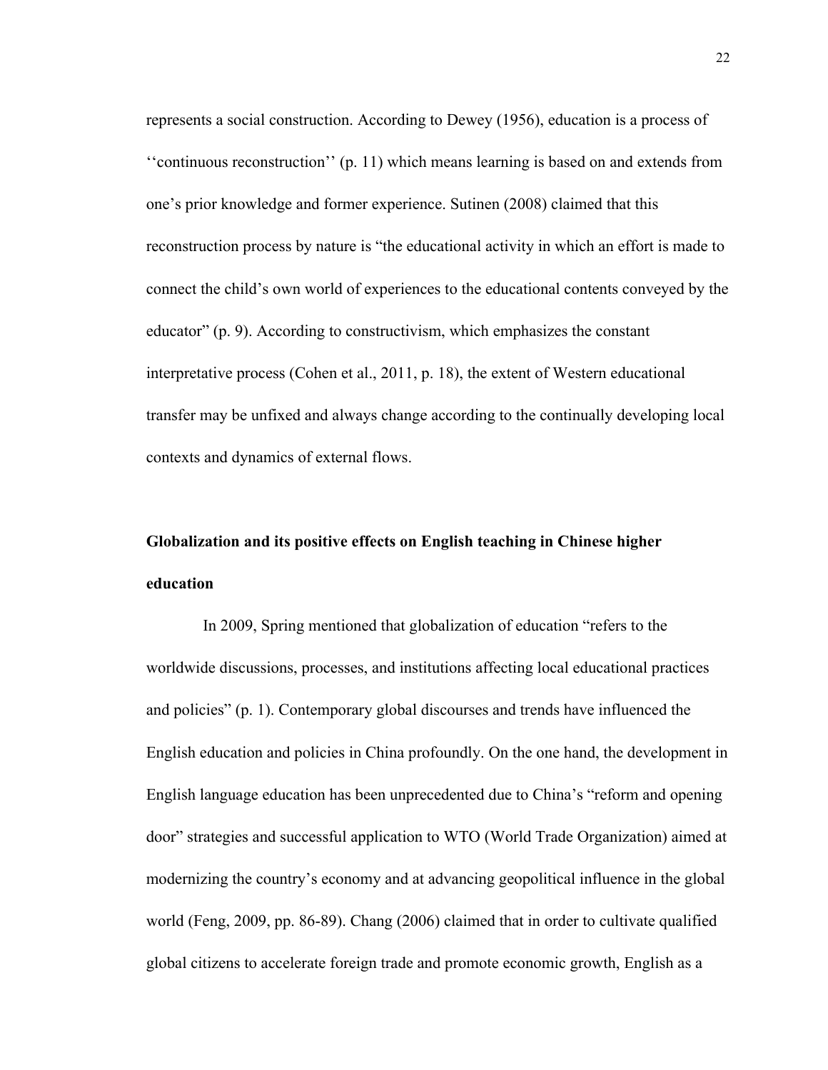represents a social construction. According to Dewey (1956), education is a process of ‘‘continuous reconstruction’’ (p. 11) which means learning is based on and extends from one’s prior knowledge and former experience. Sutinen (2008) claimed that this reconstruction process by nature is “the educational activity in which an effort is made to connect the child’s own world of experiences to the educational contents conveyed by the educator” (p. 9). According to constructivism, which emphasizes the constant interpretative process (Cohen et al., 2011, p. 18), the extent of Western educational transfer may be unfixed and always change according to the continually developing local contexts and dynamics of external flows.

**Globalization and its positive effects on English teaching in Chinese higher education**

In 2009, Spring mentioned that globalization of education “refers to the worldwide discussions, processes, and institutions affecting local educational practices and policies” (p. 1). Contemporary global discourses and trends have influenced the English education and policies in China profoundly. On the one hand, the development in English language education has been unprecedented due to China’s “reform and opening door” strategies and successful application to WTO (World Trade Organization) aimed at modernizing the country’s economy and at advancing geopolitical influence in the global world (Feng, 2009, pp. 86-89). Chang (2006) claimed that in order to cultivate qualified global citizens to accelerate foreign trade and promote economic growth, English as a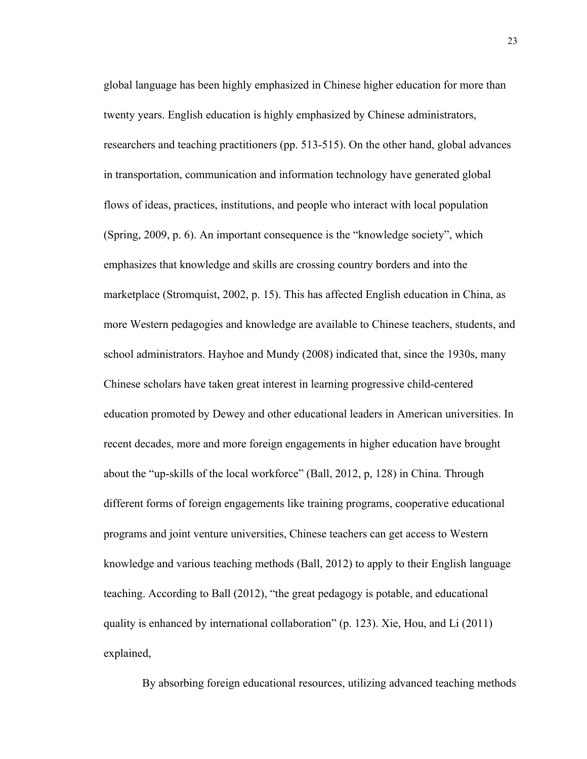global language has been highly emphasized in Chinese higher education for more than twenty years. English education is highly emphasized by Chinese administrators, researchers and teaching practitioners (pp. 513-515). On the other hand, global advances in transportation, communication and information technology have generated global flows of ideas, practices, institutions, and people who interact with local population (Spring, 2009, p. 6). An important consequence is the "knowledge society", which emphasizes that knowledge and skills are crossing country borders and into the marketplace (Stromquist, 2002, p. 15). This has affected English education in China, as more Western pedagogies and knowledge are available to Chinese teachers, students, and school administrators. Hayhoe and Mundy (2008) indicated that, since the 1930s, many Chinese scholars have taken great interest in learning progressive child-centered education promoted by Dewey and other educational leaders in American universities. In recent decades, more and more foreign engagements in higher education have brought about the "up-skills of the local workforce" (Ball, 2012, p, 128) in China. Through different forms of foreign engagements like training programs, cooperative educational programs and joint venture universities, Chinese teachers can get access to Western knowledge and various teaching methods (Ball, 2012) to apply to their English language teaching. According to Ball (2012), "the great pedagogy is potable, and educational quality is enhanced by international collaboration" (p. 123). Xie, Hou, and Li (2011) explained,

> By absorbing foreign educational resources, utilizing advanced teaching methods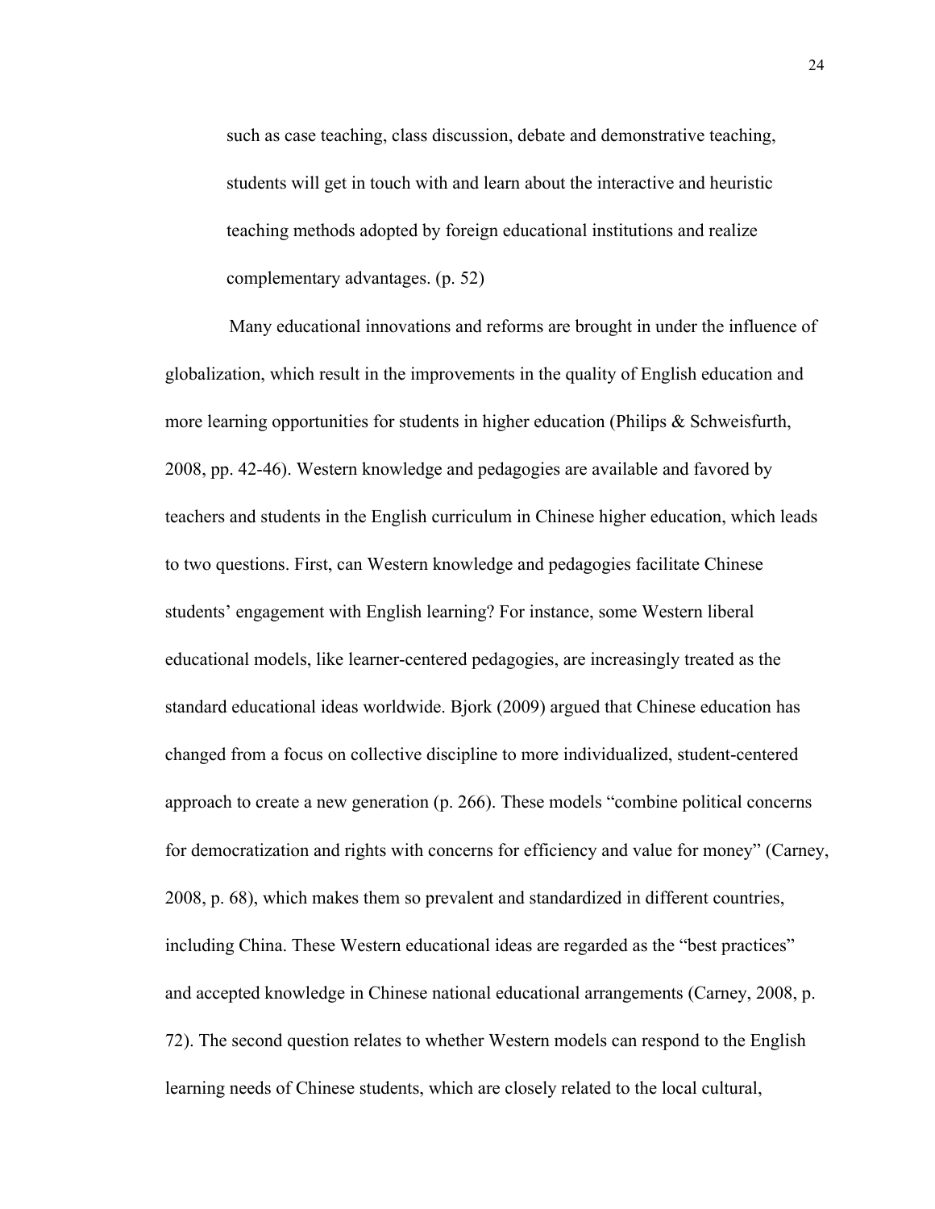> such as case teaching, class discussion, debate and demonstrative teaching, students will get in touch with and learn about the interactive and heuristic teaching methods adopted by foreign educational institutions and realize complementary advantages. (p. 52)

Many educational innovations and reforms are brought in under the influence of globalization, which result in the improvements in the quality of English education and more learning opportunities for students in higher education (Philips & Schweisfurth, 2008, pp. 42-46). Western knowledge and pedagogies are available and favored by teachers and students in the English curriculum in Chinese higher education, which leads to two questions. First, can Western knowledge and pedagogies facilitate Chinese students' engagement with English learning? For instance, some Western liberal educational models, like learner-centered pedagogies, are increasingly treated as the standard educational ideas worldwide. Bjork (2009) argued that Chinese education has changed from a focus on collective discipline to more individualized, student-centered approach to create a new generation (p. 266). These models "combine political concerns for democratization and rights with concerns for efficiency and value for money" (Carney, 2008, p. 68), which makes them so prevalent and standardized in different countries, including China. These Western educational ideas are regarded as the "best practices" and accepted knowledge in Chinese national educational arrangements (Carney, 2008, p. 72). The second question relates to whether Western models can respond to the English learning needs of Chinese students, which are closely related to the local cultural,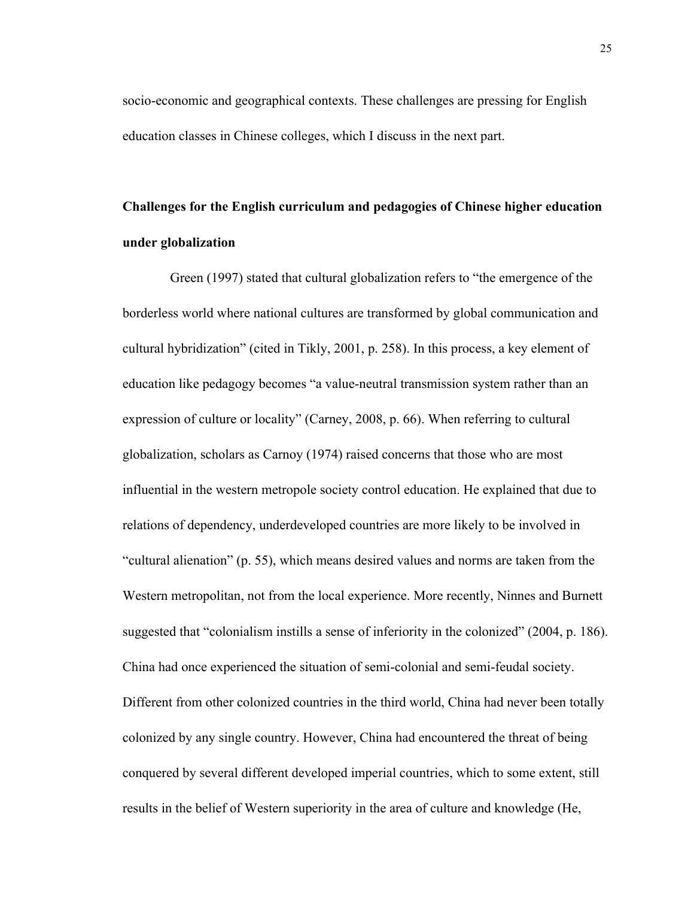socio-economic and geographical contexts. These challenges are pressing for English education classes in Chinese colleges, which I discuss in the next part.

**Challenges for the English curriculum and pedagogies of Chinese higher education under globalization**

Green (1997) stated that cultural globalization refers to "the emergence of the borderless world where national cultures are transformed by global communication and cultural hybridization" (cited in Tikly, 2001, p. 258). In this process, a key element of education like pedagogy becomes "a value-neutral transmission system rather than an expression of culture or locality" (Carney, 2008, p. 66). When referring to cultural globalization, scholars as Carnoy (1974) raised concerns that those who are most influential in the western metropole society control education. He explained that due to relations of dependency, underdeveloped countries are more likely to be involved in "cultural alienation" (p. 55), which means desired values and norms are taken from the Western metropolitan, not from the local experience. More recently, Ninnes and Burnett suggested that "colonialism instills a sense of inferiority in the colonized" (2004, p. 186). China had once experienced the situation of semi-colonial and semi-feudal society. Different from other colonized countries in the third world, China had never been totally colonized by any single country. However, China had encountered the threat of being conquered by several different developed imperial countries, which to some extent, still results in the belief of Western superiority in the area of culture and knowledge (He,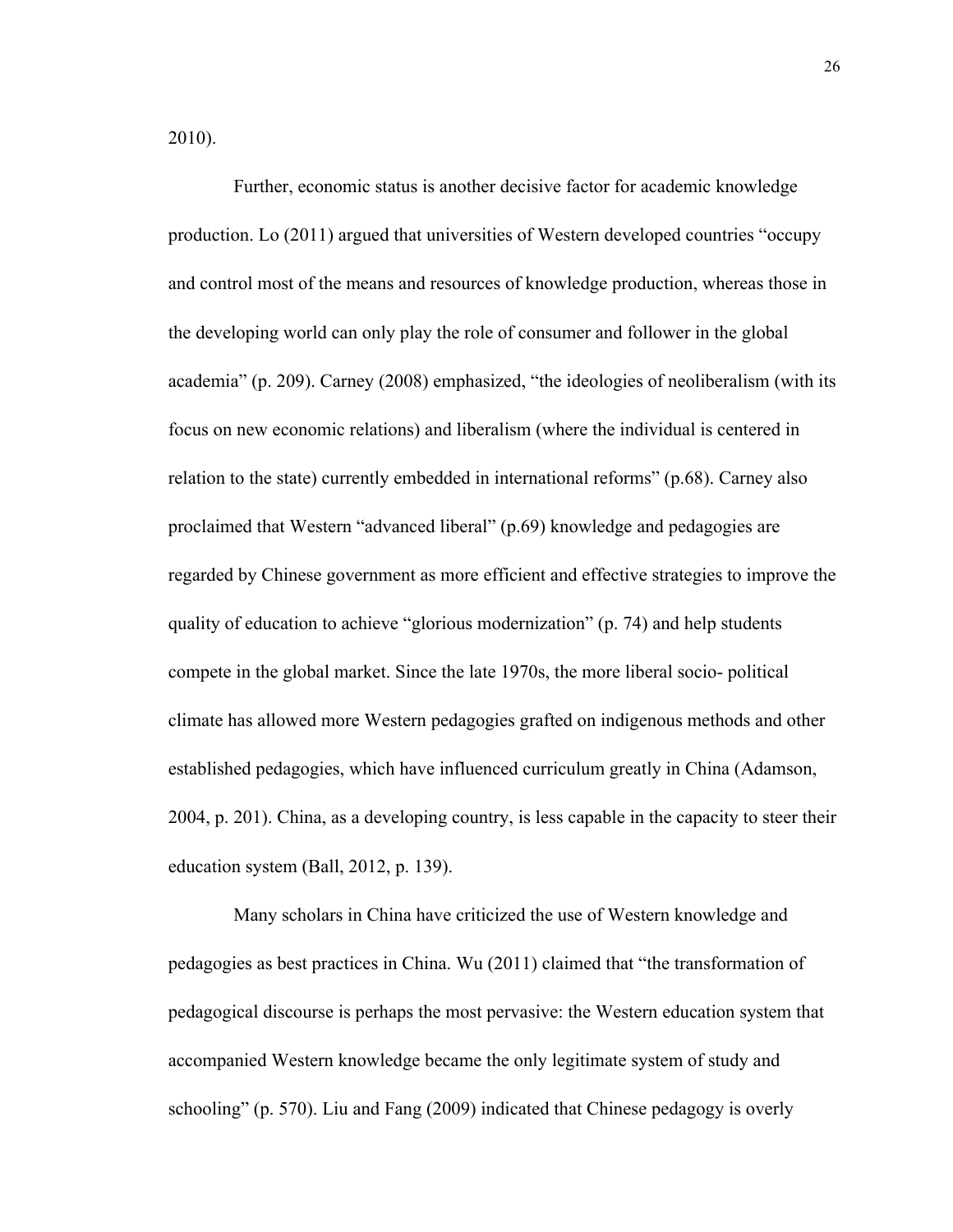2010).

Further, economic status is another decisive factor for academic knowledge production. Lo (2011) argued that universities of Western developed countries "occupy and control most of the means and resources of knowledge production, whereas those in the developing world can only play the role of consumer and follower in the global academia" (p. 209). Carney (2008) emphasized, "the ideologies of neoliberalism (with its focus on new economic relations) and liberalism (where the individual is centered in relation to the state) currently embedded in international reforms" (p.68). Carney also proclaimed that Western "advanced liberal" (p.69) knowledge and pedagogies are regarded by Chinese government as more efficient and effective strategies to improve the quality of education to achieve "glorious modernization" (p. 74) and help students compete in the global market. Since the late 1970s, the more liberal socio- political climate has allowed more Western pedagogies grafted on indigenous methods and other established pedagogies, which have influenced curriculum greatly in China (Adamson, 2004, p. 201). China, as a developing country, is less capable in the capacity to steer their education system (Ball, 2012, p. 139).

Many scholars in China have criticized the use of Western knowledge and pedagogies as best practices in China. Wu (2011) claimed that "the transformation of pedagogical discourse is perhaps the most pervasive: the Western education system that accompanied Western knowledge became the only legitimate system of study and schooling" (p. 570). Liu and Fang (2009) indicated that Chinese pedagogy is overly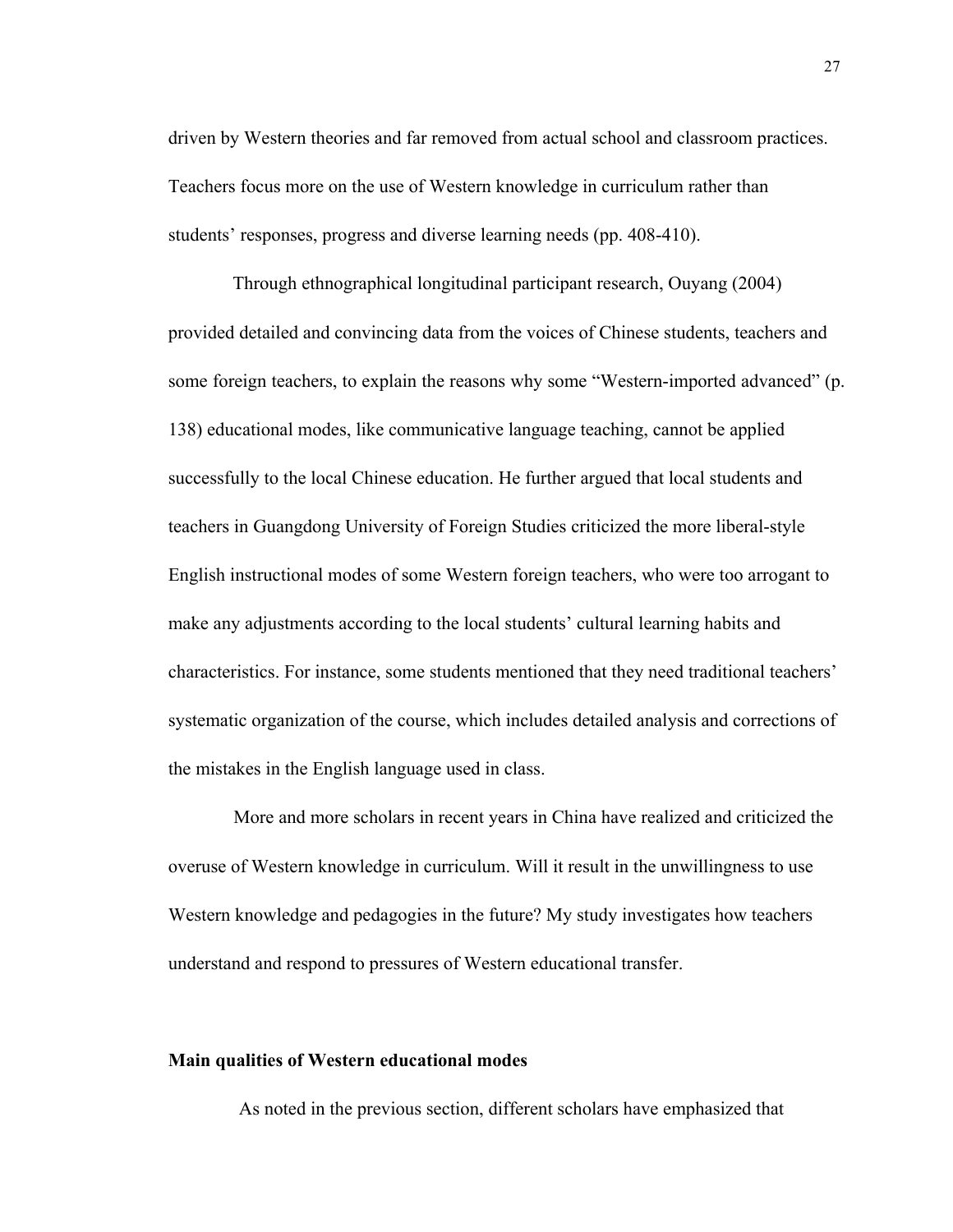driven by Western theories and far removed from actual school and classroom practices. Teachers focus more on the use of Western knowledge in curriculum rather than students' responses, progress and diverse learning needs (pp. 408-410).

Through ethnographical longitudinal participant research, Ouyang (2004) provided detailed and convincing data from the voices of Chinese students, teachers and some foreign teachers, to explain the reasons why some "Western-imported advanced" (p. 138) educational modes, like communicative language teaching, cannot be applied successfully to the local Chinese education. He further argued that local students and teachers in Guangdong University of Foreign Studies criticized the more liberal-style English instructional modes of some Western foreign teachers, who were too arrogant to make any adjustments according to the local students' cultural learning habits and characteristics. For instance, some students mentioned that they need traditional teachers' systematic organization of the course, which includes detailed analysis and corrections of the mistakes in the English language used in class.

More and more scholars in recent years in China have realized and criticized the overuse of Western knowledge in curriculum. Will it result in the unwillingness to use Western knowledge and pedagogies in the future? My study investigates how teachers understand and respond to pressures of Western educational transfer.

**Main qualities of Western educational modes**

As noted in the previous section, different scholars have emphasized that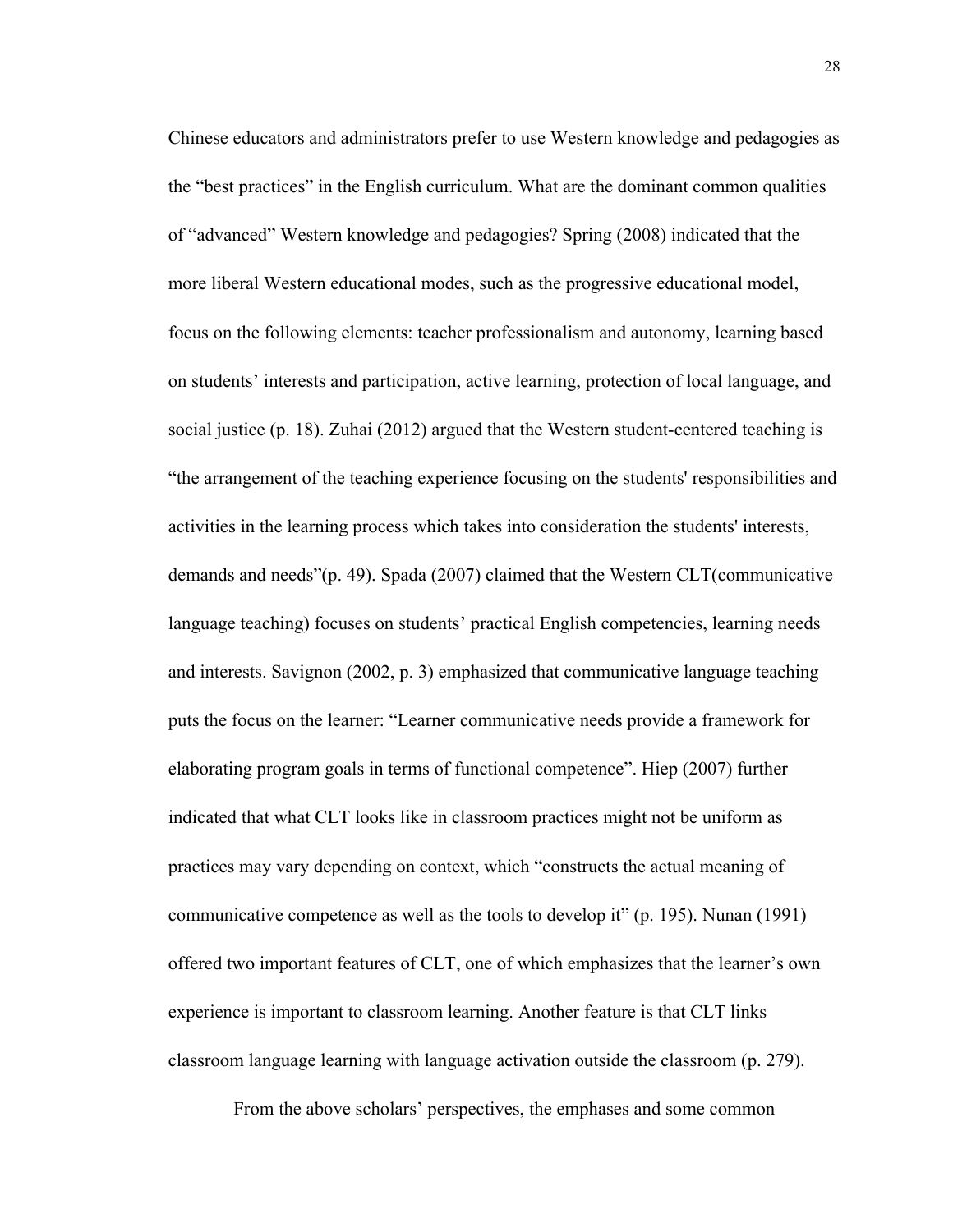Chinese educators and administrators prefer to use Western knowledge and pedagogies as the "best practices" in the English curriculum. What are the dominant common qualities of "advanced" Western knowledge and pedagogies? Spring (2008) indicated that the more liberal Western educational modes, such as the progressive educational model, focus on the following elements: teacher professionalism and autonomy, learning based on students' interests and participation, active learning, protection of local language, and social justice (p. 18). Zuhai (2012) argued that the Western student-centered teaching is "the arrangement of the teaching experience focusing on the students' responsibilities and activities in the learning process which takes into consideration the students' interests, demands and needs"(p. 49). Spada (2007) claimed that the Western CLT(communicative language teaching) focuses on students' practical English competencies, learning needs and interests. Savignon (2002, p. 3) emphasized that communicative language teaching puts the focus on the learner: "Learner communicative needs provide a framework for elaborating program goals in terms of functional competence". Hiep (2007) further indicated that what CLT looks like in classroom practices might not be uniform as practices may vary depending on context, which "constructs the actual meaning of communicative competence as well as the tools to develop it" (p. 195). Nunan (1991) offered two important features of CLT, one of which emphasizes that the learner's own experience is important to classroom learning. Another feature is that CLT links classroom language learning with language activation outside the classroom (p. 279).

From the above scholars' perspectives, the emphases and some common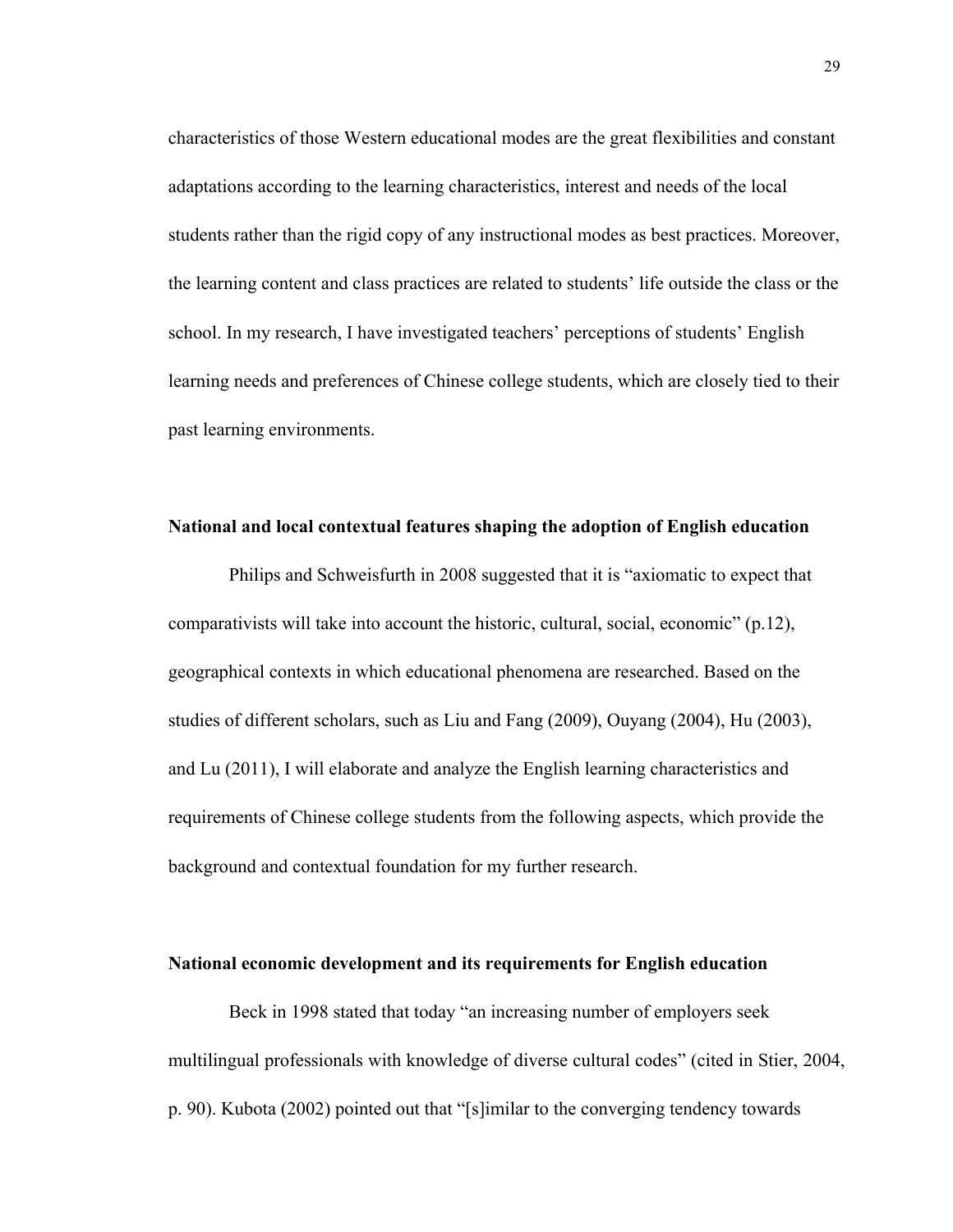characteristics of those Western educational modes are the great flexibilities and constant adaptations according to the learning characteristics, interest and needs of the local students rather than the rigid copy of any instructional modes as best practices. Moreover, the learning content and class practices are related to students' life outside the class or the school. In my research, I have investigated teachers' perceptions of students' English learning needs and preferences of Chinese college students, which are closely tied to their past learning environments.

**National and local contextual features shaping the adoption of English education**

Philips and Schweisfurth in 2008 suggested that it is "axiomatic to expect that comparativists will take into account the historic, cultural, social, economic" (p.12), geographical contexts in which educational phenomena are researched. Based on the studies of different scholars, such as Liu and Fang (2009), Ouyang (2004), Hu (2003), and Lu (2011), I will elaborate and analyze the English learning characteristics and requirements of Chinese college students from the following aspects, which provide the background and contextual foundation for my further research.

**National economic development and its requirements for English education**

Beck in 1998 stated that today "an increasing number of employers seek multilingual professionals with knowledge of diverse cultural codes" (cited in Stier, 2004, p. 90). Kubota (2002) pointed out that "[s]imilar to the converging tendency towards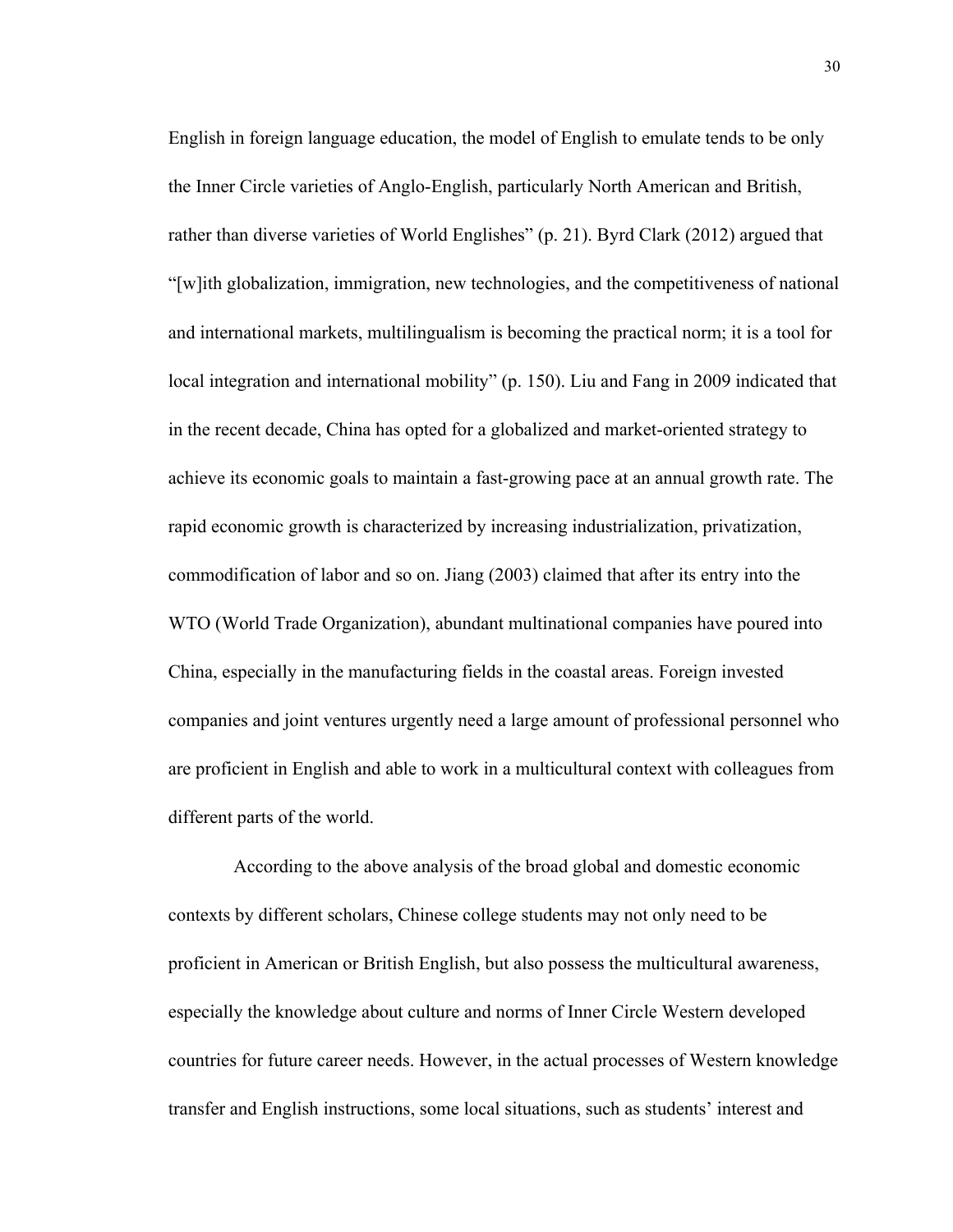English in foreign language education, the model of English to emulate tends to be only the Inner Circle varieties of Anglo-English, particularly North American and British, rather than diverse varieties of World Englishes" (p. 21). Byrd Clark (2012) argued that "[w]ith globalization, immigration, new technologies, and the competitiveness of national and international markets, multilingualism is becoming the practical norm; it is a tool for local integration and international mobility" (p. 150). Liu and Fang in 2009 indicated that in the recent decade, China has opted for a globalized and market-oriented strategy to achieve its economic goals to maintain a fast-growing pace at an annual growth rate. The rapid economic growth is characterized by increasing industrialization, privatization, commodification of labor and so on. Jiang (2003) claimed that after its entry into the WTO (World Trade Organization), abundant multinational companies have poured into China, especially in the manufacturing fields in the coastal areas. Foreign invested companies and joint ventures urgently need a large amount of professional personnel who are proficient in English and able to work in a multicultural context with colleagues from different parts of the world.

According to the above analysis of the broad global and domestic economic contexts by different scholars, Chinese college students may not only need to be proficient in American or British English, but also possess the multicultural awareness, especially the knowledge about culture and norms of Inner Circle Western developed countries for future career needs. However, in the actual processes of Western knowledge transfer and English instructions, some local situations, such as students' interest and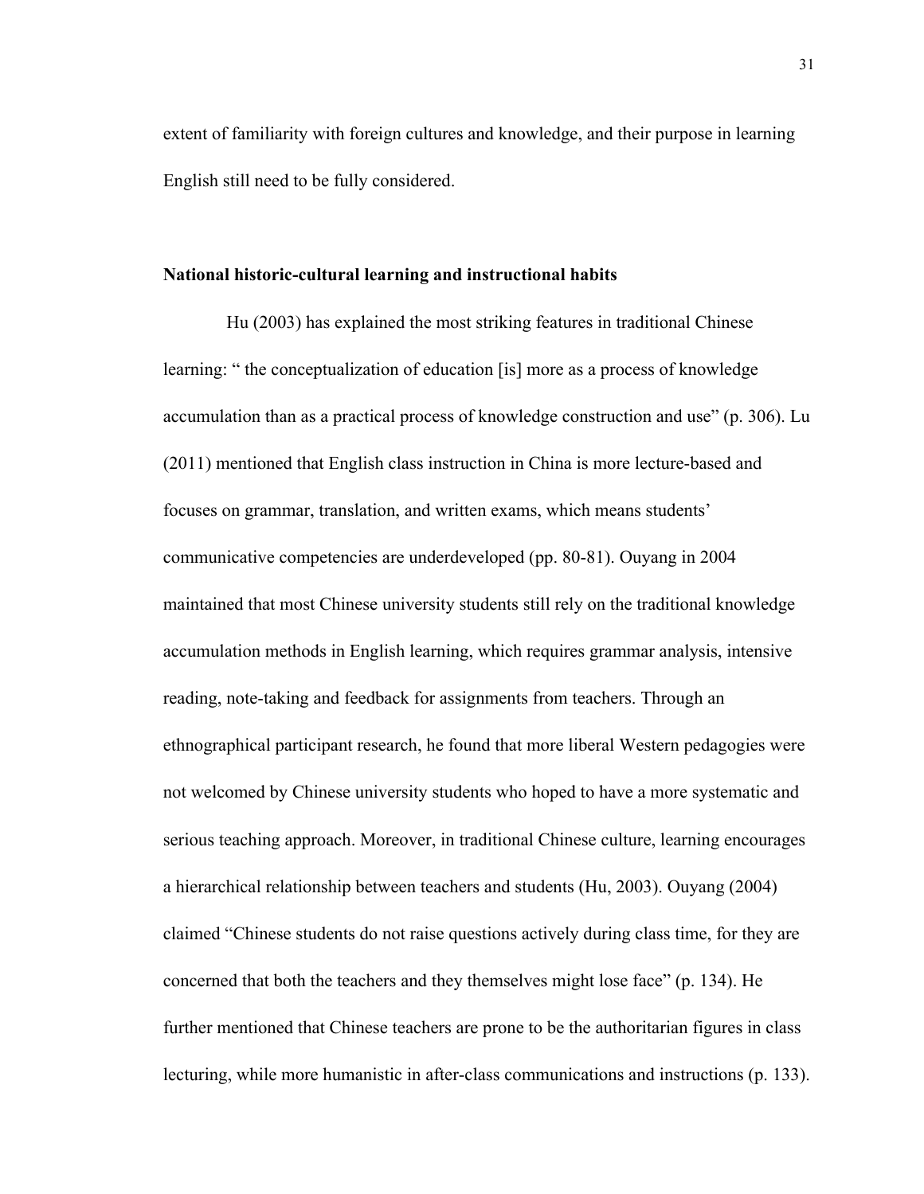extent of familiarity with foreign cultures and knowledge, and their purpose in learning English still need to be fully considered.

**National historic-cultural learning and instructional habits**

Hu (2003) has explained the most striking features in traditional Chinese learning: " the conceptualization of education [is] more as a process of knowledge accumulation than as a practical process of knowledge construction and use" (p. 306). Lu (2011) mentioned that English class instruction in China is more lecture-based and focuses on grammar, translation, and written exams, which means students' communicative competencies are underdeveloped (pp. 80-81). Ouyang in 2004 maintained that most Chinese university students still rely on the traditional knowledge accumulation methods in English learning, which requires grammar analysis, intensive reading, note-taking and feedback for assignments from teachers. Through an ethnographical participant research, he found that more liberal Western pedagogies were not welcomed by Chinese university students who hoped to have a more systematic and serious teaching approach. Moreover, in traditional Chinese culture, learning encourages a hierarchical relationship between teachers and students (Hu, 2003). Ouyang (2004) claimed "Chinese students do not raise questions actively during class time, for they are concerned that both the teachers and they themselves might lose face" (p. 134). He further mentioned that Chinese teachers are prone to be the authoritarian figures in class lecturing, while more humanistic in after-class communications and instructions (p. 133).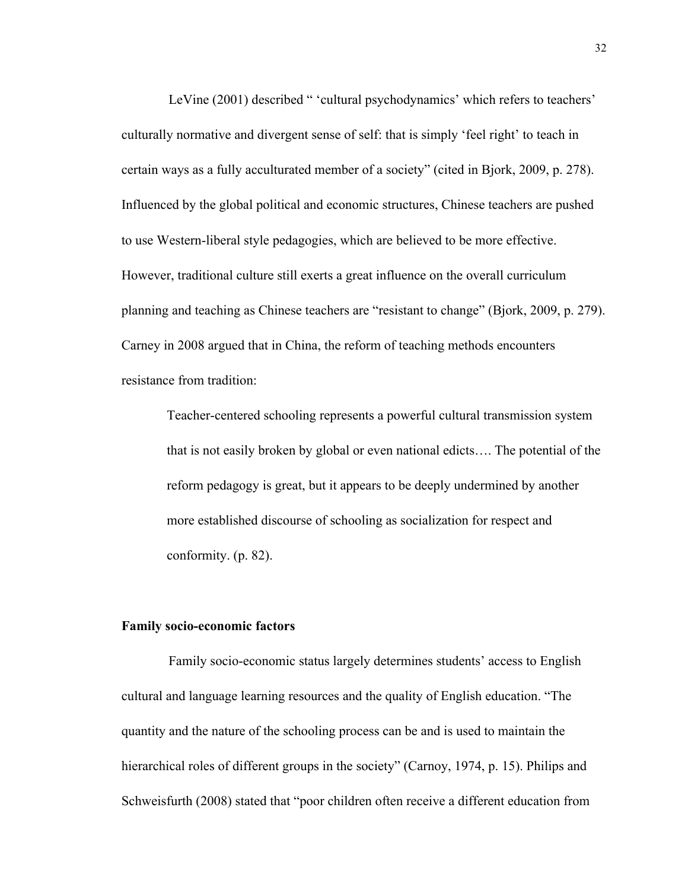LeVine (2001) described " 'cultural psychodynamics' which refers to teachers' culturally normative and divergent sense of self: that is simply 'feel right' to teach in certain ways as a fully acculturated member of a society" (cited in Bjork, 2009, p. 278). Influenced by the global political and economic structures, Chinese teachers are pushed to use Western-liberal style pedagogies, which are believed to be more effective. However, traditional culture still exerts a great influence on the overall curriculum planning and teaching as Chinese teachers are "resistant to change" (Bjork, 2009, p. 279). Carney in 2008 argued that in China, the reform of teaching methods encounters resistance from tradition:

> Teacher-centered schooling represents a powerful cultural transmission system that is not easily broken by global or even national edicts…. The potential of the reform pedagogy is great, but it appears to be deeply undermined by another more established discourse of schooling as socialization for respect and conformity. (p. 82).

**Family socio-economic factors**

Family socio-economic status largely determines students' access to English cultural and language learning resources and the quality of English education. "The quantity and the nature of the schooling process can be and is used to maintain the hierarchical roles of different groups in the society" (Carnoy, 1974, p. 15). Philips and Schweisfurth (2008) stated that "poor children often receive a different education from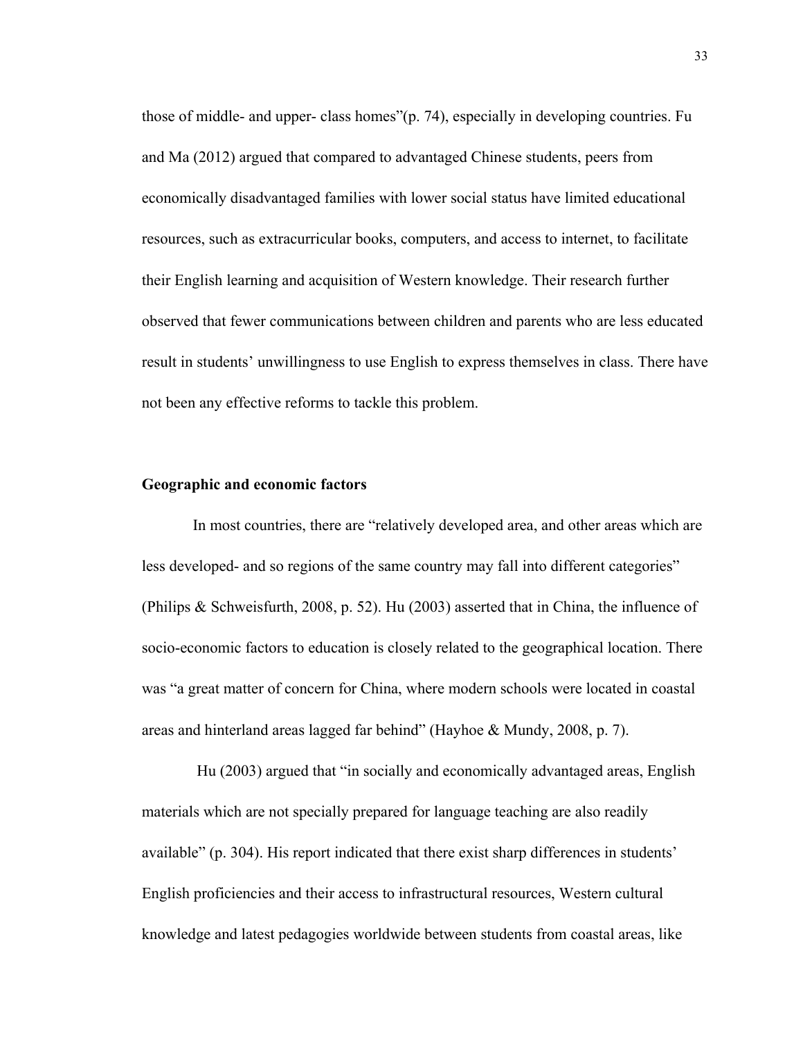those of middle- and upper- class homes"(p. 74), especially in developing countries. Fu and Ma (2012) argued that compared to advantaged Chinese students, peers from economically disadvantaged families with lower social status have limited educational resources, such as extracurricular books, computers, and access to internet, to facilitate their English learning and acquisition of Western knowledge. Their research further observed that fewer communications between children and parents who are less educated result in students' unwillingness to use English to express themselves in class. There have not been any effective reforms to tackle this problem.

**Geographic and economic factors**

In most countries, there are "relatively developed area, and other areas which are less developed- and so regions of the same country may fall into different categories" (Philips & Schweisfurth, 2008, p. 52). Hu (2003) asserted that in China, the influence of socio-economic factors to education is closely related to the geographical location. There was "a great matter of concern for China, where modern schools were located in coastal areas and hinterland areas lagged far behind" (Hayhoe & Mundy, 2008, p. 7).

Hu (2003) argued that "in socially and economically advantaged areas, English materials which are not specially prepared for language teaching are also readily available" (p. 304). His report indicated that there exist sharp differences in students' English proficiencies and their access to infrastructural resources, Western cultural knowledge and latest pedagogies worldwide between students from coastal areas, like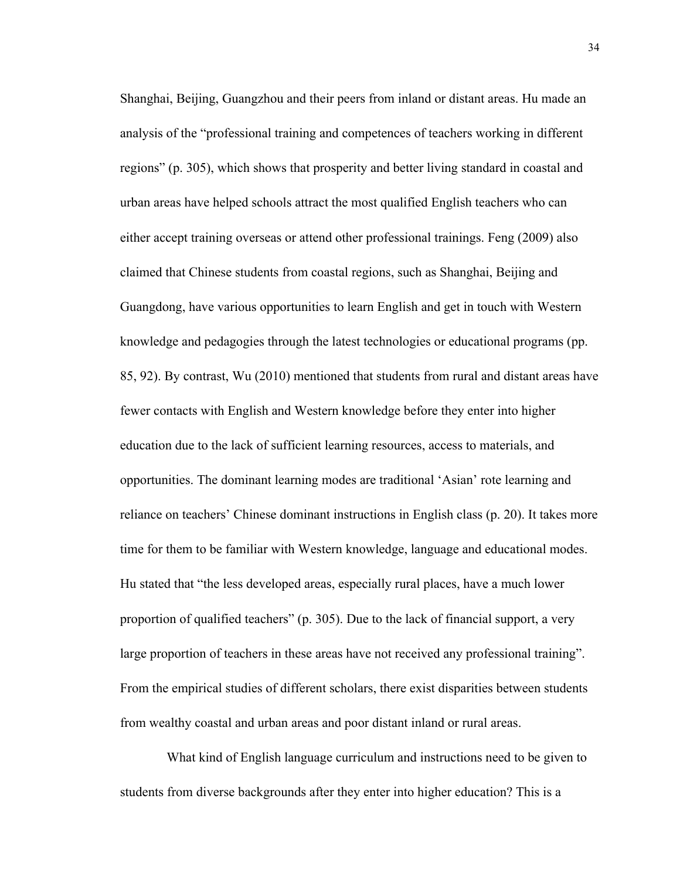Shanghai, Beijing, Guangzhou and their peers from inland or distant areas. Hu made an analysis of the "professional training and competences of teachers working in different regions" (p. 305), which shows that prosperity and better living standard in coastal and urban areas have helped schools attract the most qualified English teachers who can either accept training overseas or attend other professional trainings. Feng (2009) also claimed that Chinese students from coastal regions, such as Shanghai, Beijing and Guangdong, have various opportunities to learn English and get in touch with Western knowledge and pedagogies through the latest technologies or educational programs (pp. 85, 92). By contrast, Wu (2010) mentioned that students from rural and distant areas have fewer contacts with English and Western knowledge before they enter into higher education due to the lack of sufficient learning resources, access to materials, and opportunities. The dominant learning modes are traditional 'Asian' rote learning and reliance on teachers' Chinese dominant instructions in English class (p. 20). It takes more time for them to be familiar with Western knowledge, language and educational modes. Hu stated that "the less developed areas, especially rural places, have a much lower proportion of qualified teachers" (p. 305). Due to the lack of financial support, a very large proportion of teachers in these areas have not received any professional training". From the empirical studies of different scholars, there exist disparities between students from wealthy coastal and urban areas and poor distant inland or rural areas.

What kind of English language curriculum and instructions need to be given to students from diverse backgrounds after they enter into higher education? This is a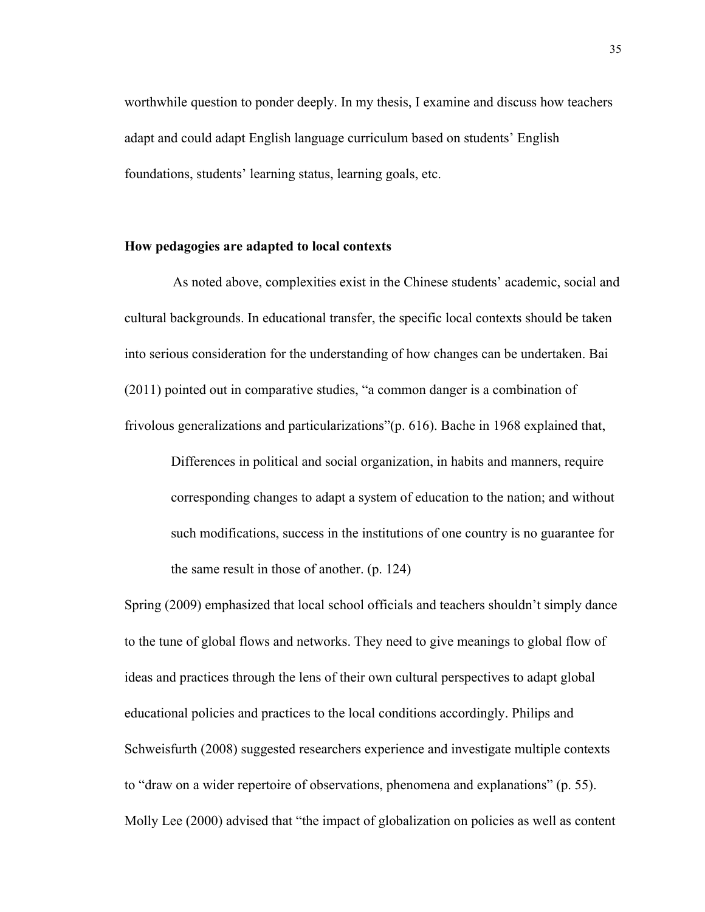worthwhile question to ponder deeply. In my thesis, I examine and discuss how teachers adapt and could adapt English language curriculum based on students' English foundations, students' learning status, learning goals, etc.

**How pedagogies are adapted to local contexts**

As noted above, complexities exist in the Chinese students' academic, social and cultural backgrounds. In educational transfer, the specific local contexts should be taken into serious consideration for the understanding of how changes can be undertaken. Bai (2011) pointed out in comparative studies, "a common danger is a combination of frivolous generalizations and particularizations"(p. 616). Bache in 1968 explained that,

> Differences in political and social organization, in habits and manners, require corresponding changes to adapt a system of education to the nation; and without such modifications, success in the institutions of one country is no guarantee for the same result in those of another. (p. 124)

Spring (2009) emphasized that local school officials and teachers shouldn't simply dance to the tune of global flows and networks. They need to give meanings to global flow of ideas and practices through the lens of their own cultural perspectives to adapt global educational policies and practices to the local conditions accordingly. Philips and Schweisfurth (2008) suggested researchers experience and investigate multiple contexts to "draw on a wider repertoire of observations, phenomena and explanations" (p. 55). Molly Lee (2000) advised that "the impact of globalization on policies as well as content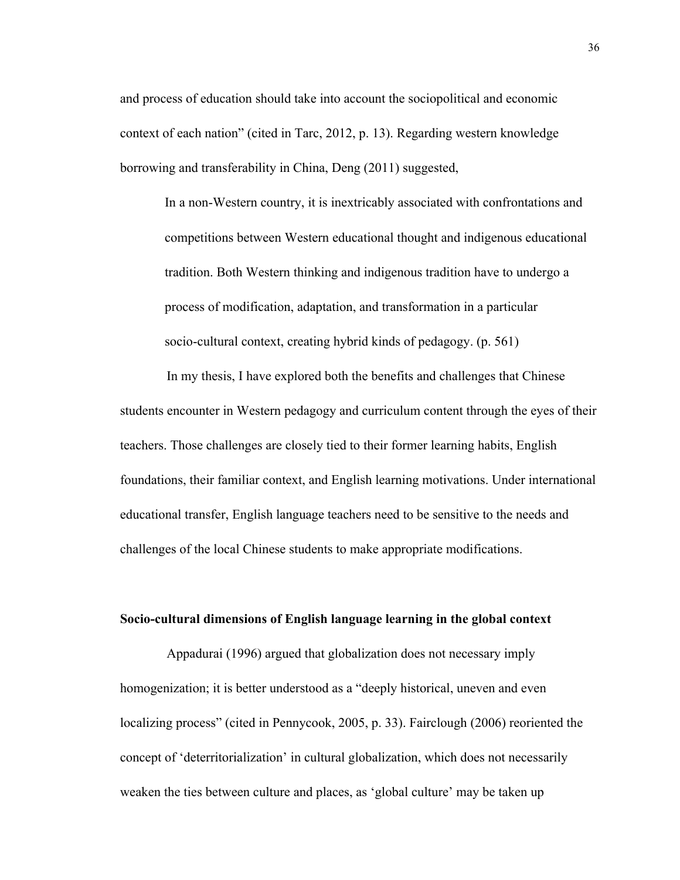and process of education should take into account the sociopolitical and economic context of each nation" (cited in Tarc, 2012, p. 13). Regarding western knowledge borrowing and transferability in China, Deng (2011) suggested,

> In a non-Western country, it is inextricably associated with confrontations and competitions between Western educational thought and indigenous educational tradition. Both Western thinking and indigenous tradition have to undergo a process of modification, adaptation, and transformation in a particular socio-cultural context, creating hybrid kinds of pedagogy. (p. 561)

In my thesis, I have explored both the benefits and challenges that Chinese students encounter in Western pedagogy and curriculum content through the eyes of their teachers. Those challenges are closely tied to their former learning habits, English foundations, their familiar context, and English learning motivations. Under international educational transfer, English language teachers need to be sensitive to the needs and challenges of the local Chinese students to make appropriate modifications.

**Socio-cultural dimensions of English language learning in the global context**

Appadurai (1996) argued that globalization does not necessary imply homogenization; it is better understood as a "deeply historical, uneven and even localizing process" (cited in Pennycook, 2005, p. 33). Fairclough (2006) reoriented the concept of 'deterritorialization' in cultural globalization, which does not necessarily weaken the ties between culture and places, as 'global culture' may be taken up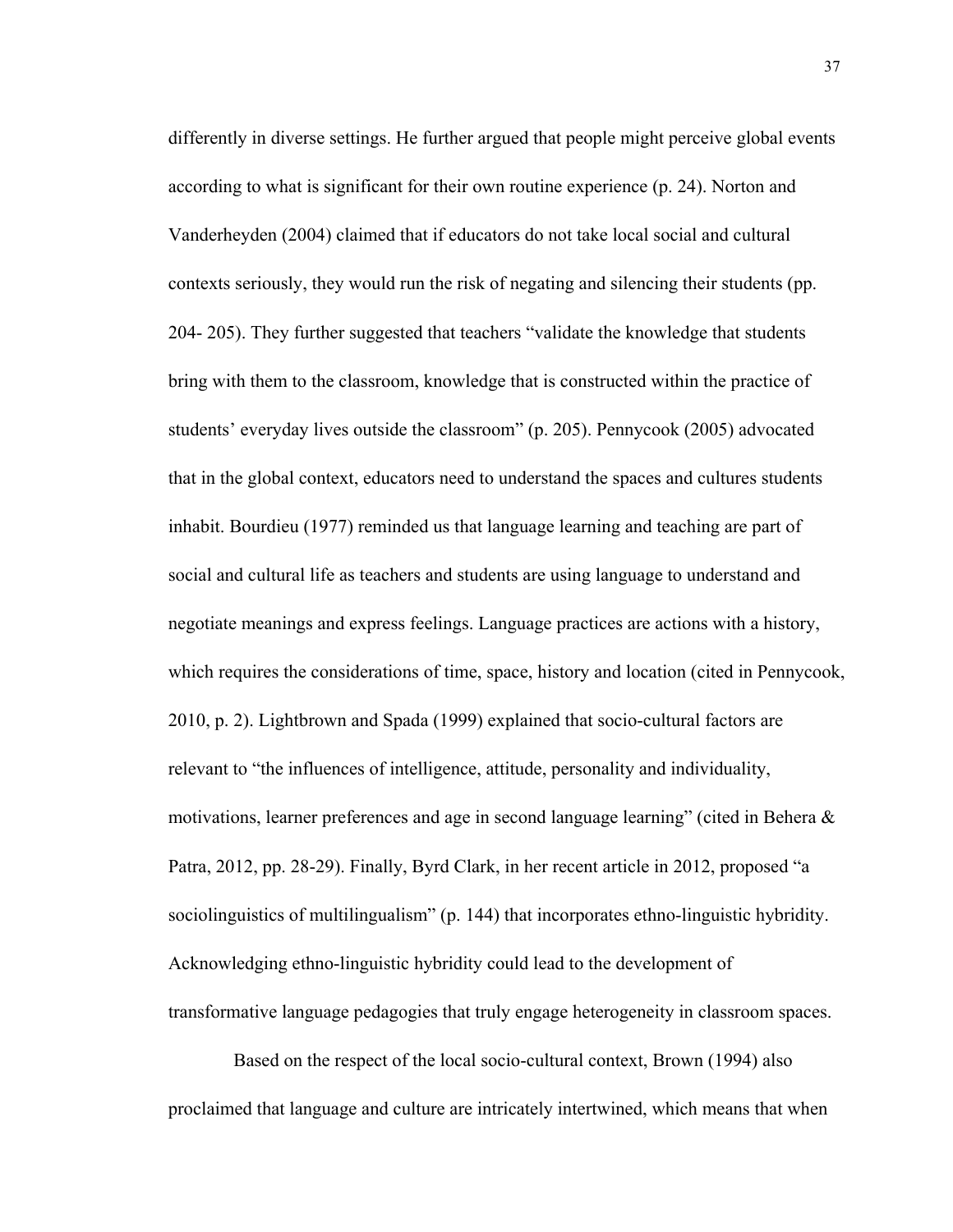differently in diverse settings. He further argued that people might perceive global events according to what is significant for their own routine experience (p. 24). Norton and Vanderheyden (2004) claimed that if educators do not take local social and cultural contexts seriously, they would run the risk of negating and silencing their students (pp. 204- 205). They further suggested that teachers "validate the knowledge that students bring with them to the classroom, knowledge that is constructed within the practice of students' everyday lives outside the classroom" (p. 205). Pennycook (2005) advocated that in the global context, educators need to understand the spaces and cultures students inhabit. Bourdieu (1977) reminded us that language learning and teaching are part of social and cultural life as teachers and students are using language to understand and negotiate meanings and express feelings. Language practices are actions with a history, which requires the considerations of time, space, history and location (cited in Pennycook, 2010, p. 2). Lightbrown and Spada (1999) explained that socio-cultural factors are relevant to "the influences of intelligence, attitude, personality and individuality, motivations, learner preferences and age in second language learning" (cited in Behera & Patra, 2012, pp. 28-29). Finally, Byrd Clark, in her recent article in 2012, proposed "a sociolinguistics of multilingualism" (p. 144) that incorporates ethno-linguistic hybridity. Acknowledging ethno-linguistic hybridity could lead to the development of transformative language pedagogies that truly engage heterogeneity in classroom spaces.

Based on the respect of the local socio-cultural context, Brown (1994) also proclaimed that language and culture are intricately intertwined, which means that when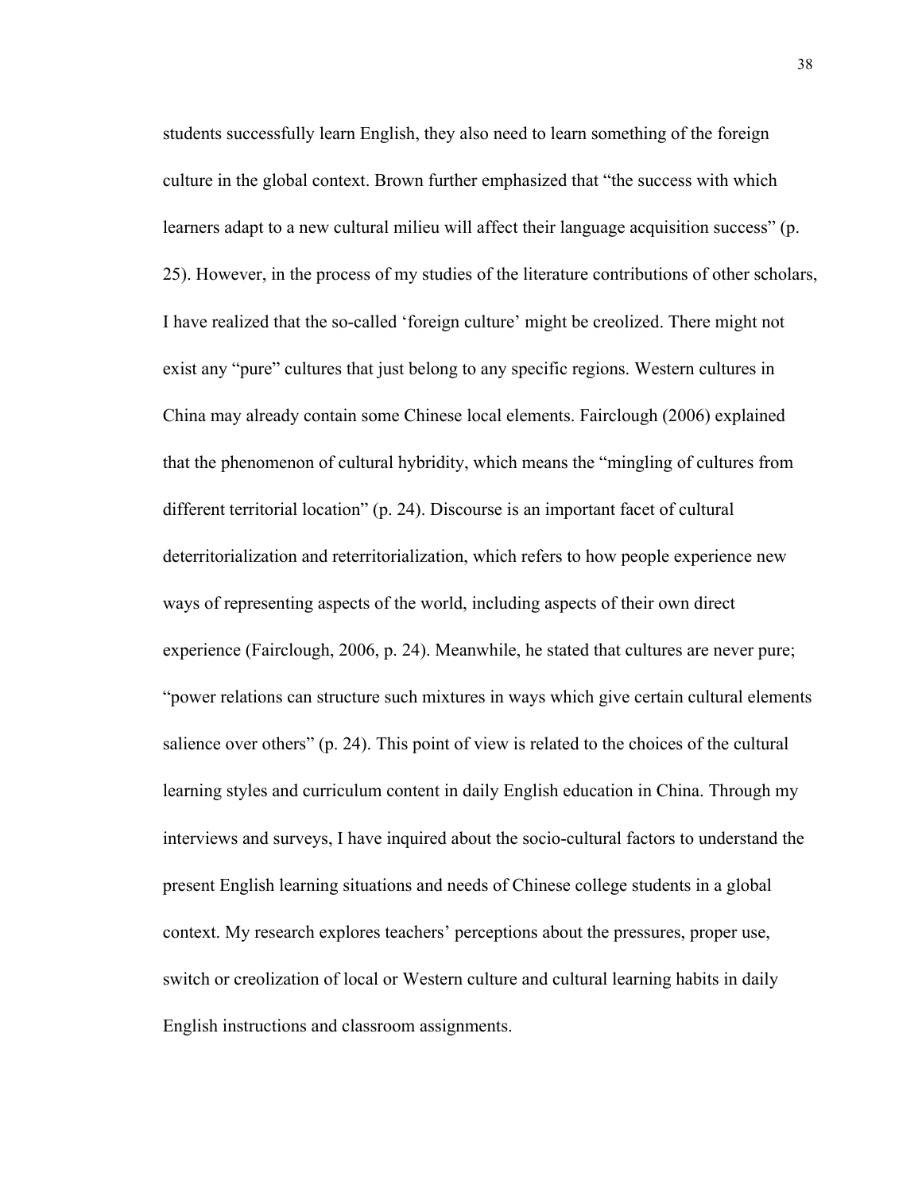students successfully learn English, they also need to learn something of the foreign culture in the global context. Brown further emphasized that "the success with which learners adapt to a new cultural milieu will affect their language acquisition success" (p. 25). However, in the process of my studies of the literature contributions of other scholars, I have realized that the so-called 'foreign culture' might be creolized. There might not exist any "pure" cultures that just belong to any specific regions. Western cultures in China may already contain some Chinese local elements. Fairclough (2006) explained that the phenomenon of cultural hybridity, which means the "mingling of cultures from different territorial location" (p. 24). Discourse is an important facet of cultural deterritorialization and reterritorialization, which refers to how people experience new ways of representing aspects of the world, including aspects of their own direct experience (Fairclough, 2006, p. 24). Meanwhile, he stated that cultures are never pure; "power relations can structure such mixtures in ways which give certain cultural elements salience over others" (p. 24). This point of view is related to the choices of the cultural learning styles and curriculum content in daily English education in China. Through my interviews and surveys, I have inquired about the socio-cultural factors to understand the present English learning situations and needs of Chinese college students in a global context. My research explores teachers' perceptions about the pressures, proper use, switch or creolization of local or Western culture and cultural learning habits in daily English instructions and classroom assignments.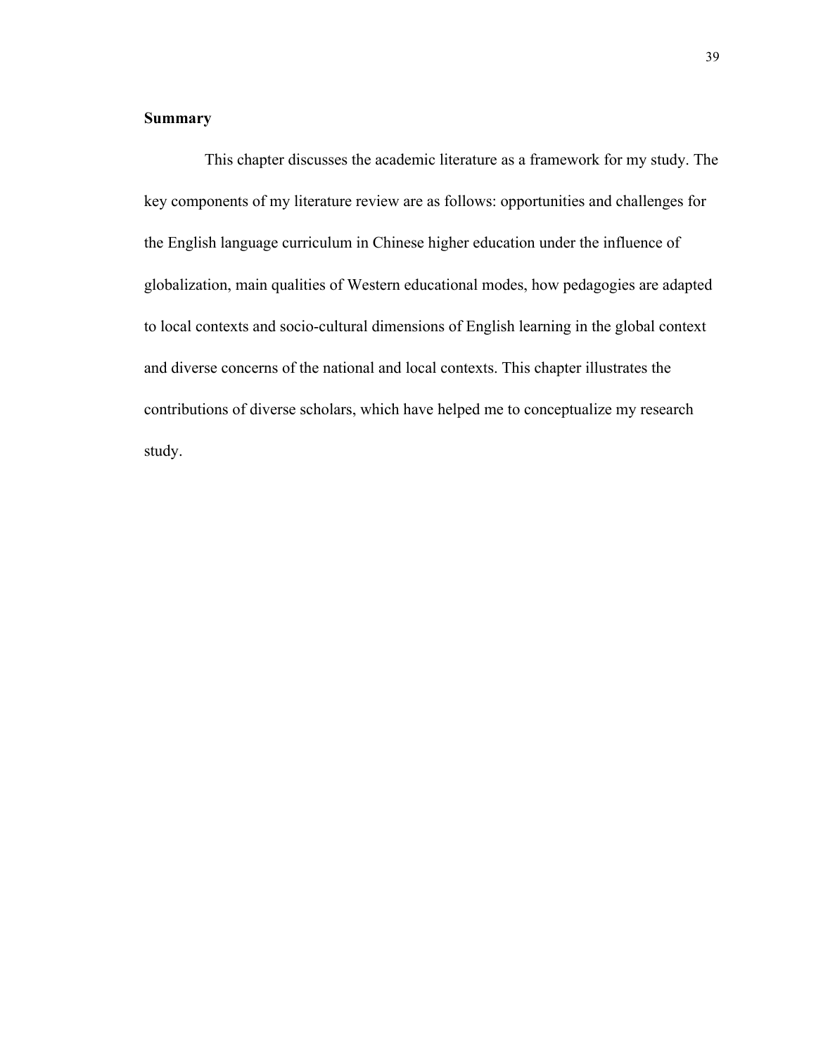## Summary

This chapter discusses the academic literature as a framework for my study. The key components of my literature review are as follows: opportunities and challenges for the English language curriculum in Chinese higher education under the influence of globalization, main qualities of Western educational modes, how pedagogies are adapted to local contexts and socio-cultural dimensions of English learning in the global context and diverse concerns of the national and local contexts. This chapter illustrates the contributions of diverse scholars, which have helped me to conceptualize my research study.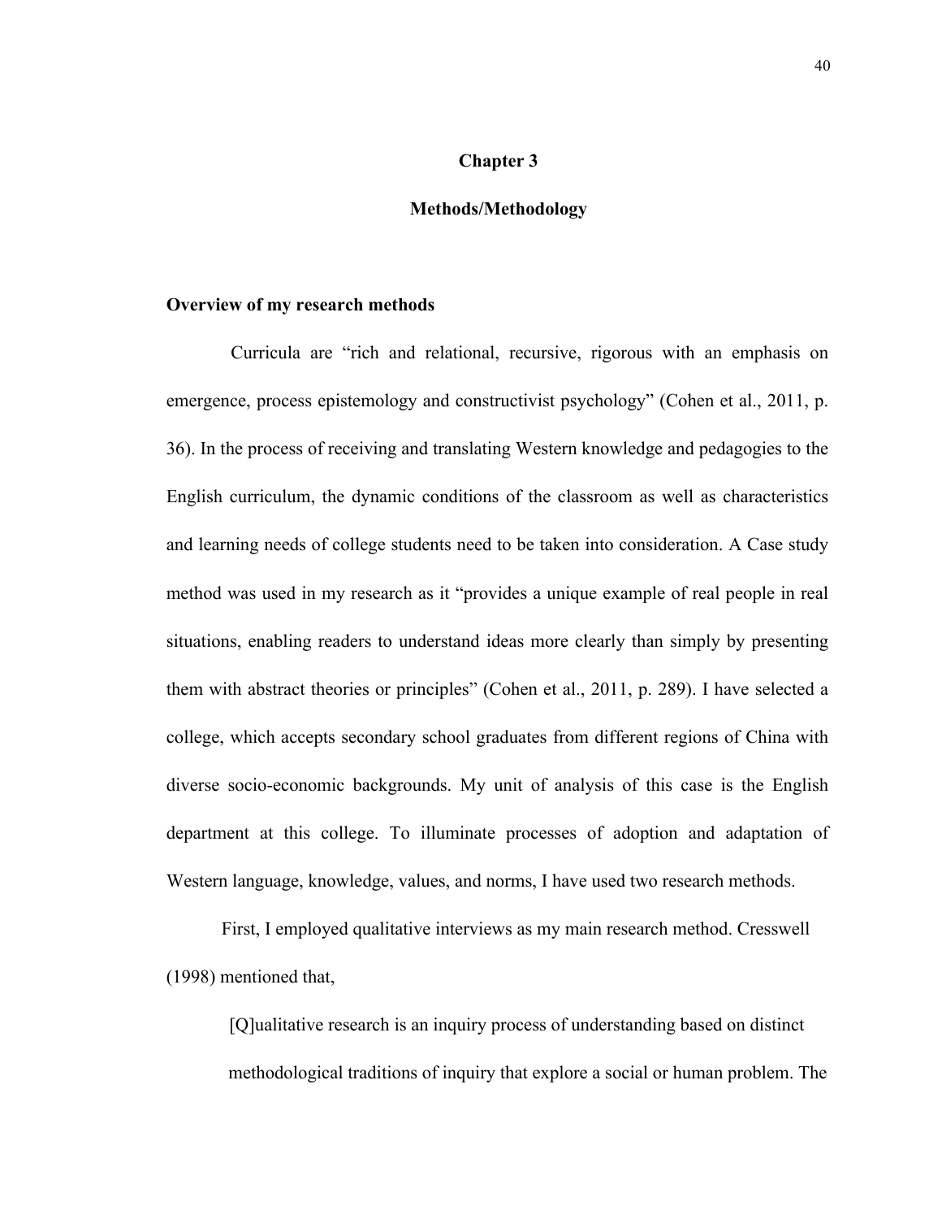# Chapter 3

# Methods/Methodology

## Overview of my research methods

Curricula are "rich and relational, recursive, rigorous with an emphasis on emergence, process epistemology and constructivist psychology" (Cohen et al., 2011, p. 36). In the process of receiving and translating Western knowledge and pedagogies to the English curriculum, the dynamic conditions of the classroom as well as characteristics and learning needs of college students need to be taken into consideration. A Case study method was used in my research as it "provides a unique example of real people in real situations, enabling readers to understand ideas more clearly than simply by presenting them with abstract theories or principles" (Cohen et al., 2011, p. 289). I have selected a college, which accepts secondary school graduates from different regions of China with diverse socio-economic backgrounds. My unit of analysis of this case is the English department at this college. To illuminate processes of adoption and adaptation of Western language, knowledge, values, and norms, I have used two research methods.

First, I employed qualitative interviews as my main research method. Cresswell (1998) mentioned that,

> [Q]ualitative research is an inquiry process of understanding based on distinct methodological traditions of inquiry that explore a social or human problem. The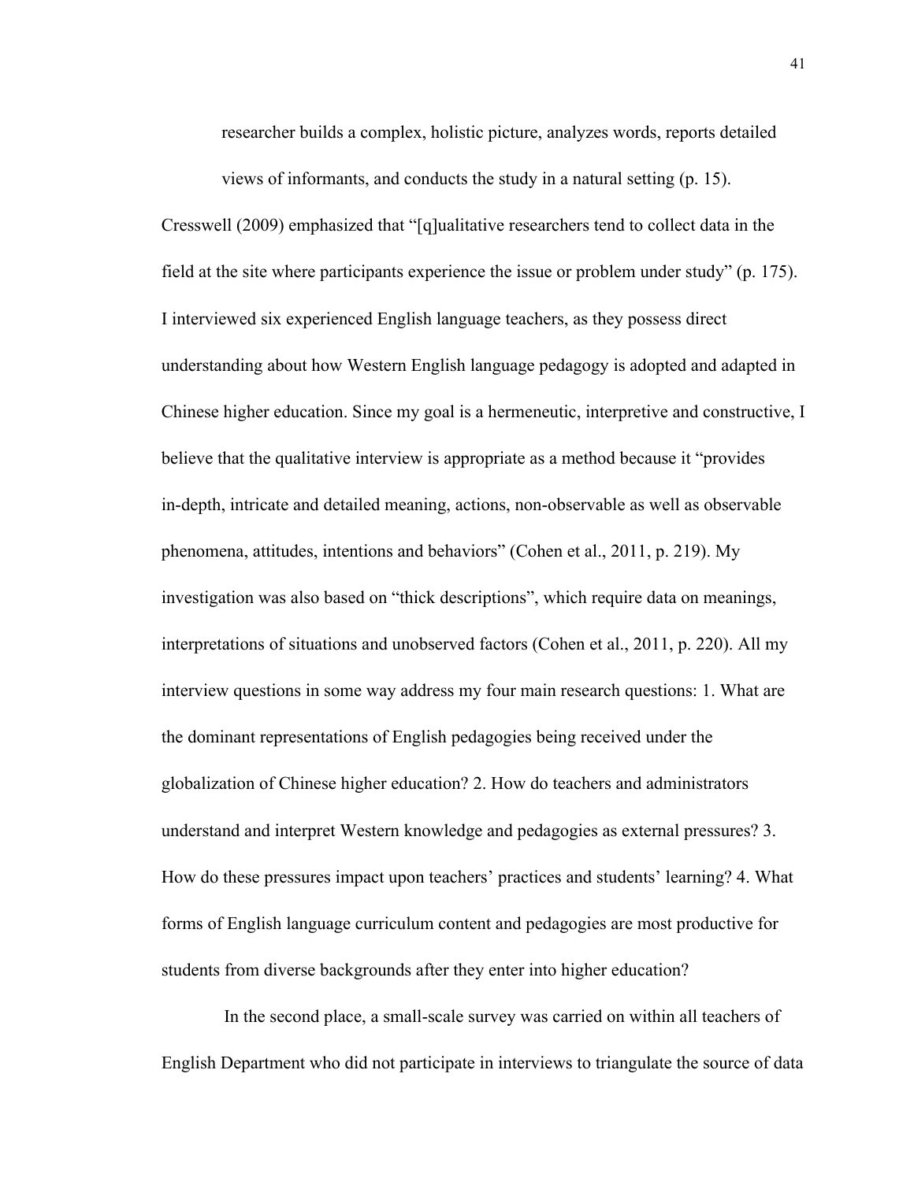researcher builds a complex, holistic picture, analyzes words, reports detailed views of informants, and conducts the study in a natural setting (p. 15).

Cresswell (2009) emphasized that "[q]ualitative researchers tend to collect data in the field at the site where participants experience the issue or problem under study" (p. 175). I interviewed six experienced English language teachers, as they possess direct understanding about how Western English language pedagogy is adopted and adapted in Chinese higher education. Since my goal is a hermeneutic, interpretive and constructive, I believe that the qualitative interview is appropriate as a method because it "provides in-depth, intricate and detailed meaning, actions, non-observable as well as observable phenomena, attitudes, intentions and behaviors" (Cohen et al., 2011, p. 219). My investigation was also based on "thick descriptions", which require data on meanings, interpretations of situations and unobserved factors (Cohen et al., 2011, p. 220). All my interview questions in some way address my four main research questions: 1. What are the dominant representations of English pedagogies being received under the globalization of Chinese higher education? 2. How do teachers and administrators understand and interpret Western knowledge and pedagogies as external pressures? 3. How do these pressures impact upon teachers' practices and students' learning? 4. What forms of English language curriculum content and pedagogies are most productive for students from diverse backgrounds after they enter into higher education?

In the second place, a small-scale survey was carried on within all teachers of English Department who did not participate in interviews to triangulate the source of data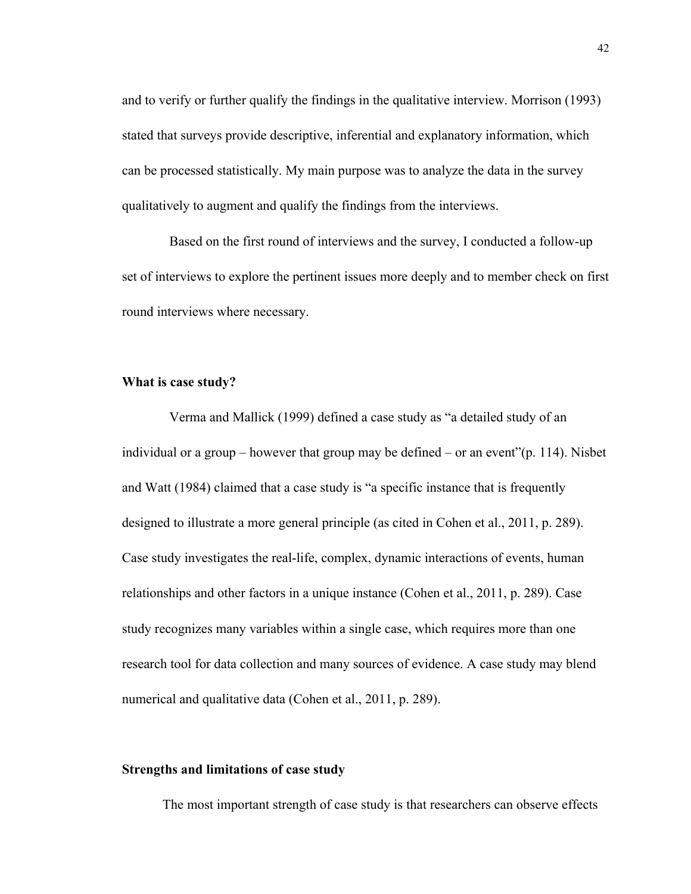and to verify or further qualify the findings in the qualitative interview. Morrison (1993) stated that surveys provide descriptive, inferential and explanatory information, which can be processed statistically. My main purpose was to analyze the data in the survey qualitatively to augment and qualify the findings from the interviews.

Based on the first round of interviews and the survey, I conducted a follow-up set of interviews to explore the pertinent issues more deeply and to member check on first round interviews where necessary.

**What is case study?**

Verma and Mallick (1999) defined a case study as "a detailed study of an individual or a group – however that group may be defined – or an event"(p. 114). Nisbet and Watt (1984) claimed that a case study is "a specific instance that is frequently designed to illustrate a more general principle (as cited in Cohen et al., 2011, p. 289). Case study investigates the real-life, complex, dynamic interactions of events, human relationships and other factors in a unique instance (Cohen et al., 2011, p. 289). Case study recognizes many variables within a single case, which requires more than one research tool for data collection and many sources of evidence. A case study may blend numerical and qualitative data (Cohen et al., 2011, p. 289).

**Strengths and limitations of case study**

The most important strength of case study is that researchers can observe effects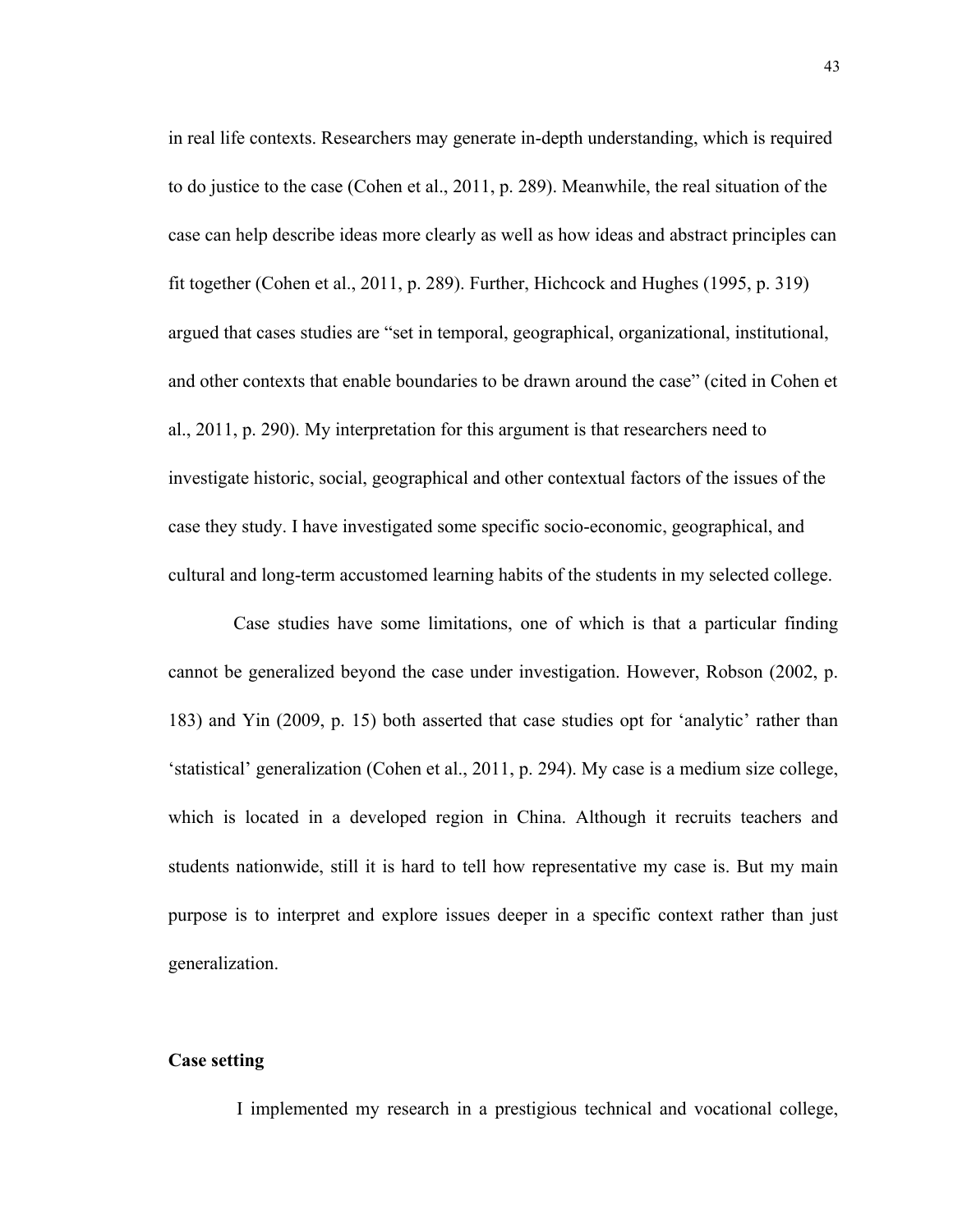in real life contexts. Researchers may generate in-depth understanding, which is required to do justice to the case (Cohen et al., 2011, p. 289). Meanwhile, the real situation of the case can help describe ideas more clearly as well as how ideas and abstract principles can fit together (Cohen et al., 2011, p. 289). Further, Hichcock and Hughes (1995, p. 319) argued that cases studies are "set in temporal, geographical, organizational, institutional, and other contexts that enable boundaries to be drawn around the case" (cited in Cohen et al., 2011, p. 290). My interpretation for this argument is that researchers need to investigate historic, social, geographical and other contextual factors of the issues of the case they study. I have investigated some specific socio-economic, geographical, and cultural and long-term accustomed learning habits of the students in my selected college.

Case studies have some limitations, one of which is that a particular finding cannot be generalized beyond the case under investigation. However, Robson (2002, p. 183) and Yin (2009, p. 15) both asserted that case studies opt for 'analytic' rather than 'statistical' generalization (Cohen et al., 2011, p. 294). My case is a medium size college, which is located in a developed region in China. Although it recruits teachers and students nationwide, still it is hard to tell how representative my case is. But my main purpose is to interpret and explore issues deeper in a specific context rather than just generalization.

**Case setting**

I implemented my research in a prestigious technical and vocational college,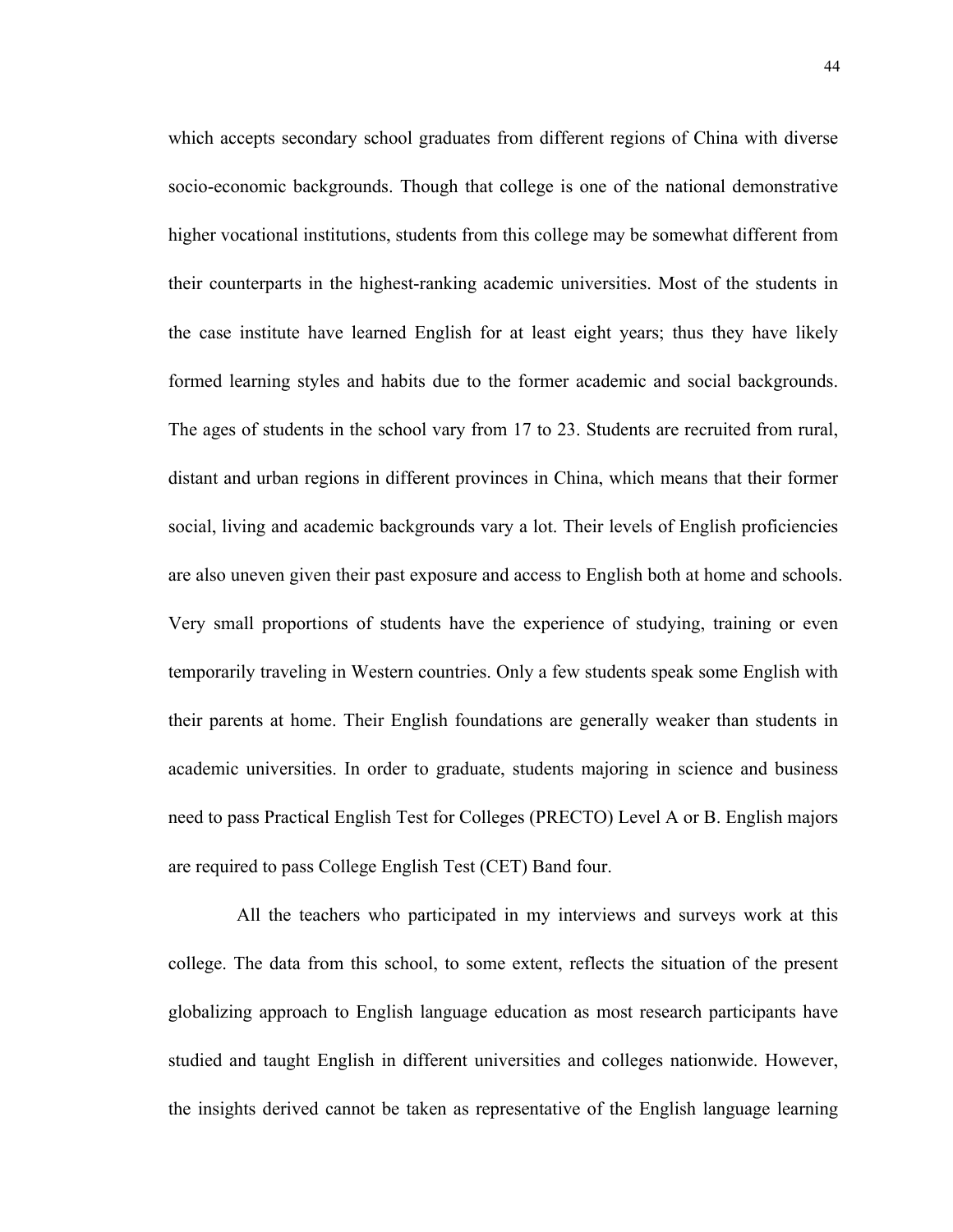which accepts secondary school graduates from different regions of China with diverse socio-economic backgrounds. Though that college is one of the national demonstrative higher vocational institutions, students from this college may be somewhat different from their counterparts in the highest-ranking academic universities. Most of the students in the case institute have learned English for at least eight years; thus they have likely formed learning styles and habits due to the former academic and social backgrounds. The ages of students in the school vary from 17 to 23. Students are recruited from rural, distant and urban regions in different provinces in China, which means that their former social, living and academic backgrounds vary a lot. Their levels of English proficiencies are also uneven given their past exposure and access to English both at home and schools. Very small proportions of students have the experience of studying, training or even temporarily traveling in Western countries. Only a few students speak some English with their parents at home. Their English foundations are generally weaker than students in academic universities. In order to graduate, students majoring in science and business need to pass Practical English Test for Colleges (PRECTO) Level A or B. English majors are required to pass College English Test (CET) Band four.

All the teachers who participated in my interviews and surveys work at this college. The data from this school, to some extent, reflects the situation of the present globalizing approach to English language education as most research participants have studied and taught English in different universities and colleges nationwide. However, the insights derived cannot be taken as representative of the English language learning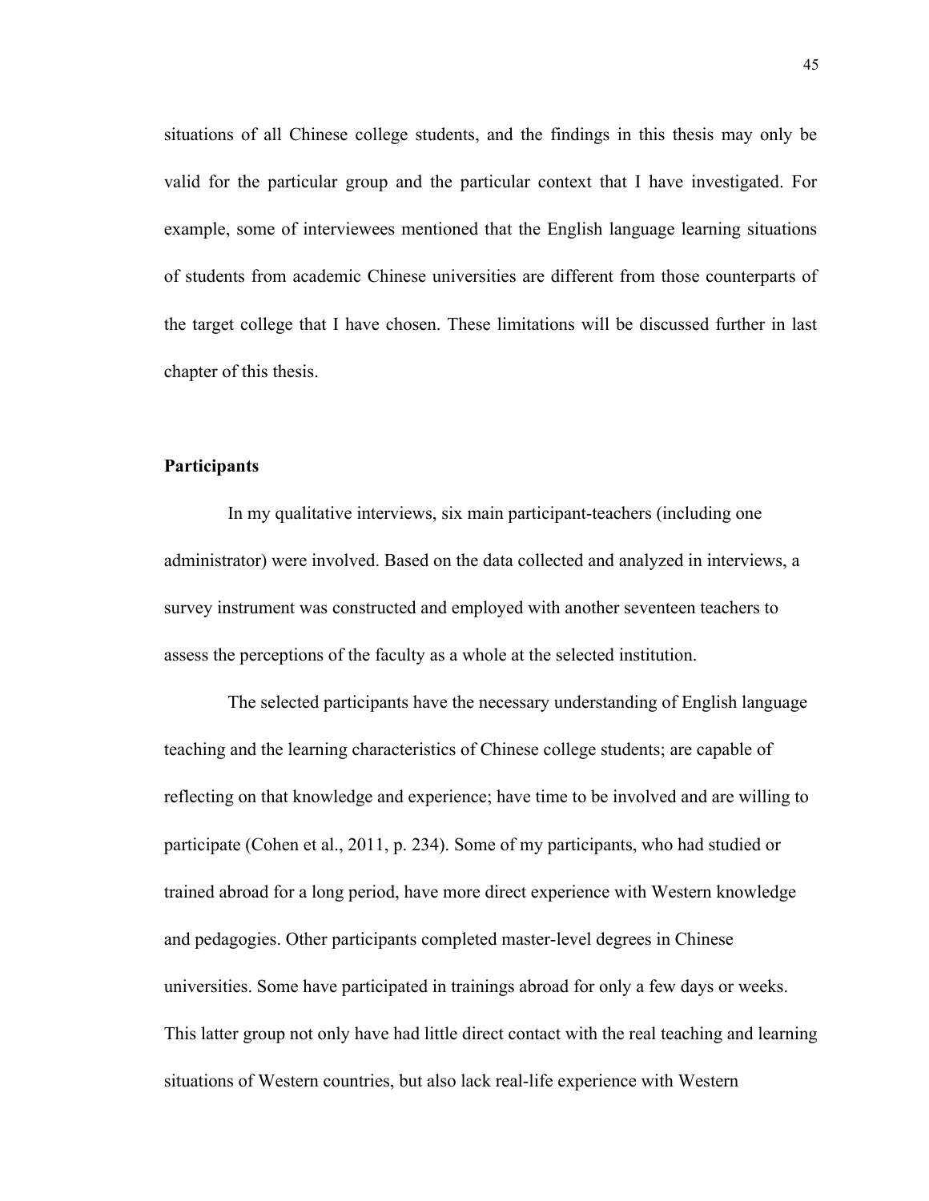situations of all Chinese college students, and the findings in this thesis may only be valid for the particular group and the particular context that I have investigated. For example, some of interviewees mentioned that the English language learning situations of students from academic Chinese universities are different from those counterparts of the target college that I have chosen. These limitations will be discussed further in last chapter of this thesis.

**Participants**

In my qualitative interviews, six main participant-teachers (including one administrator) were involved. Based on the data collected and analyzed in interviews, a survey instrument was constructed and employed with another seventeen teachers to assess the perceptions of the faculty as a whole at the selected institution.

The selected participants have the necessary understanding of English language teaching and the learning characteristics of Chinese college students; are capable of reflecting on that knowledge and experience; have time to be involved and are willing to participate (Cohen et al., 2011, p. 234). Some of my participants, who had studied or trained abroad for a long period, have more direct experience with Western knowledge and pedagogies. Other participants completed master-level degrees in Chinese universities. Some have participated in trainings abroad for only a few days or weeks. This latter group not only have had little direct contact with the real teaching and learning situations of Western countries, but also lack real-life experience with Western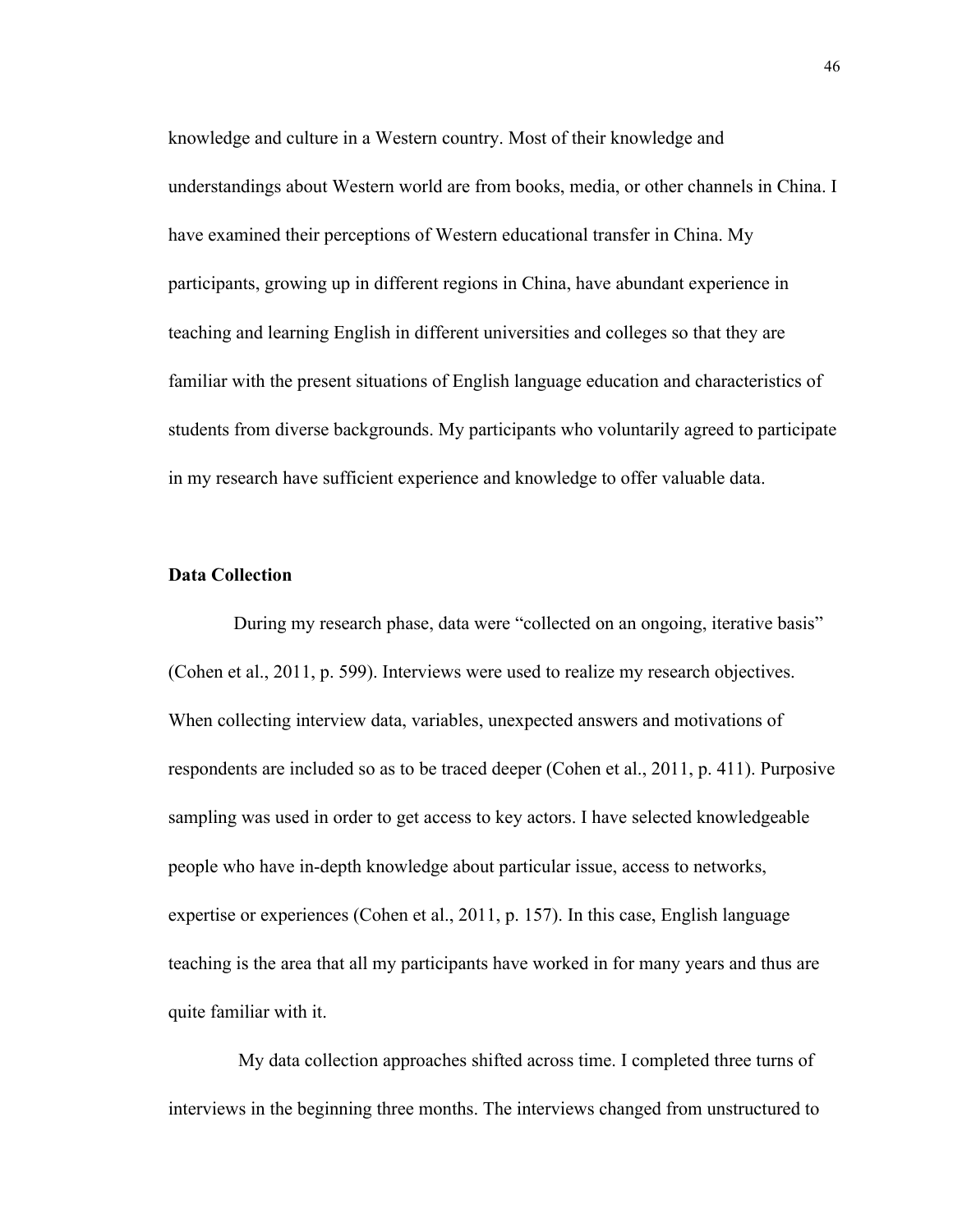knowledge and culture in a Western country. Most of their knowledge and understandings about Western world are from books, media, or other channels in China. I have examined their perceptions of Western educational transfer in China. My participants, growing up in different regions in China, have abundant experience in teaching and learning English in different universities and colleges so that they are familiar with the present situations of English language education and characteristics of students from diverse backgrounds. My participants who voluntarily agreed to participate in my research have sufficient experience and knowledge to offer valuable data.

**Data Collection**

During my research phase, data were "collected on an ongoing, iterative basis" (Cohen et al., 2011, p. 599). Interviews were used to realize my research objectives. When collecting interview data, variables, unexpected answers and motivations of respondents are included so as to be traced deeper (Cohen et al., 2011, p. 411). Purposive sampling was used in order to get access to key actors. I have selected knowledgeable people who have in-depth knowledge about particular issue, access to networks, expertise or experiences (Cohen et al., 2011, p. 157). In this case, English language teaching is the area that all my participants have worked in for many years and thus are quite familiar with it.

My data collection approaches shifted across time. I completed three turns of interviews in the beginning three months. The interviews changed from unstructured to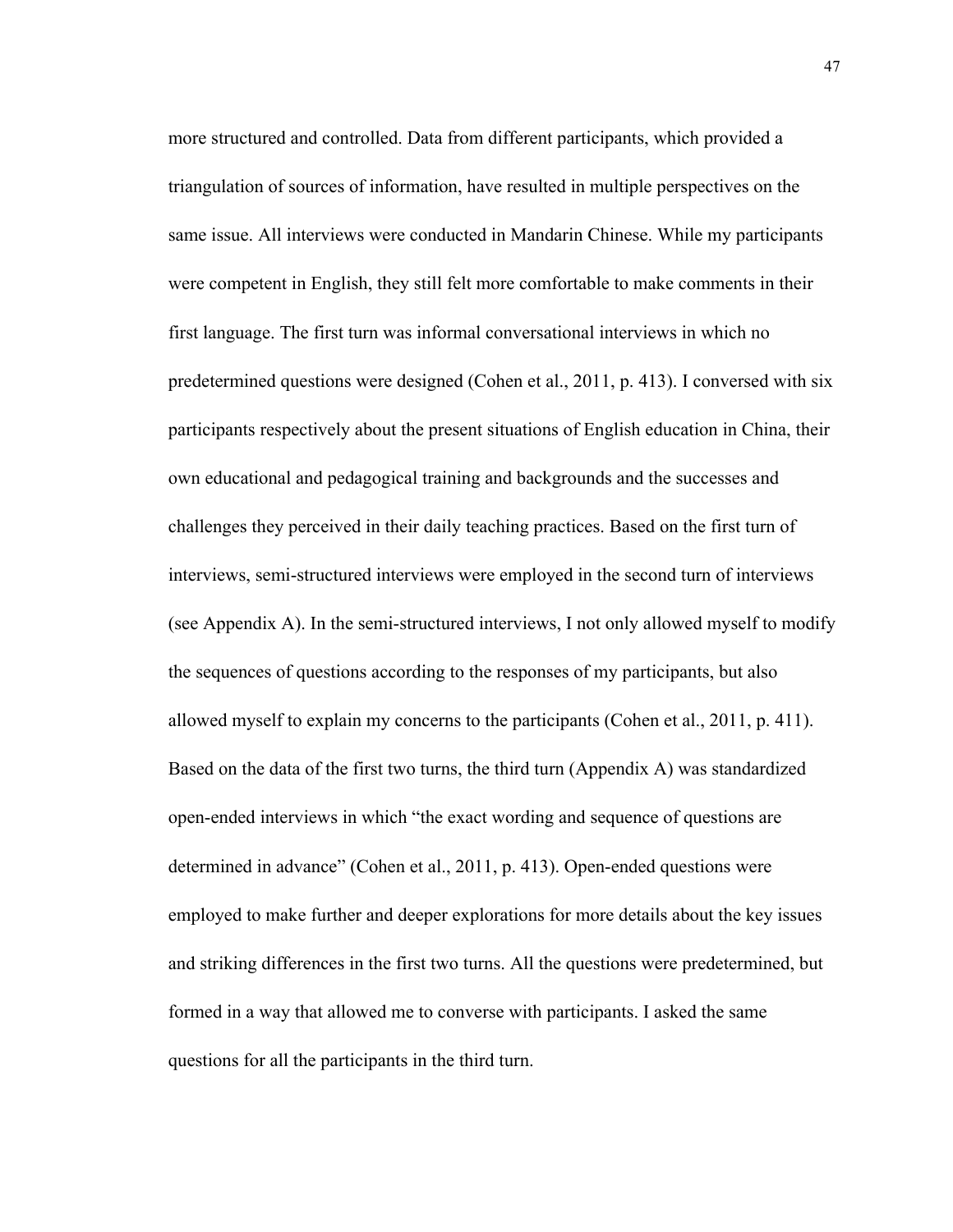more structured and controlled. Data from different participants, which provided a triangulation of sources of information, have resulted in multiple perspectives on the same issue. All interviews were conducted in Mandarin Chinese. While my participants were competent in English, they still felt more comfortable to make comments in their first language. The first turn was informal conversational interviews in which no predetermined questions were designed (Cohen et al., 2011, p. 413). I conversed with six participants respectively about the present situations of English education in China, their own educational and pedagogical training and backgrounds and the successes and challenges they perceived in their daily teaching practices. Based on the first turn of interviews, semi-structured interviews were employed in the second turn of interviews (see Appendix A). In the semi-structured interviews, I not only allowed myself to modify the sequences of questions according to the responses of my participants, but also allowed myself to explain my concerns to the participants (Cohen et al., 2011, p. 411). Based on the data of the first two turns, the third turn (Appendix A) was standardized open-ended interviews in which "the exact wording and sequence of questions are determined in advance" (Cohen et al., 2011, p. 413). Open-ended questions were employed to make further and deeper explorations for more details about the key issues and striking differences in the first two turns. All the questions were predetermined, but formed in a way that allowed me to converse with participants. I asked the same questions for all the participants in the third turn.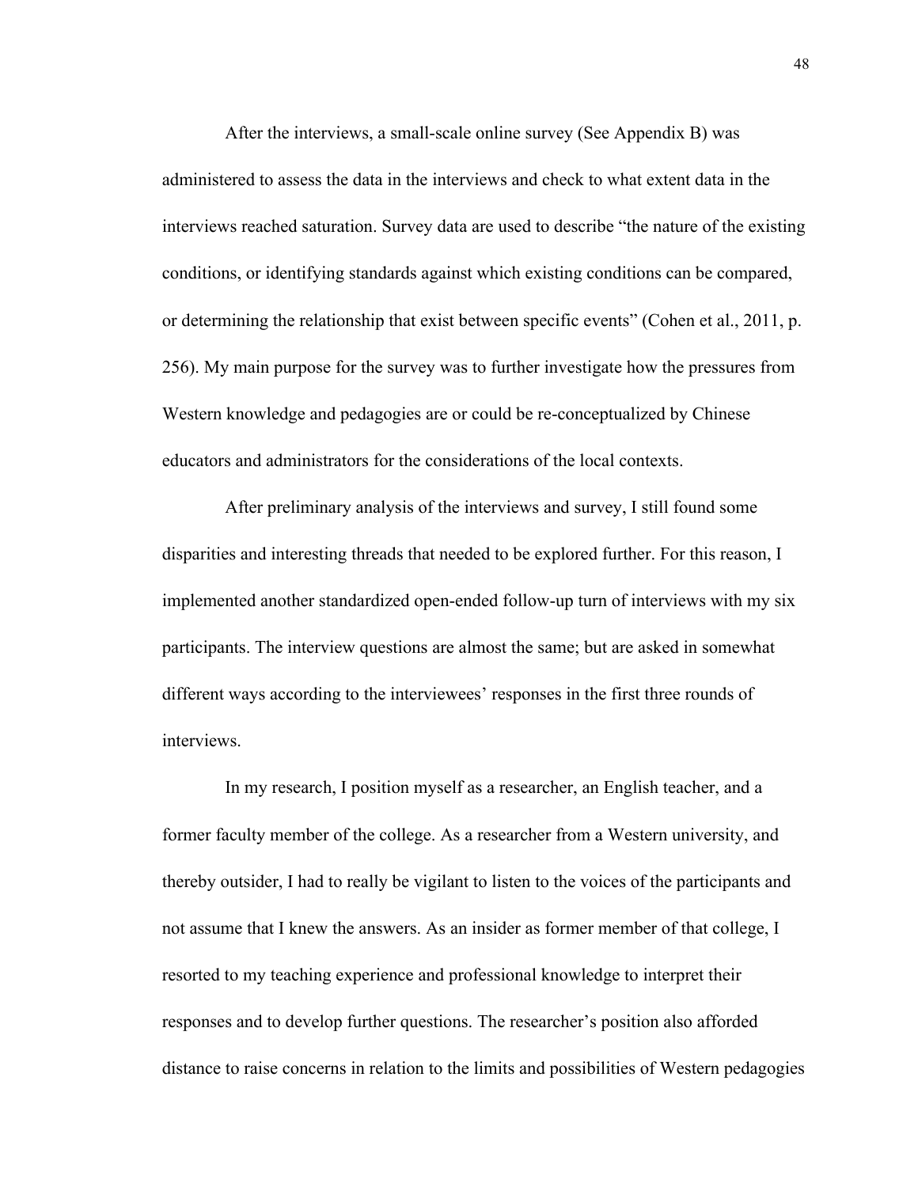After the interviews, a small-scale online survey (See Appendix B) was administered to assess the data in the interviews and check to what extent data in the interviews reached saturation. Survey data are used to describe "the nature of the existing conditions, or identifying standards against which existing conditions can be compared, or determining the relationship that exist between specific events" (Cohen et al., 2011, p. 256). My main purpose for the survey was to further investigate how the pressures from Western knowledge and pedagogies are or could be re-conceptualized by Chinese educators and administrators for the considerations of the local contexts.

After preliminary analysis of the interviews and survey, I still found some disparities and interesting threads that needed to be explored further. For this reason, I implemented another standardized open-ended follow-up turn of interviews with my six participants. The interview questions are almost the same; but are asked in somewhat different ways according to the interviewees' responses in the first three rounds of interviews.

In my research, I position myself as a researcher, an English teacher, and a former faculty member of the college. As a researcher from a Western university, and thereby outsider, I had to really be vigilant to listen to the voices of the participants and not assume that I knew the answers. As an insider as former member of that college, I resorted to my teaching experience and professional knowledge to interpret their responses and to develop further questions. The researcher's position also afforded distance to raise concerns in relation to the limits and possibilities of Western pedagogies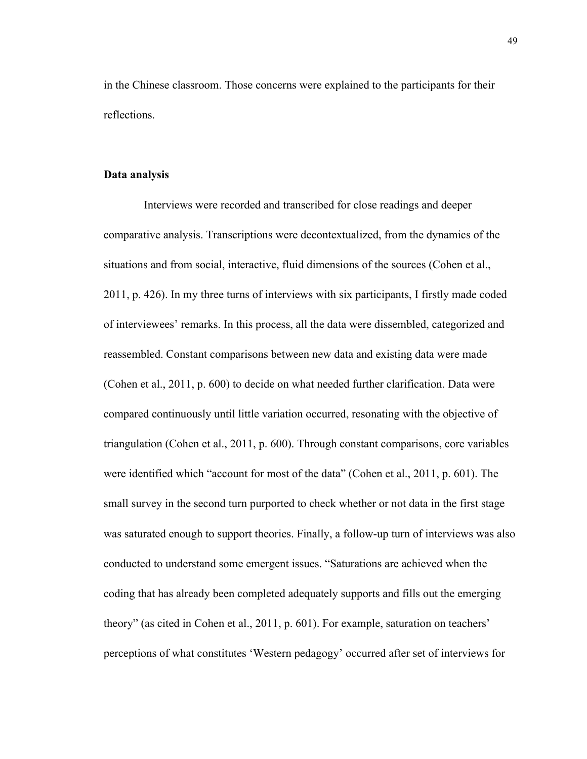in the Chinese classroom. Those concerns were explained to the participants for their reflections.

**Data analysis**

Interviews were recorded and transcribed for close readings and deeper comparative analysis. Transcriptions were decontextualized, from the dynamics of the situations and from social, interactive, fluid dimensions of the sources (Cohen et al., 2011, p. 426). In my three turns of interviews with six participants, I firstly made coded of interviewees' remarks. In this process, all the data were dissembled, categorized and reassembled. Constant comparisons between new data and existing data were made (Cohen et al., 2011, p. 600) to decide on what needed further clarification. Data were compared continuously until little variation occurred, resonating with the objective of triangulation (Cohen et al., 2011, p. 600). Through constant comparisons, core variables were identified which "account for most of the data" (Cohen et al., 2011, p. 601). The small survey in the second turn purported to check whether or not data in the first stage was saturated enough to support theories. Finally, a follow-up turn of interviews was also conducted to understand some emergent issues. "Saturations are achieved when the coding that has already been completed adequately supports and fills out the emerging theory" (as cited in Cohen et al., 2011, p. 601). For example, saturation on teachers' perceptions of what constitutes 'Western pedagogy' occurred after set of interviews for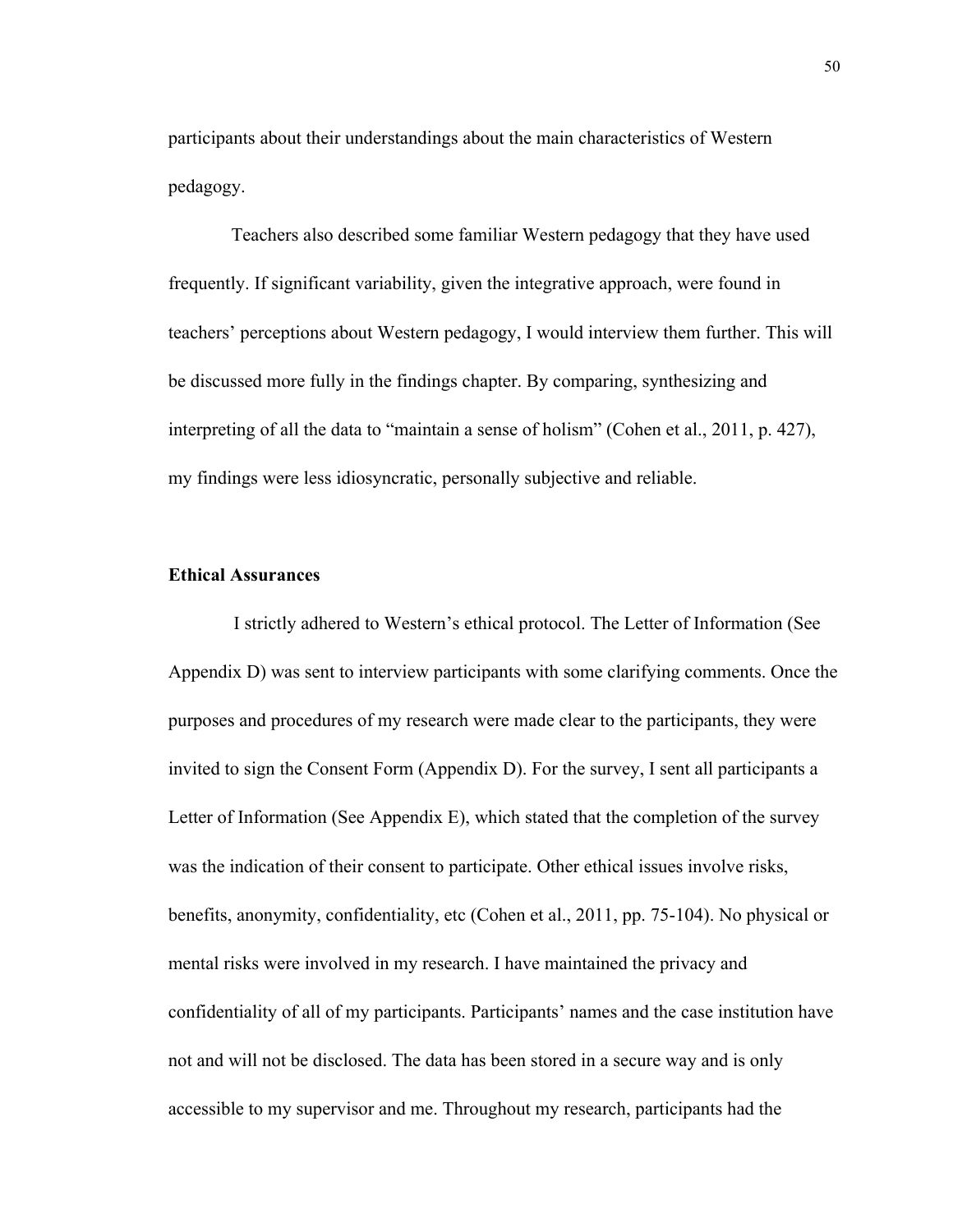participants about their understandings about the main characteristics of Western pedagogy.

Teachers also described some familiar Western pedagogy that they have used frequently. If significant variability, given the integrative approach, were found in teachers' perceptions about Western pedagogy, I would interview them further. This will be discussed more fully in the findings chapter. By comparing, synthesizing and interpreting of all the data to "maintain a sense of holism" (Cohen et al., 2011, p. 427), my findings were less idiosyncratic, personally subjective and reliable.

**Ethical Assurances**

I strictly adhered to Western's ethical protocol. The Letter of Information (See Appendix D) was sent to interview participants with some clarifying comments. Once the purposes and procedures of my research were made clear to the participants, they were invited to sign the Consent Form (Appendix D). For the survey, I sent all participants a Letter of Information (See Appendix E), which stated that the completion of the survey was the indication of their consent to participate. Other ethical issues involve risks, benefits, anonymity, confidentiality, etc (Cohen et al., 2011, pp. 75-104). No physical or mental risks were involved in my research. I have maintained the privacy and confidentiality of all of my participants. Participants' names and the case institution have not and will not be disclosed. The data has been stored in a secure way and is only accessible to my supervisor and me. Throughout my research, participants had the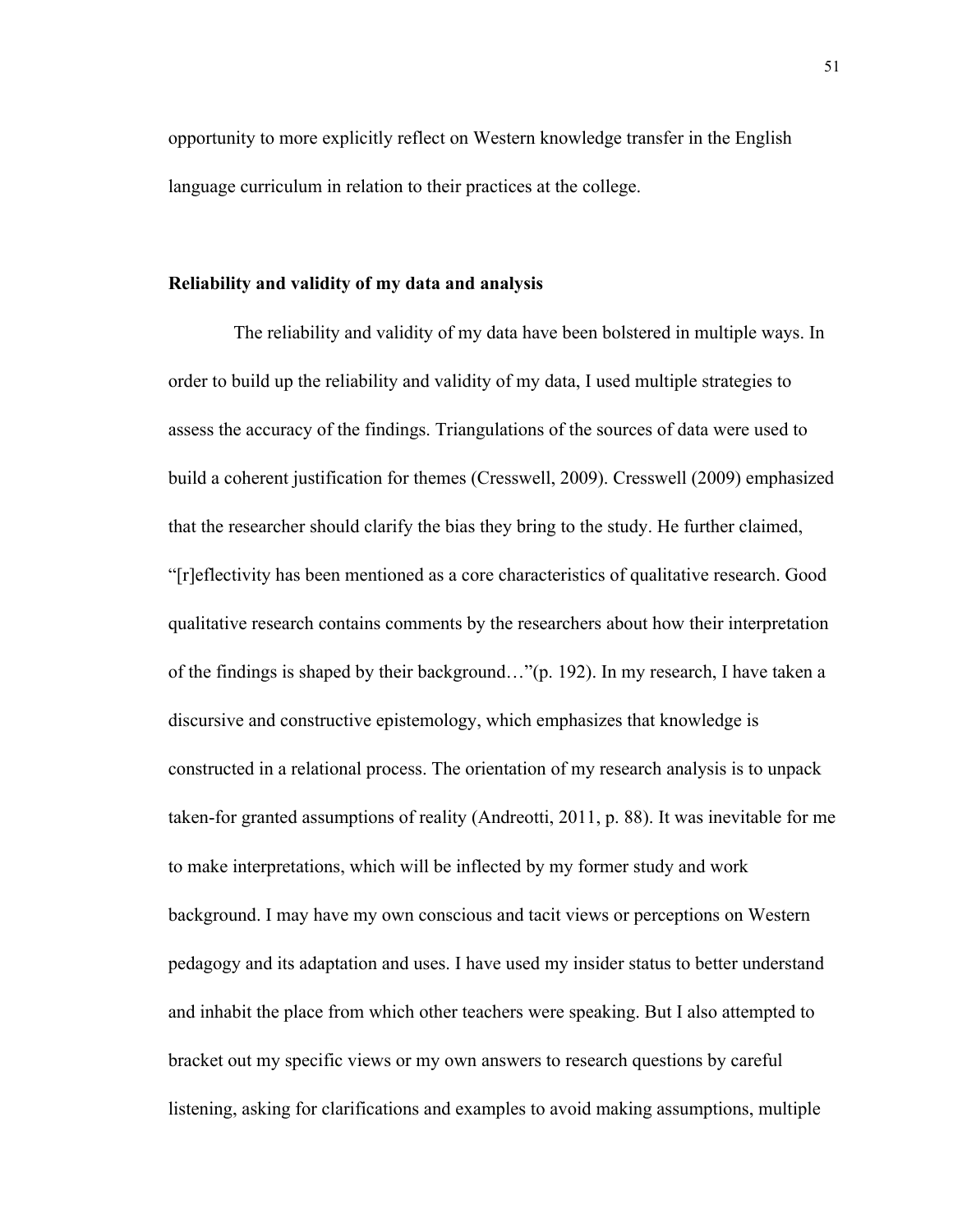opportunity to more explicitly reflect on Western knowledge transfer in the English language curriculum in relation to their practices at the college.

**Reliability and validity of my data and analysis**

The reliability and validity of my data have been bolstered in multiple ways. In order to build up the reliability and validity of my data, I used multiple strategies to assess the accuracy of the findings. Triangulations of the sources of data were used to build a coherent justification for themes (Cresswell, 2009). Cresswell (2009) emphasized that the researcher should clarify the bias they bring to the study. He further claimed, "[r]eflectivity has been mentioned as a core characteristics of qualitative research. Good qualitative research contains comments by the researchers about how their interpretation of the findings is shaped by their background…"(p. 192). In my research, I have taken a discursive and constructive epistemology, which emphasizes that knowledge is constructed in a relational process. The orientation of my research analysis is to unpack taken-for granted assumptions of reality (Andreotti, 2011, p. 88). It was inevitable for me to make interpretations, which will be inflected by my former study and work background. I may have my own conscious and tacit views or perceptions on Western pedagogy and its adaptation and uses. I have used my insider status to better understand and inhabit the place from which other teachers were speaking. But I also attempted to bracket out my specific views or my own answers to research questions by careful listening, asking for clarifications and examples to avoid making assumptions, multiple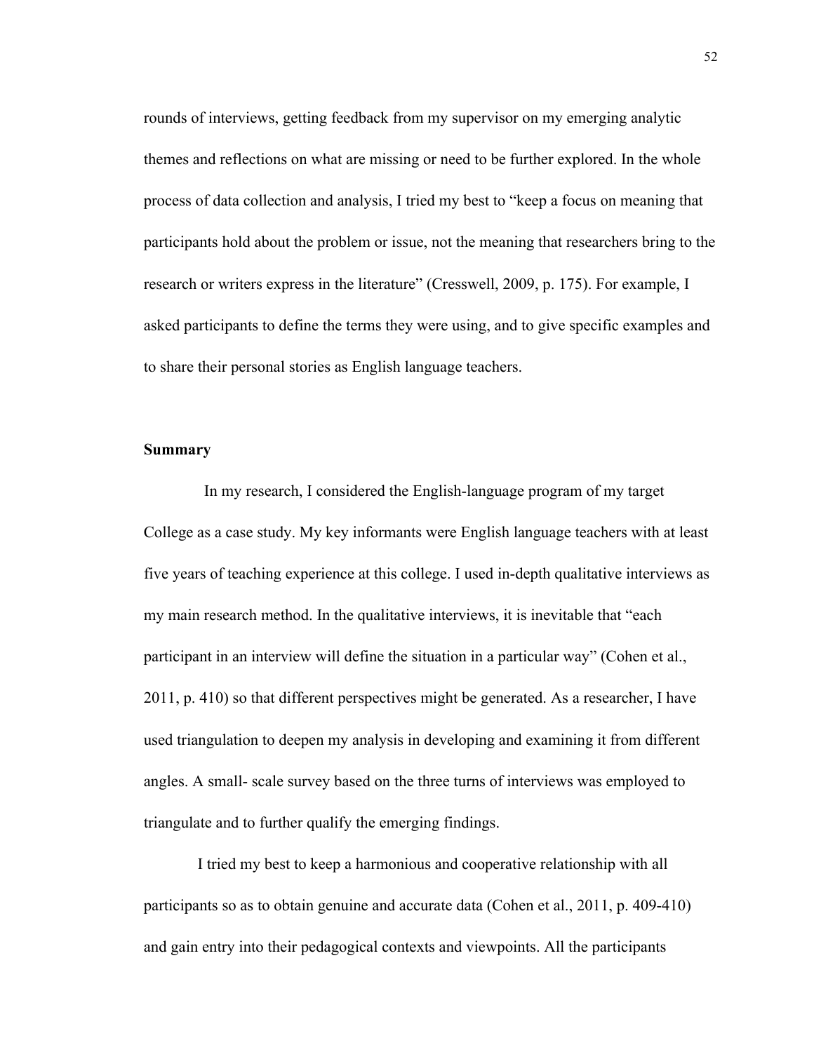rounds of interviews, getting feedback from my supervisor on my emerging analytic themes and reflections on what are missing or need to be further explored. In the whole process of data collection and analysis, I tried my best to "keep a focus on meaning that participants hold about the problem or issue, not the meaning that researchers bring to the research or writers express in the literature" (Cresswell, 2009, p. 175). For example, I asked participants to define the terms they were using, and to give specific examples and to share their personal stories as English language teachers.

### Summary

In my research, I considered the English-language program of my target College as a case study. My key informants were English language teachers with at least five years of teaching experience at this college. I used in-depth qualitative interviews as my main research method. In the qualitative interviews, it is inevitable that "each participant in an interview will define the situation in a particular way" (Cohen et al., 2011, p. 410) so that different perspectives might be generated. As a researcher, I have used triangulation to deepen my analysis in developing and examining it from different angles. A small- scale survey based on the three turns of interviews was employed to triangulate and to further qualify the emerging findings.

I tried my best to keep a harmonious and cooperative relationship with all participants so as to obtain genuine and accurate data (Cohen et al., 2011, p. 409-410) and gain entry into their pedagogical contexts and viewpoints. All the participants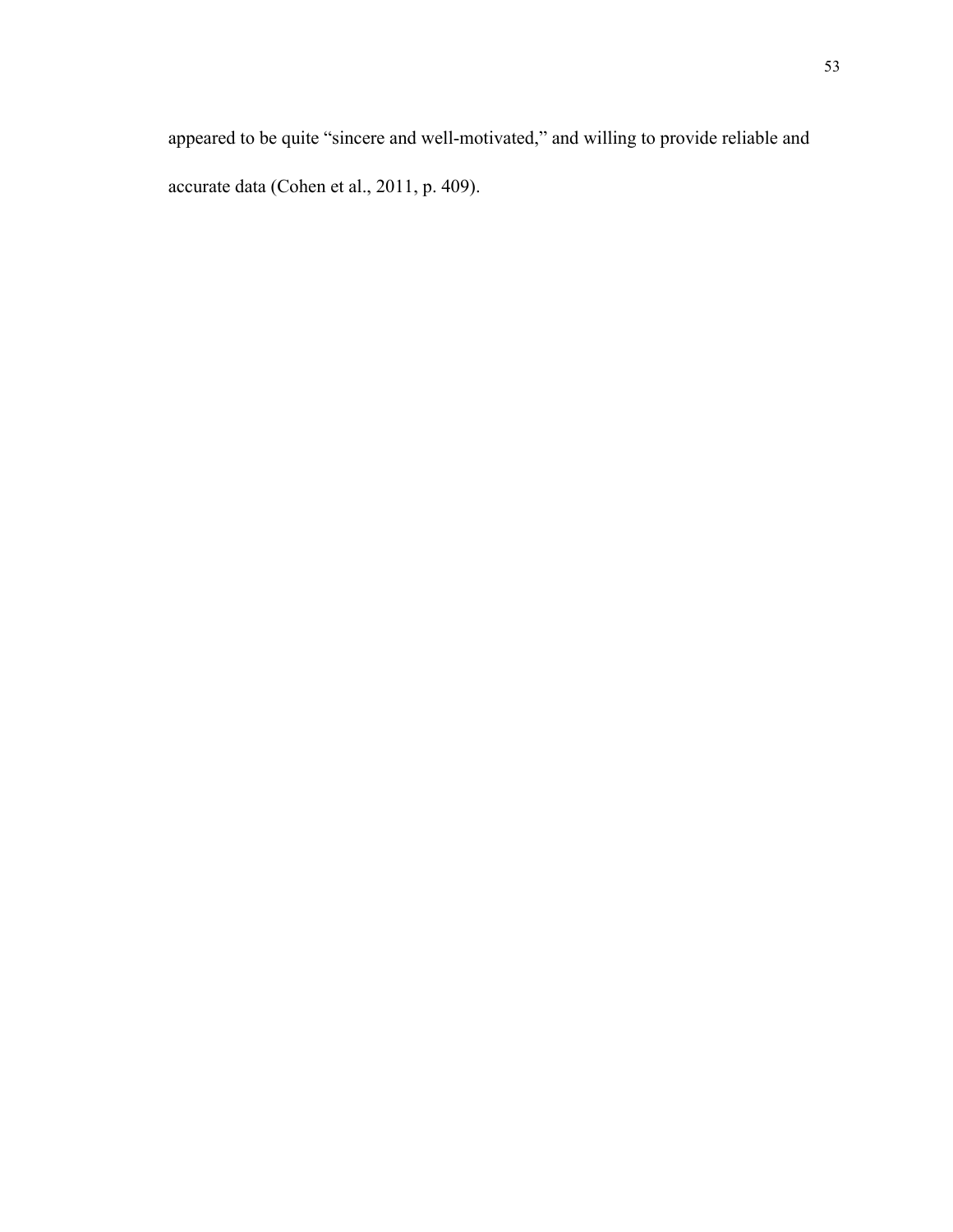appeared to be quite "sincere and well-motivated," and willing to provide reliable and accurate data (Cohen et al., 2011, p. 409).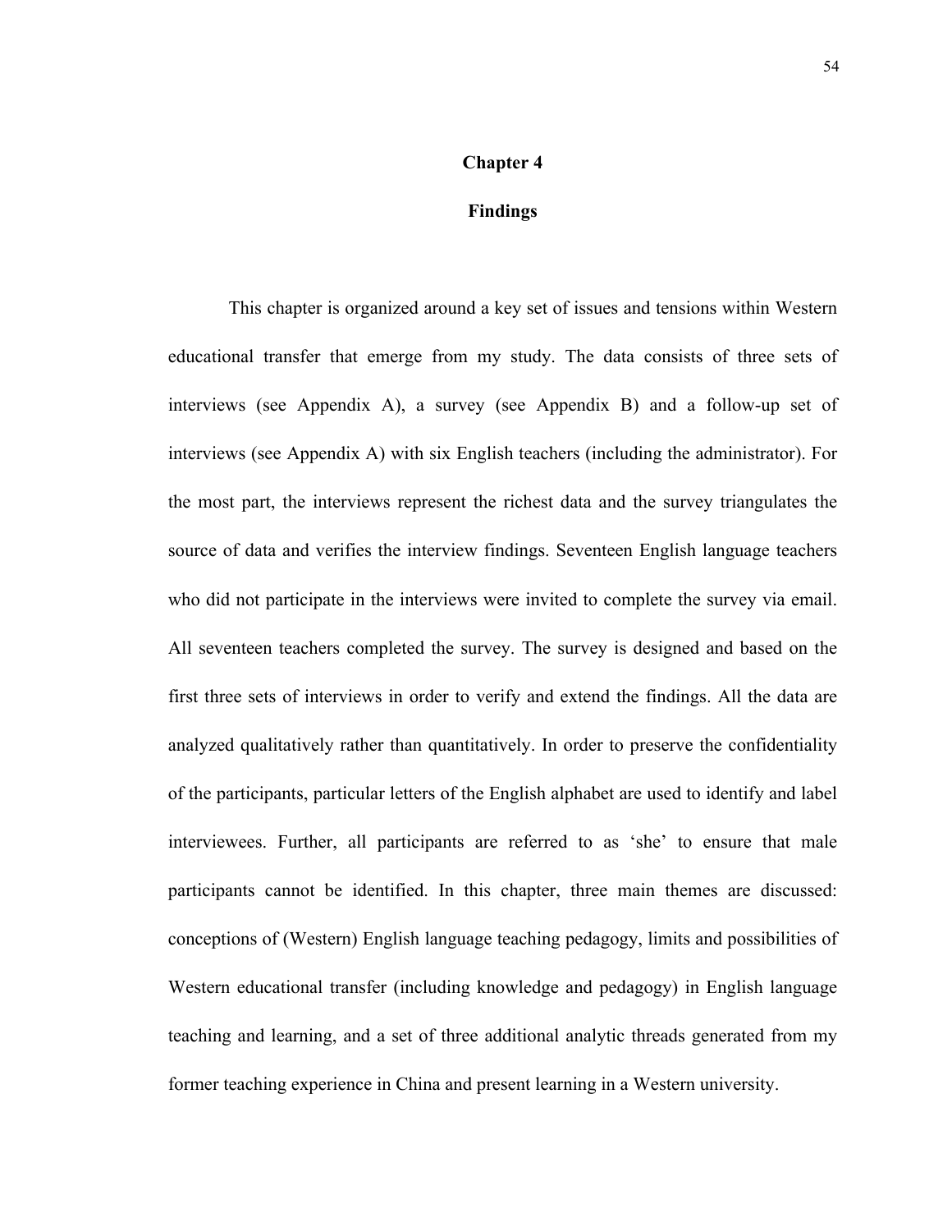# Chapter 4

## Findings

This chapter is organized around a key set of issues and tensions within Western educational transfer that emerge from my study. The data consists of three sets of interviews (see Appendix A), a survey (see Appendix B) and a follow-up set of interviews (see Appendix A) with six English teachers (including the administrator). For the most part, the interviews represent the richest data and the survey triangulates the source of data and verifies the interview findings. Seventeen English language teachers who did not participate in the interviews were invited to complete the survey via email. All seventeen teachers completed the survey. The survey is designed and based on the first three sets of interviews in order to verify and extend the findings. All the data are analyzed qualitatively rather than quantitatively. In order to preserve the confidentiality of the participants, particular letters of the English alphabet are used to identify and label interviewees. Further, all participants are referred to as 'she' to ensure that male participants cannot be identified. In this chapter, three main themes are discussed: conceptions of (Western) English language teaching pedagogy, limits and possibilities of Western educational transfer (including knowledge and pedagogy) in English language teaching and learning, and a set of three additional analytic threads generated from my former teaching experience in China and present learning in a Western university.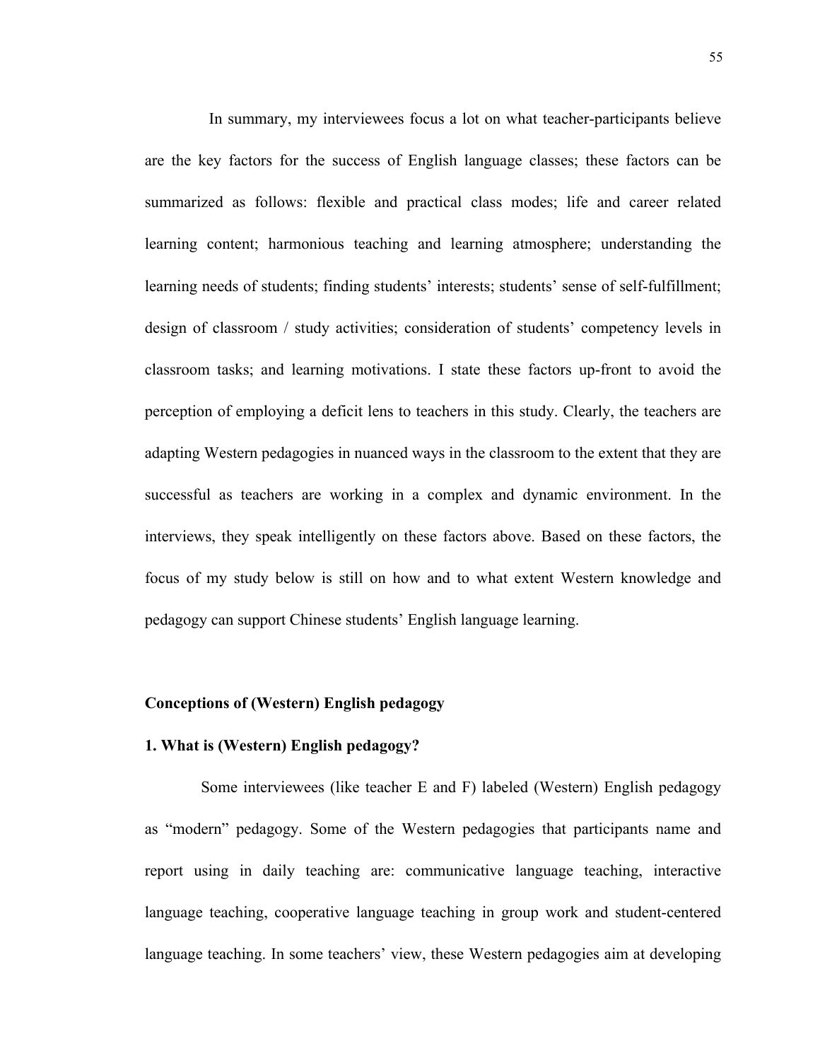In summary, my interviewees focus a lot on what teacher-participants believe are the key factors for the success of English language classes; these factors can be summarized as follows: flexible and practical class modes; life and career related learning content; harmonious teaching and learning atmosphere; understanding the learning needs of students; finding students' interests; students' sense of self-fulfillment; design of classroom / study activities; consideration of students' competency levels in classroom tasks; and learning motivations. I state these factors up-front to avoid the perception of employing a deficit lens to teachers in this study. Clearly, the teachers are adapting Western pedagogies in nuanced ways in the classroom to the extent that they are successful as teachers are working in a complex and dynamic environment. In the interviews, they speak intelligently on these factors above. Based on these factors, the focus of my study below is still on how and to what extent Western knowledge and pedagogy can support Chinese students' English language learning.

### Conceptions of (Western) English pedagogy

#### 1. What is (Western) English pedagogy?

Some interviewees (like teacher E and F) labeled (Western) English pedagogy as "modern" pedagogy. Some of the Western pedagogies that participants name and report using in daily teaching are: communicative language teaching, interactive language teaching, cooperative language teaching in group work and student-centered language teaching. In some teachers' view, these Western pedagogies aim at developing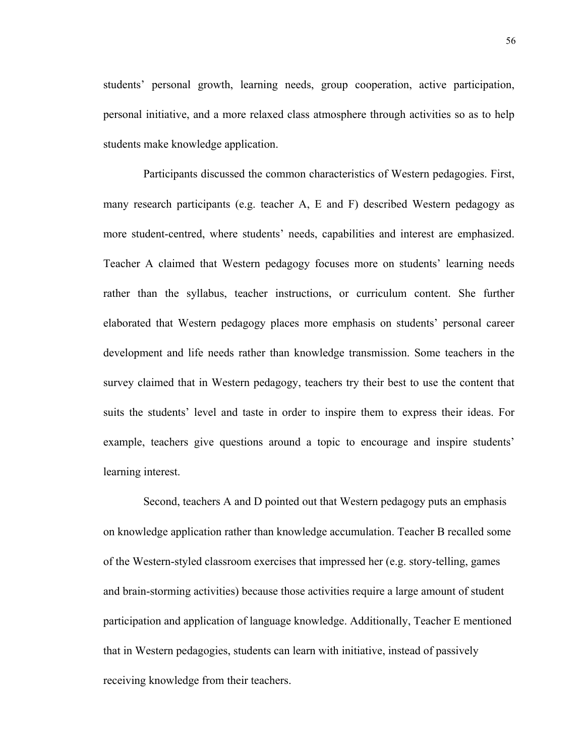students' personal growth, learning needs, group cooperation, active participation, personal initiative, and a more relaxed class atmosphere through activities so as to help students make knowledge application.

Participants discussed the common characteristics of Western pedagogies. First, many research participants (e.g. teacher A, E and F) described Western pedagogy as more student-centred, where students' needs, capabilities and interest are emphasized. Teacher A claimed that Western pedagogy focuses more on students' learning needs rather than the syllabus, teacher instructions, or curriculum content. She further elaborated that Western pedagogy places more emphasis on students' personal career development and life needs rather than knowledge transmission. Some teachers in the survey claimed that in Western pedagogy, teachers try their best to use the content that suits the students' level and taste in order to inspire them to express their ideas. For example, teachers give questions around a topic to encourage and inspire students' learning interest.

Second, teachers A and D pointed out that Western pedagogy puts an emphasis on knowledge application rather than knowledge accumulation. Teacher B recalled some of the Western-styled classroom exercises that impressed her (e.g. story-telling, games and brain-storming activities) because those activities require a large amount of student participation and application of language knowledge. Additionally, Teacher E mentioned that in Western pedagogies, students can learn with initiative, instead of passively receiving knowledge from their teachers.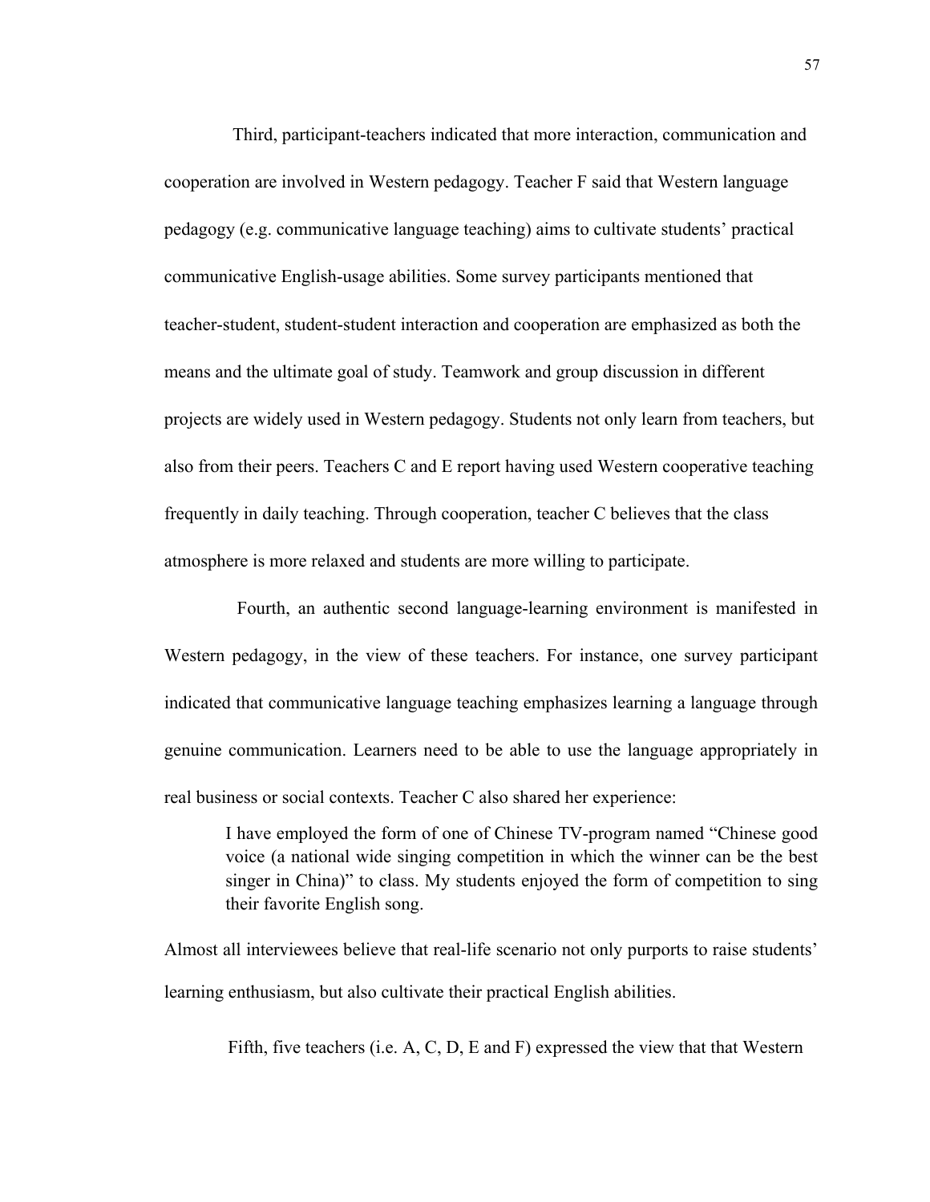Third, participant-teachers indicated that more interaction, communication and cooperation are involved in Western pedagogy. Teacher F said that Western language pedagogy (e.g. communicative language teaching) aims to cultivate students' practical communicative English-usage abilities. Some survey participants mentioned that teacher-student, student-student interaction and cooperation are emphasized as both the means and the ultimate goal of study. Teamwork and group discussion in different projects are widely used in Western pedagogy. Students not only learn from teachers, but also from their peers. Teachers C and E report having used Western cooperative teaching frequently in daily teaching. Through cooperation, teacher C believes that the class atmosphere is more relaxed and students are more willing to participate.

Fourth, an authentic second language-learning environment is manifested in Western pedagogy, in the view of these teachers. For instance, one survey participant indicated that communicative language teaching emphasizes learning a language through genuine communication. Learners need to be able to use the language appropriately in real business or social contexts. Teacher C also shared her experience:

> I have employed the form of one of Chinese TV-program named "Chinese good voice (a national wide singing competition in which the winner can be the best singer in China)" to class. My students enjoyed the form of competition to sing their favorite English song.

Almost all interviewees believe that real-life scenario not only purports to raise students' learning enthusiasm, but also cultivate their practical English abilities.

Fifth, five teachers (i.e. A, C, D, E and F) expressed the view that that Western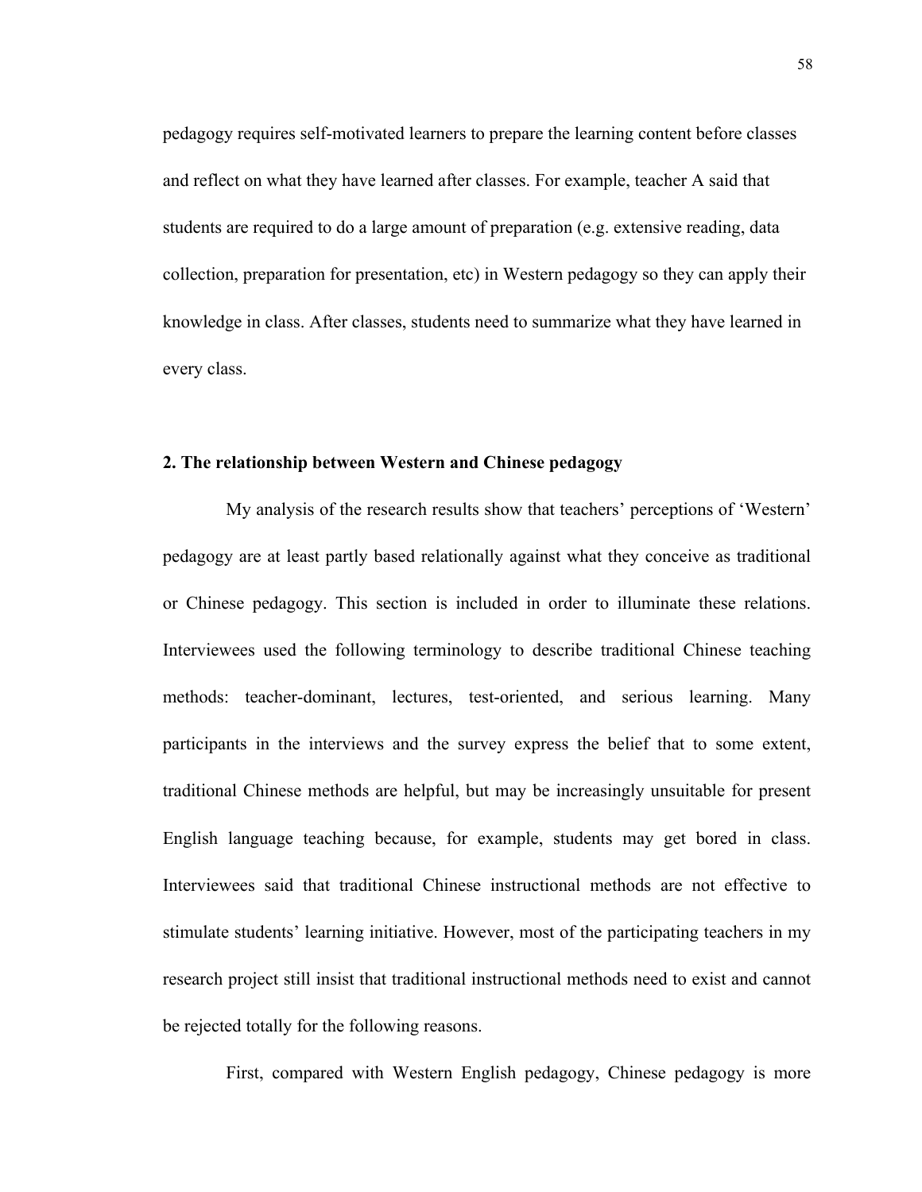pedagogy requires self-motivated learners to prepare the learning content before classes and reflect on what they have learned after classes. For example, teacher A said that students are required to do a large amount of preparation (e.g. extensive reading, data collection, preparation for presentation, etc) in Western pedagogy so they can apply their knowledge in class. After classes, students need to summarize what they have learned in every class.

**2. The relationship between Western and Chinese pedagogy**

My analysis of the research results show that teachers' perceptions of 'Western' pedagogy are at least partly based relationally against what they conceive as traditional or Chinese pedagogy. This section is included in order to illuminate these relations. Interviewees used the following terminology to describe traditional Chinese teaching methods: teacher-dominant, lectures, test-oriented, and serious learning. Many participants in the interviews and the survey express the belief that to some extent, traditional Chinese methods are helpful, but may be increasingly unsuitable for present English language teaching because, for example, students may get bored in class. Interviewees said that traditional Chinese instructional methods are not effective to stimulate students' learning initiative. However, most of the participating teachers in my research project still insist that traditional instructional methods need to exist and cannot be rejected totally for the following reasons.

First, compared with Western English pedagogy, Chinese pedagogy is more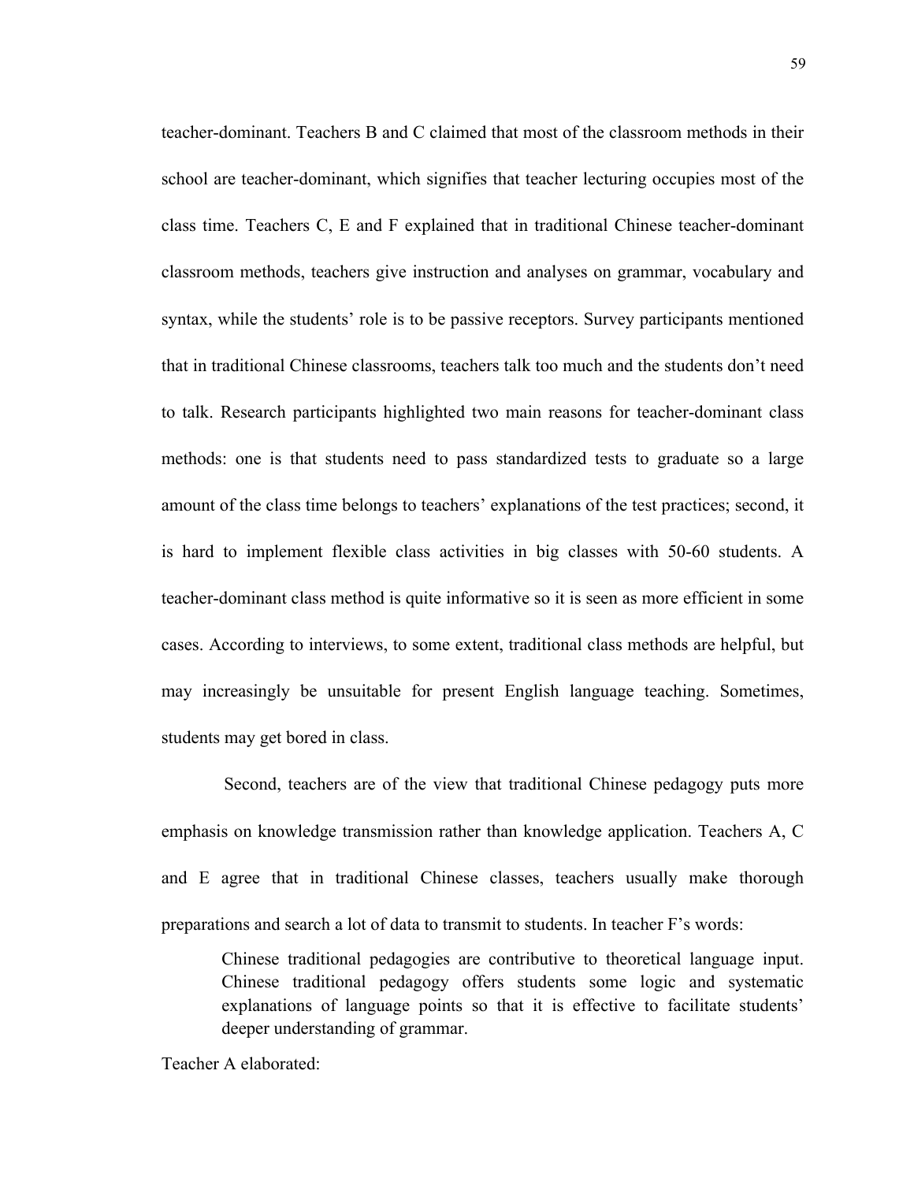teacher-dominant. Teachers B and C claimed that most of the classroom methods in their school are teacher-dominant, which signifies that teacher lecturing occupies most of the class time. Teachers C, E and F explained that in traditional Chinese teacher-dominant classroom methods, teachers give instruction and analyses on grammar, vocabulary and syntax, while the students' role is to be passive receptors. Survey participants mentioned that in traditional Chinese classrooms, teachers talk too much and the students don't need to talk. Research participants highlighted two main reasons for teacher-dominant class methods: one is that students need to pass standardized tests to graduate so a large amount of the class time belongs to teachers' explanations of the test practices; second, it is hard to implement flexible class activities in big classes with 50-60 students. A teacher-dominant class method is quite informative so it is seen as more efficient in some cases. According to interviews, to some extent, traditional class methods are helpful, but may increasingly be unsuitable for present English language teaching. Sometimes, students may get bored in class.

Second, teachers are of the view that traditional Chinese pedagogy puts more emphasis on knowledge transmission rather than knowledge application. Teachers A, C and E agree that in traditional Chinese classes, teachers usually make thorough preparations and search a lot of data to transmit to students. In teacher F's words:

> Chinese traditional pedagogies are contributive to theoretical language input. Chinese traditional pedagogy offers students some logic and systematic explanations of language points so that it is effective to facilitate students' deeper understanding of grammar.

Teacher A elaborated: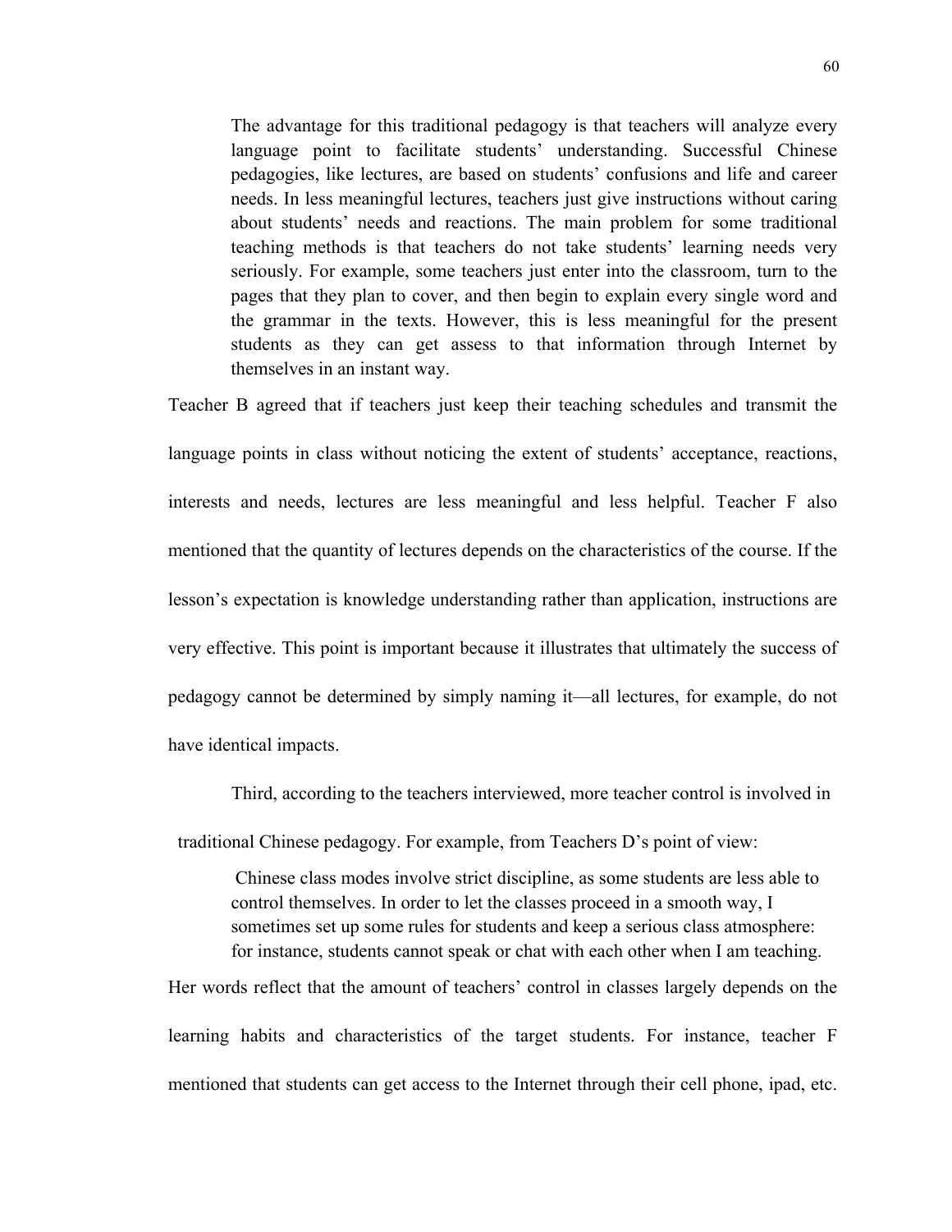> The advantage for this traditional pedagogy is that teachers will analyze every language point to facilitate students' understanding. Successful Chinese pedagogies, like lectures, are based on students' confusions and life and career needs. In less meaningful lectures, teachers just give instructions without caring about students' needs and reactions. The main problem for some traditional teaching methods is that teachers do not take students' learning needs very seriously. For example, some teachers just enter into the classroom, turn to the pages that they plan to cover, and then begin to explain every single word and the grammar in the texts. However, this is less meaningful for the present students as they can get assess to that information through Internet by themselves in an instant way.

Teacher B agreed that if teachers just keep their teaching schedules and transmit the language points in class without noticing the extent of students' acceptance, reactions, interests and needs, lectures are less meaningful and less helpful. Teacher F also mentioned that the quantity of lectures depends on the characteristics of the course. If the lesson's expectation is knowledge understanding rather than application, instructions are very effective. This point is important because it illustrates that ultimately the success of pedagogy cannot be determined by simply naming it—all lectures, for example, do not have identical impacts.

Third, according to the teachers interviewed, more teacher control is involved in traditional Chinese pedagogy. For example, from Teachers D's point of view:

> Chinese class modes involve strict discipline, as some students are less able to control themselves. In order to let the classes proceed in a smooth way, I sometimes set up some rules for students and keep a serious class atmosphere: for instance, students cannot speak or chat with each other when I am teaching.

Her words reflect that the amount of teachers' control in classes largely depends on the learning habits and characteristics of the target students. For instance, teacher F mentioned that students can get access to the Internet through their cell phone, ipad, etc.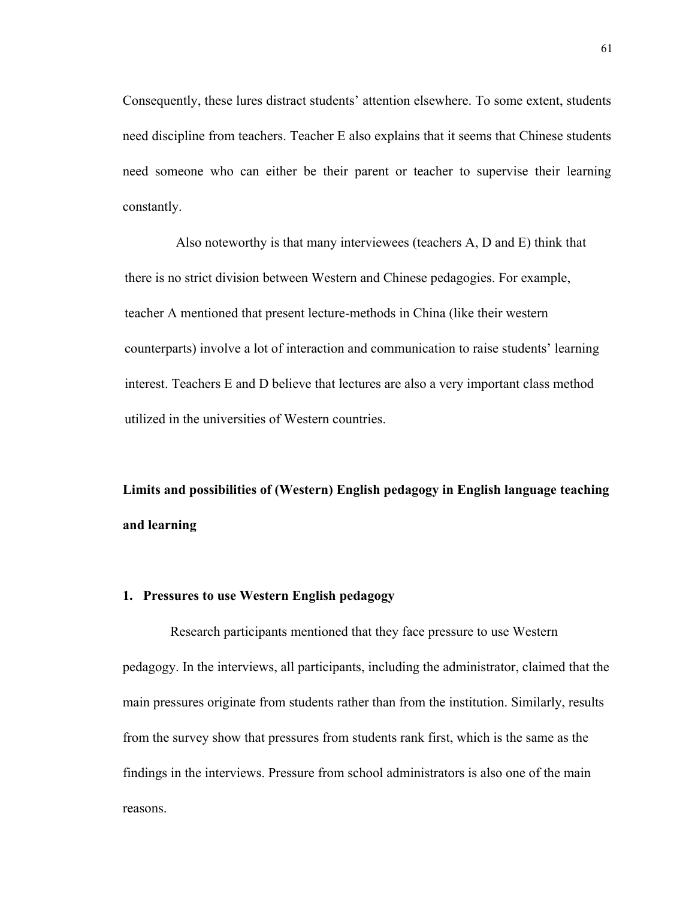Consequently, these lures distract students' attention elsewhere. To some extent, students need discipline from teachers. Teacher E also explains that it seems that Chinese students need someone who can either be their parent or teacher to supervise their learning constantly.

Also noteworthy is that many interviewees (teachers A, D and E) think that there is no strict division between Western and Chinese pedagogies. For example, teacher A mentioned that present lecture-methods in China (like their western counterparts) involve a lot of interaction and communication to raise students' learning interest. Teachers E and D believe that lectures are also a very important class method utilized in the universities of Western countries.

## Limits and possibilities of (Western) English pedagogy in English language teaching and learning

### 1. Pressures to use Western English pedagogy

Research participants mentioned that they face pressure to use Western pedagogy. In the interviews, all participants, including the administrator, claimed that the main pressures originate from students rather than from the institution. Similarly, results from the survey show that pressures from students rank first, which is the same as the findings in the interviews. Pressure from school administrators is also one of the main reasons.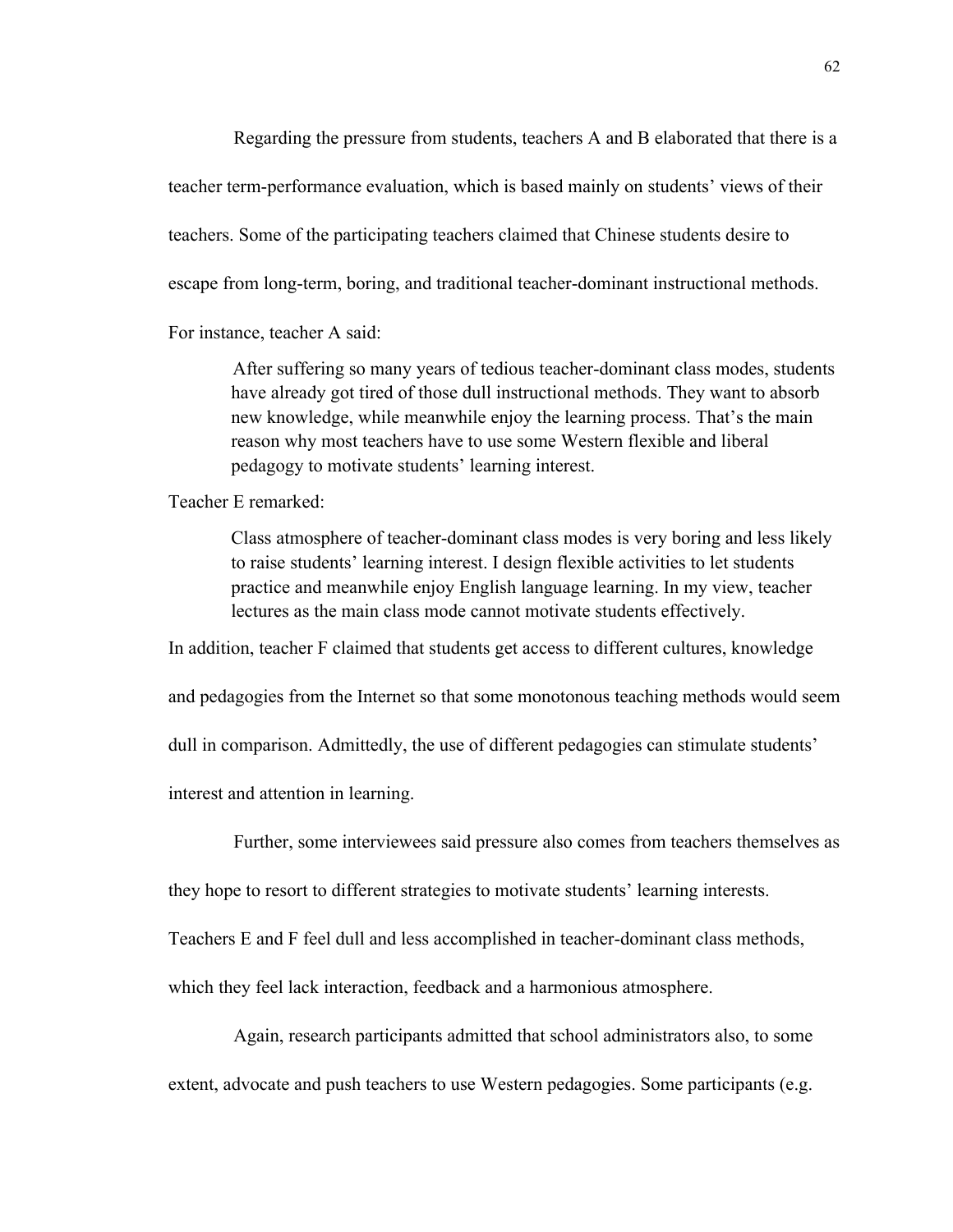Regarding the pressure from students, teachers A and B elaborated that there is a teacher term-performance evaluation, which is based mainly on students' views of their teachers. Some of the participating teachers claimed that Chinese students desire to escape from long-term, boring, and traditional teacher-dominant instructional methods. For instance, teacher A said:

> After suffering so many years of tedious teacher-dominant class modes, students have already got tired of those dull instructional methods. They want to absorb new knowledge, while meanwhile enjoy the learning process. That's the main reason why most teachers have to use some Western flexible and liberal pedagogy to motivate students' learning interest.

Teacher E remarked:

> Class atmosphere of teacher-dominant class modes is very boring and less likely to raise students' learning interest. I design flexible activities to let students practice and meanwhile enjoy English language learning. In my view, teacher lectures as the main class mode cannot motivate students effectively.

In addition, teacher F claimed that students get access to different cultures, knowledge and pedagogies from the Internet so that some monotonous teaching methods would seem dull in comparison. Admittedly, the use of different pedagogies can stimulate students' interest and attention in learning.

Further, some interviewees said pressure also comes from teachers themselves as they hope to resort to different strategies to motivate students' learning interests. Teachers E and F feel dull and less accomplished in teacher-dominant class methods, which they feel lack interaction, feedback and a harmonious atmosphere.

Again, research participants admitted that school administrators also, to some extent, advocate and push teachers to use Western pedagogies. Some participants (e.g.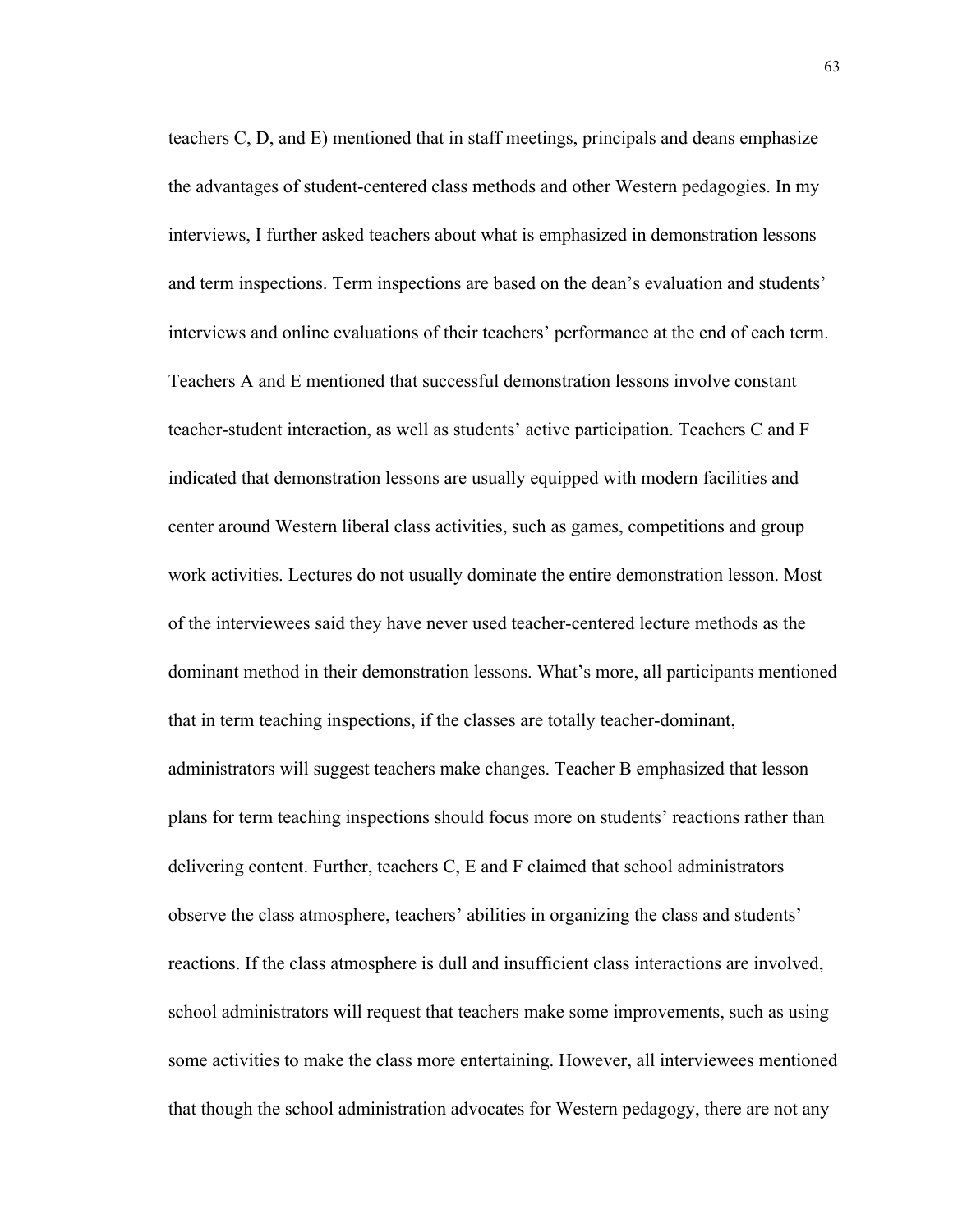teachers C, D, and E) mentioned that in staff meetings, principals and deans emphasize the advantages of student-centered class methods and other Western pedagogies. In my interviews, I further asked teachers about what is emphasized in demonstration lessons and term inspections. Term inspections are based on the dean's evaluation and students' interviews and online evaluations of their teachers' performance at the end of each term. Teachers A and E mentioned that successful demonstration lessons involve constant teacher-student interaction, as well as students' active participation. Teachers C and F indicated that demonstration lessons are usually equipped with modern facilities and center around Western liberal class activities, such as games, competitions and group work activities. Lectures do not usually dominate the entire demonstration lesson. Most of the interviewees said they have never used teacher-centered lecture methods as the dominant method in their demonstration lessons. What's more, all participants mentioned that in term teaching inspections, if the classes are totally teacher-dominant, administrators will suggest teachers make changes. Teacher B emphasized that lesson plans for term teaching inspections should focus more on students' reactions rather than delivering content. Further, teachers C, E and F claimed that school administrators observe the class atmosphere, teachers' abilities in organizing the class and students' reactions. If the class atmosphere is dull and insufficient class interactions are involved, school administrators will request that teachers make some improvements, such as using some activities to make the class more entertaining. However, all interviewees mentioned that though the school administration advocates for Western pedagogy, there are not any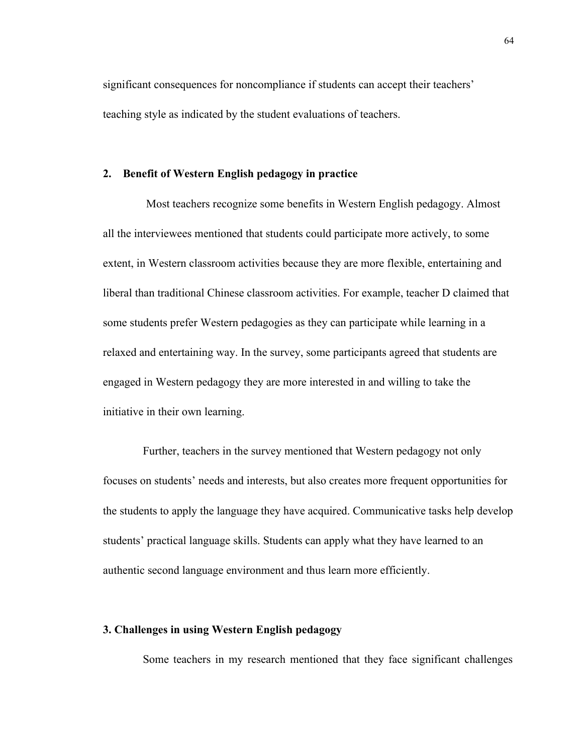significant consequences for noncompliance if students can accept their teachers' teaching style as indicated by the student evaluations of teachers.

## 2. Benefit of Western English pedagogy in practice

Most teachers recognize some benefits in Western English pedagogy. Almost all the interviewees mentioned that students could participate more actively, to some extent, in Western classroom activities because they are more flexible, entertaining and liberal than traditional Chinese classroom activities. For example, teacher D claimed that some students prefer Western pedagogies as they can participate while learning in a relaxed and entertaining way. In the survey, some participants agreed that students are engaged in Western pedagogy they are more interested in and willing to take the initiative in their own learning.

Further, teachers in the survey mentioned that Western pedagogy not only focuses on students' needs and interests, but also creates more frequent opportunities for the students to apply the language they have acquired. Communicative tasks help develop students' practical language skills. Students can apply what they have learned to an authentic second language environment and thus learn more efficiently.

## 3. Challenges in using Western English pedagogy

Some teachers in my research mentioned that they face significant challenges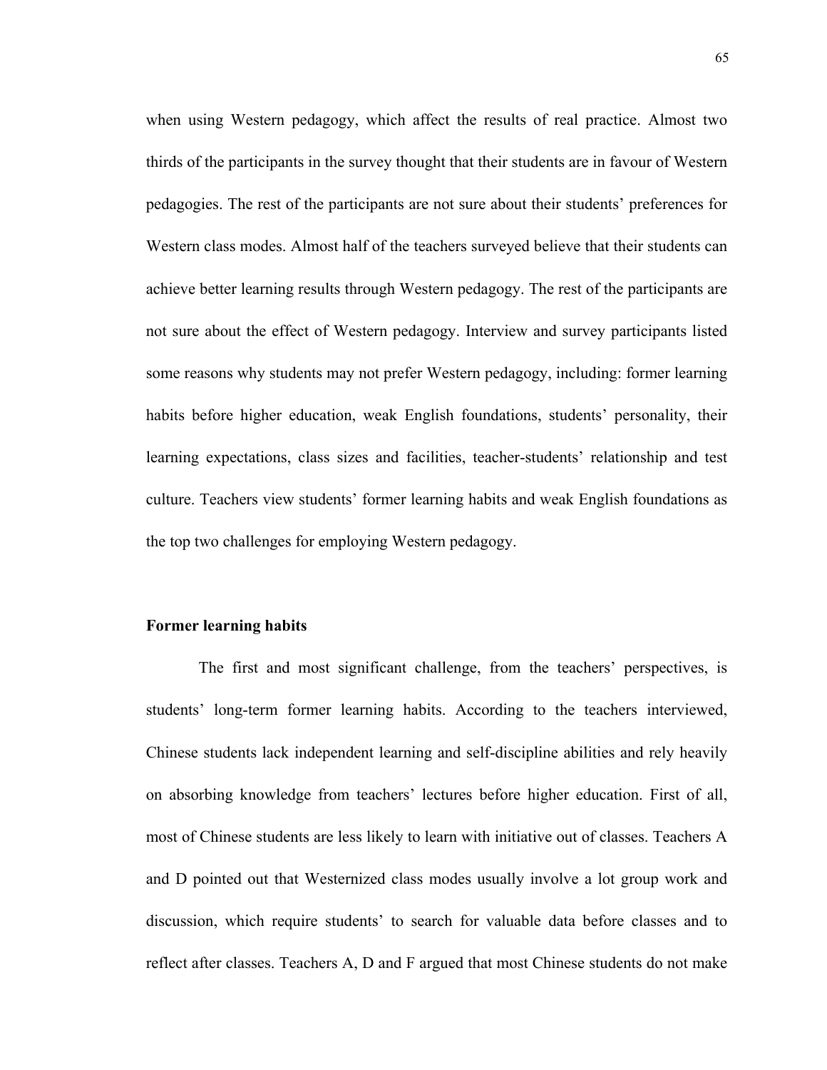when using Western pedagogy, which affect the results of real practice. Almost two thirds of the participants in the survey thought that their students are in favour of Western pedagogies. The rest of the participants are not sure about their students' preferences for Western class modes. Almost half of the teachers surveyed believe that their students can achieve better learning results through Western pedagogy. The rest of the participants are not sure about the effect of Western pedagogy. Interview and survey participants listed some reasons why students may not prefer Western pedagogy, including: former learning habits before higher education, weak English foundations, students' personality, their learning expectations, class sizes and facilities, teacher-students' relationship and test culture. Teachers view students' former learning habits and weak English foundations as the top two challenges for employing Western pedagogy.

**Former learning habits**

The first and most significant challenge, from the teachers' perspectives, is students' long-term former learning habits. According to the teachers interviewed, Chinese students lack independent learning and self-discipline abilities and rely heavily on absorbing knowledge from teachers' lectures before higher education. First of all, most of Chinese students are less likely to learn with initiative out of classes. Teachers A and D pointed out that Westernized class modes usually involve a lot group work and discussion, which require students' to search for valuable data before classes and to reflect after classes. Teachers A, D and F argued that most Chinese students do not make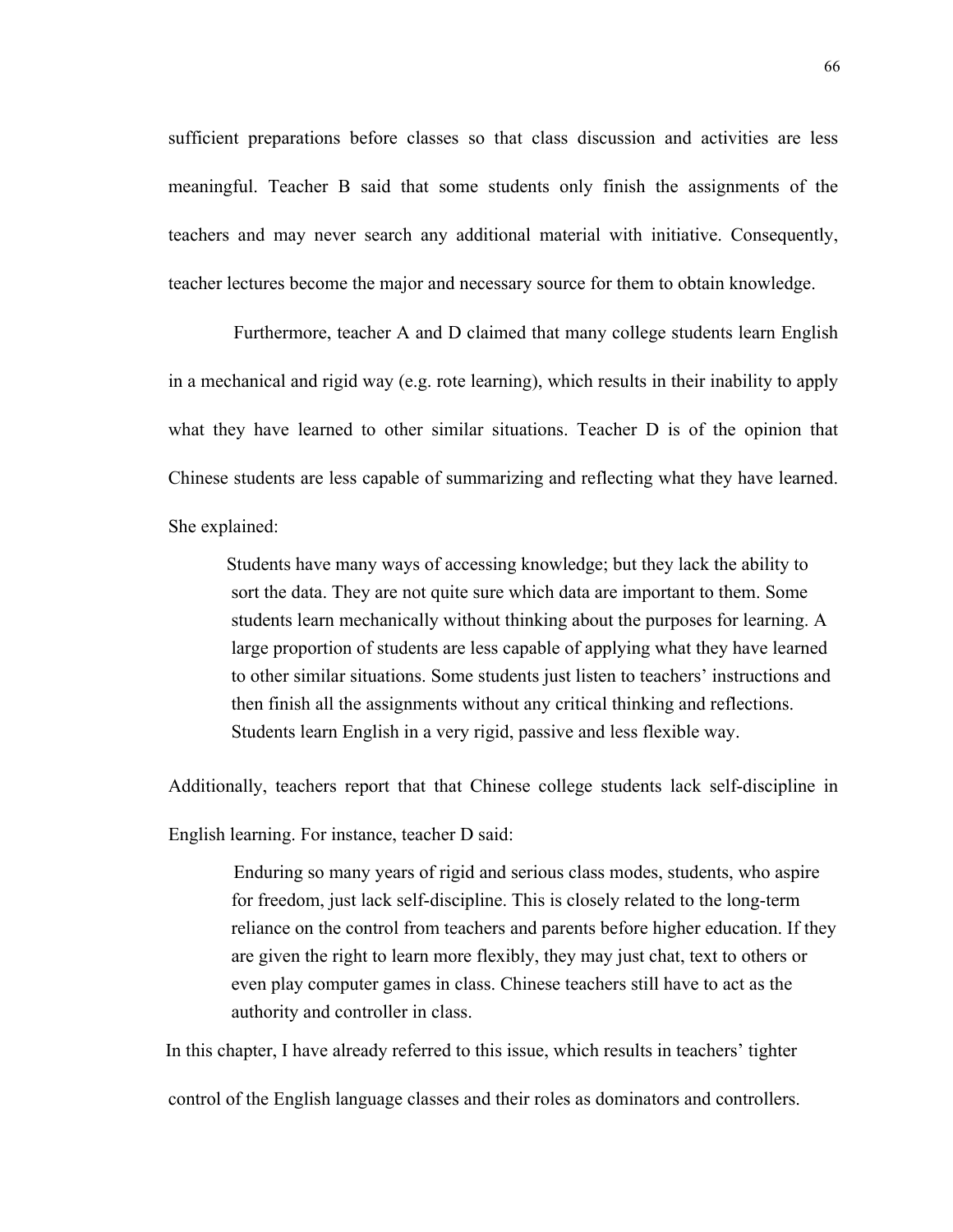sufficient preparations before classes so that class discussion and activities are less meaningful. Teacher B said that some students only finish the assignments of the teachers and may never search any additional material with initiative. Consequently, teacher lectures become the major and necessary source for them to obtain knowledge.

Furthermore, teacher A and D claimed that many college students learn English in a mechanical and rigid way (e.g. rote learning), which results in their inability to apply what they have learned to other similar situations. Teacher D is of the opinion that Chinese students are less capable of summarizing and reflecting what they have learned. She explained:

> Students have many ways of accessing knowledge; but they lack the ability to sort the data. They are not quite sure which data are important to them. Some students learn mechanically without thinking about the purposes for learning. A large proportion of students are less capable of applying what they have learned to other similar situations. Some students just listen to teachers' instructions and then finish all the assignments without any critical thinking and reflections. Students learn English in a very rigid, passive and less flexible way.

Additionally, teachers report that that Chinese college students lack self-discipline in English learning. For instance, teacher D said:

> Enduring so many years of rigid and serious class modes, students, who aspire for freedom, just lack self-discipline. This is closely related to the long-term reliance on the control from teachers and parents before higher education. If they are given the right to learn more flexibly, they may just chat, text to others or even play computer games in class. Chinese teachers still have to act as the authority and controller in class.

In this chapter, I have already referred to this issue, which results in teachers' tighter control of the English language classes and their roles as dominators and controllers.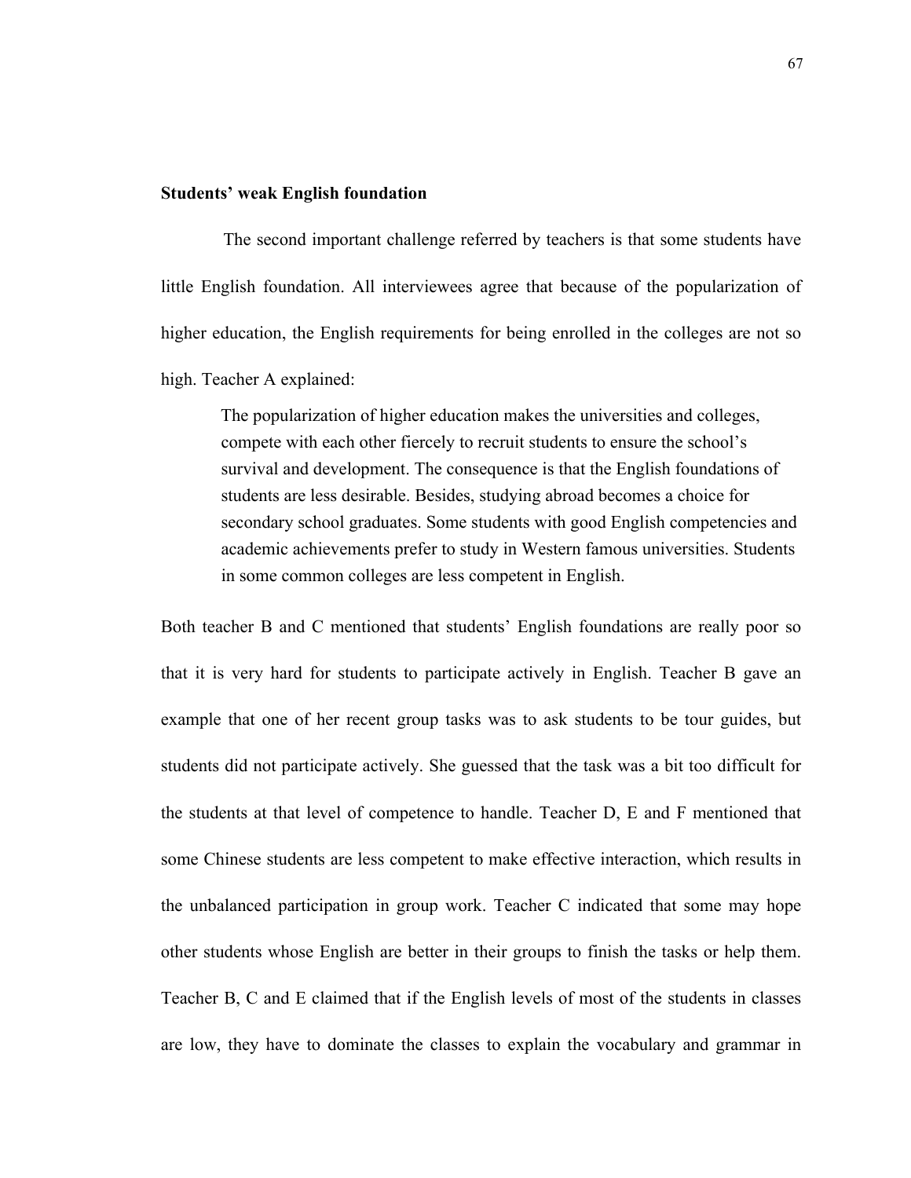**Students' weak English foundation**

The second important challenge referred by teachers is that some students have little English foundation. All interviewees agree that because of the popularization of higher education, the English requirements for being enrolled in the colleges are not so high. Teacher A explained:

> The popularization of higher education makes the universities and colleges, compete with each other fiercely to recruit students to ensure the school's survival and development. The consequence is that the English foundations of students are less desirable. Besides, studying abroad becomes a choice for secondary school graduates. Some students with good English competencies and academic achievements prefer to study in Western famous universities. Students in some common colleges are less competent in English.

Both teacher B and C mentioned that students' English foundations are really poor so that it is very hard for students to participate actively in English. Teacher B gave an example that one of her recent group tasks was to ask students to be tour guides, but students did not participate actively. She guessed that the task was a bit too difficult for the students at that level of competence to handle. Teacher D, E and F mentioned that some Chinese students are less competent to make effective interaction, which results in the unbalanced participation in group work. Teacher C indicated that some may hope other students whose English are better in their groups to finish the tasks or help them. Teacher B, C and E claimed that if the English levels of most of the students in classes are low, they have to dominate the classes to explain the vocabulary and grammar in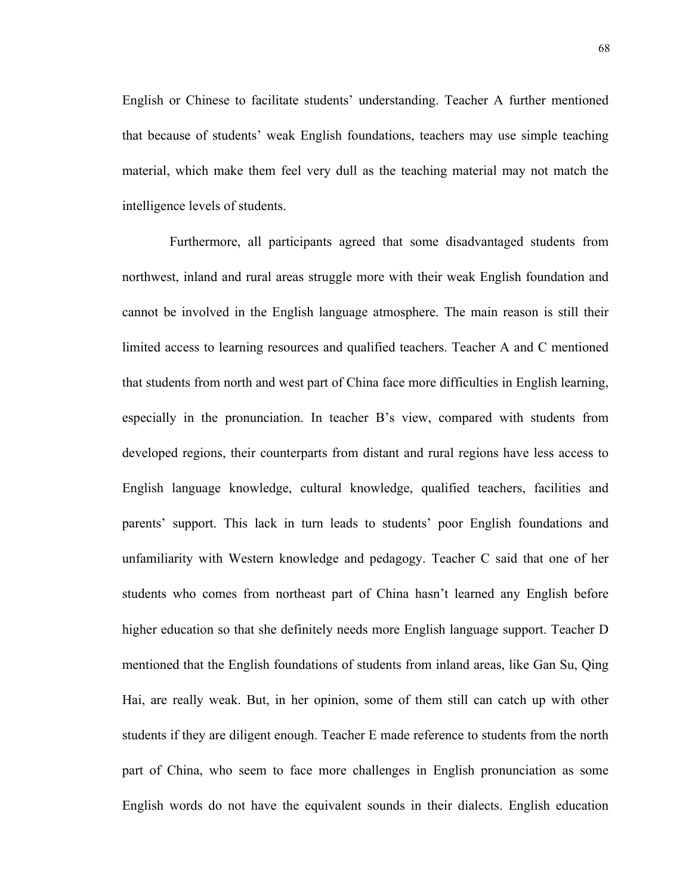English or Chinese to facilitate students' understanding. Teacher A further mentioned that because of students' weak English foundations, teachers may use simple teaching material, which make them feel very dull as the teaching material may not match the intelligence levels of students.

Furthermore, all participants agreed that some disadvantaged students from northwest, inland and rural areas struggle more with their weak English foundation and cannot be involved in the English language atmosphere. The main reason is still their limited access to learning resources and qualified teachers. Teacher A and C mentioned that students from north and west part of China face more difficulties in English learning, especially in the pronunciation. In teacher B's view, compared with students from developed regions, their counterparts from distant and rural regions have less access to English language knowledge, cultural knowledge, qualified teachers, facilities and parents' support. This lack in turn leads to students' poor English foundations and unfamiliarity with Western knowledge and pedagogy. Teacher C said that one of her students who comes from northeast part of China hasn't learned any English before higher education so that she definitely needs more English language support. Teacher D mentioned that the English foundations of students from inland areas, like Gan Su, Qing Hai, are really weak. But, in her opinion, some of them still can catch up with other students if they are diligent enough. Teacher E made reference to students from the north part of China, who seem to face more challenges in English pronunciation as some English words do not have the equivalent sounds in their dialects. English education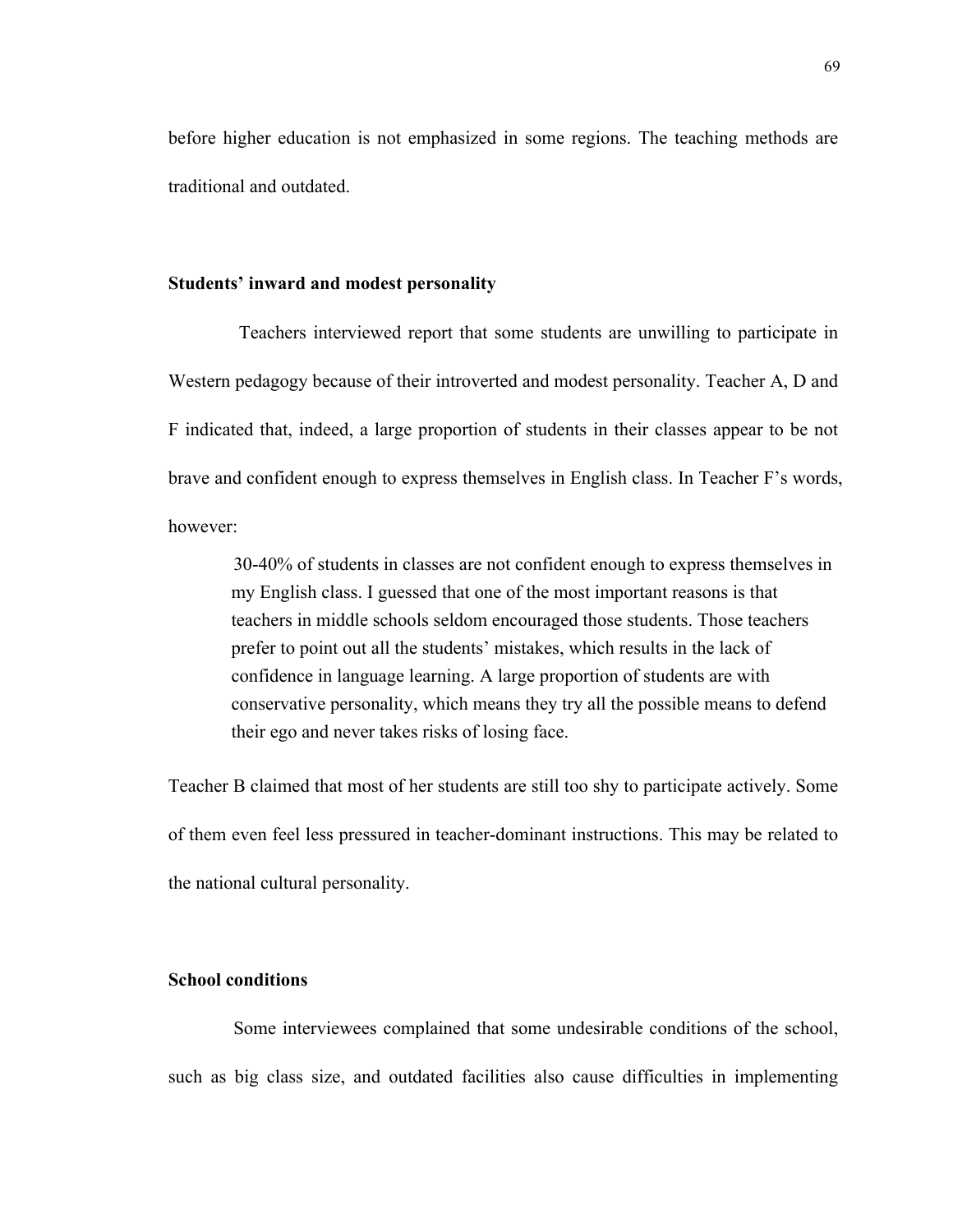before higher education is not emphasized in some regions. The teaching methods are traditional and outdated.

**Students' inward and modest personality**

Teachers interviewed report that some students are unwilling to participate in Western pedagogy because of their introverted and modest personality. Teacher A, D and F indicated that, indeed, a large proportion of students in their classes appear to be not brave and confident enough to express themselves in English class. In Teacher F's words, however:

> 30-40% of students in classes are not confident enough to express themselves in my English class. I guessed that one of the most important reasons is that teachers in middle schools seldom encouraged those students. Those teachers prefer to point out all the students' mistakes, which results in the lack of confidence in language learning. A large proportion of students are with conservative personality, which means they try all the possible means to defend their ego and never takes risks of losing face.

Teacher B claimed that most of her students are still too shy to participate actively. Some of them even feel less pressured in teacher-dominant instructions. This may be related to the national cultural personality.

**School conditions**

Some interviewees complained that some undesirable conditions of the school, such as big class size, and outdated facilities also cause difficulties in implementing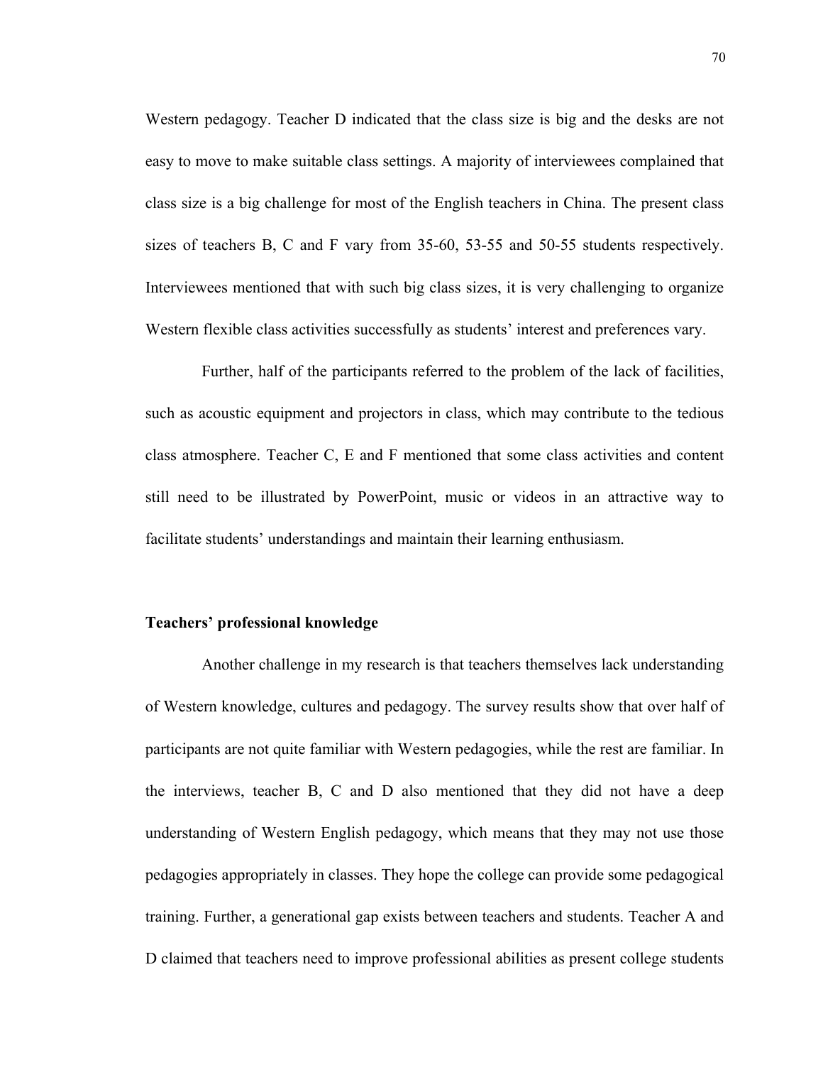Western pedagogy. Teacher D indicated that the class size is big and the desks are not easy to move to make suitable class settings. A majority of interviewees complained that class size is a big challenge for most of the English teachers in China. The present class sizes of teachers B, C and F vary from 35-60, 53-55 and 50-55 students respectively. Interviewees mentioned that with such big class sizes, it is very challenging to organize Western flexible class activities successfully as students' interest and preferences vary.

Further, half of the participants referred to the problem of the lack of facilities, such as acoustic equipment and projectors in class, which may contribute to the tedious class atmosphere. Teacher C, E and F mentioned that some class activities and content still need to be illustrated by PowerPoint, music or videos in an attractive way to facilitate students' understandings and maintain their learning enthusiasm.

**Teachers' professional knowledge**

Another challenge in my research is that teachers themselves lack understanding of Western knowledge, cultures and pedagogy. The survey results show that over half of participants are not quite familiar with Western pedagogies, while the rest are familiar. In the interviews, teacher B, C and D also mentioned that they did not have a deep understanding of Western English pedagogy, which means that they may not use those pedagogies appropriately in classes. They hope the college can provide some pedagogical training. Further, a generational gap exists between teachers and students. Teacher A and D claimed that teachers need to improve professional abilities as present college students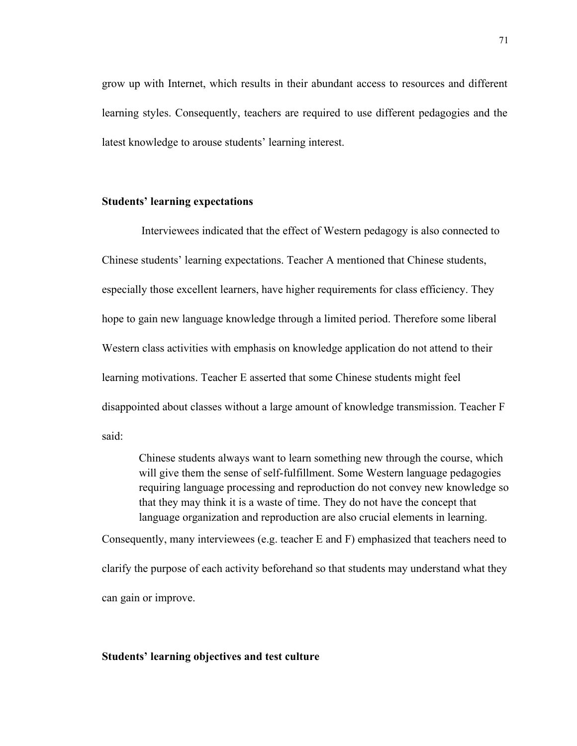grow up with Internet, which results in their abundant access to resources and different learning styles. Consequently, teachers are required to use different pedagogies and the latest knowledge to arouse students' learning interest.

**Students' learning expectations**

Interviewees indicated that the effect of Western pedagogy is also connected to Chinese students' learning expectations. Teacher A mentioned that Chinese students, especially those excellent learners, have higher requirements for class efficiency. They hope to gain new language knowledge through a limited period. Therefore some liberal Western class activities with emphasis on knowledge application do not attend to their learning motivations. Teacher E asserted that some Chinese students might feel disappointed about classes without a large amount of knowledge transmission. Teacher F said:

> Chinese students always want to learn something new through the course, which will give them the sense of self-fulfillment. Some Western language pedagogies requiring language processing and reproduction do not convey new knowledge so that they may think it is a waste of time. They do not have the concept that language organization and reproduction are also crucial elements in learning.

Consequently, many interviewees (e.g. teacher E and F) emphasized that teachers need to clarify the purpose of each activity beforehand so that students may understand what they can gain or improve.

**Students' learning objectives and test culture**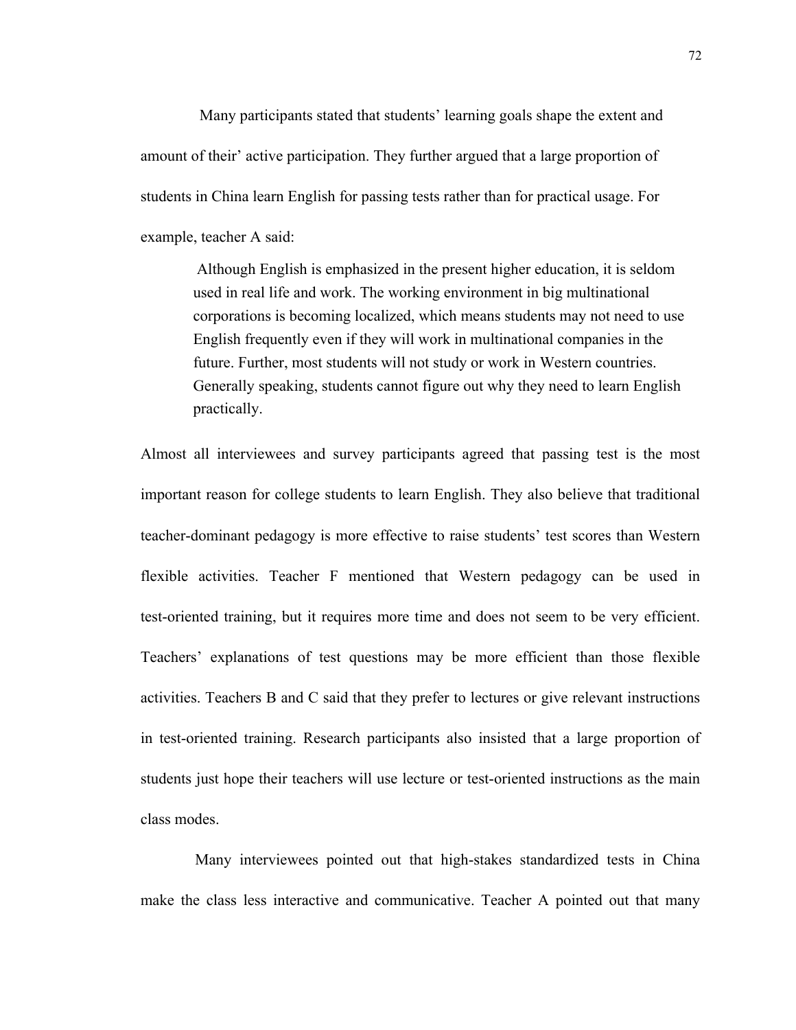Many participants stated that students' learning goals shape the extent and amount of their' active participation. They further argued that a large proportion of students in China learn English for passing tests rather than for practical usage. For example, teacher A said:

> Although English is emphasized in the present higher education, it is seldom used in real life and work. The working environment in big multinational corporations is becoming localized, which means students may not need to use English frequently even if they will work in multinational companies in the future. Further, most students will not study or work in Western countries. Generally speaking, students cannot figure out why they need to learn English practically.

Almost all interviewees and survey participants agreed that passing test is the most important reason for college students to learn English. They also believe that traditional teacher-dominant pedagogy is more effective to raise students' test scores than Western flexible activities. Teacher F mentioned that Western pedagogy can be used in test-oriented training, but it requires more time and does not seem to be very efficient. Teachers' explanations of test questions may be more efficient than those flexible activities. Teachers B and C said that they prefer to lectures or give relevant instructions in test-oriented training. Research participants also insisted that a large proportion of students just hope their teachers will use lecture or test-oriented instructions as the main class modes.

Many interviewees pointed out that high-stakes standardized tests in China make the class less interactive and communicative. Teacher A pointed out that many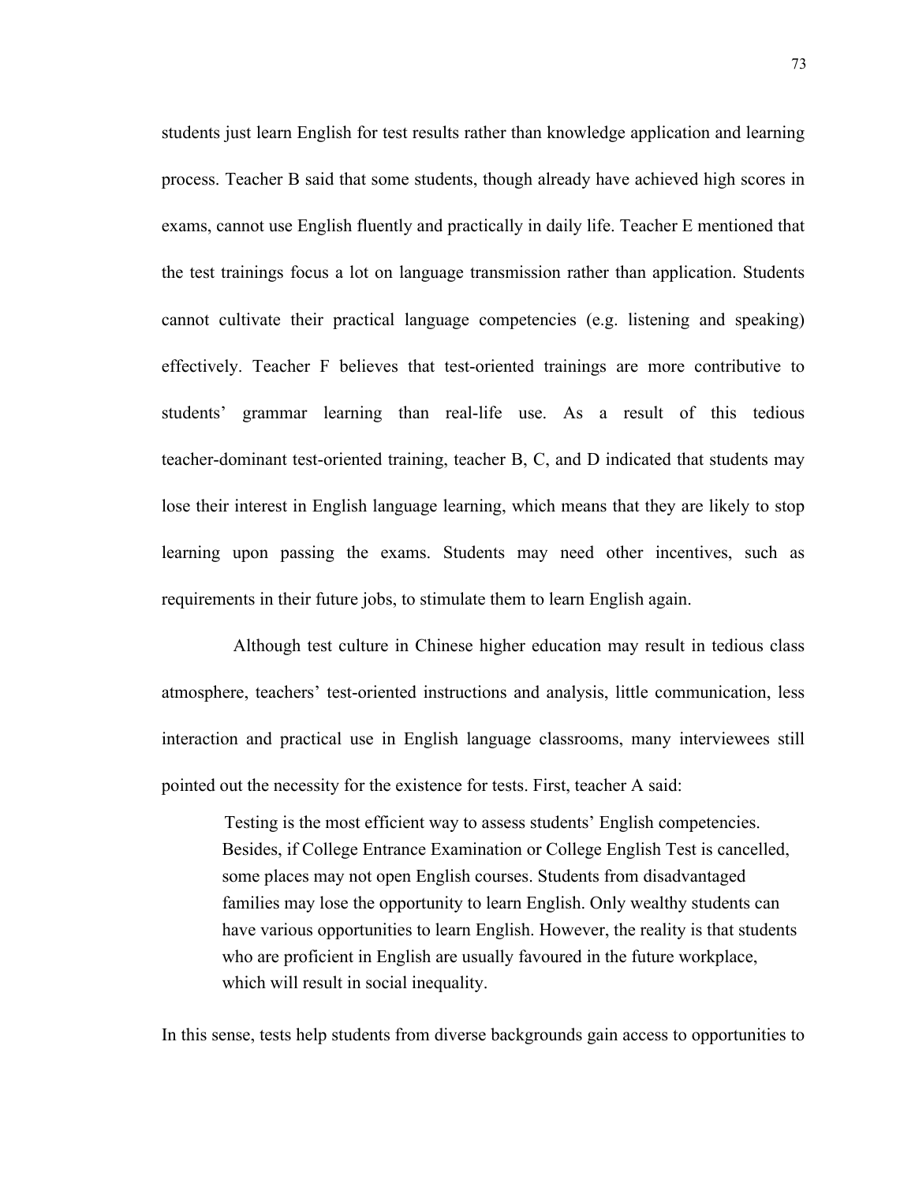students just learn English for test results rather than knowledge application and learning process. Teacher B said that some students, though already have achieved high scores in exams, cannot use English fluently and practically in daily life. Teacher E mentioned that the test trainings focus a lot on language transmission rather than application. Students cannot cultivate their practical language competencies (e.g. listening and speaking) effectively. Teacher F believes that test-oriented trainings are more contributive to students' grammar learning than real-life use. As a result of this tedious teacher-dominant test-oriented training, teacher B, C, and D indicated that students may lose their interest in English language learning, which means that they are likely to stop learning upon passing the exams. Students may need other incentives, such as requirements in their future jobs, to stimulate them to learn English again.

Although test culture in Chinese higher education may result in tedious class atmosphere, teachers' test-oriented instructions and analysis, little communication, less interaction and practical use in English language classrooms, many interviewees still pointed out the necessity for the existence for tests. First, teacher A said:

> Testing is the most efficient way to assess students' English competencies. Besides, if College Entrance Examination or College English Test is cancelled, some places may not open English courses. Students from disadvantaged families may lose the opportunity to learn English. Only wealthy students can have various opportunities to learn English. However, the reality is that students who are proficient in English are usually favoured in the future workplace, which will result in social inequality.

In this sense, tests help students from diverse backgrounds gain access to opportunities to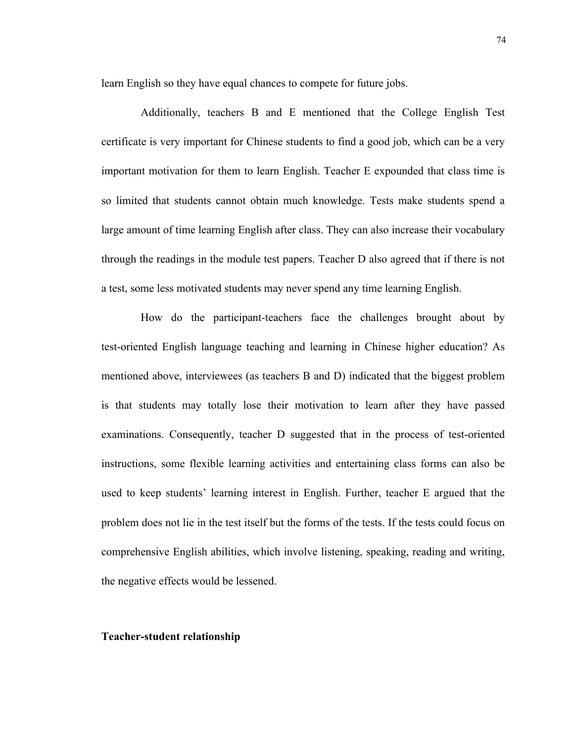learn English so they have equal chances to compete for future jobs.

Additionally, teachers B and E mentioned that the College English Test certificate is very important for Chinese students to find a good job, which can be a very important motivation for them to learn English. Teacher E expounded that class time is so limited that students cannot obtain much knowledge. Tests make students spend a large amount of time learning English after class. They can also increase their vocabulary through the readings in the module test papers. Teacher D also agreed that if there is not a test, some less motivated students may never spend any time learning English.

How do the participant-teachers face the challenges brought about by test-oriented English language teaching and learning in Chinese higher education? As mentioned above, interviewees (as teachers B and D) indicated that the biggest problem is that students may totally lose their motivation to learn after they have passed examinations. Consequently, teacher D suggested that in the process of test-oriented instructions, some flexible learning activities and entertaining class forms can also be used to keep students' learning interest in English. Further, teacher E argued that the problem does not lie in the test itself but the forms of the tests. If the tests could focus on comprehensive English abilities, which involve listening, speaking, reading and writing, the negative effects would be lessened.

**Teacher-student relationship**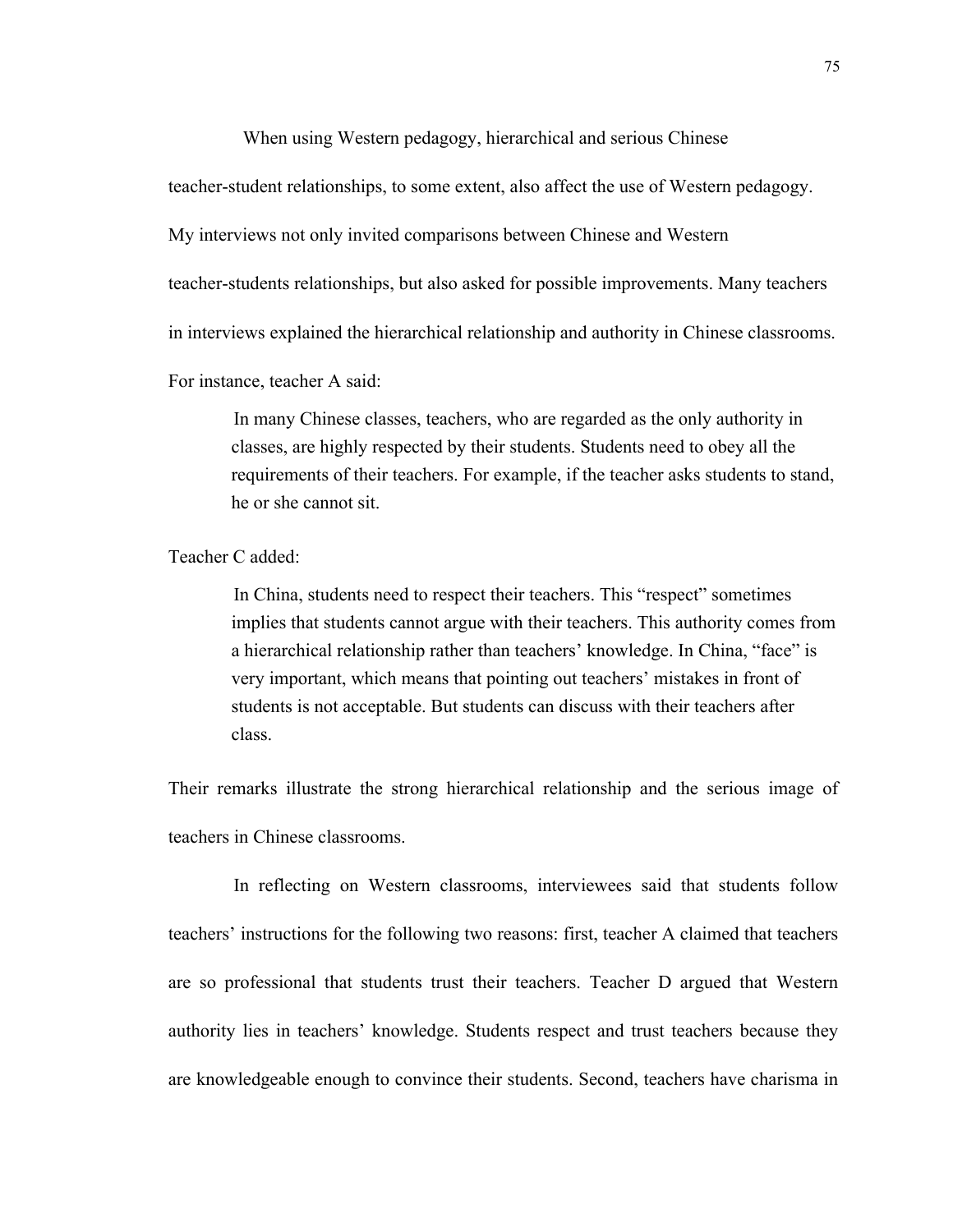When using Western pedagogy, hierarchical and serious Chinese teacher-student relationships, to some extent, also affect the use of Western pedagogy. My interviews not only invited comparisons between Chinese and Western teacher-students relationships, but also asked for possible improvements. Many teachers in interviews explained the hierarchical relationship and authority in Chinese classrooms. For instance, teacher A said:

> In many Chinese classes, teachers, who are regarded as the only authority in classes, are highly respected by their students. Students need to obey all the requirements of their teachers. For example, if the teacher asks students to stand, he or she cannot sit.

Teacher C added:

> In China, students need to respect their teachers. This "respect" sometimes implies that students cannot argue with their teachers. This authority comes from a hierarchical relationship rather than teachers' knowledge. In China, "face" is very important, which means that pointing out teachers' mistakes in front of students is not acceptable. But students can discuss with their teachers after class.

Their remarks illustrate the strong hierarchical relationship and the serious image of teachers in Chinese classrooms.

In reflecting on Western classrooms, interviewees said that students follow teachers' instructions for the following two reasons: first, teacher A claimed that teachers are so professional that students trust their teachers. Teacher D argued that Western authority lies in teachers' knowledge. Students respect and trust teachers because they are knowledgeable enough to convince their students. Second, teachers have charisma in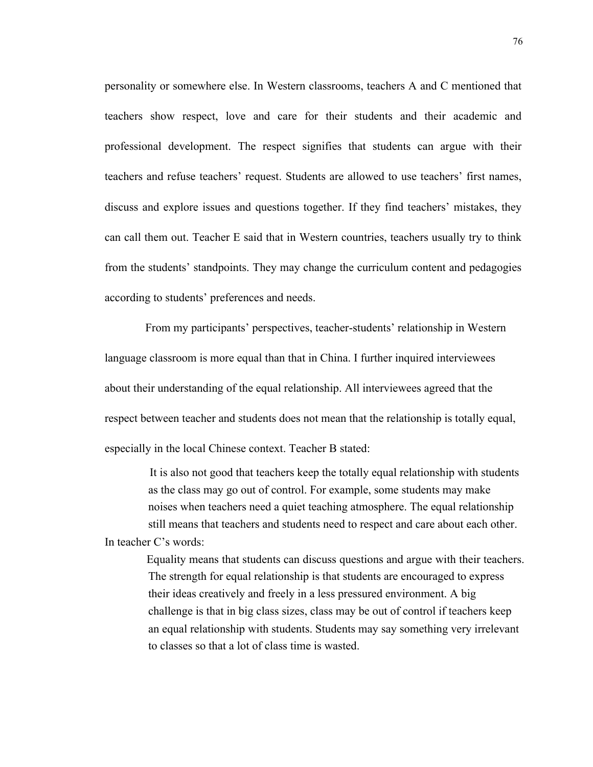personality or somewhere else. In Western classrooms, teachers A and C mentioned that teachers show respect, love and care for their students and their academic and professional development. The respect signifies that students can argue with their teachers and refuse teachers' request. Students are allowed to use teachers' first names, discuss and explore issues and questions together. If they find teachers' mistakes, they can call them out. Teacher E said that in Western countries, teachers usually try to think from the students' standpoints. They may change the curriculum content and pedagogies according to students' preferences and needs.

From my participants' perspectives, teacher-students' relationship in Western language classroom is more equal than that in China. I further inquired interviewees about their understanding of the equal relationship. All interviewees agreed that the respect between teacher and students does not mean that the relationship is totally equal, especially in the local Chinese context. Teacher B stated:

> It is also not good that teachers keep the totally equal relationship with students as the class may go out of control. For example, some students may make noises when teachers need a quiet teaching atmosphere. The equal relationship still means that teachers and students need to respect and care about each other.

In teacher C's words:

> Equality means that students can discuss questions and argue with their teachers. The strength for equal relationship is that students are encouraged to express their ideas creatively and freely in a less pressured environment. A big challenge is that in big class sizes, class may be out of control if teachers keep an equal relationship with students. Students may say something very irrelevant to classes so that a lot of class time is wasted.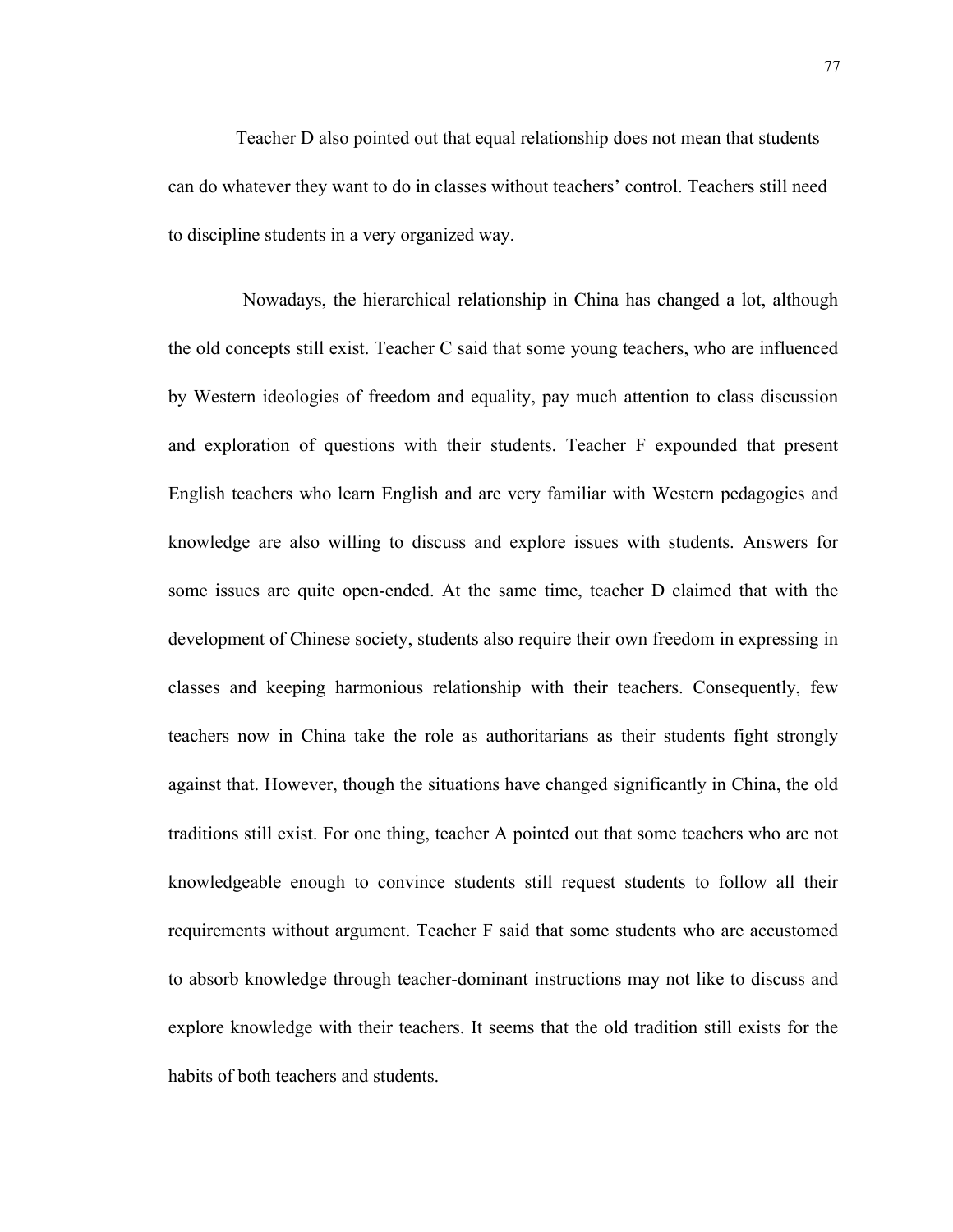Teacher D also pointed out that equal relationship does not mean that students can do whatever they want to do in classes without teachers' control. Teachers still need to discipline students in a very organized way.

Nowadays, the hierarchical relationship in China has changed a lot, although the old concepts still exist. Teacher C said that some young teachers, who are influenced by Western ideologies of freedom and equality, pay much attention to class discussion and exploration of questions with their students. Teacher F expounded that present English teachers who learn English and are very familiar with Western pedagogies and knowledge are also willing to discuss and explore issues with students. Answers for some issues are quite open-ended. At the same time, teacher D claimed that with the development of Chinese society, students also require their own freedom in expressing in classes and keeping harmonious relationship with their teachers. Consequently, few teachers now in China take the role as authoritarians as their students fight strongly against that. However, though the situations have changed significantly in China, the old traditions still exist. For one thing, teacher A pointed out that some teachers who are not knowledgeable enough to convince students still request students to follow all their requirements without argument. Teacher F said that some students who are accustomed to absorb knowledge through teacher-dominant instructions may not like to discuss and explore knowledge with their teachers. It seems that the old tradition still exists for the habits of both teachers and students.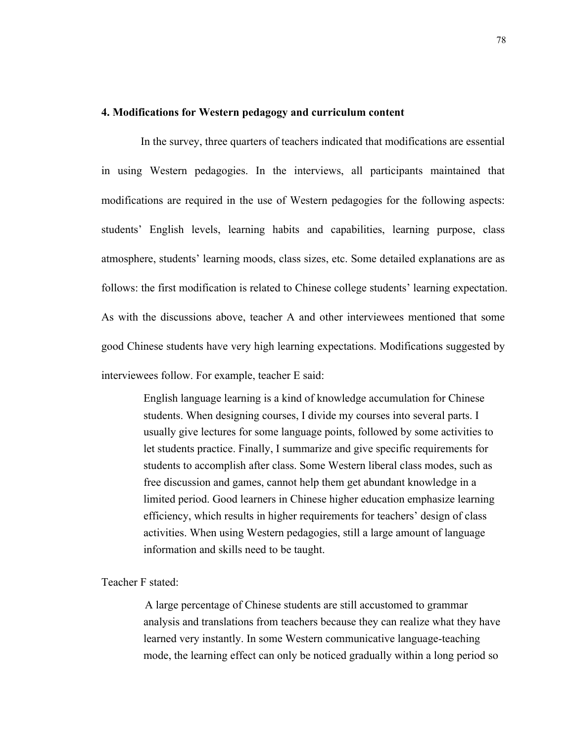**4. Modifications for Western pedagogy and curriculum content**

In the survey, three quarters of teachers indicated that modifications are essential in using Western pedagogies. In the interviews, all participants maintained that modifications are required in the use of Western pedagogies for the following aspects: students' English levels, learning habits and capabilities, learning purpose, class atmosphere, students' learning moods, class sizes, etc. Some detailed explanations are as follows: the first modification is related to Chinese college students' learning expectation. As with the discussions above, teacher A and other interviewees mentioned that some good Chinese students have very high learning expectations. Modifications suggested by interviewees follow. For example, teacher E said:

> English language learning is a kind of knowledge accumulation for Chinese students. When designing courses, I divide my courses into several parts. I usually give lectures for some language points, followed by some activities to let students practice. Finally, I summarize and give specific requirements for students to accomplish after class. Some Western liberal class modes, such as free discussion and games, cannot help them get abundant knowledge in a limited period. Good learners in Chinese higher education emphasize learning efficiency, which results in higher requirements for teachers' design of class activities. When using Western pedagogies, still a large amount of language information and skills need to be taught.

Teacher F stated:

> A large percentage of Chinese students are still accustomed to grammar analysis and translations from teachers because they can realize what they have learned very instantly. In some Western communicative language-teaching mode, the learning effect can only be noticed gradually within a long period so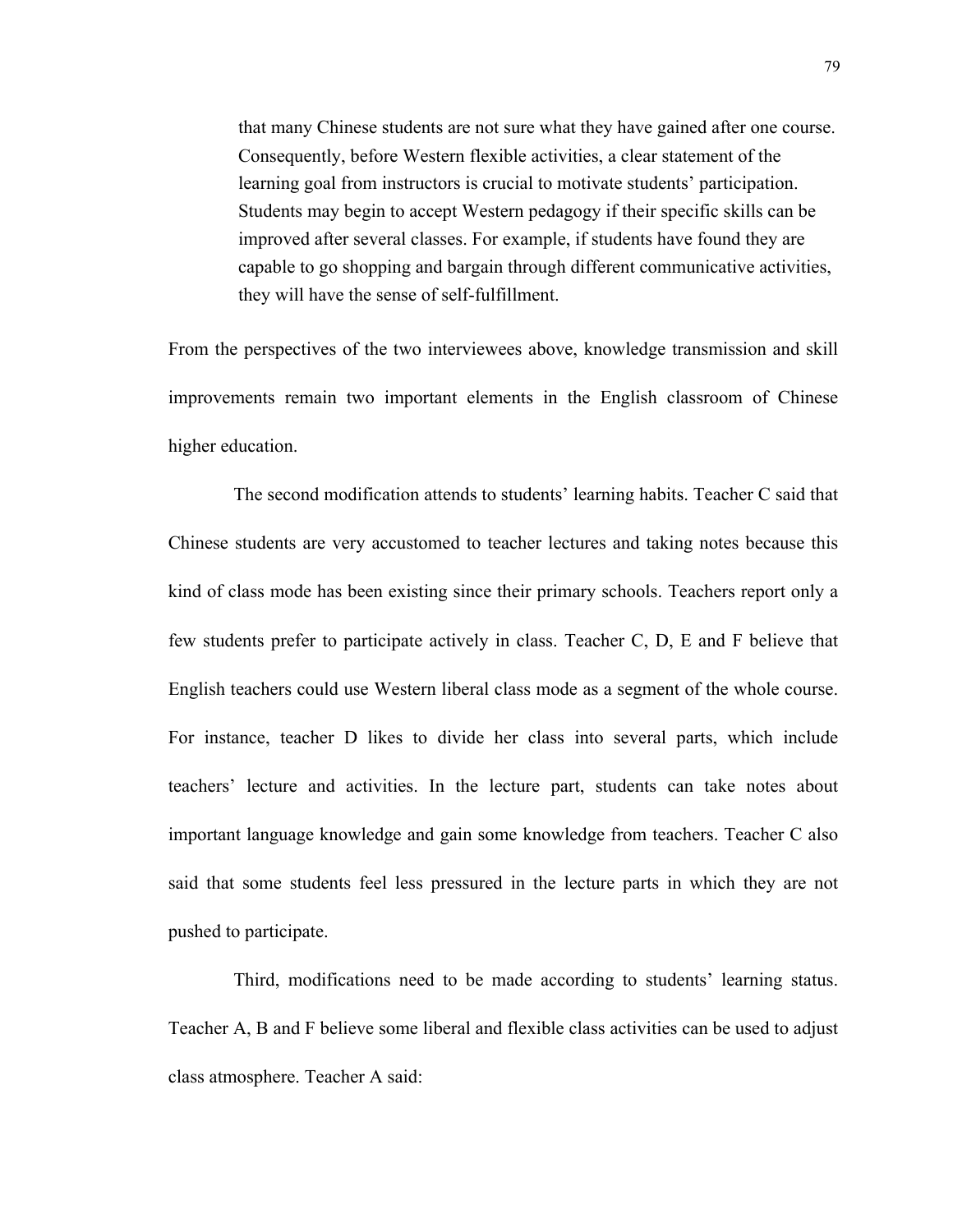> that many Chinese students are not sure what they have gained after one course. Consequently, before Western flexible activities, a clear statement of the learning goal from instructors is crucial to motivate students' participation. Students may begin to accept Western pedagogy if their specific skills can be improved after several classes. For example, if students have found they are capable to go shopping and bargain through different communicative activities, they will have the sense of self-fulfillment.

From the perspectives of the two interviewees above, knowledge transmission and skill improvements remain two important elements in the English classroom of Chinese higher education.

The second modification attends to students' learning habits. Teacher C said that Chinese students are very accustomed to teacher lectures and taking notes because this kind of class mode has been existing since their primary schools. Teachers report only a few students prefer to participate actively in class. Teacher C, D, E and F believe that English teachers could use Western liberal class mode as a segment of the whole course. For instance, teacher D likes to divide her class into several parts, which include teachers' lecture and activities. In the lecture part, students can take notes about important language knowledge and gain some knowledge from teachers. Teacher C also said that some students feel less pressured in the lecture parts in which they are not pushed to participate.

Third, modifications need to be made according to students' learning status. Teacher A, B and F believe some liberal and flexible class activities can be used to adjust class atmosphere. Teacher A said: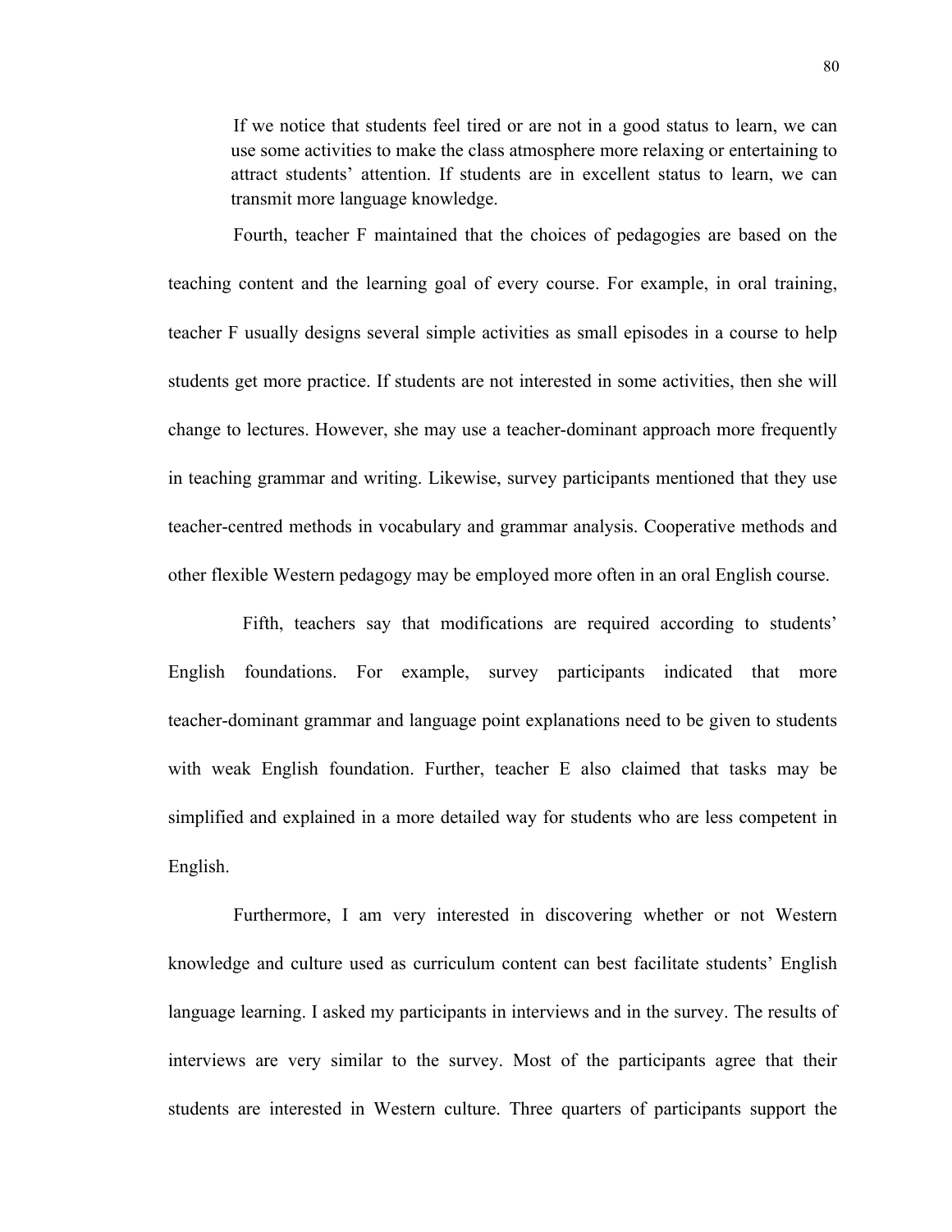> If we notice that students feel tired or are not in a good status to learn, we can use some activities to make the class atmosphere more relaxing or entertaining to attract students' attention. If students are in excellent status to learn, we can transmit more language knowledge.

Fourth, teacher F maintained that the choices of pedagogies are based on the teaching content and the learning goal of every course. For example, in oral training, teacher F usually designs several simple activities as small episodes in a course to help students get more practice. If students are not interested in some activities, then she will change to lectures. However, she may use a teacher-dominant approach more frequently in teaching grammar and writing. Likewise, survey participants mentioned that they use teacher-centred methods in vocabulary and grammar analysis. Cooperative methods and other flexible Western pedagogy may be employed more often in an oral English course.

Fifth, teachers say that modifications are required according to students' English foundations. For example, survey participants indicated that more teacher-dominant grammar and language point explanations need to be given to students with weak English foundation. Further, teacher E also claimed that tasks may be simplified and explained in a more detailed way for students who are less competent in English.

Furthermore, I am very interested in discovering whether or not Western knowledge and culture used as curriculum content can best facilitate students' English language learning. I asked my participants in interviews and in the survey. The results of interviews are very similar to the survey. Most of the participants agree that their students are interested in Western culture. Three quarters of participants support the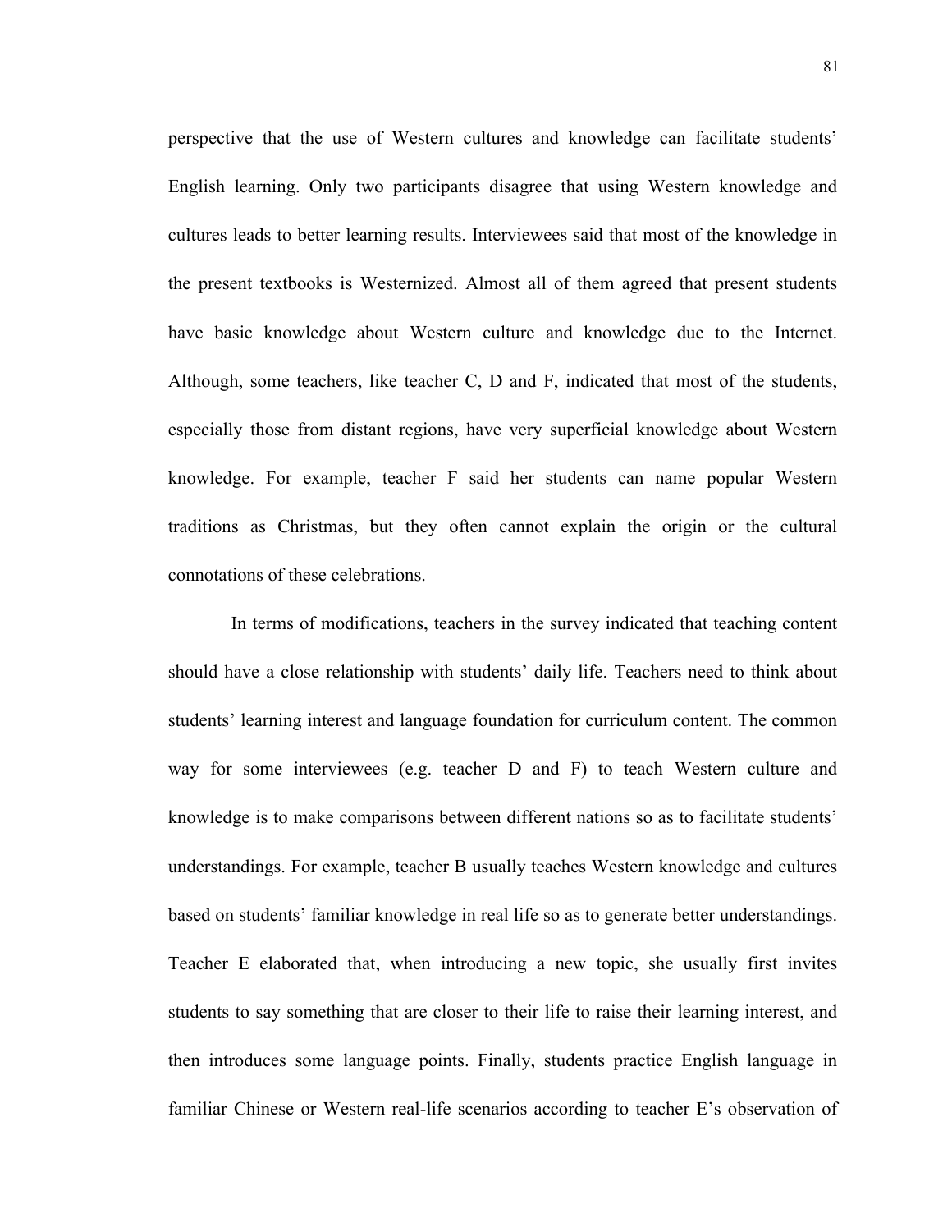perspective that the use of Western cultures and knowledge can facilitate students' English learning. Only two participants disagree that using Western knowledge and cultures leads to better learning results. Interviewees said that most of the knowledge in the present textbooks is Westernized. Almost all of them agreed that present students have basic knowledge about Western culture and knowledge due to the Internet. Although, some teachers, like teacher C, D and F, indicated that most of the students, especially those from distant regions, have very superficial knowledge about Western knowledge. For example, teacher F said her students can name popular Western traditions as Christmas, but they often cannot explain the origin or the cultural connotations of these celebrations.

In terms of modifications, teachers in the survey indicated that teaching content should have a close relationship with students' daily life. Teachers need to think about students' learning interest and language foundation for curriculum content. The common way for some interviewees (e.g. teacher D and F) to teach Western culture and knowledge is to make comparisons between different nations so as to facilitate students' understandings. For example, teacher B usually teaches Western knowledge and cultures based on students' familiar knowledge in real life so as to generate better understandings. Teacher E elaborated that, when introducing a new topic, she usually first invites students to say something that are closer to their life to raise their learning interest, and then introduces some language points. Finally, students practice English language in familiar Chinese or Western real-life scenarios according to teacher E's observation of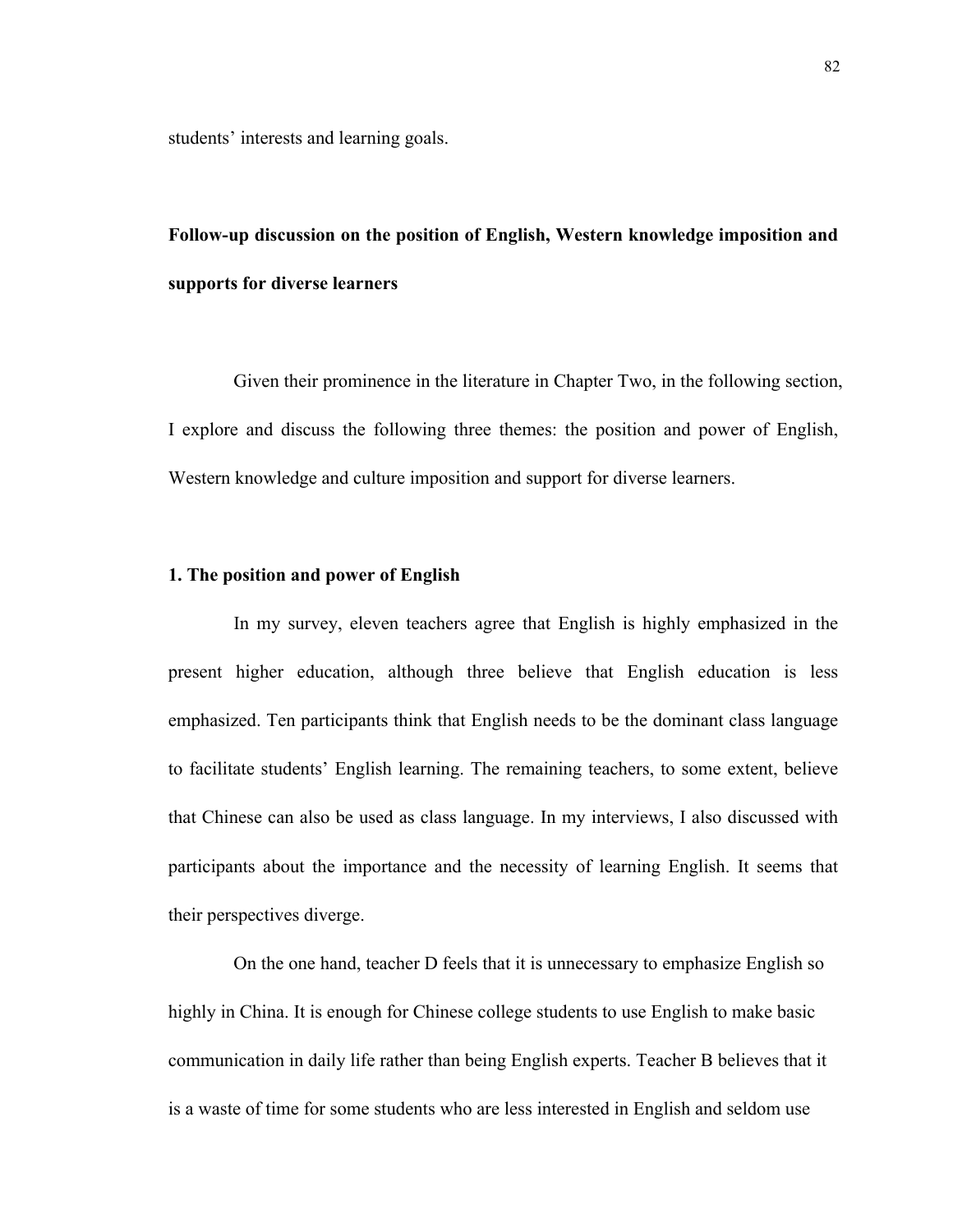students' interests and learning goals.

## Follow-up discussion on the position of English, Western knowledge imposition and supports for diverse learners

Given their prominence in the literature in Chapter Two, in the following section, I explore and discuss the following three themes: the position and power of English, Western knowledge and culture imposition and support for diverse learners.

### 1. The position and power of English

In my survey, eleven teachers agree that English is highly emphasized in the present higher education, although three believe that English education is less emphasized. Ten participants think that English needs to be the dominant class language to facilitate students' English learning. The remaining teachers, to some extent, believe that Chinese can also be used as class language. In my interviews, I also discussed with participants about the importance and the necessity of learning English. It seems that their perspectives diverge.

On the one hand, teacher D feels that it is unnecessary to emphasize English so highly in China. It is enough for Chinese college students to use English to make basic communication in daily life rather than being English experts. Teacher B believes that it is a waste of time for some students who are less interested in English and seldom use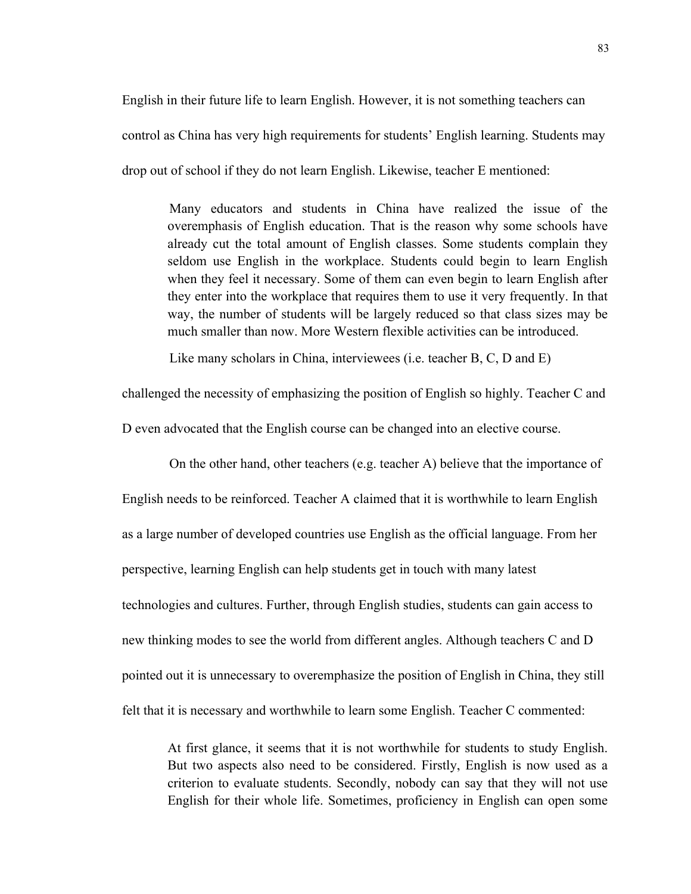English in their future life to learn English. However, it is not something teachers can control as China has very high requirements for students' English learning. Students may drop out of school if they do not learn English. Likewise, teacher E mentioned:

> Many educators and students in China have realized the issue of the overemphasis of English education. That is the reason why some schools have already cut the total amount of English classes. Some students complain they seldom use English in the workplace. Students could begin to learn English when they feel it necessary. Some of them can even begin to learn English after they enter into the workplace that requires them to use it very frequently. In that way, the number of students will be largely reduced so that class sizes may be much smaller than now. More Western flexible activities can be introduced.

Like many scholars in China, interviewees (i.e. teacher B, C, D and E) challenged the necessity of emphasizing the position of English so highly. Teacher C and D even advocated that the English course can be changed into an elective course.

On the other hand, other teachers (e.g. teacher A) believe that the importance of English needs to be reinforced. Teacher A claimed that it is worthwhile to learn English as a large number of developed countries use English as the official language. From her perspective, learning English can help students get in touch with many latest technologies and cultures. Further, through English studies, students can gain access to new thinking modes to see the world from different angles. Although teachers C and D pointed out it is unnecessary to overemphasize the position of English in China, they still felt that it is necessary and worthwhile to learn some English. Teacher C commented:

> At first glance, it seems that it is not worthwhile for students to study English. But two aspects also need to be considered. Firstly, English is now used as a criterion to evaluate students. Secondly, nobody can say that they will not use English for their whole life. Sometimes, proficiency in English can open some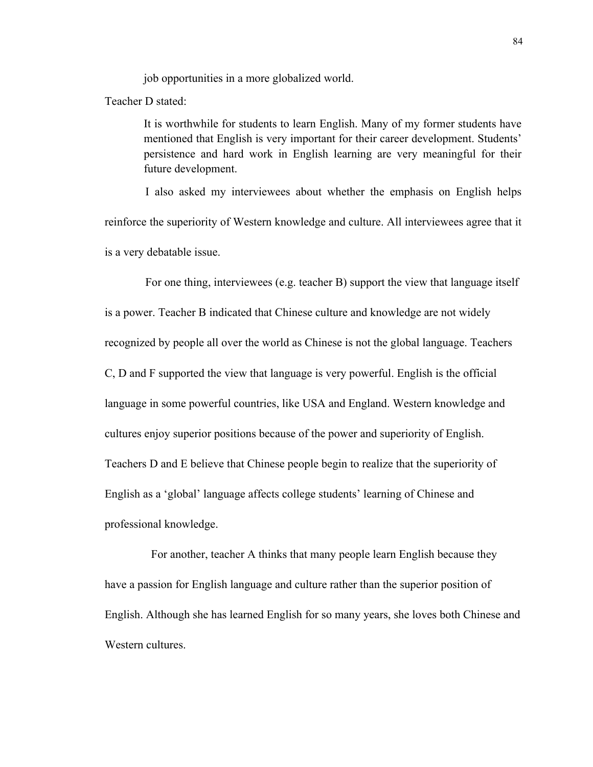job opportunities in a more globalized world.

Teacher D stated:

> It is worthwhile for students to learn English. Many of my former students have mentioned that English is very important for their career development. Students' persistence and hard work in English learning are very meaningful for their future development.

I also asked my interviewees about whether the emphasis on English helps reinforce the superiority of Western knowledge and culture. All interviewees agree that it is a very debatable issue.

For one thing, interviewees (e.g. teacher B) support the view that language itself is a power. Teacher B indicated that Chinese culture and knowledge are not widely recognized by people all over the world as Chinese is not the global language. Teachers C, D and F supported the view that language is very powerful. English is the official language in some powerful countries, like USA and England. Western knowledge and cultures enjoy superior positions because of the power and superiority of English. Teachers D and E believe that Chinese people begin to realize that the superiority of English as a 'global' language affects college students' learning of Chinese and professional knowledge.

For another, teacher A thinks that many people learn English because they have a passion for English language and culture rather than the superior position of English. Although she has learned English for so many years, she loves both Chinese and Western cultures.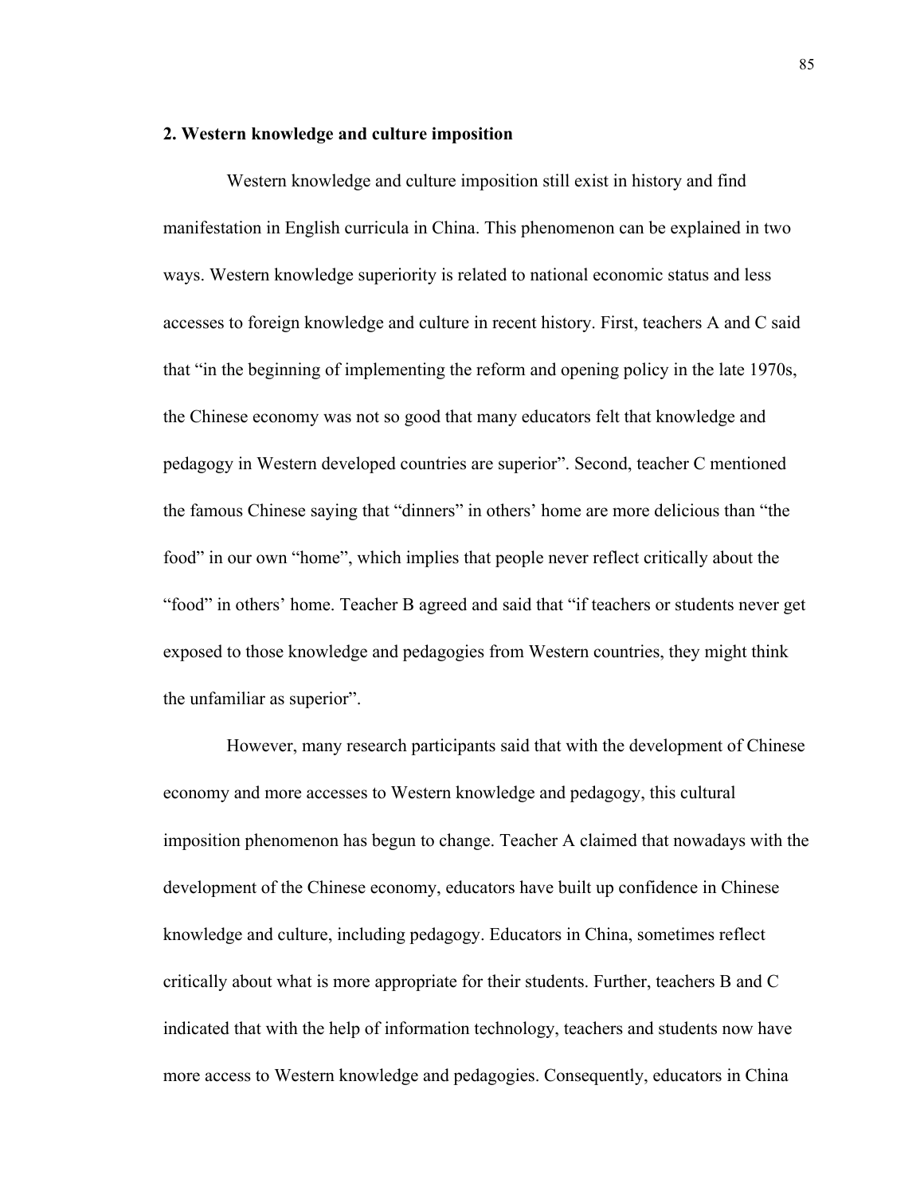**2. Western knowledge and culture imposition**

Western knowledge and culture imposition still exist in history and find manifestation in English curricula in China. This phenomenon can be explained in two ways. Western knowledge superiority is related to national economic status and less accesses to foreign knowledge and culture in recent history. First, teachers A and C said that "in the beginning of implementing the reform and opening policy in the late 1970s, the Chinese economy was not so good that many educators felt that knowledge and pedagogy in Western developed countries are superior". Second, teacher C mentioned the famous Chinese saying that "dinners" in others' home are more delicious than "the food" in our own "home", which implies that people never reflect critically about the "food" in others' home. Teacher B agreed and said that "if teachers or students never get exposed to those knowledge and pedagogies from Western countries, they might think the unfamiliar as superior".

However, many research participants said that with the development of Chinese economy and more accesses to Western knowledge and pedagogy, this cultural imposition phenomenon has begun to change. Teacher A claimed that nowadays with the development of the Chinese economy, educators have built up confidence in Chinese knowledge and culture, including pedagogy. Educators in China, sometimes reflect critically about what is more appropriate for their students. Further, teachers B and C indicated that with the help of information technology, teachers and students now have more access to Western knowledge and pedagogies. Consequently, educators in China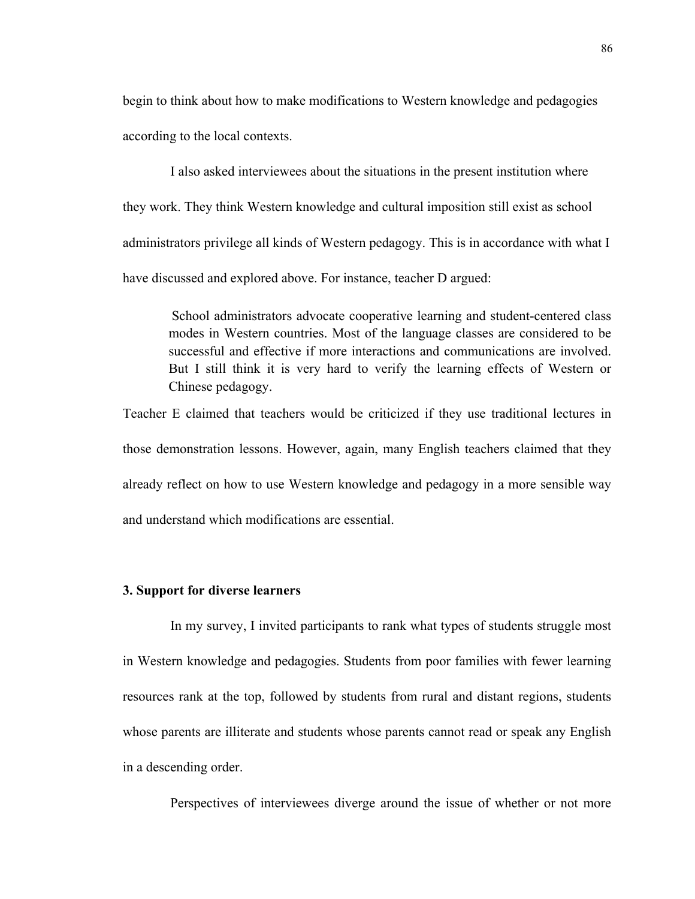begin to think about how to make modifications to Western knowledge and pedagogies according to the local contexts.

I also asked interviewees about the situations in the present institution where they work. They think Western knowledge and cultural imposition still exist as school administrators privilege all kinds of Western pedagogy. This is in accordance with what I have discussed and explored above. For instance, teacher D argued:

> School administrators advocate cooperative learning and student-centered class modes in Western countries. Most of the language classes are considered to be successful and effective if more interactions and communications are involved. But I still think it is very hard to verify the learning effects of Western or Chinese pedagogy.

Teacher E claimed that teachers would be criticized if they use traditional lectures in those demonstration lessons. However, again, many English teachers claimed that they already reflect on how to use Western knowledge and pedagogy in a more sensible way and understand which modifications are essential.

### 3. Support for diverse learners

In my survey, I invited participants to rank what types of students struggle most in Western knowledge and pedagogies. Students from poor families with fewer learning resources rank at the top, followed by students from rural and distant regions, students whose parents are illiterate and students whose parents cannot read or speak any English in a descending order.

Perspectives of interviewees diverge around the issue of whether or not more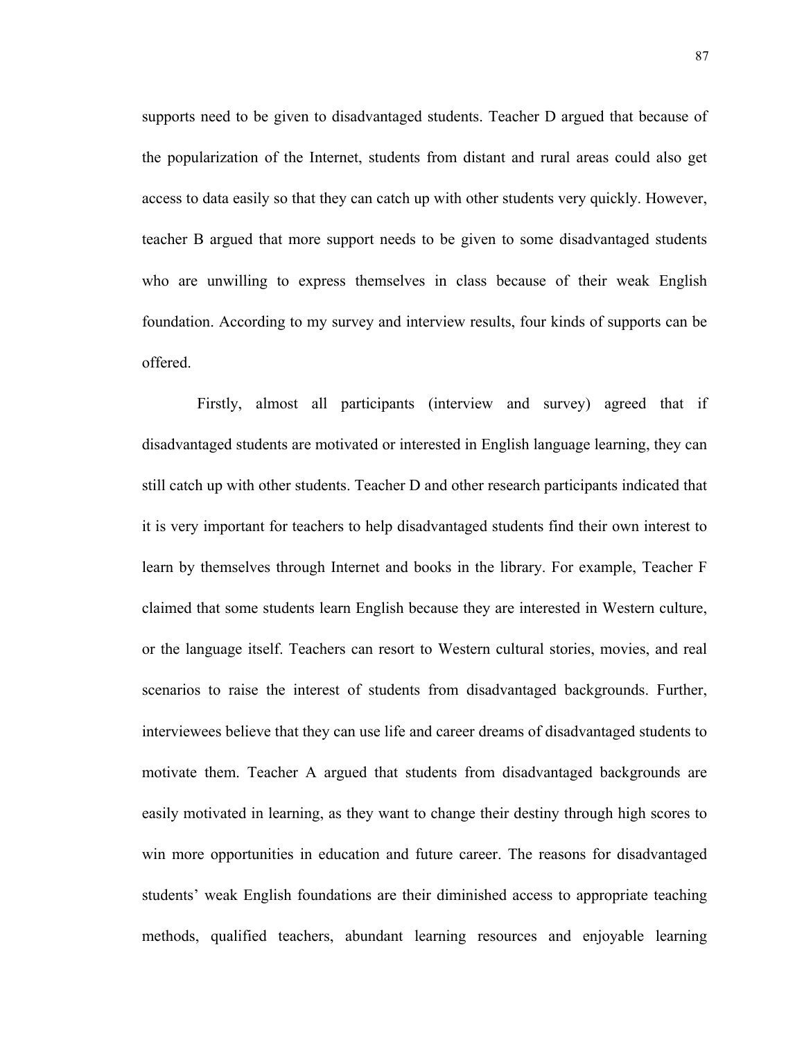supports need to be given to disadvantaged students. Teacher D argued that because of the popularization of the Internet, students from distant and rural areas could also get access to data easily so that they can catch up with other students very quickly. However, teacher B argued that more support needs to be given to some disadvantaged students who are unwilling to express themselves in class because of their weak English foundation. According to my survey and interview results, four kinds of supports can be offered.

Firstly, almost all participants (interview and survey) agreed that if disadvantaged students are motivated or interested in English language learning, they can still catch up with other students. Teacher D and other research participants indicated that it is very important for teachers to help disadvantaged students find their own interest to learn by themselves through Internet and books in the library. For example, Teacher F claimed that some students learn English because they are interested in Western culture, or the language itself. Teachers can resort to Western cultural stories, movies, and real scenarios to raise the interest of students from disadvantaged backgrounds. Further, interviewees believe that they can use life and career dreams of disadvantaged students to motivate them. Teacher A argued that students from disadvantaged backgrounds are easily motivated in learning, as they want to change their destiny through high scores to win more opportunities in education and future career. The reasons for disadvantaged students' weak English foundations are their diminished access to appropriate teaching methods, qualified teachers, abundant learning resources and enjoyable learning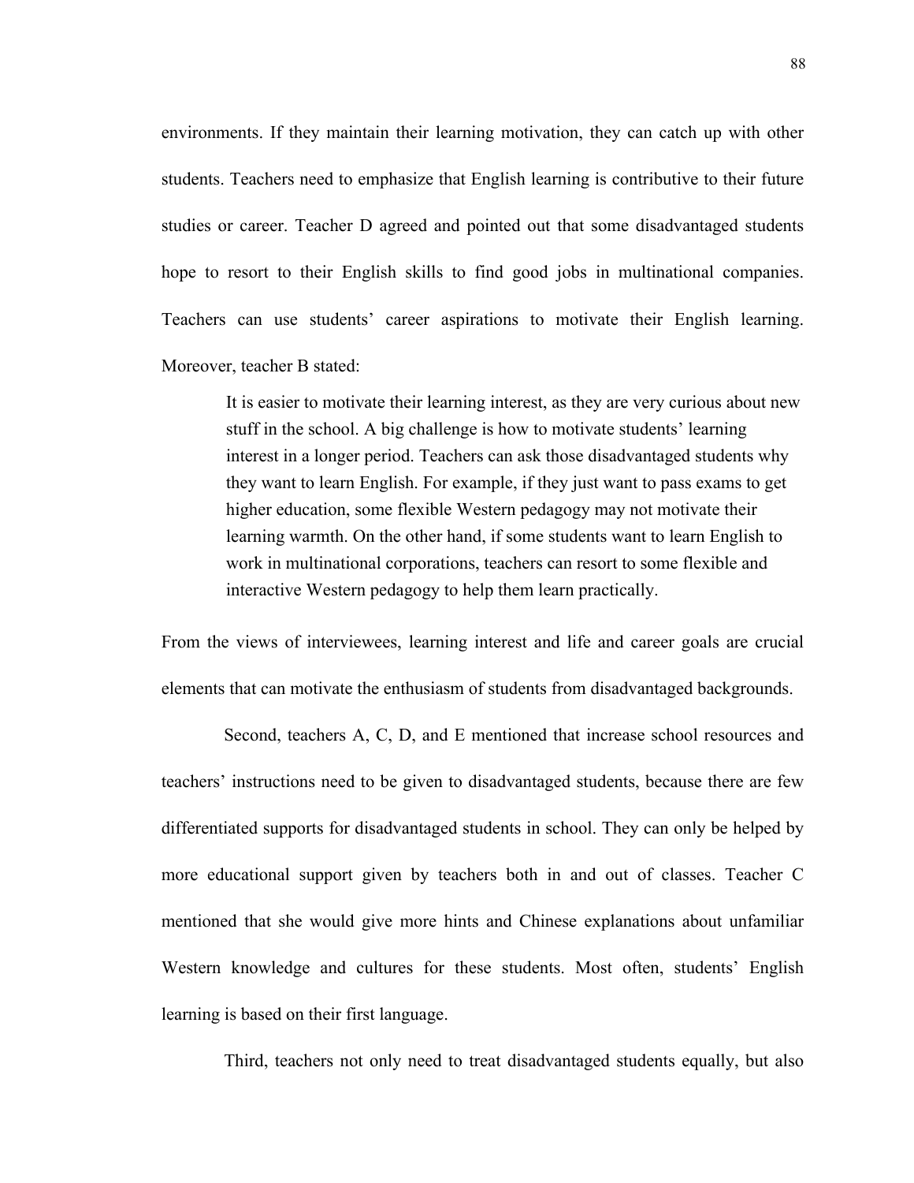environments. If they maintain their learning motivation, they can catch up with other students. Teachers need to emphasize that English learning is contributive to their future studies or career. Teacher D agreed and pointed out that some disadvantaged students hope to resort to their English skills to find good jobs in multinational companies. Teachers can use students' career aspirations to motivate their English learning. Moreover, teacher B stated:

> It is easier to motivate their learning interest, as they are very curious about new stuff in the school. A big challenge is how to motivate students' learning interest in a longer period. Teachers can ask those disadvantaged students why they want to learn English. For example, if they just want to pass exams to get higher education, some flexible Western pedagogy may not motivate their learning warmth. On the other hand, if some students want to learn English to work in multinational corporations, teachers can resort to some flexible and interactive Western pedagogy to help them learn practically.

From the views of interviewees, learning interest and life and career goals are crucial elements that can motivate the enthusiasm of students from disadvantaged backgrounds.

Second, teachers A, C, D, and E mentioned that increase school resources and teachers' instructions need to be given to disadvantaged students, because there are few differentiated supports for disadvantaged students in school. They can only be helped by more educational support given by teachers both in and out of classes. Teacher C mentioned that she would give more hints and Chinese explanations about unfamiliar Western knowledge and cultures for these students. Most often, students' English learning is based on their first language.

Third, teachers not only need to treat disadvantaged students equally, but also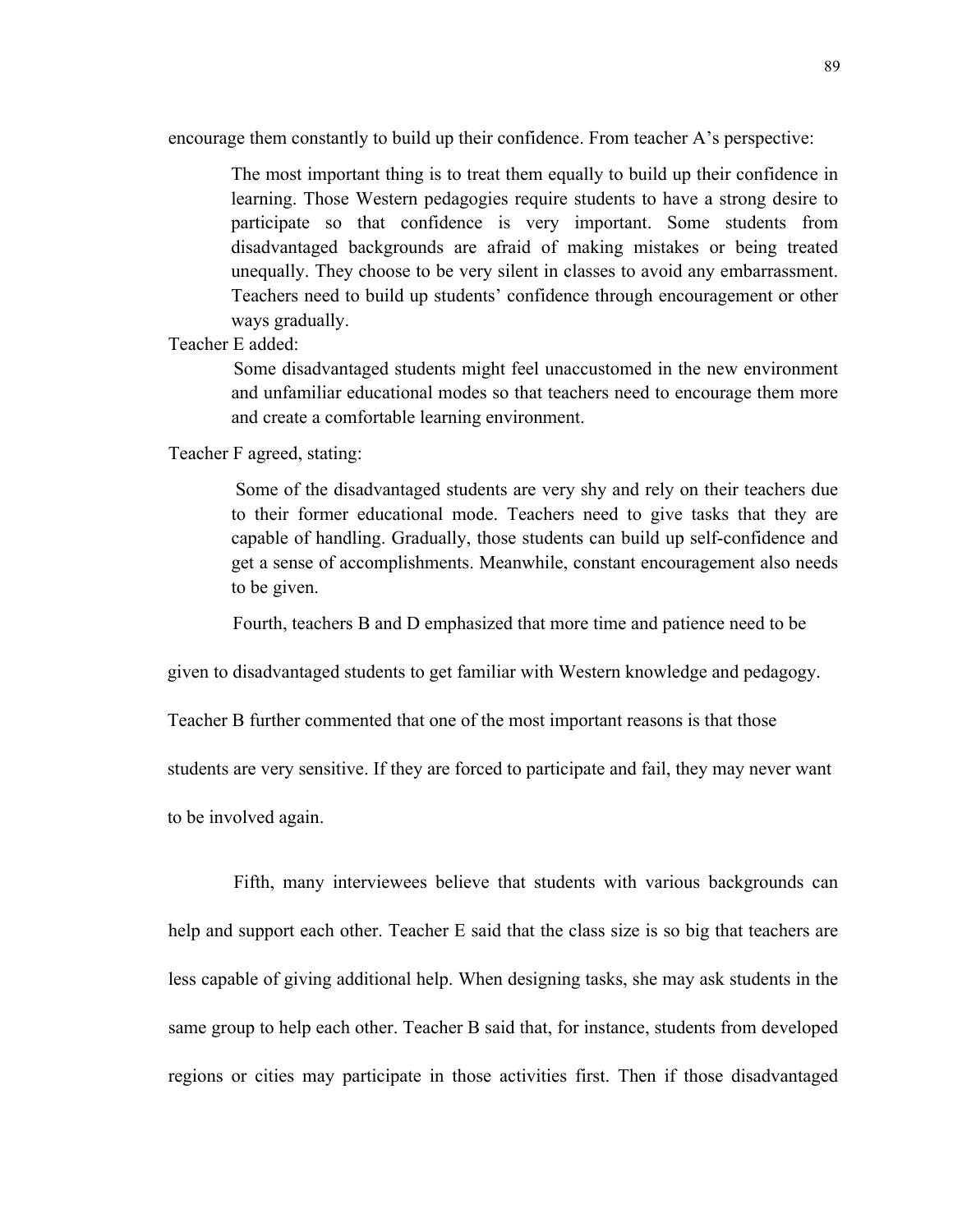encourage them constantly to build up their confidence. From teacher A's perspective:

> The most important thing is to treat them equally to build up their confidence in learning. Those Western pedagogies require students to have a strong desire to participate so that confidence is very important. Some students from disadvantaged backgrounds are afraid of making mistakes or being treated unequally. They choose to be very silent in classes to avoid any embarrassment. Teachers need to build up students' confidence through encouragement or other ways gradually.

Teacher E added:

> Some disadvantaged students might feel unaccustomed in the new environment and unfamiliar educational modes so that teachers need to encourage them more and create a comfortable learning environment.

Teacher F agreed, stating:

> Some of the disadvantaged students are very shy and rely on their teachers due to their former educational mode. Teachers need to give tasks that they are capable of handling. Gradually, those students can build up self-confidence and get a sense of accomplishments. Meanwhile, constant encouragement also needs to be given.

Fourth, teachers B and D emphasized that more time and patience need to be given to disadvantaged students to get familiar with Western knowledge and pedagogy. Teacher B further commented that one of the most important reasons is that those students are very sensitive. If they are forced to participate and fail, they may never want to be involved again.

Fifth, many interviewees believe that students with various backgrounds can help and support each other. Teacher E said that the class size is so big that teachers are less capable of giving additional help. When designing tasks, she may ask students in the same group to help each other. Teacher B said that, for instance, students from developed regions or cities may participate in those activities first. Then if those disadvantaged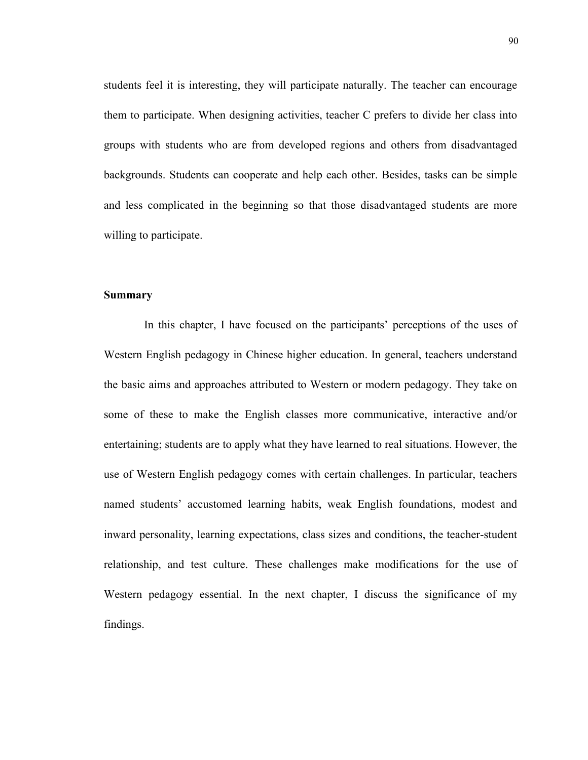students feel it is interesting, they will participate naturally. The teacher can encourage them to participate. When designing activities, teacher C prefers to divide her class into groups with students who are from developed regions and others from disadvantaged backgrounds. Students can cooperate and help each other. Besides, tasks can be simple and less complicated in the beginning so that those disadvantaged students are more willing to participate.

**Summary**

In this chapter, I have focused on the participants' perceptions of the uses of Western English pedagogy in Chinese higher education. In general, teachers understand the basic aims and approaches attributed to Western or modern pedagogy. They take on some of these to make the English classes more communicative, interactive and/or entertaining; students are to apply what they have learned to real situations. However, the use of Western English pedagogy comes with certain challenges. In particular, teachers named students' accustomed learning habits, weak English foundations, modest and inward personality, learning expectations, class sizes and conditions, the teacher-student relationship, and test culture. These challenges make modifications for the use of Western pedagogy essential. In the next chapter, I discuss the significance of my findings.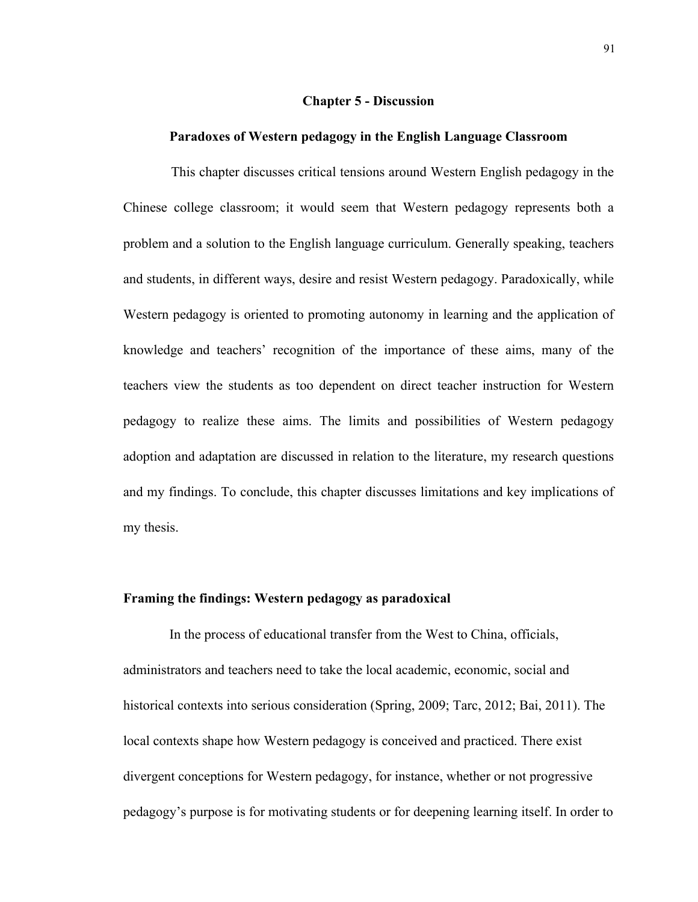# Chapter 5 - Discussion

## Paradoxes of Western pedagogy in the English Language Classroom

This chapter discusses critical tensions around Western English pedagogy in the Chinese college classroom; it would seem that Western pedagogy represents both a problem and a solution to the English language curriculum. Generally speaking, teachers and students, in different ways, desire and resist Western pedagogy. Paradoxically, while Western pedagogy is oriented to promoting autonomy in learning and the application of knowledge and teachers' recognition of the importance of these aims, many of the teachers view the students as too dependent on direct teacher instruction for Western pedagogy to realize these aims. The limits and possibilities of Western pedagogy adoption and adaptation are discussed in relation to the literature, my research questions and my findings. To conclude, this chapter discusses limitations and key implications of my thesis.

### Framing the findings: Western pedagogy as paradoxical

In the process of educational transfer from the West to China, officials, administrators and teachers need to take the local academic, economic, social and historical contexts into serious consideration (Spring, 2009; Tarc, 2012; Bai, 2011). The local contexts shape how Western pedagogy is conceived and practiced. There exist divergent conceptions for Western pedagogy, for instance, whether or not progressive pedagogy's purpose is for motivating students or for deepening learning itself. In order to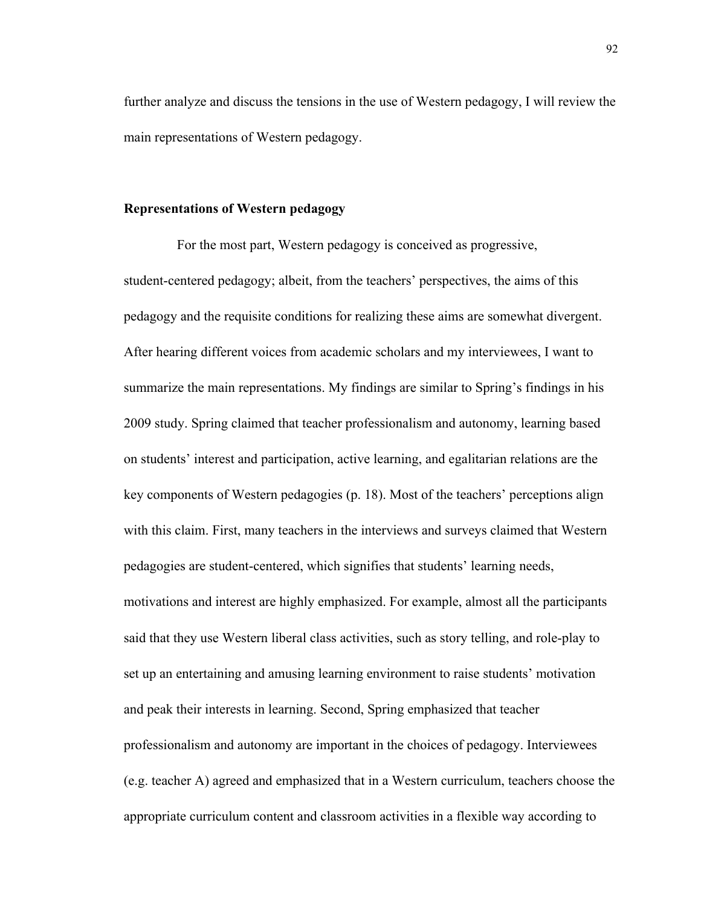further analyze and discuss the tensions in the use of Western pedagogy, I will review the main representations of Western pedagogy.

**Representations of Western pedagogy**

For the most part, Western pedagogy is conceived as progressive, student-centered pedagogy; albeit, from the teachers' perspectives, the aims of this pedagogy and the requisite conditions for realizing these aims are somewhat divergent. After hearing different voices from academic scholars and my interviewees, I want to summarize the main representations. My findings are similar to Spring's findings in his 2009 study. Spring claimed that teacher professionalism and autonomy, learning based on students' interest and participation, active learning, and egalitarian relations are the key components of Western pedagogies (p. 18). Most of the teachers' perceptions align with this claim. First, many teachers in the interviews and surveys claimed that Western pedagogies are student-centered, which signifies that students' learning needs, motivations and interest are highly emphasized. For example, almost all the participants said that they use Western liberal class activities, such as story telling, and role-play to set up an entertaining and amusing learning environment to raise students' motivation and peak their interests in learning. Second, Spring emphasized that teacher professionalism and autonomy are important in the choices of pedagogy. Interviewees (e.g. teacher A) agreed and emphasized that in a Western curriculum, teachers choose the appropriate curriculum content and classroom activities in a flexible way according to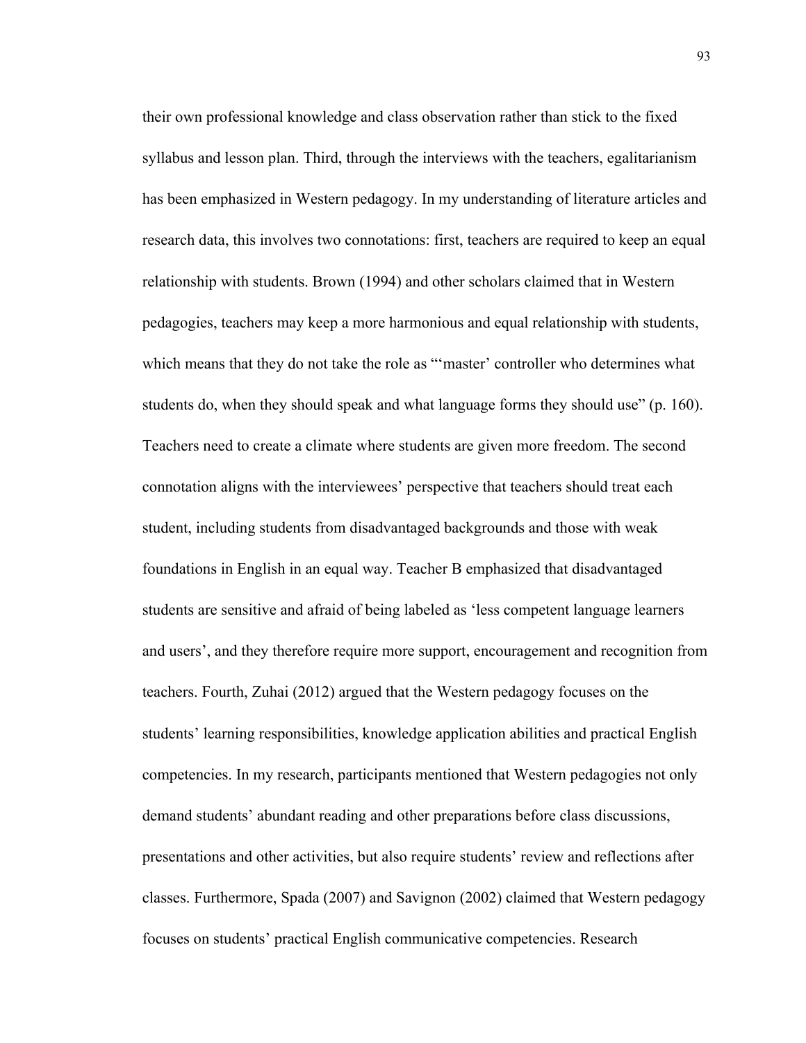their own professional knowledge and class observation rather than stick to the fixed syllabus and lesson plan. Third, through the interviews with the teachers, egalitarianism has been emphasized in Western pedagogy. In my understanding of literature articles and research data, this involves two connotations: first, teachers are required to keep an equal relationship with students. Brown (1994) and other scholars claimed that in Western pedagogies, teachers may keep a more harmonious and equal relationship with students, which means that they do not take the role as "'master' controller who determines what students do, when they should speak and what language forms they should use" (p. 160). Teachers need to create a climate where students are given more freedom. The second connotation aligns with the interviewees' perspective that teachers should treat each student, including students from disadvantaged backgrounds and those with weak foundations in English in an equal way. Teacher B emphasized that disadvantaged students are sensitive and afraid of being labeled as 'less competent language learners and users', and they therefore require more support, encouragement and recognition from teachers. Fourth, Zuhai (2012) argued that the Western pedagogy focuses on the students' learning responsibilities, knowledge application abilities and practical English competencies. In my research, participants mentioned that Western pedagogies not only demand students' abundant reading and other preparations before class discussions, presentations and other activities, but also require students' review and reflections after classes. Furthermore, Spada (2007) and Savignon (2002) claimed that Western pedagogy focuses on students' practical English communicative competencies. Research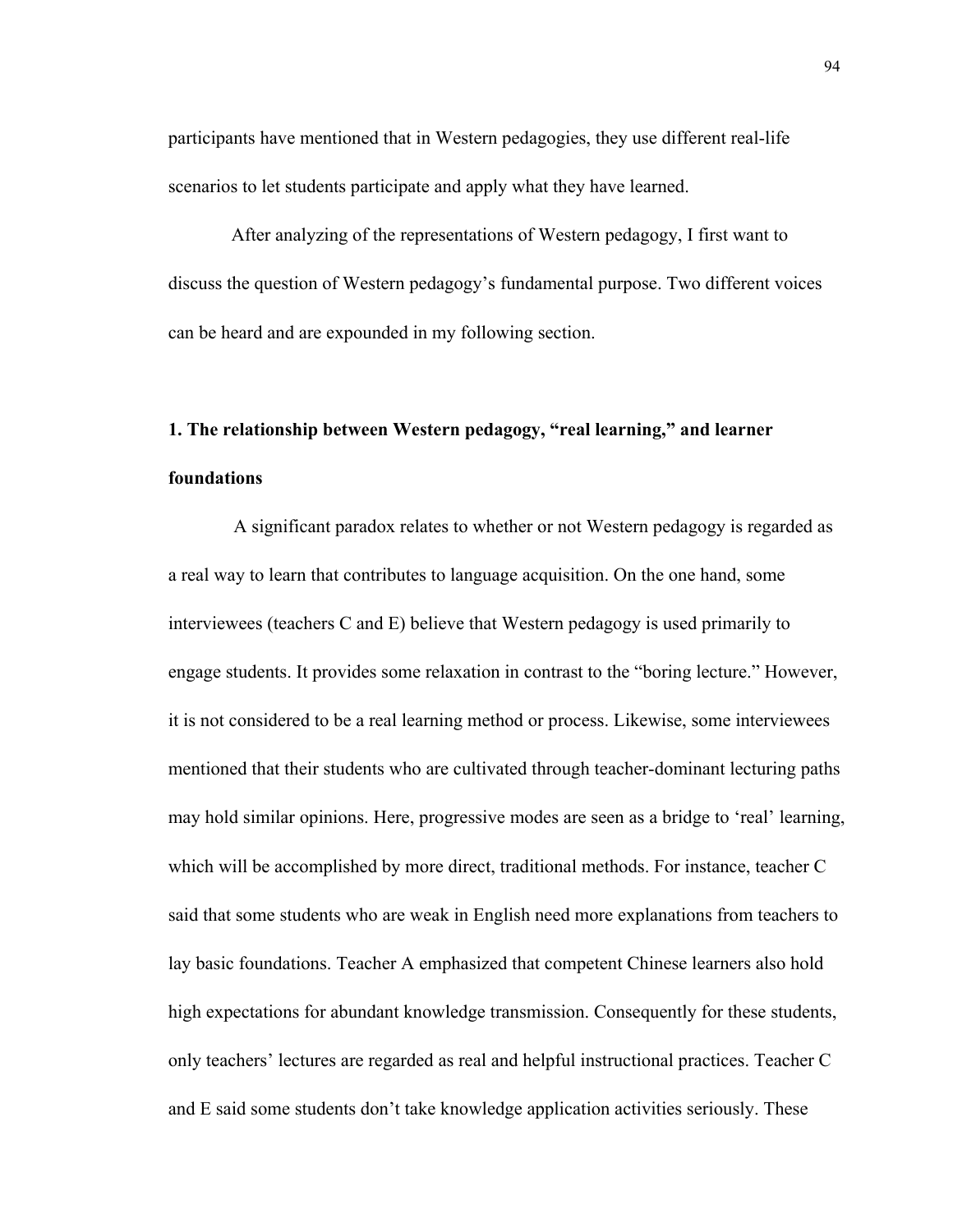participants have mentioned that in Western pedagogies, they use different real-life scenarios to let students participate and apply what they have learned.

After analyzing of the representations of Western pedagogy, I first want to discuss the question of Western pedagogy's fundamental purpose. Two different voices can be heard and are expounded in my following section.

**1. The relationship between Western pedagogy, "real learning," and learner foundations**

A significant paradox relates to whether or not Western pedagogy is regarded as a real way to learn that contributes to language acquisition. On the one hand, some interviewees (teachers C and E) believe that Western pedagogy is used primarily to engage students. It provides some relaxation in contrast to the "boring lecture." However, it is not considered to be a real learning method or process. Likewise, some interviewees mentioned that their students who are cultivated through teacher-dominant lecturing paths may hold similar opinions. Here, progressive modes are seen as a bridge to 'real' learning, which will be accomplished by more direct, traditional methods. For instance, teacher C said that some students who are weak in English need more explanations from teachers to lay basic foundations. Teacher A emphasized that competent Chinese learners also hold high expectations for abundant knowledge transmission. Consequently for these students, only teachers' lectures are regarded as real and helpful instructional practices. Teacher C and E said some students don't take knowledge application activities seriously. These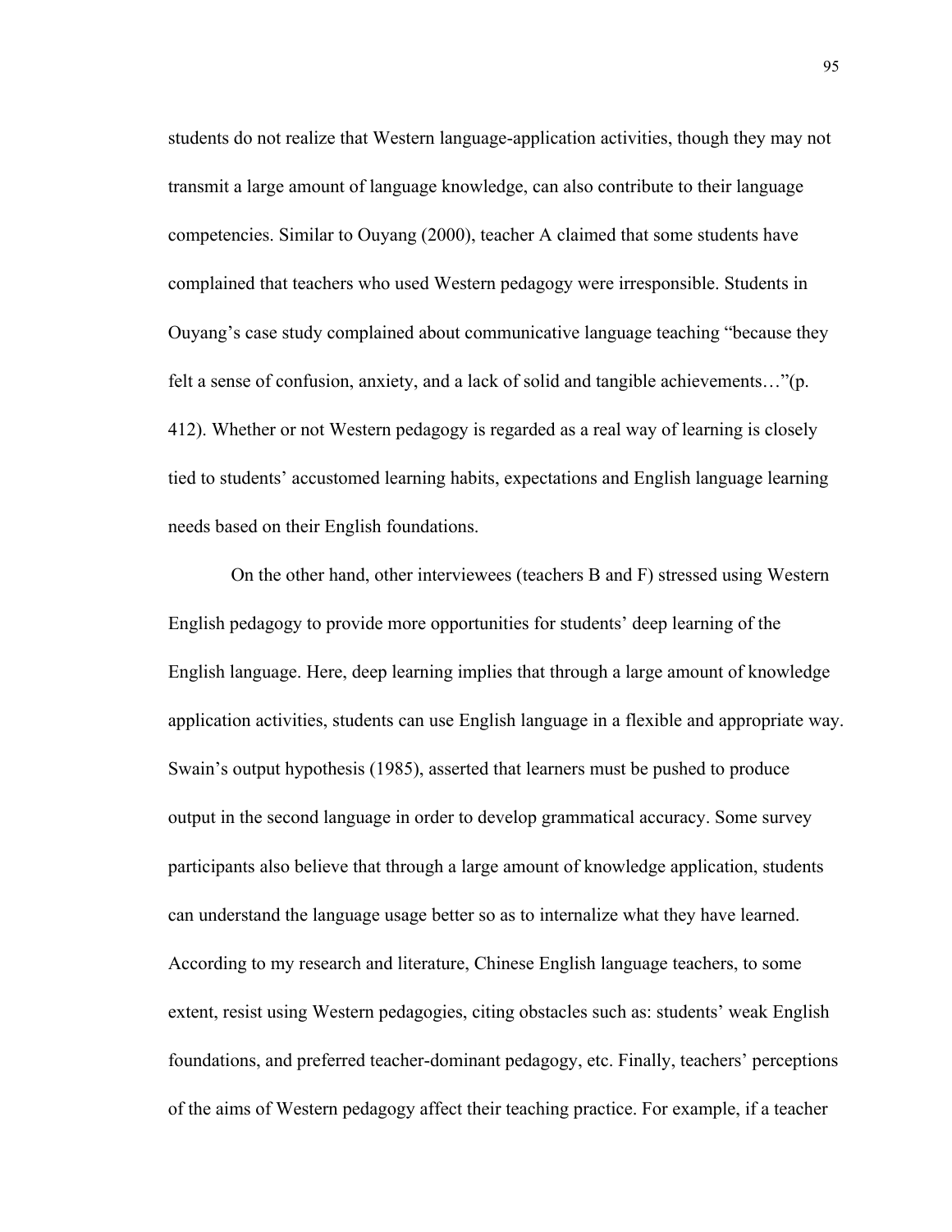students do not realize that Western language-application activities, though they may not transmit a large amount of language knowledge, can also contribute to their language competencies. Similar to Ouyang (2000), teacher A claimed that some students have complained that teachers who used Western pedagogy were irresponsible. Students in Ouyang's case study complained about communicative language teaching "because they felt a sense of confusion, anxiety, and a lack of solid and tangible achievements…"(p. 412). Whether or not Western pedagogy is regarded as a real way of learning is closely tied to students' accustomed learning habits, expectations and English language learning needs based on their English foundations.

On the other hand, other interviewees (teachers B and F) stressed using Western English pedagogy to provide more opportunities for students' deep learning of the English language. Here, deep learning implies that through a large amount of knowledge application activities, students can use English language in a flexible and appropriate way. Swain's output hypothesis (1985), asserted that learners must be pushed to produce output in the second language in order to develop grammatical accuracy. Some survey participants also believe that through a large amount of knowledge application, students can understand the language usage better so as to internalize what they have learned. According to my research and literature, Chinese English language teachers, to some extent, resist using Western pedagogies, citing obstacles such as: students' weak English foundations, and preferred teacher-dominant pedagogy, etc. Finally, teachers' perceptions of the aims of Western pedagogy affect their teaching practice. For example, if a teacher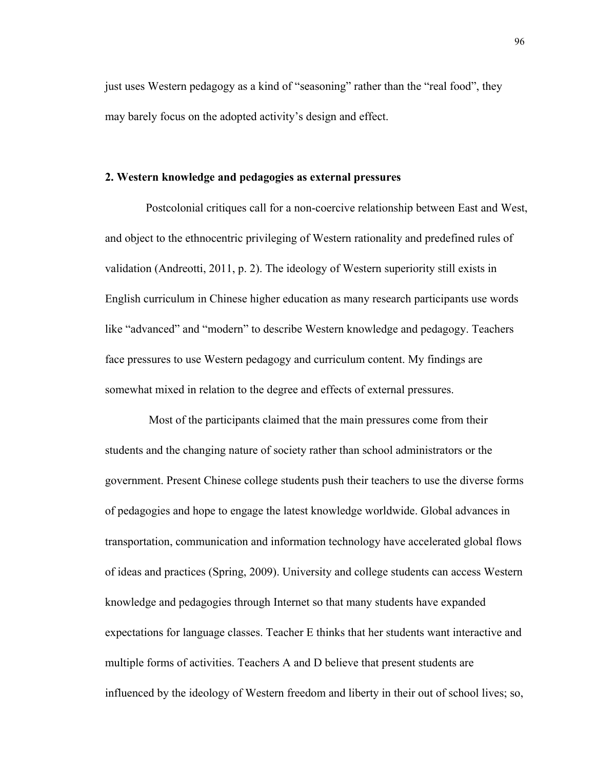just uses Western pedagogy as a kind of “seasoning” rather than the “real food”, they may barely focus on the adopted activity’s design and effect.

**2. Western knowledge and pedagogies as external pressures**

Postcolonial critiques call for a non-coercive relationship between East and West, and object to the ethnocentric privileging of Western rationality and predefined rules of validation (Andreotti, 2011, p. 2). The ideology of Western superiority still exists in English curriculum in Chinese higher education as many research participants use words like “advanced” and “modern” to describe Western knowledge and pedagogy. Teachers face pressures to use Western pedagogy and curriculum content. My findings are somewhat mixed in relation to the degree and effects of external pressures.

Most of the participants claimed that the main pressures come from their students and the changing nature of society rather than school administrators or the government. Present Chinese college students push their teachers to use the diverse forms of pedagogies and hope to engage the latest knowledge worldwide. Global advances in transportation, communication and information technology have accelerated global flows of ideas and practices (Spring, 2009). University and college students can access Western knowledge and pedagogies through Internet so that many students have expanded expectations for language classes. Teacher E thinks that her students want interactive and multiple forms of activities. Teachers A and D believe that present students are influenced by the ideology of Western freedom and liberty in their out of school lives; so,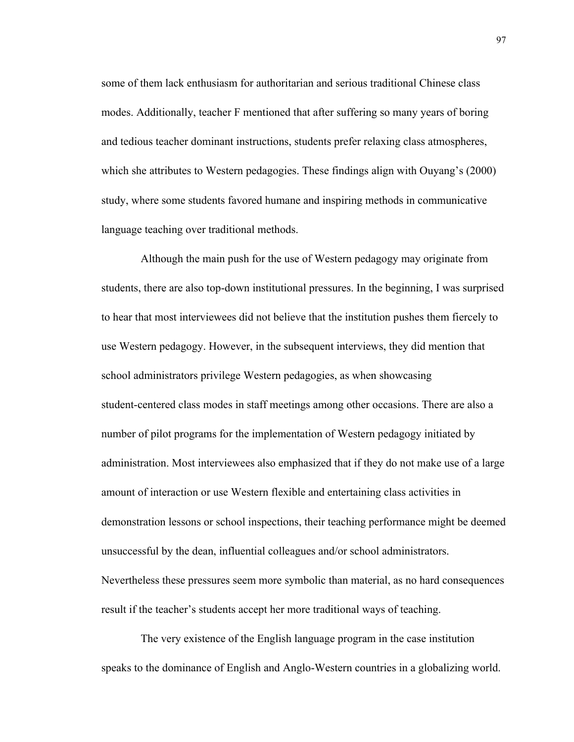some of them lack enthusiasm for authoritarian and serious traditional Chinese class modes. Additionally, teacher F mentioned that after suffering so many years of boring and tedious teacher dominant instructions, students prefer relaxing class atmospheres, which she attributes to Western pedagogies. These findings align with Ouyang's (2000) study, where some students favored humane and inspiring methods in communicative language teaching over traditional methods.

Although the main push for the use of Western pedagogy may originate from students, there are also top-down institutional pressures. In the beginning, I was surprised to hear that most interviewees did not believe that the institution pushes them fiercely to use Western pedagogy. However, in the subsequent interviews, they did mention that school administrators privilege Western pedagogies, as when showcasing student-centered class modes in staff meetings among other occasions. There are also a number of pilot programs for the implementation of Western pedagogy initiated by administration. Most interviewees also emphasized that if they do not make use of a large amount of interaction or use Western flexible and entertaining class activities in demonstration lessons or school inspections, their teaching performance might be deemed unsuccessful by the dean, influential colleagues and/or school administrators. Nevertheless these pressures seem more symbolic than material, as no hard consequences result if the teacher's students accept her more traditional ways of teaching.

The very existence of the English language program in the case institution speaks to the dominance of English and Anglo-Western countries in a globalizing world.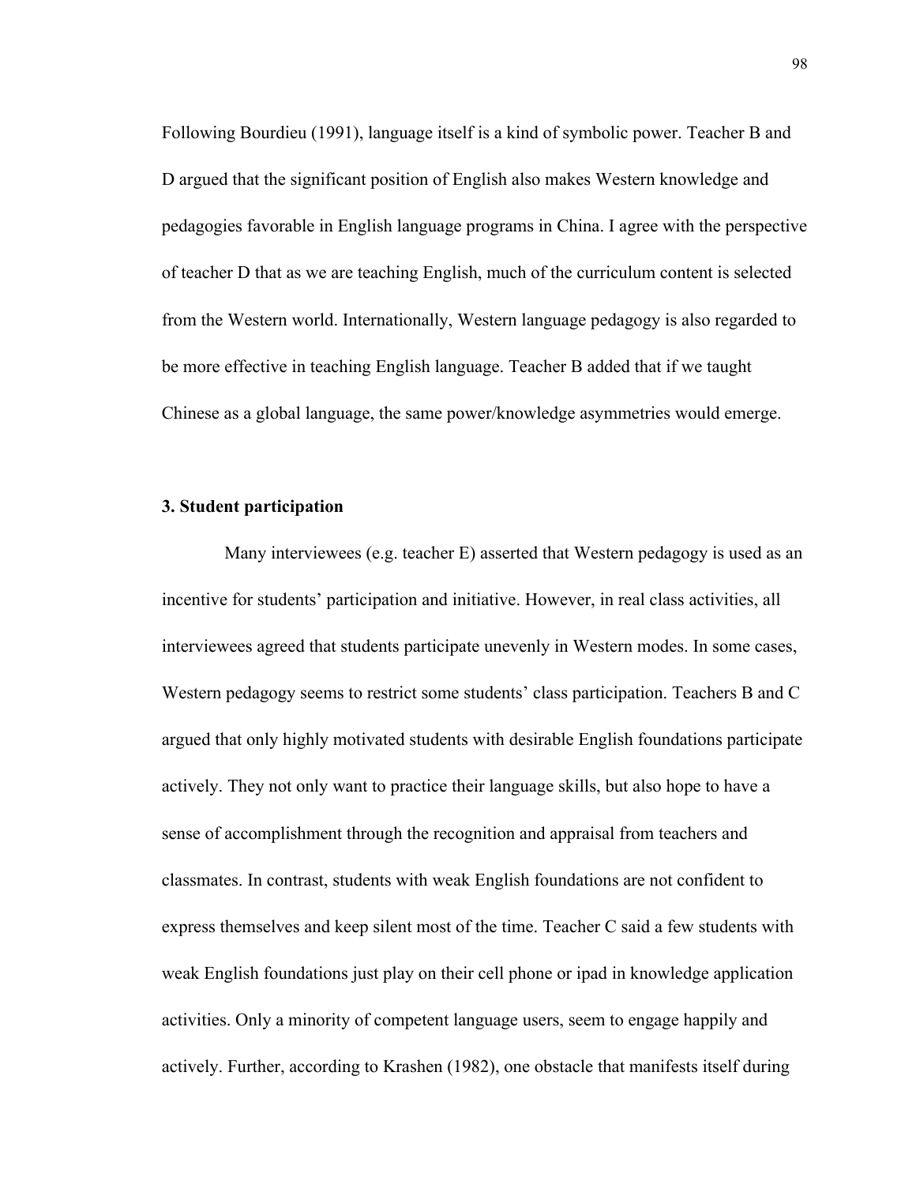Following Bourdieu (1991), language itself is a kind of symbolic power. Teacher B and D argued that the significant position of English also makes Western knowledge and pedagogies favorable in English language programs in China. I agree with the perspective of teacher D that as we are teaching English, much of the curriculum content is selected from the Western world. Internationally, Western language pedagogy is also regarded to be more effective in teaching English language. Teacher B added that if we taught Chinese as a global language, the same power/knowledge asymmetries would emerge.

### 3. Student participation

Many interviewees (e.g. teacher E) asserted that Western pedagogy is used as an incentive for students' participation and initiative. However, in real class activities, all interviewees agreed that students participate unevenly in Western modes. In some cases, Western pedagogy seems to restrict some students' class participation. Teachers B and C argued that only highly motivated students with desirable English foundations participate actively. They not only want to practice their language skills, but also hope to have a sense of accomplishment through the recognition and appraisal from teachers and classmates. In contrast, students with weak English foundations are not confident to express themselves and keep silent most of the time. Teacher C said a few students with weak English foundations just play on their cell phone or ipad in knowledge application activities. Only a minority of competent language users, seem to engage happily and actively. Further, according to Krashen (1982), one obstacle that manifests itself during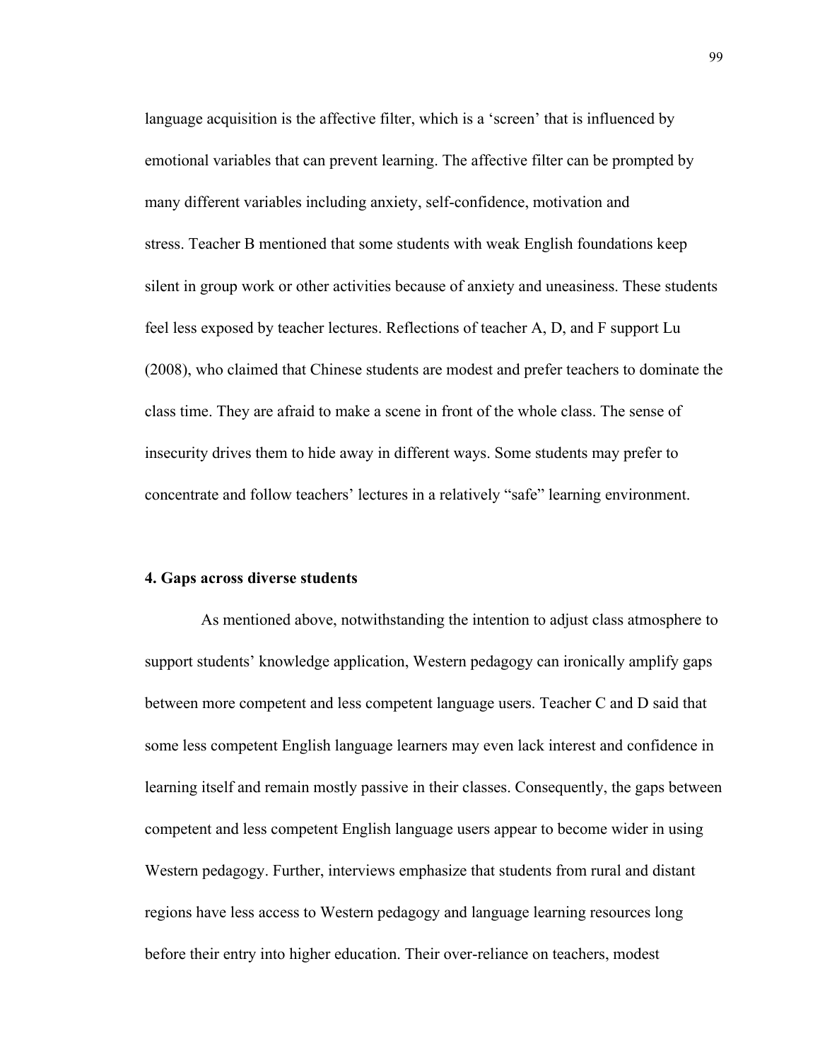language acquisition is the affective filter, which is a 'screen' that is influenced by emotional variables that can prevent learning. The affective filter can be prompted by many different variables including anxiety, self-confidence, motivation and stress. Teacher B mentioned that some students with weak English foundations keep silent in group work or other activities because of anxiety and uneasiness. These students feel less exposed by teacher lectures. Reflections of teacher A, D, and F support Lu (2008), who claimed that Chinese students are modest and prefer teachers to dominate the class time. They are afraid to make a scene in front of the whole class. The sense of insecurity drives them to hide away in different ways. Some students may prefer to concentrate and follow teachers' lectures in a relatively "safe" learning environment.

**4. Gaps across diverse students**

As mentioned above, notwithstanding the intention to adjust class atmosphere to support students' knowledge application, Western pedagogy can ironically amplify gaps between more competent and less competent language users. Teacher C and D said that some less competent English language learners may even lack interest and confidence in learning itself and remain mostly passive in their classes. Consequently, the gaps between competent and less competent English language users appear to become wider in using Western pedagogy. Further, interviews emphasize that students from rural and distant regions have less access to Western pedagogy and language learning resources long before their entry into higher education. Their over-reliance on teachers, modest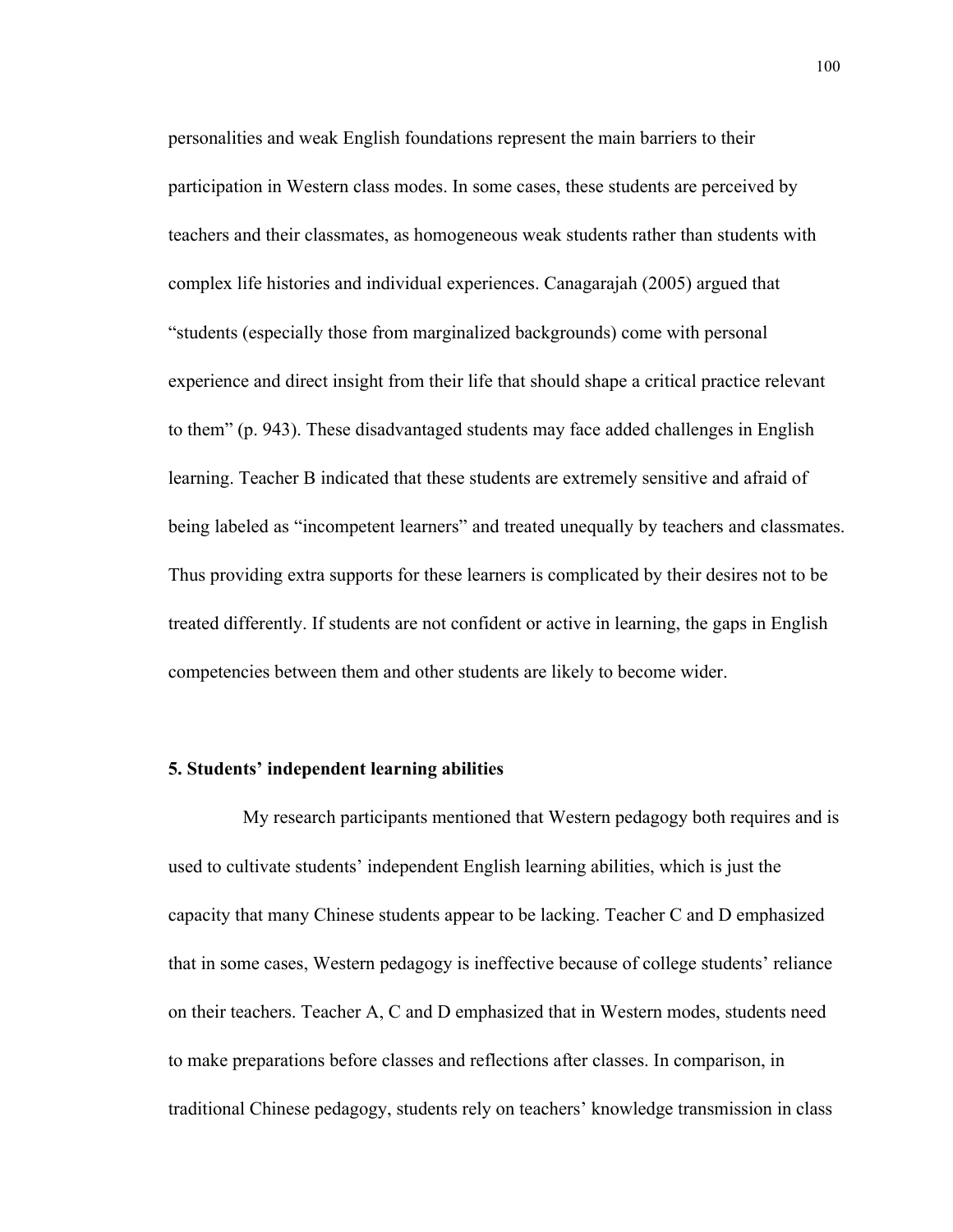personalities and weak English foundations represent the main barriers to their participation in Western class modes. In some cases, these students are perceived by teachers and their classmates, as homogeneous weak students rather than students with complex life histories and individual experiences. Canagarajah (2005) argued that "students (especially those from marginalized backgrounds) come with personal experience and direct insight from their life that should shape a critical practice relevant to them" (p. 943). These disadvantaged students may face added challenges in English learning. Teacher B indicated that these students are extremely sensitive and afraid of being labeled as "incompetent learners" and treated unequally by teachers and classmates. Thus providing extra supports for these learners is complicated by their desires not to be treated differently. If students are not confident or active in learning, the gaps in English competencies between them and other students are likely to become wider.

### 5. Students' independent learning abilities

My research participants mentioned that Western pedagogy both requires and is used to cultivate students' independent English learning abilities, which is just the capacity that many Chinese students appear to be lacking. Teacher C and D emphasized that in some cases, Western pedagogy is ineffective because of college students' reliance on their teachers. Teacher A, C and D emphasized that in Western modes, students need to make preparations before classes and reflections after classes. In comparison, in traditional Chinese pedagogy, students rely on teachers' knowledge transmission in class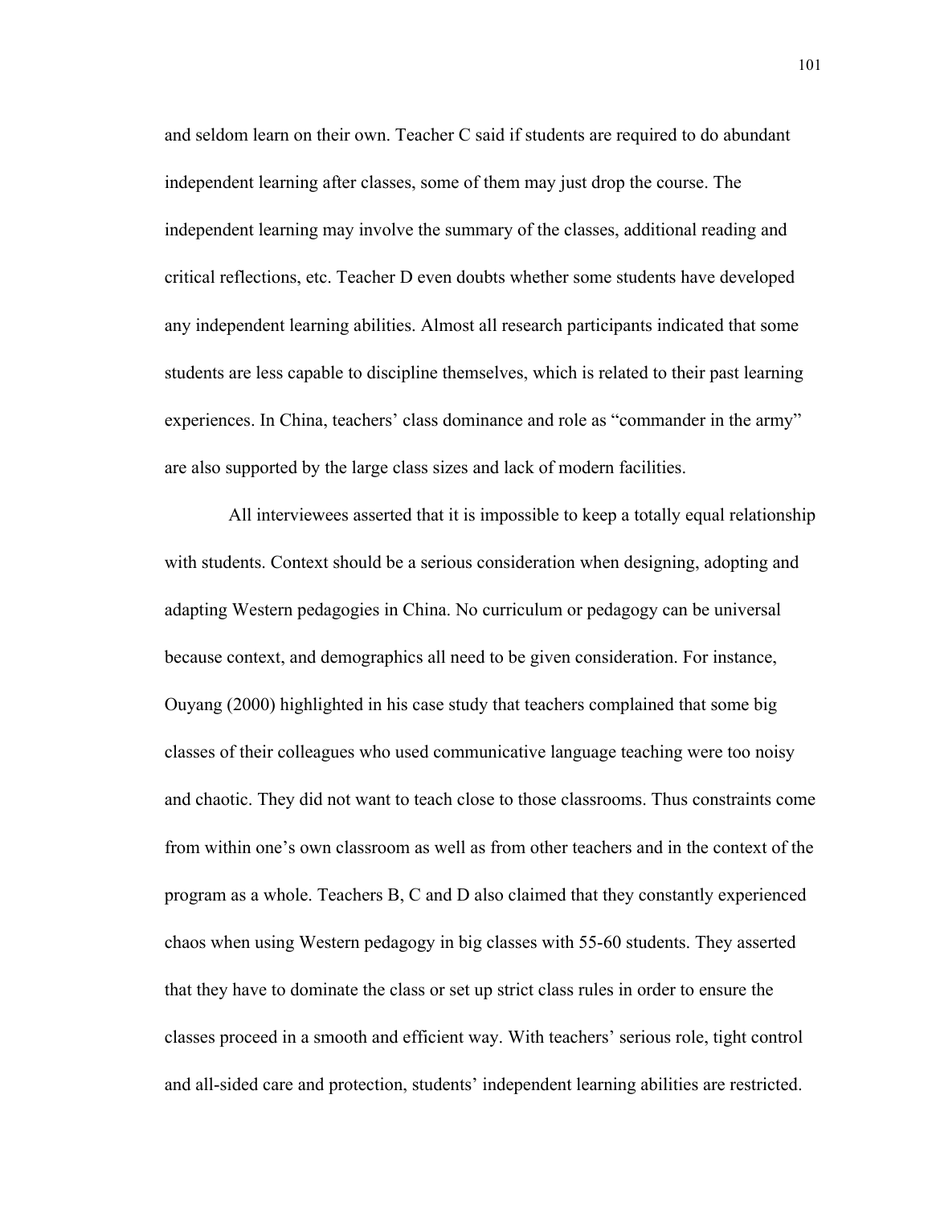and seldom learn on their own. Teacher C said if students are required to do abundant independent learning after classes, some of them may just drop the course. The independent learning may involve the summary of the classes, additional reading and critical reflections, etc. Teacher D even doubts whether some students have developed any independent learning abilities. Almost all research participants indicated that some students are less capable to discipline themselves, which is related to their past learning experiences. In China, teachers' class dominance and role as "commander in the army" are also supported by the large class sizes and lack of modern facilities.

All interviewees asserted that it is impossible to keep a totally equal relationship with students. Context should be a serious consideration when designing, adopting and adapting Western pedagogies in China. No curriculum or pedagogy can be universal because context, and demographics all need to be given consideration. For instance, Ouyang (2000) highlighted in his case study that teachers complained that some big classes of their colleagues who used communicative language teaching were too noisy and chaotic. They did not want to teach close to those classrooms. Thus constraints come from within one's own classroom as well as from other teachers and in the context of the program as a whole. Teachers B, C and D also claimed that they constantly experienced chaos when using Western pedagogy in big classes with 55-60 students. They asserted that they have to dominate the class or set up strict class rules in order to ensure the classes proceed in a smooth and efficient way. With teachers' serious role, tight control and all-sided care and protection, students' independent learning abilities are restricted.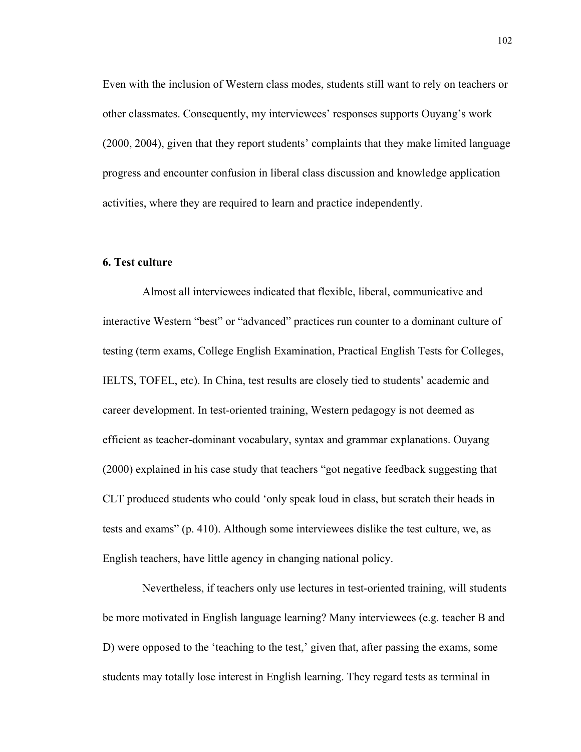Even with the inclusion of Western class modes, students still want to rely on teachers or other classmates. Consequently, my interviewees' responses supports Ouyang's work (2000, 2004), given that they report students' complaints that they make limited language progress and encounter confusion in liberal class discussion and knowledge application activities, where they are required to learn and practice independently.

**6. Test culture**

Almost all interviewees indicated that flexible, liberal, communicative and interactive Western "best" or "advanced" practices run counter to a dominant culture of testing (term exams, College English Examination, Practical English Tests for Colleges, IELTS, TOFEL, etc). In China, test results are closely tied to students' academic and career development. In test-oriented training, Western pedagogy is not deemed as efficient as teacher-dominant vocabulary, syntax and grammar explanations. Ouyang (2000) explained in his case study that teachers "got negative feedback suggesting that CLT produced students who could 'only speak loud in class, but scratch their heads in tests and exams" (p. 410). Although some interviewees dislike the test culture, we, as English teachers, have little agency in changing national policy.

Nevertheless, if teachers only use lectures in test-oriented training, will students be more motivated in English language learning? Many interviewees (e.g. teacher B and D) were opposed to the 'teaching to the test,' given that, after passing the exams, some students may totally lose interest in English learning. They regard tests as terminal in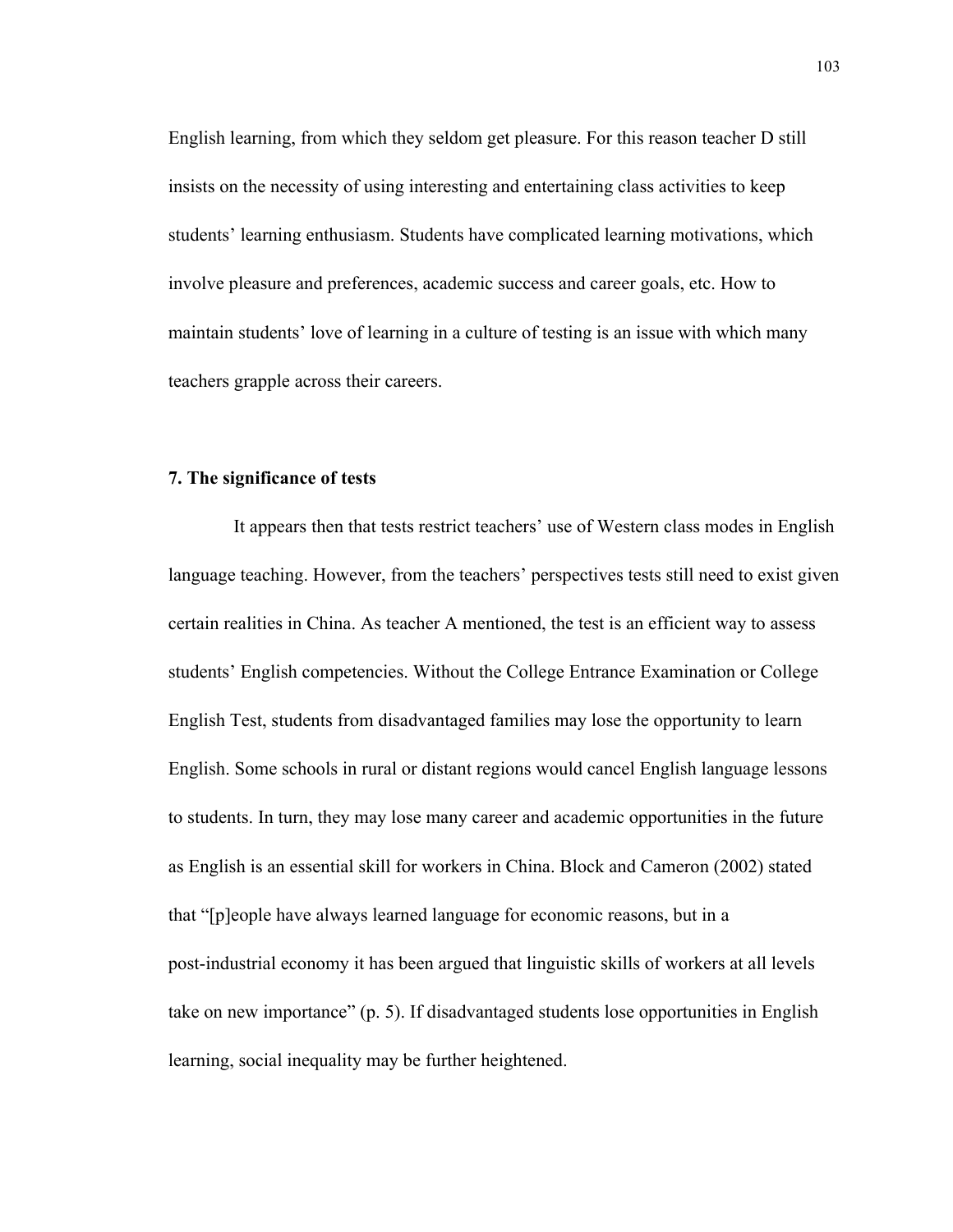English learning, from which they seldom get pleasure. For this reason teacher D still insists on the necessity of using interesting and entertaining class activities to keep students' learning enthusiasm. Students have complicated learning motivations, which involve pleasure and preferences, academic success and career goals, etc. How to maintain students' love of learning in a culture of testing is an issue with which many teachers grapple across their careers.

**7. The significance of tests**

It appears then that tests restrict teachers' use of Western class modes in English language teaching. However, from the teachers' perspectives tests still need to exist given certain realities in China. As teacher A mentioned, the test is an efficient way to assess students' English competencies. Without the College Entrance Examination or College English Test, students from disadvantaged families may lose the opportunity to learn English. Some schools in rural or distant regions would cancel English language lessons to students. In turn, they may lose many career and academic opportunities in the future as English is an essential skill for workers in China. Block and Cameron (2002) stated that "[p]eople have always learned language for economic reasons, but in a post-industrial economy it has been argued that linguistic skills of workers at all levels take on new importance" (p. 5). If disadvantaged students lose opportunities in English learning, social inequality may be further heightened.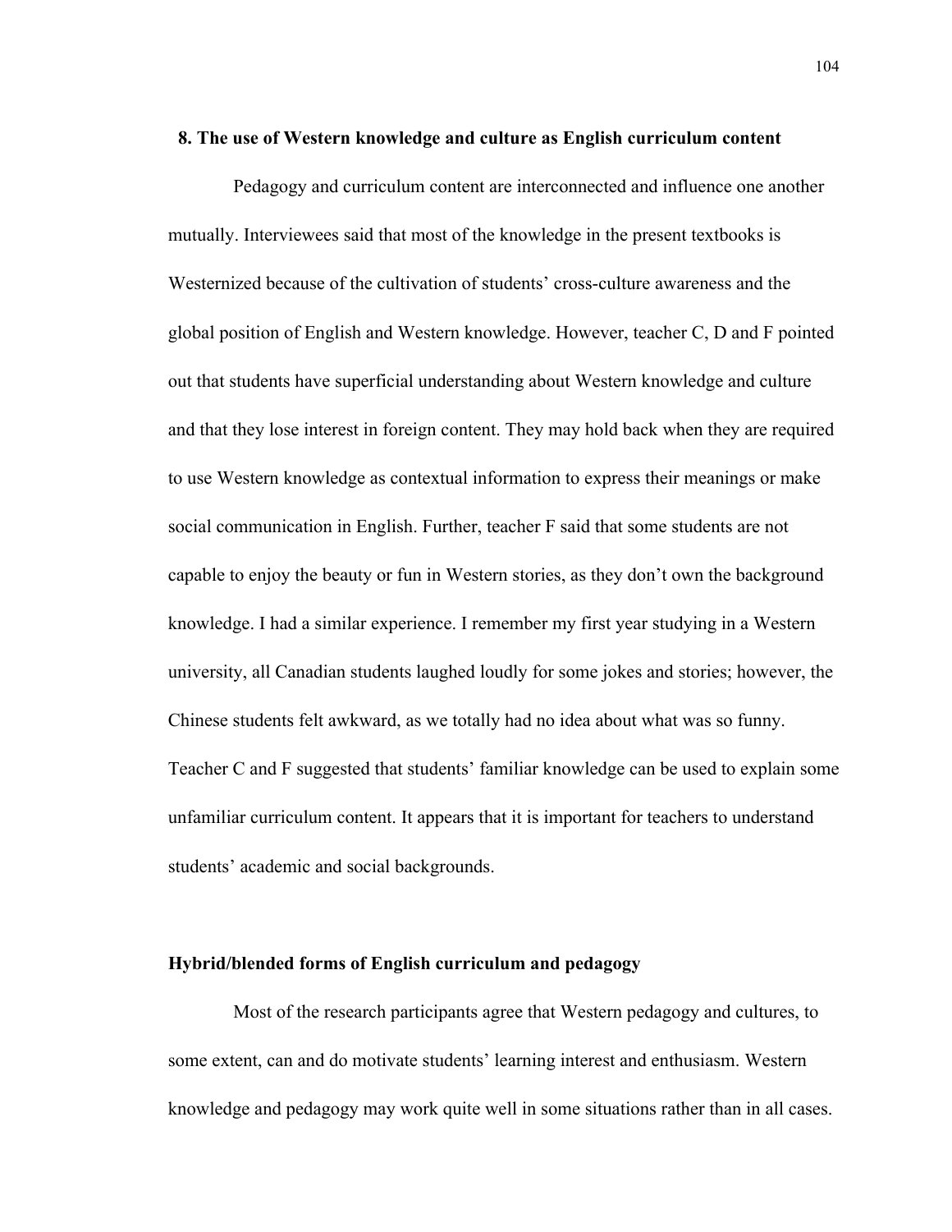### 8. The use of Western knowledge and culture as English curriculum content

Pedagogy and curriculum content are interconnected and influence one another mutually. Interviewees said that most of the knowledge in the present textbooks is Westernized because of the cultivation of students' cross-culture awareness and the global position of English and Western knowledge. However, teacher C, D and F pointed out that students have superficial understanding about Western knowledge and culture and that they lose interest in foreign content. They may hold back when they are required to use Western knowledge as contextual information to express their meanings or make social communication in English. Further, teacher F said that some students are not capable to enjoy the beauty or fun in Western stories, as they don't own the background knowledge. I had a similar experience. I remember my first year studying in a Western university, all Canadian students laughed loudly for some jokes and stories; however, the Chinese students felt awkward, as we totally had no idea about what was so funny. Teacher C and F suggested that students' familiar knowledge can be used to explain some unfamiliar curriculum content. It appears that it is important for teachers to understand students' academic and social backgrounds.

## Hybrid/blended forms of English curriculum and pedagogy

Most of the research participants agree that Western pedagogy and cultures, to some extent, can and do motivate students' learning interest and enthusiasm. Western knowledge and pedagogy may work quite well in some situations rather than in all cases.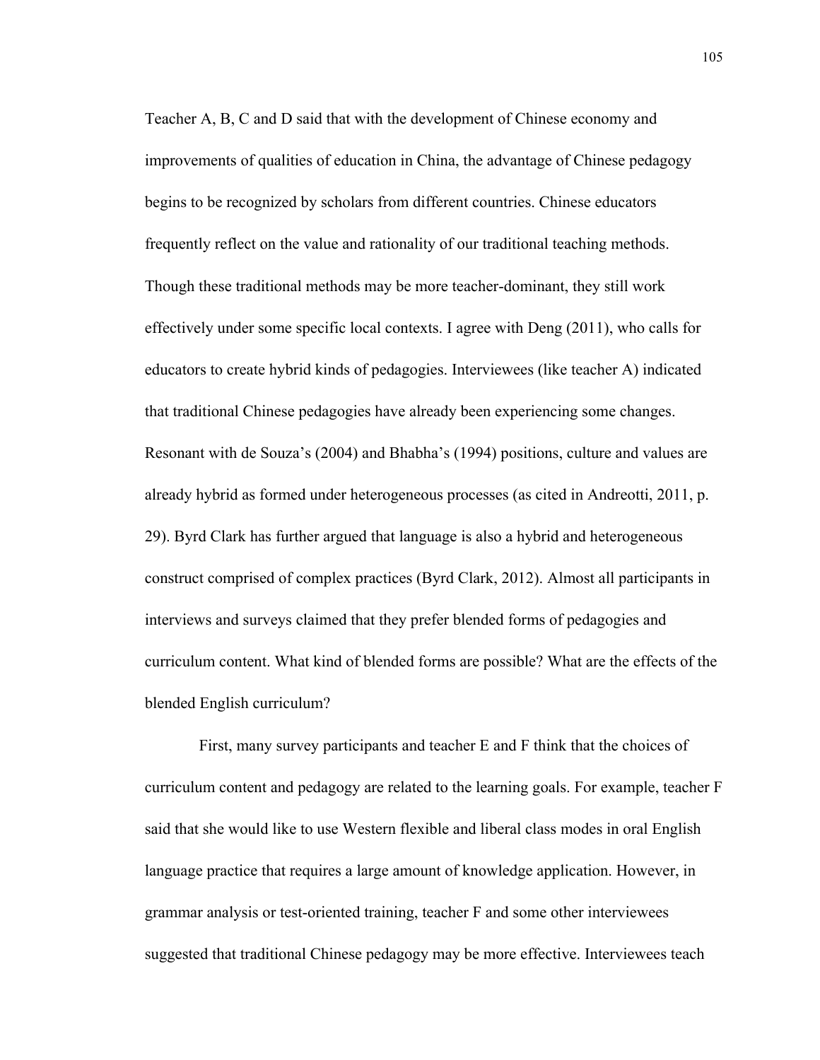Teacher A, B, C and D said that with the development of Chinese economy and improvements of qualities of education in China, the advantage of Chinese pedagogy begins to be recognized by scholars from different countries. Chinese educators frequently reflect on the value and rationality of our traditional teaching methods. Though these traditional methods may be more teacher-dominant, they still work effectively under some specific local contexts. I agree with Deng (2011), who calls for educators to create hybrid kinds of pedagogies. Interviewees (like teacher A) indicated that traditional Chinese pedagogies have already been experiencing some changes. Resonant with de Souza's (2004) and Bhabha's (1994) positions, culture and values are already hybrid as formed under heterogeneous processes (as cited in Andreotti, 2011, p. 29). Byrd Clark has further argued that language is also a hybrid and heterogeneous construct comprised of complex practices (Byrd Clark, 2012). Almost all participants in interviews and surveys claimed that they prefer blended forms of pedagogies and curriculum content. What kind of blended forms are possible? What are the effects of the blended English curriculum?

First, many survey participants and teacher E and F think that the choices of curriculum content and pedagogy are related to the learning goals. For example, teacher F said that she would like to use Western flexible and liberal class modes in oral English language practice that requires a large amount of knowledge application. However, in grammar analysis or test-oriented training, teacher F and some other interviewees suggested that traditional Chinese pedagogy may be more effective. Interviewees teach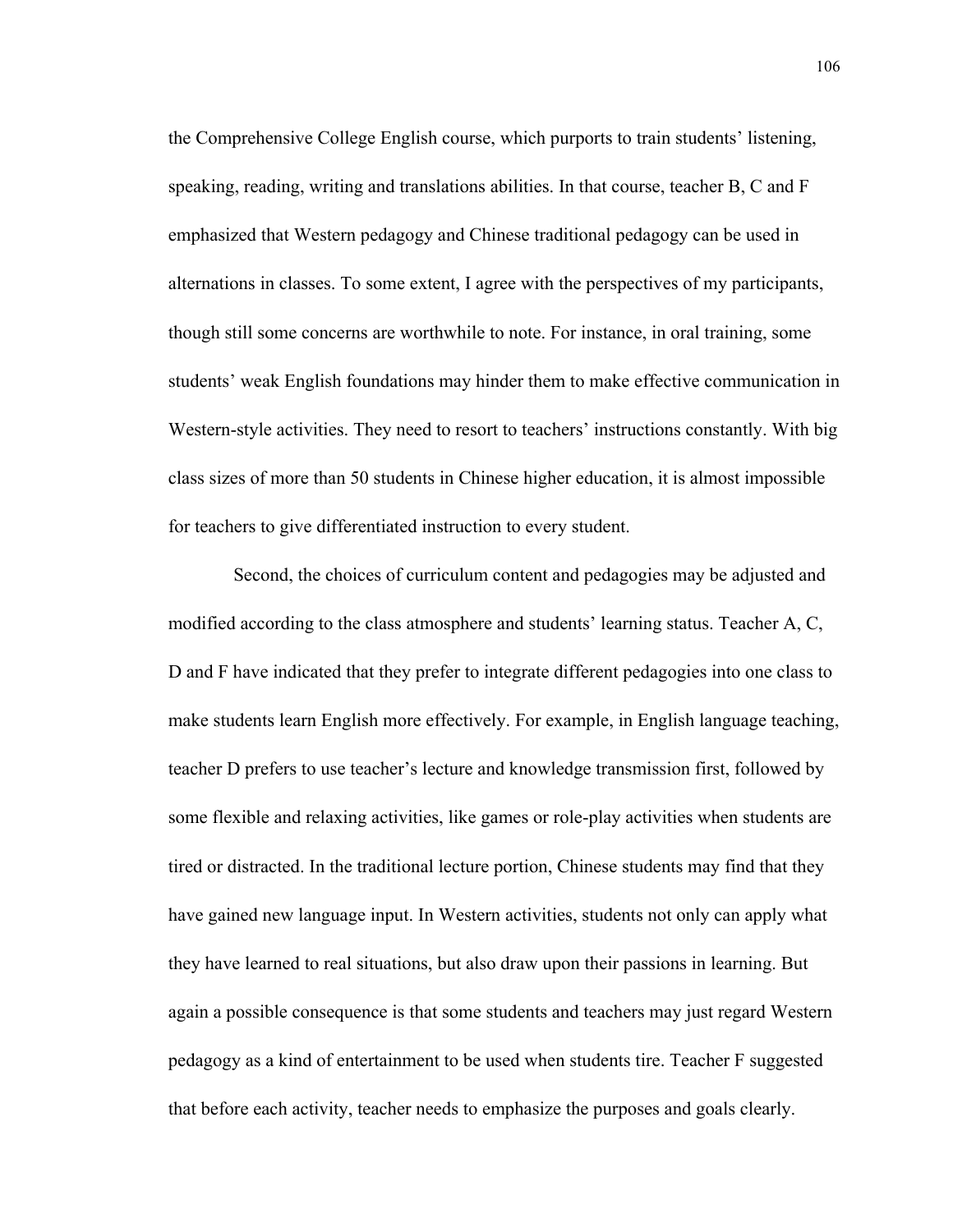the Comprehensive College English course, which purports to train students' listening, speaking, reading, writing and translations abilities. In that course, teacher B, C and F emphasized that Western pedagogy and Chinese traditional pedagogy can be used in alternations in classes. To some extent, I agree with the perspectives of my participants, though still some concerns are worthwhile to note. For instance, in oral training, some students' weak English foundations may hinder them to make effective communication in Western-style activities. They need to resort to teachers' instructions constantly. With big class sizes of more than 50 students in Chinese higher education, it is almost impossible for teachers to give differentiated instruction to every student.

Second, the choices of curriculum content and pedagogies may be adjusted and modified according to the class atmosphere and students' learning status. Teacher A, C, D and F have indicated that they prefer to integrate different pedagogies into one class to make students learn English more effectively. For example, in English language teaching, teacher D prefers to use teacher's lecture and knowledge transmission first, followed by some flexible and relaxing activities, like games or role-play activities when students are tired or distracted. In the traditional lecture portion, Chinese students may find that they have gained new language input. In Western activities, students not only can apply what they have learned to real situations, but also draw upon their passions in learning. But again a possible consequence is that some students and teachers may just regard Western pedagogy as a kind of entertainment to be used when students tire. Teacher F suggested that before each activity, teacher needs to emphasize the purposes and goals clearly.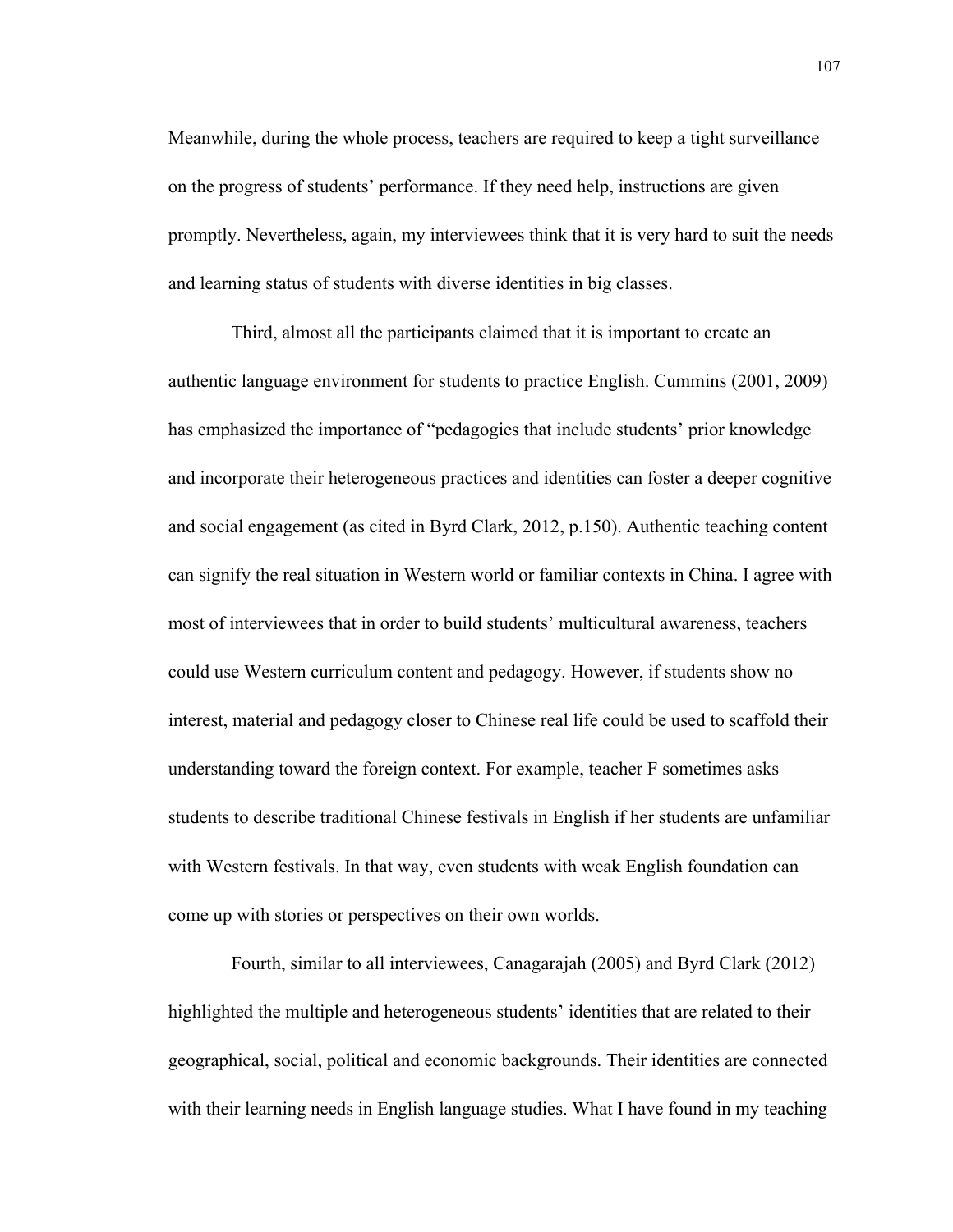Meanwhile, during the whole process, teachers are required to keep a tight surveillance on the progress of students' performance. If they need help, instructions are given promptly. Nevertheless, again, my interviewees think that it is very hard to suit the needs and learning status of students with diverse identities in big classes.

Third, almost all the participants claimed that it is important to create an authentic language environment for students to practice English. Cummins (2001, 2009) has emphasized the importance of "pedagogies that include students' prior knowledge and incorporate their heterogeneous practices and identities can foster a deeper cognitive and social engagement (as cited in Byrd Clark, 2012, p.150). Authentic teaching content can signify the real situation in Western world or familiar contexts in China. I agree with most of interviewees that in order to build students' multicultural awareness, teachers could use Western curriculum content and pedagogy. However, if students show no interest, material and pedagogy closer to Chinese real life could be used to scaffold their understanding toward the foreign context. For example, teacher F sometimes asks students to describe traditional Chinese festivals in English if her students are unfamiliar with Western festivals. In that way, even students with weak English foundation can come up with stories or perspectives on their own worlds.

Fourth, similar to all interviewees, Canagarajah (2005) and Byrd Clark (2012) highlighted the multiple and heterogeneous students' identities that are related to their geographical, social, political and economic backgrounds. Their identities are connected with their learning needs in English language studies. What I have found in my teaching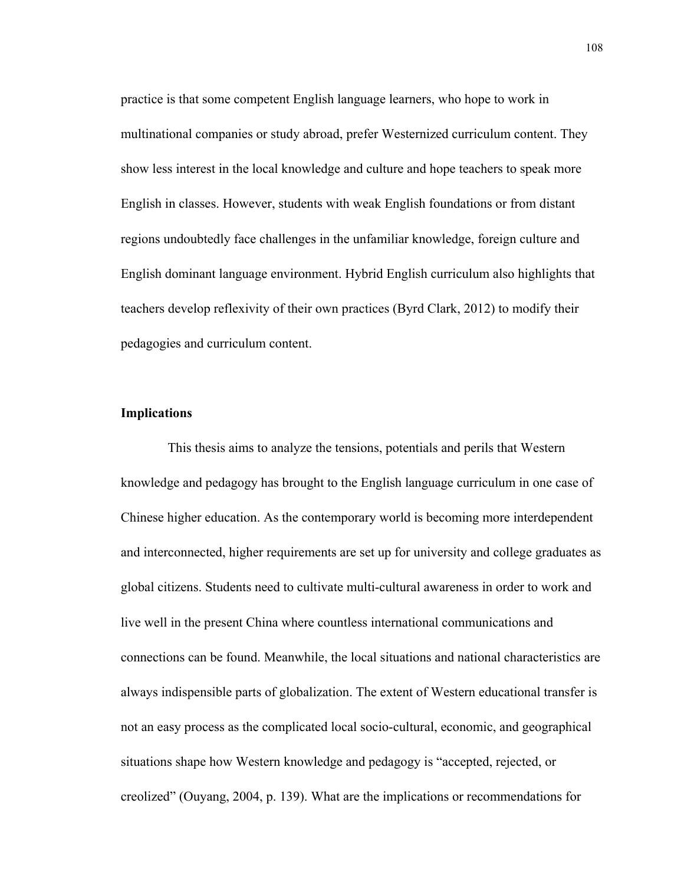practice is that some competent English language learners, who hope to work in multinational companies or study abroad, prefer Westernized curriculum content. They show less interest in the local knowledge and culture and hope teachers to speak more English in classes. However, students with weak English foundations or from distant regions undoubtedly face challenges in the unfamiliar knowledge, foreign culture and English dominant language environment. Hybrid English curriculum also highlights that teachers develop reflexivity of their own practices (Byrd Clark, 2012) to modify their pedagogies and curriculum content.

**Implications**

This thesis aims to analyze the tensions, potentials and perils that Western knowledge and pedagogy has brought to the English language curriculum in one case of Chinese higher education. As the contemporary world is becoming more interdependent and interconnected, higher requirements are set up for university and college graduates as global citizens. Students need to cultivate multi-cultural awareness in order to work and live well in the present China where countless international communications and connections can be found. Meanwhile, the local situations and national characteristics are always indispensible parts of globalization. The extent of Western educational transfer is not an easy process as the complicated local socio-cultural, economic, and geographical situations shape how Western knowledge and pedagogy is "accepted, rejected, or creolized" (Ouyang, 2004, p. 139). What are the implications or recommendations for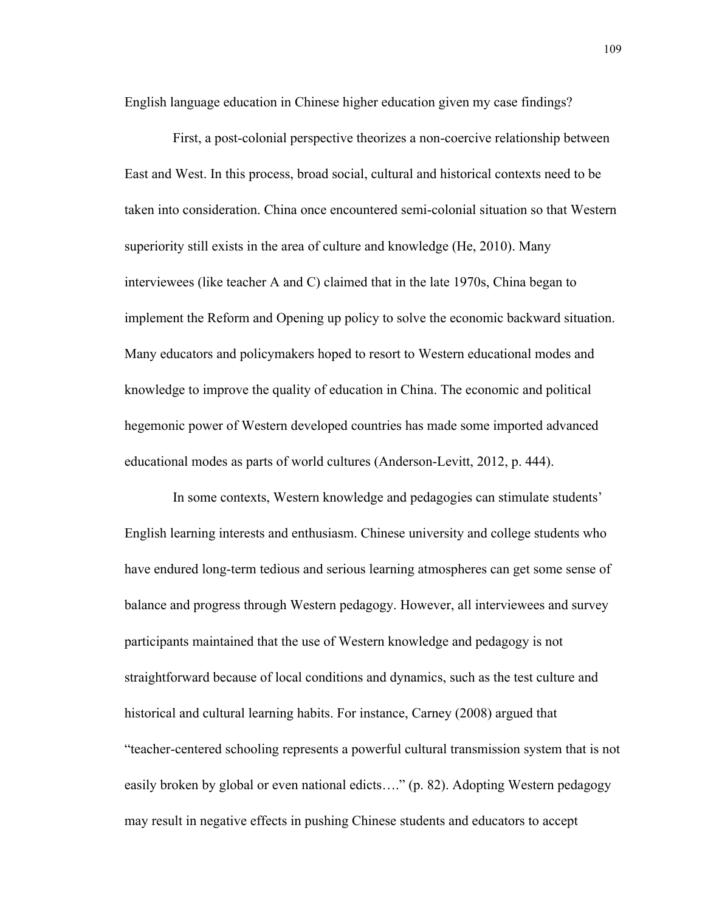English language education in Chinese higher education given my case findings?

First, a post-colonial perspective theorizes a non-coercive relationship between East and West. In this process, broad social, cultural and historical contexts need to be taken into consideration. China once encountered semi-colonial situation so that Western superiority still exists in the area of culture and knowledge (He, 2010). Many interviewees (like teacher A and C) claimed that in the late 1970s, China began to implement the Reform and Opening up policy to solve the economic backward situation. Many educators and policymakers hoped to resort to Western educational modes and knowledge to improve the quality of education in China. The economic and political hegemonic power of Western developed countries has made some imported advanced educational modes as parts of world cultures (Anderson-Levitt, 2012, p. 444).

In some contexts, Western knowledge and pedagogies can stimulate students' English learning interests and enthusiasm. Chinese university and college students who have endured long-term tedious and serious learning atmospheres can get some sense of balance and progress through Western pedagogy. However, all interviewees and survey participants maintained that the use of Western knowledge and pedagogy is not straightforward because of local conditions and dynamics, such as the test culture and historical and cultural learning habits. For instance, Carney (2008) argued that "teacher-centered schooling represents a powerful cultural transmission system that is not easily broken by global or even national edicts…." (p. 82). Adopting Western pedagogy may result in negative effects in pushing Chinese students and educators to accept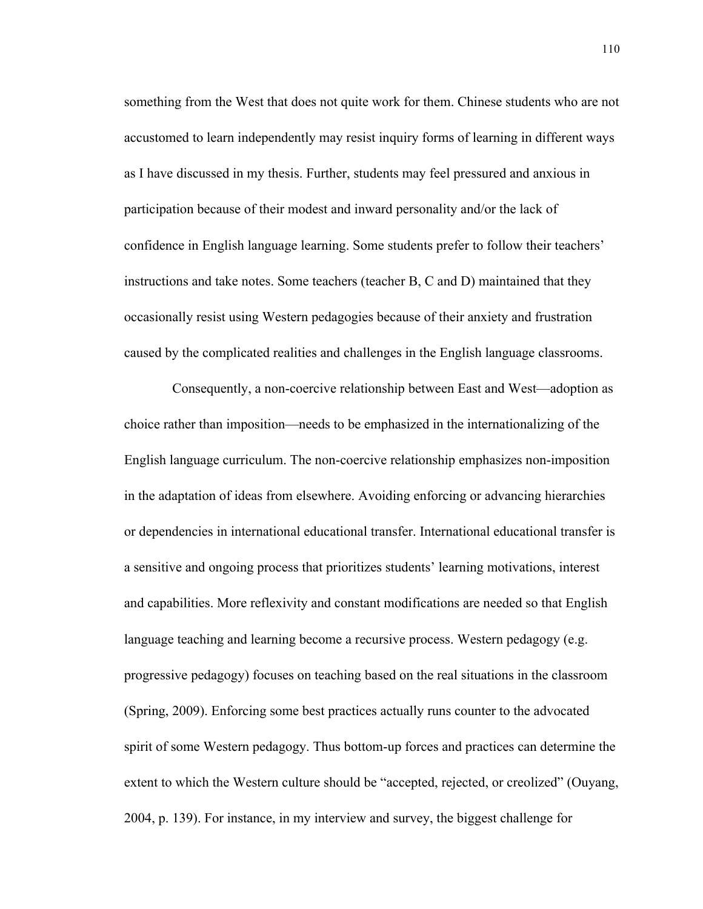something from the West that does not quite work for them. Chinese students who are not accustomed to learn independently may resist inquiry forms of learning in different ways as I have discussed in my thesis. Further, students may feel pressured and anxious in participation because of their modest and inward personality and/or the lack of confidence in English language learning. Some students prefer to follow their teachers' instructions and take notes. Some teachers (teacher B, C and D) maintained that they occasionally resist using Western pedagogies because of their anxiety and frustration caused by the complicated realities and challenges in the English language classrooms.

Consequently, a non-coercive relationship between East and West—adoption as choice rather than imposition—needs to be emphasized in the internationalizing of the English language curriculum. The non-coercive relationship emphasizes non-imposition in the adaptation of ideas from elsewhere. Avoiding enforcing or advancing hierarchies or dependencies in international educational transfer. International educational transfer is a sensitive and ongoing process that prioritizes students' learning motivations, interest and capabilities. More reflexivity and constant modifications are needed so that English language teaching and learning become a recursive process. Western pedagogy (e.g. progressive pedagogy) focuses on teaching based on the real situations in the classroom (Spring, 2009). Enforcing some best practices actually runs counter to the advocated spirit of some Western pedagogy. Thus bottom-up forces and practices can determine the extent to which the Western culture should be "accepted, rejected, or creolized" (Ouyang, 2004, p. 139). For instance, in my interview and survey, the biggest challenge for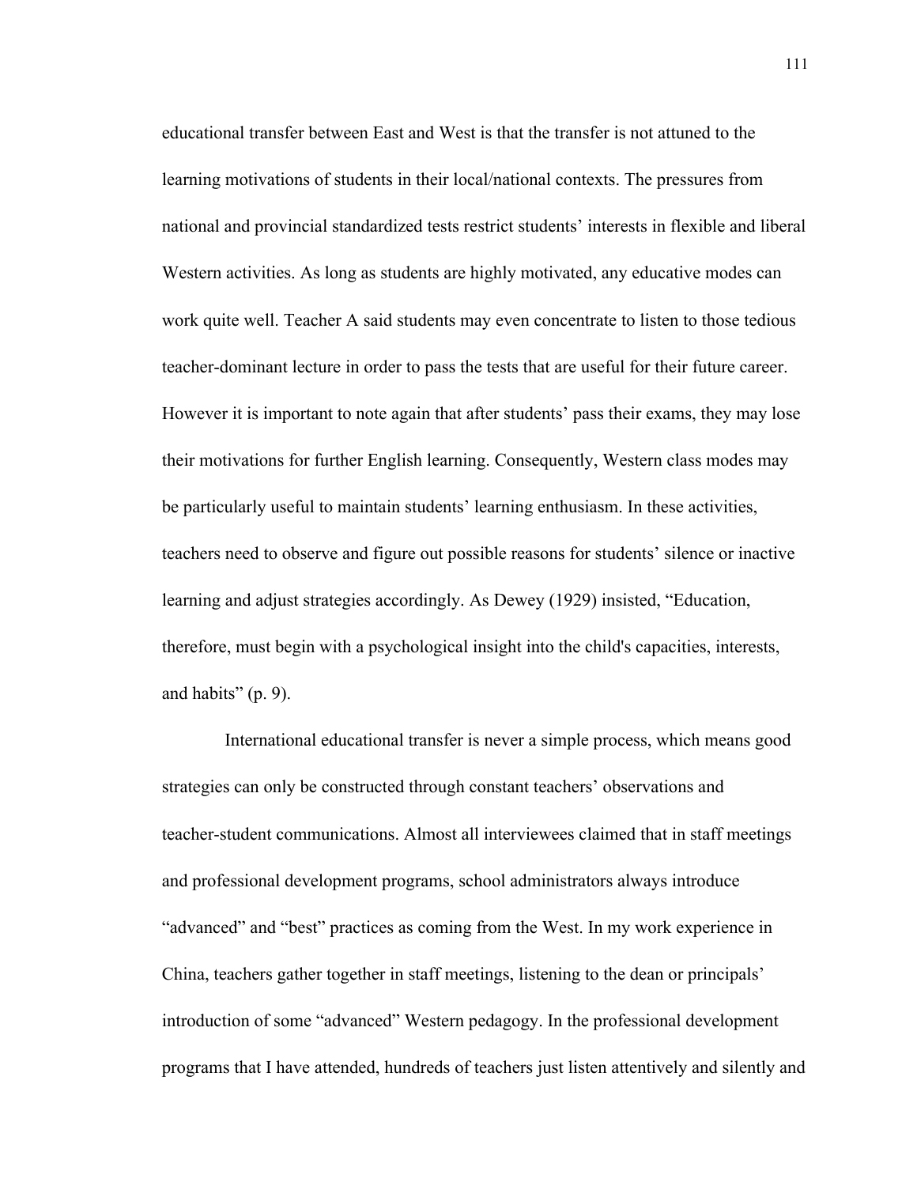educational transfer between East and West is that the transfer is not attuned to the learning motivations of students in their local/national contexts. The pressures from national and provincial standardized tests restrict students' interests in flexible and liberal Western activities. As long as students are highly motivated, any educative modes can work quite well. Teacher A said students may even concentrate to listen to those tedious teacher-dominant lecture in order to pass the tests that are useful for their future career. However it is important to note again that after students' pass their exams, they may lose their motivations for further English learning. Consequently, Western class modes may be particularly useful to maintain students' learning enthusiasm. In these activities, teachers need to observe and figure out possible reasons for students' silence or inactive learning and adjust strategies accordingly. As Dewey (1929) insisted, "Education, therefore, must begin with a psychological insight into the child's capacities, interests, and habits" (p. 9).

International educational transfer is never a simple process, which means good strategies can only be constructed through constant teachers' observations and teacher-student communications. Almost all interviewees claimed that in staff meetings and professional development programs, school administrators always introduce "advanced" and "best" practices as coming from the West. In my work experience in China, teachers gather together in staff meetings, listening to the dean or principals' introduction of some "advanced" Western pedagogy. In the professional development programs that I have attended, hundreds of teachers just listen attentively and silently and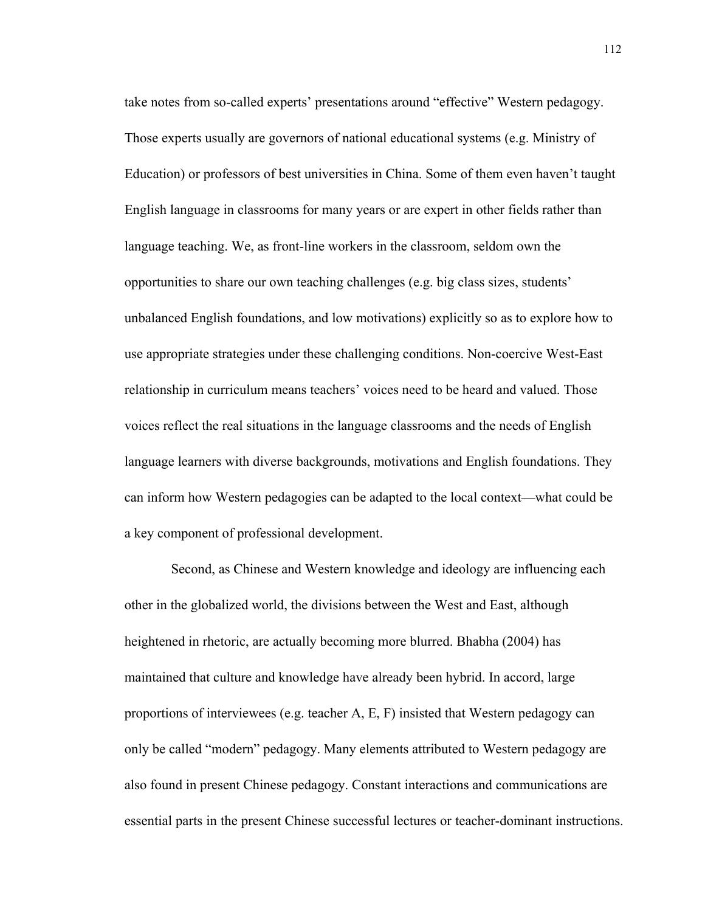take notes from so-called experts' presentations around "effective" Western pedagogy. Those experts usually are governors of national educational systems (e.g. Ministry of Education) or professors of best universities in China. Some of them even haven't taught English language in classrooms for many years or are expert in other fields rather than language teaching. We, as front-line workers in the classroom, seldom own the opportunities to share our own teaching challenges (e.g. big class sizes, students' unbalanced English foundations, and low motivations) explicitly so as to explore how to use appropriate strategies under these challenging conditions. Non-coercive West-East relationship in curriculum means teachers' voices need to be heard and valued. Those voices reflect the real situations in the language classrooms and the needs of English language learners with diverse backgrounds, motivations and English foundations. They can inform how Western pedagogies can be adapted to the local context—what could be a key component of professional development.

Second, as Chinese and Western knowledge and ideology are influencing each other in the globalized world, the divisions between the West and East, although heightened in rhetoric, are actually becoming more blurred. Bhabha (2004) has maintained that culture and knowledge have already been hybrid. In accord, large proportions of interviewees (e.g. teacher A, E, F) insisted that Western pedagogy can only be called "modern" pedagogy. Many elements attributed to Western pedagogy are also found in present Chinese pedagogy. Constant interactions and communications are essential parts in the present Chinese successful lectures or teacher-dominant instructions.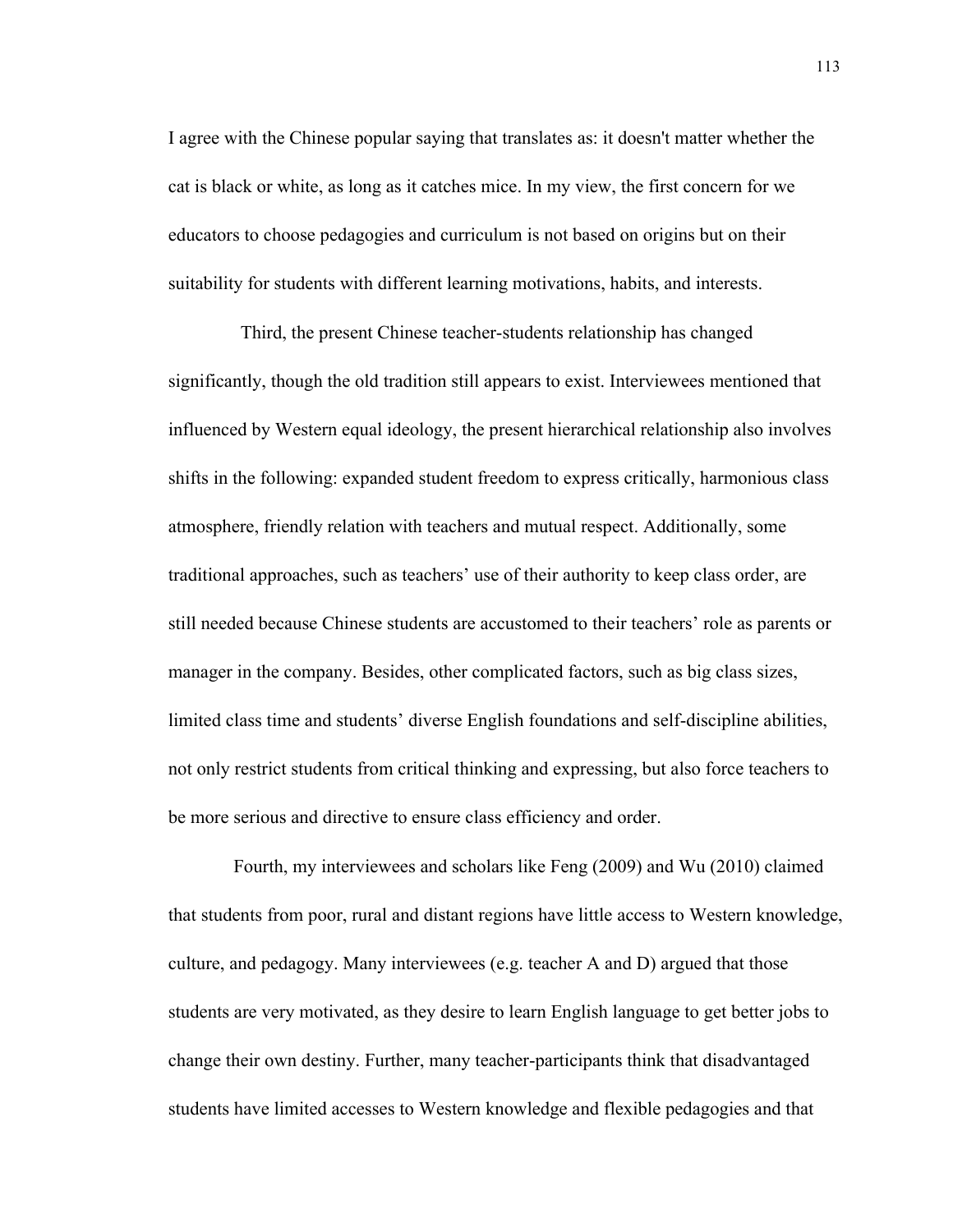I agree with the Chinese popular saying that translates as: it doesn't matter whether the cat is black or white, as long as it catches mice. In my view, the first concern for we educators to choose pedagogies and curriculum is not based on origins but on their suitability for students with different learning motivations, habits, and interests.

Third, the present Chinese teacher-students relationship has changed significantly, though the old tradition still appears to exist. Interviewees mentioned that influenced by Western equal ideology, the present hierarchical relationship also involves shifts in the following: expanded student freedom to express critically, harmonious class atmosphere, friendly relation with teachers and mutual respect. Additionally, some traditional approaches, such as teachers' use of their authority to keep class order, are still needed because Chinese students are accustomed to their teachers' role as parents or manager in the company. Besides, other complicated factors, such as big class sizes, limited class time and students' diverse English foundations and self-discipline abilities, not only restrict students from critical thinking and expressing, but also force teachers to be more serious and directive to ensure class efficiency and order.

Fourth, my interviewees and scholars like Feng (2009) and Wu (2010) claimed that students from poor, rural and distant regions have little access to Western knowledge, culture, and pedagogy. Many interviewees (e.g. teacher A and D) argued that those students are very motivated, as they desire to learn English language to get better jobs to change their own destiny. Further, many teacher-participants think that disadvantaged students have limited accesses to Western knowledge and flexible pedagogies and that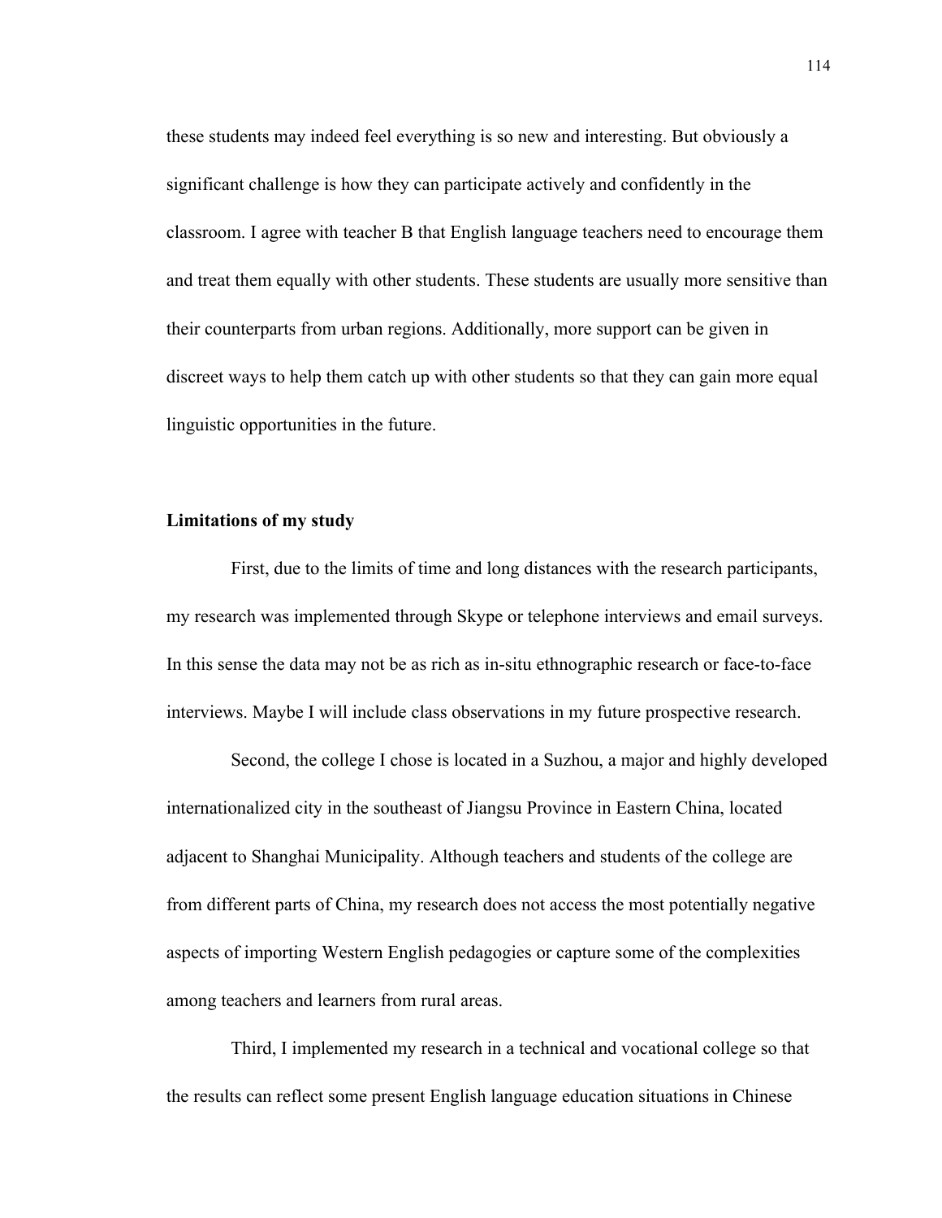these students may indeed feel everything is so new and interesting. But obviously a significant challenge is how they can participate actively and confidently in the classroom. I agree with teacher B that English language teachers need to encourage them and treat them equally with other students. These students are usually more sensitive than their counterparts from urban regions. Additionally, more support can be given in discreet ways to help them catch up with other students so that they can gain more equal linguistic opportunities in the future.

**Limitations of my study**

First, due to the limits of time and long distances with the research participants, my research was implemented through Skype or telephone interviews and email surveys. In this sense the data may not be as rich as in-situ ethnographic research or face-to-face interviews. Maybe I will include class observations in my future prospective research.

Second, the college I chose is located in a Suzhou, a major and highly developed internationalized city in the southeast of Jiangsu Province in Eastern China, located adjacent to Shanghai Municipality. Although teachers and students of the college are from different parts of China, my research does not access the most potentially negative aspects of importing Western English pedagogies or capture some of the complexities among teachers and learners from rural areas.

Third, I implemented my research in a technical and vocational college so that the results can reflect some present English language education situations in Chinese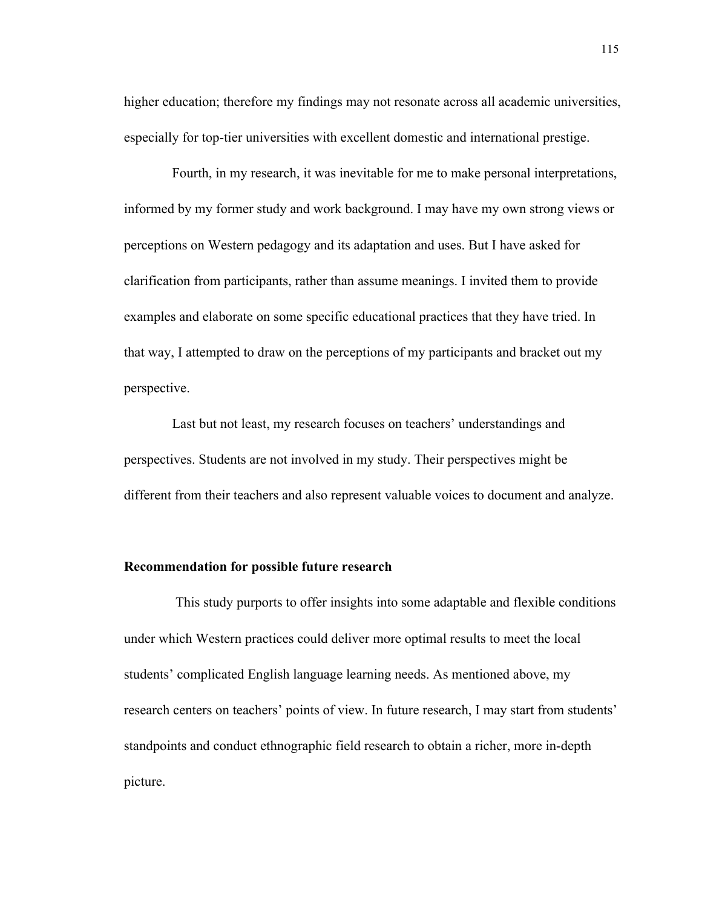higher education; therefore my findings may not resonate across all academic universities, especially for top-tier universities with excellent domestic and international prestige.

Fourth, in my research, it was inevitable for me to make personal interpretations, informed by my former study and work background. I may have my own strong views or perceptions on Western pedagogy and its adaptation and uses. But I have asked for clarification from participants, rather than assume meanings. I invited them to provide examples and elaborate on some specific educational practices that they have tried. In that way, I attempted to draw on the perceptions of my participants and bracket out my perspective.

Last but not least, my research focuses on teachers' understandings and perspectives. Students are not involved in my study. Their perspectives might be different from their teachers and also represent valuable voices to document and analyze.

**Recommendation for possible future research**

This study purports to offer insights into some adaptable and flexible conditions under which Western practices could deliver more optimal results to meet the local students' complicated English language learning needs. As mentioned above, my research centers on teachers' points of view. In future research, I may start from students' standpoints and conduct ethnographic field research to obtain a richer, more in-depth picture.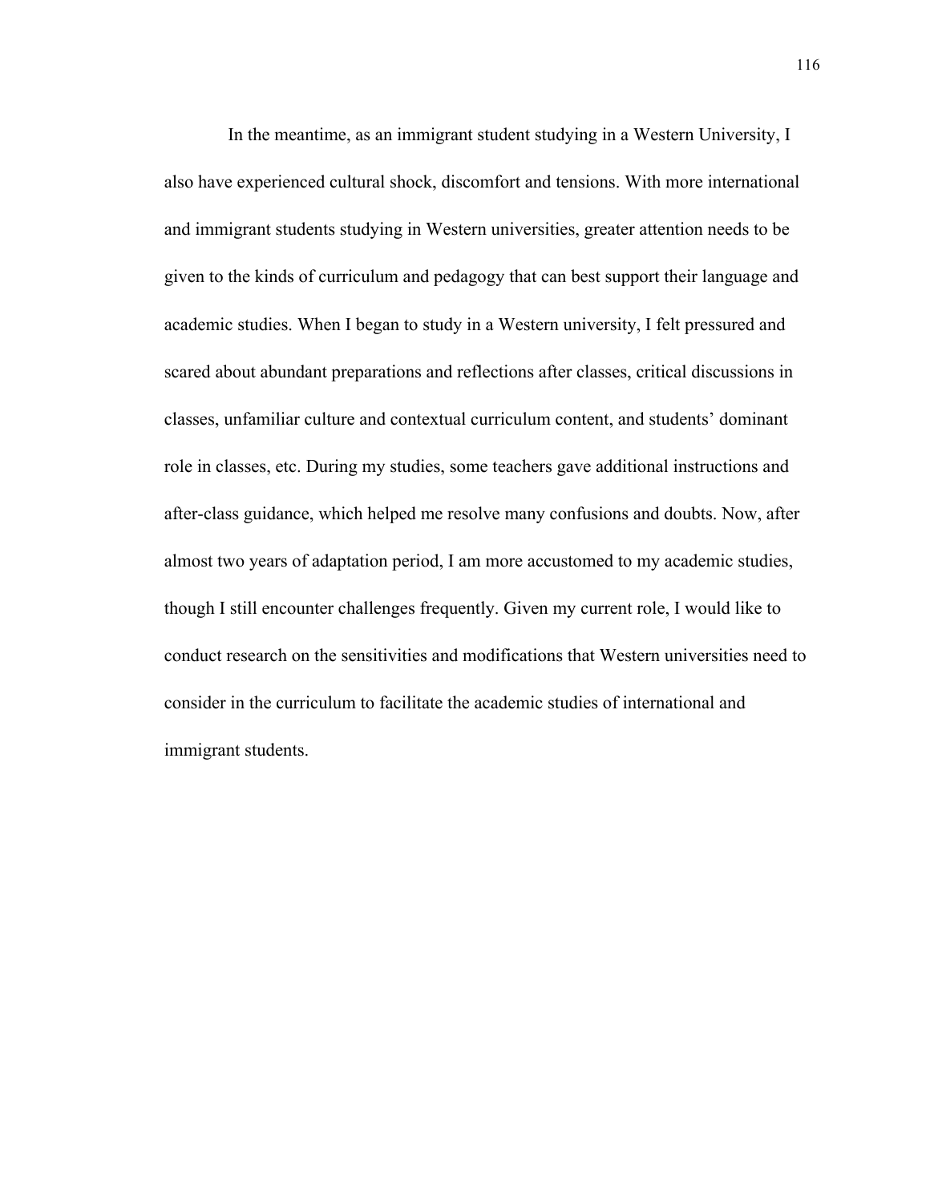In the meantime, as an immigrant student studying in a Western University, I also have experienced cultural shock, discomfort and tensions. With more international and immigrant students studying in Western universities, greater attention needs to be given to the kinds of curriculum and pedagogy that can best support their language and academic studies. When I began to study in a Western university, I felt pressured and scared about abundant preparations and reflections after classes, critical discussions in classes, unfamiliar culture and contextual curriculum content, and students' dominant role in classes, etc. During my studies, some teachers gave additional instructions and after-class guidance, which helped me resolve many confusions and doubts. Now, after almost two years of adaptation period, I am more accustomed to my academic studies, though I still encounter challenges frequently. Given my current role, I would like to conduct research on the sensitivities and modifications that Western universities need to consider in the curriculum to facilitate the academic studies of international and immigrant students.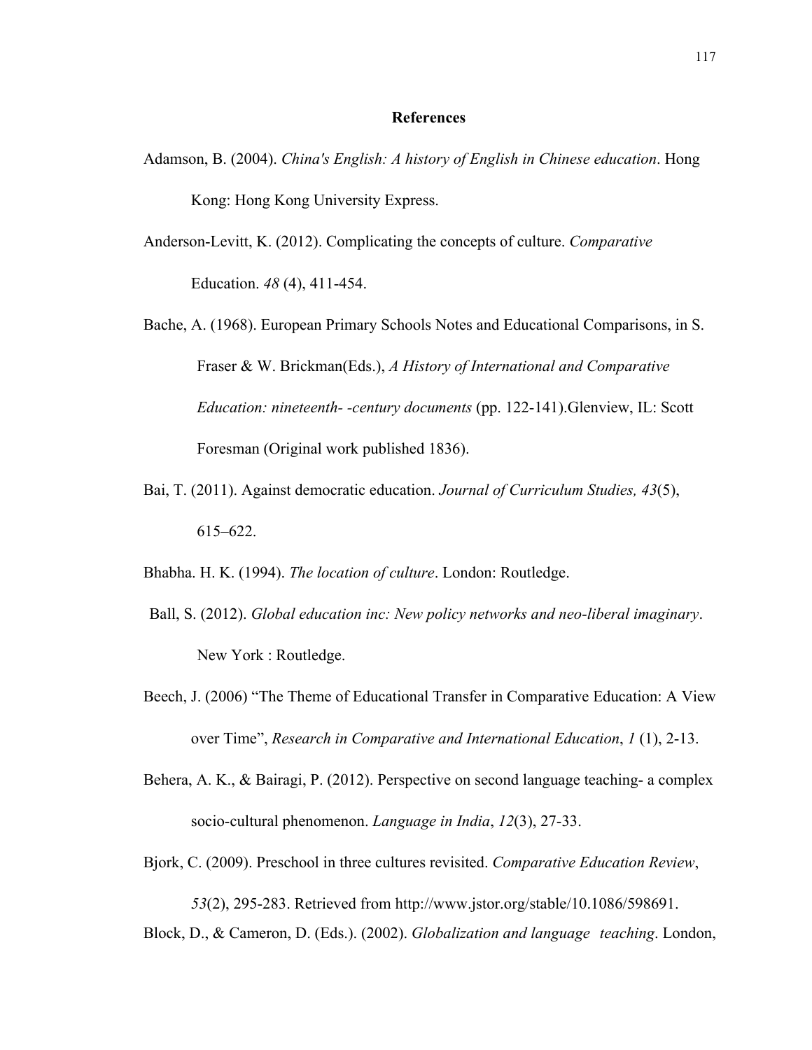## References

Adamson, B. (2004). *China's English: A history of English in Chinese education*. Hong Kong: Hong Kong University Express.

Anderson-Levitt, K. (2012). Complicating the concepts of culture. *Comparative* Education. *48* (4), 411-454.

Bache, A. (1968). European Primary Schools Notes and Educational Comparisons, in S. Fraser & W. Brickman(Eds.), *A History of International and Comparative Education: nineteenth- -century documents* (pp. 122-141).Glenview, IL: Scott Foresman (Original work published 1836).

Bai, T. (2011). Against democratic education. *Journal of Curriculum Studies, 43*(5), 615–622.

Bhabha. H. K. (1994). *The location of culture*. London: Routledge.

Ball, S. (2012). *Global education inc: New policy networks and neo-liberal imaginary*. New York : Routledge.

Beech, J. (2006) "The Theme of Educational Transfer in Comparative Education: A View over Time", *Research in Comparative and International Education*, *1* (1), 2-13.

Behera, A. K., & Bairagi, P. (2012). Perspective on second language teaching- a complex socio-cultural phenomenon. *Language in India*, *12*(3), 27-33.

Bjork, C. (2009). Preschool in three cultures revisited. *Comparative Education Review*, *53*(2), 295-283. Retrieved from http://www.jstor.org/stable/10.1086/598691.

Block, D., & Cameron, D. (Eds.). (2002). *Globalization and language teaching*. London,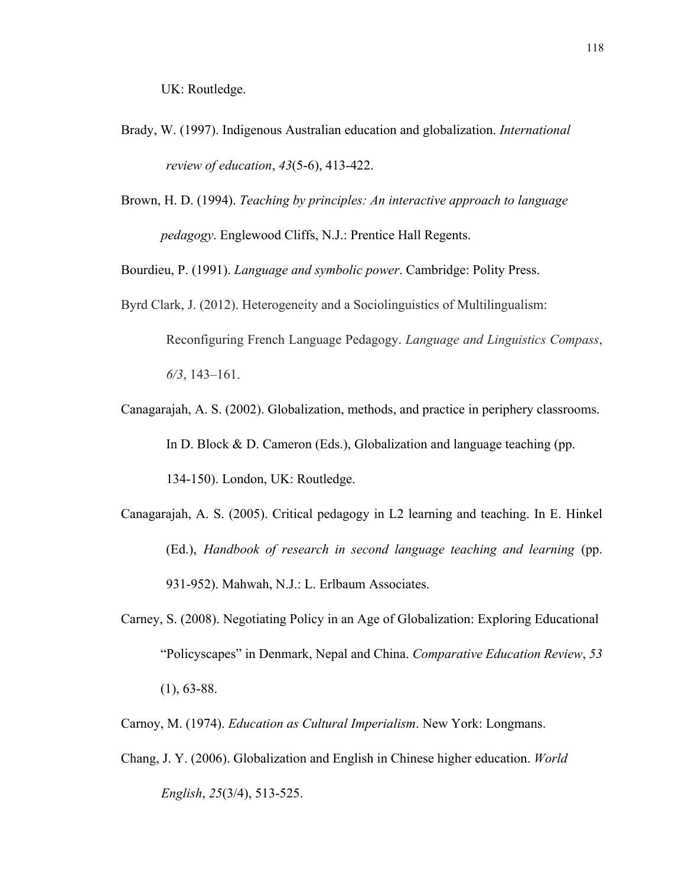UK: Routledge.

Brady, W. (1997). Indigenous Australian education and globalization. *International review of education*, *43*(5-6), 413-422.

Brown, H. D. (1994). *Teaching by principles: An interactive approach to language pedagogy*. Englewood Cliffs, N.J.: Prentice Hall Regents.

Bourdieu, P. (1991). *Language and symbolic power*. Cambridge: Polity Press.

Byrd Clark, J. (2012). Heterogeneity and a Sociolinguistics of Multilingualism: Reconfiguring French Language Pedagogy. *Language and Linguistics Compass*, *6/3*, 143–161.

Canagarajah, A. S. (2002). Globalization, methods, and practice in periphery classrooms. In D. Block & D. Cameron (Eds.), Globalization and language teaching (pp. 134-150). London, UK: Routledge.

Canagarajah, A. S. (2005). Critical pedagogy in L2 learning and teaching. In E. Hinkel (Ed.), *Handbook of research in second language teaching and learning* (pp. 931-952). Mahwah, N.J.: L. Erlbaum Associates.

Carney, S. (2008). Negotiating Policy in an Age of Globalization: Exploring Educational "Policyscapes" in Denmark, Nepal and China. *Comparative Education Review*, *53* (1), 63-88.

Carnoy, M. (1974). *Education as Cultural Imperialism*. New York: Longmans.

Chang, J. Y. (2006). Globalization and English in Chinese higher education. *World English*, *25*(3/4), 513-525.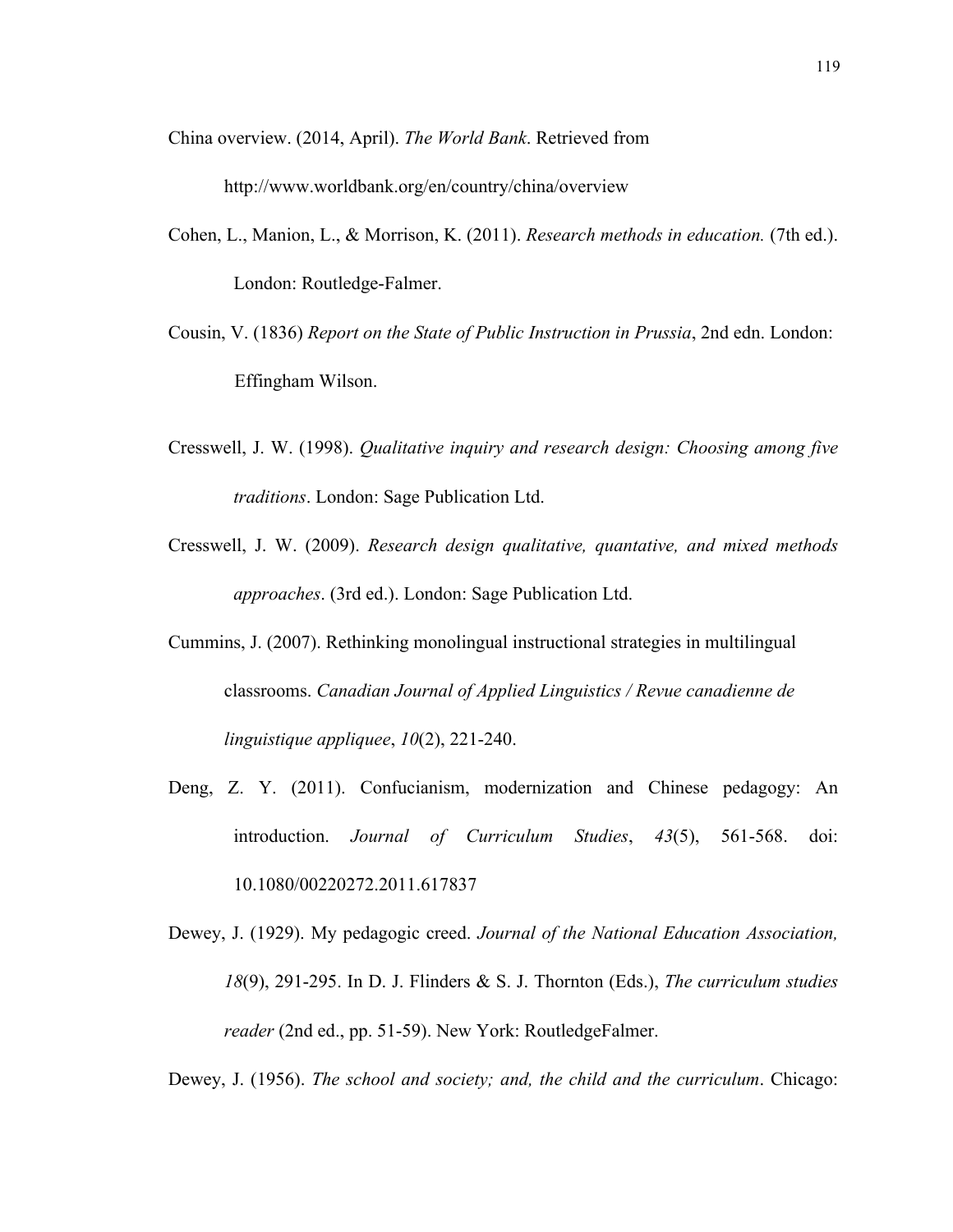China overview. (2014, April). *The World Bank*. Retrieved from http://www.worldbank.org/en/country/china/overview

Cohen, L., Manion, L., & Morrison, K. (2011). *Research methods in education.* (7th ed.). London: Routledge-Falmer.

Cousin, V. (1836) *Report on the State of Public Instruction in Prussia*, 2nd edn. London: Effingham Wilson.

Cresswell, J. W. (1998). *Qualitative inquiry and research design: Choosing among five traditions*. London: Sage Publication Ltd.

Cresswell, J. W. (2009). *Research design qualitative, quantative, and mixed methods approaches*. (3rd ed.). London: Sage Publication Ltd.

Cummins, J. (2007). Rethinking monolingual instructional strategies in multilingual classrooms. *Canadian Journal of Applied Linguistics / Revue canadienne de linguistique appliquee*, *10*(2), 221-240.

Deng, Z. Y. (2011). Confucianism, modernization and Chinese pedagogy: An introduction. *Journal of Curriculum Studies*, *43*(5), 561-568. doi: 10.1080/00220272.2011.617837

Dewey, J. (1929). My pedagogic creed. *Journal of the National Education Association, 18*(9), 291-295. In D. J. Flinders & S. J. Thornton (Eds.), *The curriculum studies reader* (2nd ed., pp. 51-59). New York: RoutledgeFalmer.

Dewey, J. (1956). *The school and society; and, the child and the curriculum*. Chicago: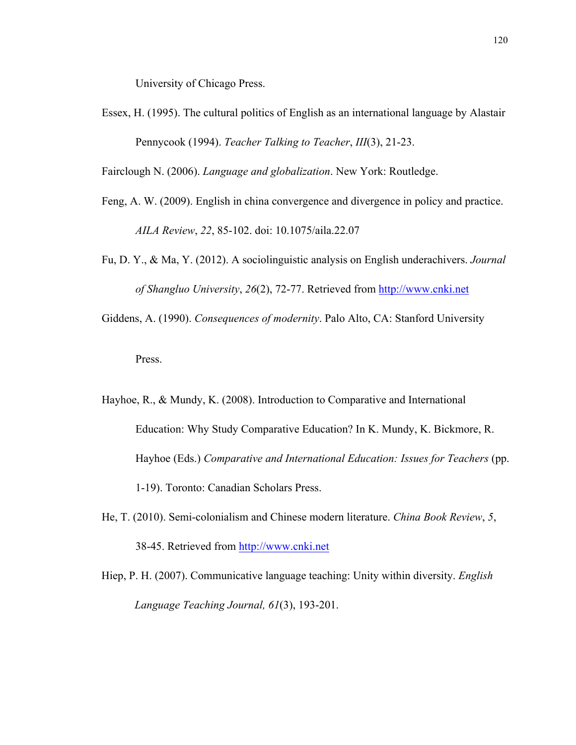University of Chicago Press.

Essex, H. (1995). The cultural politics of English as an international language by Alastair Pennycook (1994). *Teacher Talking to Teacher*, *III*(3), 21-23.

Fairclough N. (2006). *Language and globalization*. New York: Routledge.

Feng, A. W. (2009). English in china convergence and divergence in policy and practice. *AILA Review*, *22*, 85-102. doi: 10.1075/aila.22.07

Fu, D. Y., & Ma, Y. (2012). A sociolinguistic analysis on English underachivers. *Journal of Shangluo University*, *26*(2), 72-77. Retrieved from http://www.cnki.net

Giddens, A. (1990). *Consequences of modernity*. Palo Alto, CA: Stanford University Press.

Hayhoe, R., & Mundy, K. (2008). Introduction to Comparative and International Education: Why Study Comparative Education? In K. Mundy, K. Bickmore, R. Hayhoe (Eds.) *Comparative and International Education: Issues for Teachers* (pp. 1-19). Toronto: Canadian Scholars Press.

He, T. (2010). Semi-colonialism and Chinese modern literature. *China Book Review*, *5*, 38-45. Retrieved from http://www.cnki.net

Hiep, P. H. (2007). Communicative language teaching: Unity within diversity. *English Language Teaching Journal, 61*(3), 193-201.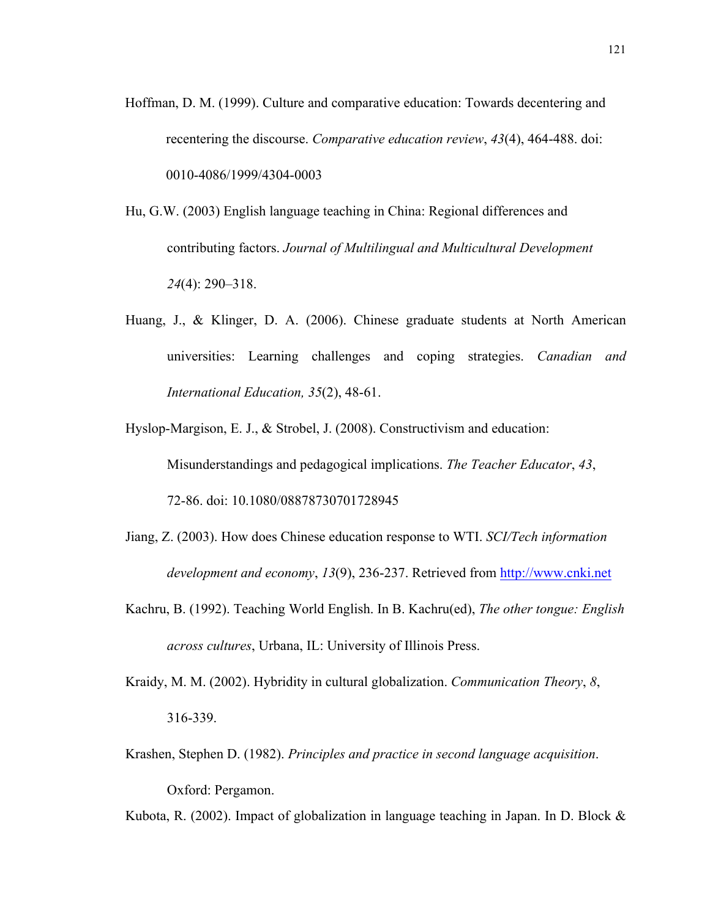Hoffman, D. M. (1999). Culture and comparative education: Towards decentering and recentering the discourse. *Comparative education review*, *43*(4), 464-488. doi: 0010-4086/1999/4304-0003

Hu, G.W. (2003) English language teaching in China: Regional differences and contributing factors. *Journal of Multilingual and Multicultural Development 24*(4): 290–318.

Huang, J., & Klinger, D. A. (2006). Chinese graduate students at North American universities: Learning challenges and coping strategies. *Canadian and International Education, 35*(2), 48-61.

Hyslop-Margison, E. J., & Strobel, J. (2008). Constructivism and education: Misunderstandings and pedagogical implications. *The Teacher Educator*, *43*, 72-86. doi: 10.1080/08878730701728945

Jiang, Z. (2003). How does Chinese education response to WTI. *SCI/Tech information development and economy*, *13*(9), 236-237. Retrieved from http://www.cnki.net

Kachru, B. (1992). Teaching World English. In B. Kachru(ed), *The other tongue: English across cultures*, Urbana, IL: University of Illinois Press.

Kraidy, M. M. (2002). Hybridity in cultural globalization. *Communication Theory*, *8*, 316-339.

Krashen, Stephen D. (1982). *Principles and practice in second language acquisition*. Oxford: Pergamon.

Kubota, R. (2002). Impact of globalization in language teaching in Japan. In D. Block &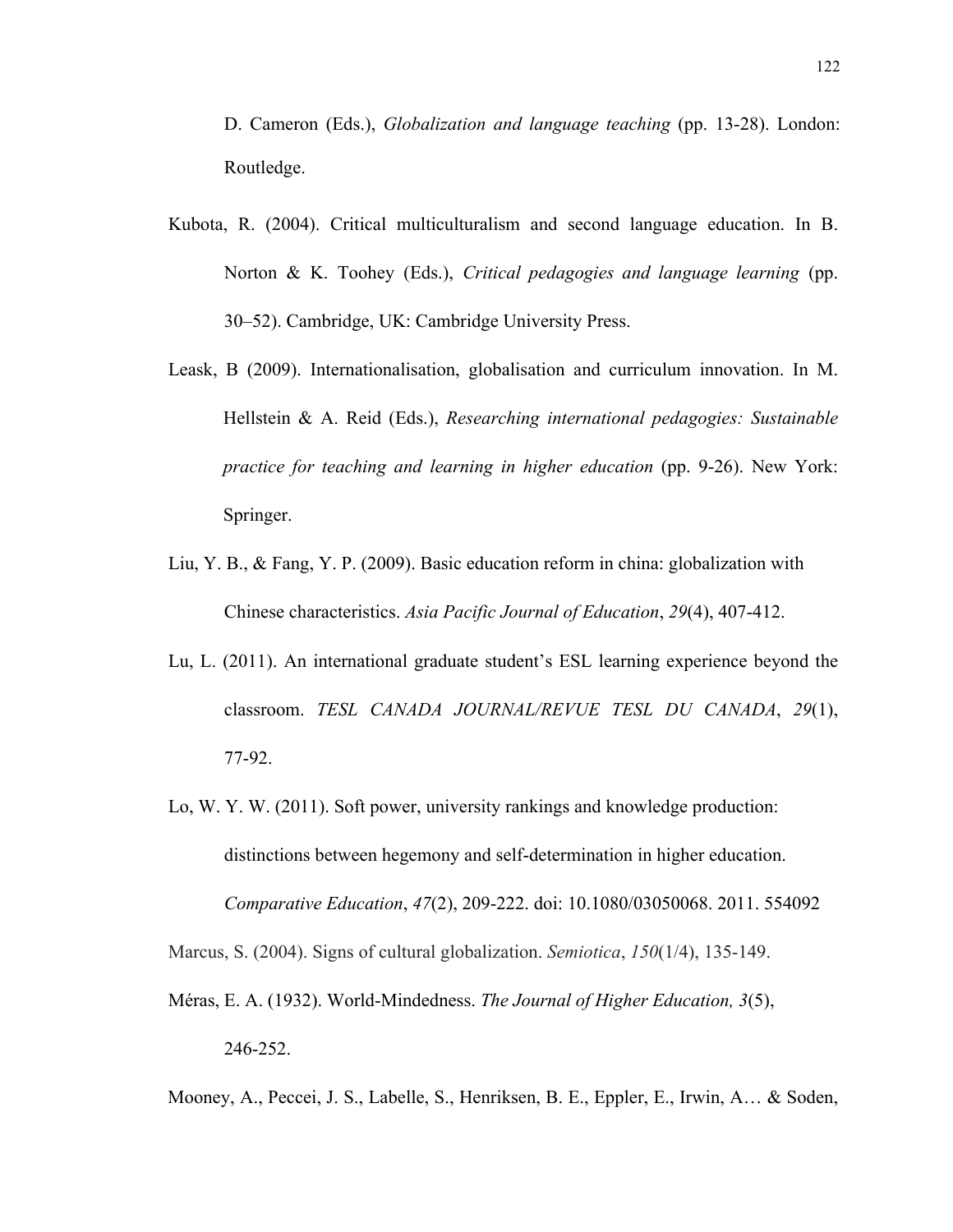D. Cameron (Eds.), *Globalization and language teaching* (pp. 13-28). London: Routledge.

Kubota, R. (2004). Critical multiculturalism and second language education. In B. Norton & K. Toohey (Eds.), *Critical pedagogies and language learning* (pp. 30–52). Cambridge, UK: Cambridge University Press.

Leask, B (2009). Internationalisation, globalisation and curriculum innovation. In M. Hellstein & A. Reid (Eds.), *Researching international pedagogies: Sustainable practice for teaching and learning in higher education* (pp. 9-26). New York: Springer.

Liu, Y. B., & Fang, Y. P. (2009). Basic education reform in china: globalization with Chinese characteristics. *Asia Pacific Journal of Education*, *29*(4), 407-412.

Lu, L. (2011). An international graduate student's ESL learning experience beyond the classroom. *TESL CANADA JOURNAL/REVUE TESL DU CANADA*, *29*(1), 77-92.

Lo, W. Y. W. (2011). Soft power, university rankings and knowledge production: distinctions between hegemony and self-determination in higher education. *Comparative Education*, *47*(2), 209-222. doi: 10.1080/03050068. 2011. 554092

Marcus, S. (2004). Signs of cultural globalization. *Semiotica*, *150*(1/4), 135-149.

Méras, E. A. (1932). World-Mindedness. *The Journal of Higher Education, 3*(5), 246-252.

Mooney, A., Peccei, J. S., Labelle, S., Henriksen, B. E., Eppler, E., Irwin, A… & Soden,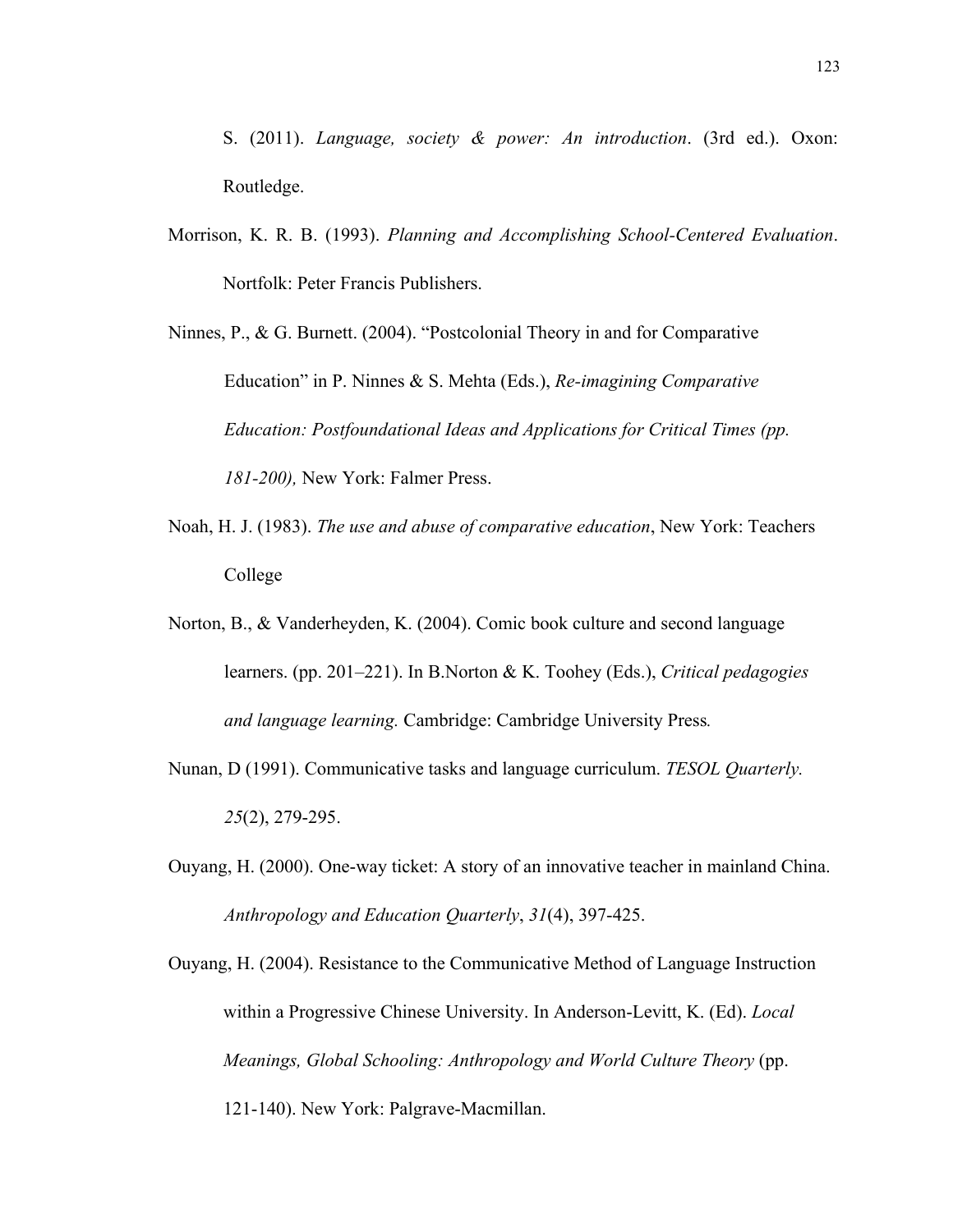S. (2011). *Language, society & power: An introduction*. (3rd ed.). Oxon: Routledge.

Morrison, K. R. B. (1993). *Planning and Accomplishing School-Centered Evaluation*. Nortfolk: Peter Francis Publishers.

Ninnes, P., & G. Burnett. (2004). "Postcolonial Theory in and for Comparative Education" in P. Ninnes & S. Mehta (Eds.), *Re-imagining Comparative Education: Postfoundational Ideas and Applications for Critical Times (pp. 181-200),* New York: Falmer Press.

Noah, H. J. (1983). *The use and abuse of comparative education*, New York: Teachers College

Norton, B., & Vanderheyden, K. (2004). Comic book culture and second language learners. (pp. 201–221). In B.Norton & K. Toohey (Eds.), *Critical pedagogies and language learning.* Cambridge: Cambridge University Press*.*

Nunan, D (1991). Communicative tasks and language curriculum. *TESOL Quarterly. 25*(2), 279-295.

Ouyang, H. (2000). One-way ticket: A story of an innovative teacher in mainland China. *Anthropology and Education Quarterly*, *31*(4), 397-425.

Ouyang, H. (2004). Resistance to the Communicative Method of Language Instruction within a Progressive Chinese University. In Anderson-Levitt, K. (Ed). *Local Meanings, Global Schooling: Anthropology and World Culture Theory* (pp. 121-140). New York: Palgrave-Macmillan.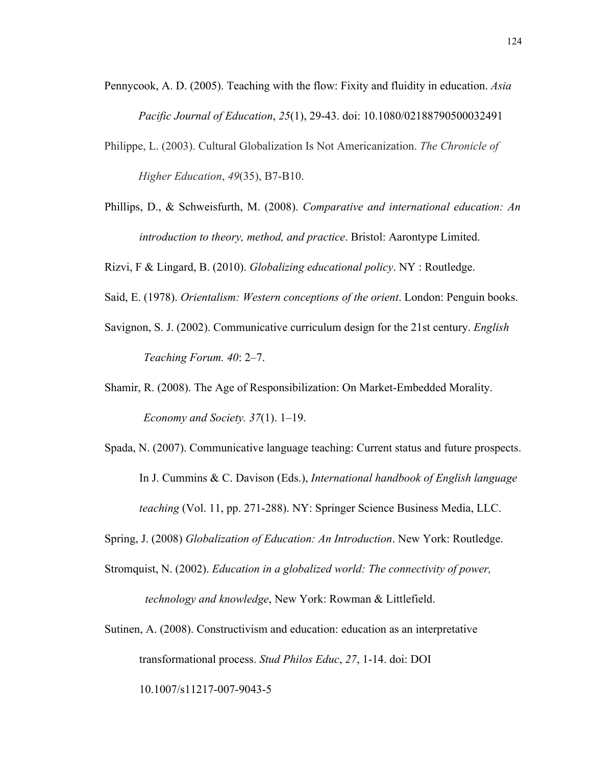Pennycook, A. D. (2005). Teaching with the flow: Fixity and fluidity in education. *Asia Pacific Journal of Education*, *25*(1), 29-43. doi: 10.1080/02188790500032491

Philippe, L. (2003). Cultural Globalization Is Not Americanization. *The Chronicle of Higher Education*, *49*(35), B7-B10.

Phillips, D., & Schweisfurth, M. (2008). *Comparative and international education: An introduction to theory, method, and practice*. Bristol: Aarontype Limited.

Rizvi, F & Lingard, B. (2010). *Globalizing educational policy*. NY : Routledge.

Said, E. (1978). *Orientalism: Western conceptions of the orient*. London: Penguin books.

Savignon, S. J. (2002). Communicative curriculum design for the 21st century. *English Teaching Forum. 40*: 2–7.

Shamir, R. (2008). The Age of Responsibilization: On Market-Embedded Morality. *Economy and Society. 37*(1). 1–19.

Spada, N. (2007). Communicative language teaching: Current status and future prospects. In J. Cummins & C. Davison (Eds.), *International handbook of English language teaching* (Vol. 11, pp. 271-288). NY: Springer Science Business Media, LLC.

Spring, J. (2008) *Globalization of Education: An Introduction*. New York: Routledge.

Stromquist, N. (2002). *Education in a globalized world: The connectivity of power, technology and knowledge*, New York: Rowman & Littlefield.

Sutinen, A. (2008). Constructivism and education: education as an interpretative transformational process. *Stud Philos Educ*, *27*, 1-14. doi: DOI 10.1007/s11217-007-9043-5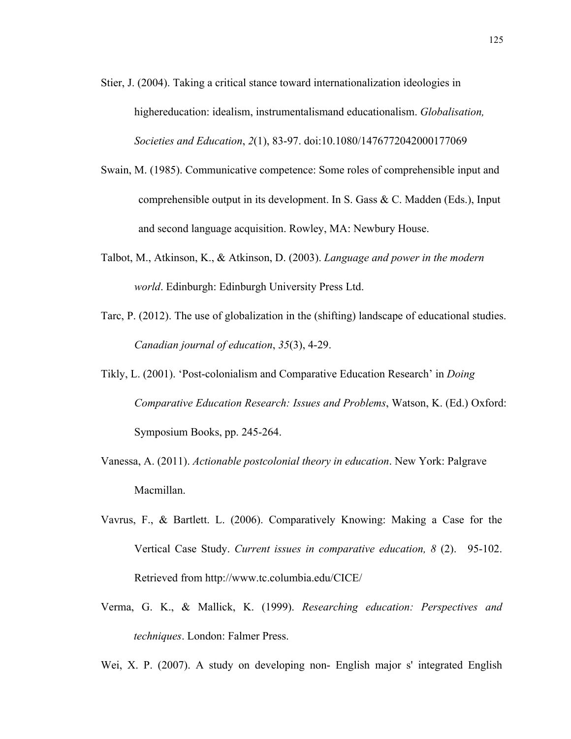Stier, J. (2004). Taking a critical stance toward internationalization ideologies in highereducation: idealism, instrumentalismand educationalism. *Globalisation, Societies and Education*, *2*(1), 83-97. doi:10.1080/1476772042000177069

Swain, M. (1985). Communicative competence: Some roles of comprehensible input and comprehensible output in its development. In S. Gass & C. Madden (Eds.), Input and second language acquisition. Rowley, MA: Newbury House.

Talbot, M., Atkinson, K., & Atkinson, D. (2003). *Language and power in the modern world*. Edinburgh: Edinburgh University Press Ltd.

Tarc, P. (2012). The use of globalization in the (shifting) landscape of educational studies. *Canadian journal of education*, *35*(3), 4-29.

Tikly, L. (2001). 'Post-colonialism and Comparative Education Research' in *Doing Comparative Education Research: Issues and Problems*, Watson, K. (Ed.) Oxford: Symposium Books, pp. 245-264.

Vanessa, A. (2011). *Actionable postcolonial theory in education*. New York: Palgrave Macmillan.

Vavrus, F., & Bartlett. L. (2006). Comparatively Knowing: Making a Case for the Vertical Case Study. *Current issues in comparative education, 8* (2). 95-102. Retrieved from http://www.tc.columbia.edu/CICE/

Verma, G. K., & Mallick, K. (1999). *Researching education: Perspectives and techniques*. London: Falmer Press.

Wei, X. P. (2007). A study on developing non- English major s' integrated English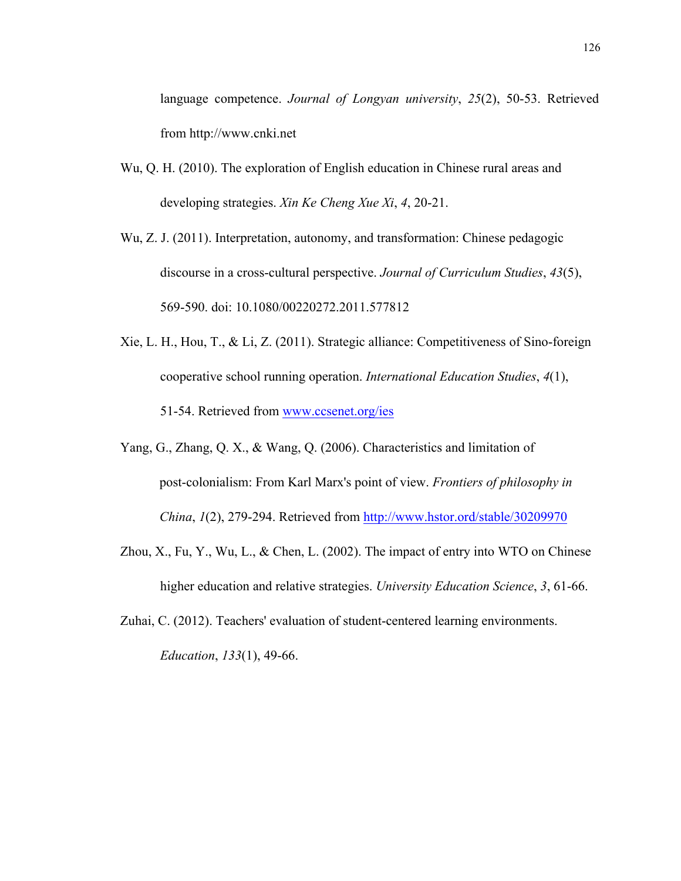language competence. *Journal of Longyan university*, *25*(2), 50-53. Retrieved from http://www.cnki.net

Wu, Q. H. (2010). The exploration of English education in Chinese rural areas and developing strategies. *Xin Ke Cheng Xue Xi*, *4*, 20-21.

Wu, Z. J. (2011). Interpretation, autonomy, and transformation: Chinese pedagogic discourse in a cross-cultural perspective. *Journal of Curriculum Studies*, *43*(5), 569-590. doi: 10.1080/00220272.2011.577812

Xie, L. H., Hou, T., & Li, Z. (2011). Strategic alliance: Competitiveness of Sino-foreign cooperative school running operation. *International Education Studies*, *4*(1), 51-54. Retrieved from www.ccsenet.org/ies

Yang, G., Zhang, Q. X., & Wang, Q. (2006). Characteristics and limitation of post-colonialism: From Karl Marx's point of view. *Frontiers of philosophy in China*, *1*(2), 279-294. Retrieved from http://www.hstor.ord/stable/30209970

Zhou, X., Fu, Y., Wu, L., & Chen, L. (2002). The impact of entry into WTO on Chinese higher education and relative strategies. *University Education Science*, *3*, 61-66.

Zuhai, C. (2012). Teachers' evaluation of student-centered learning environments. *Education*, *133*(1), 49-66.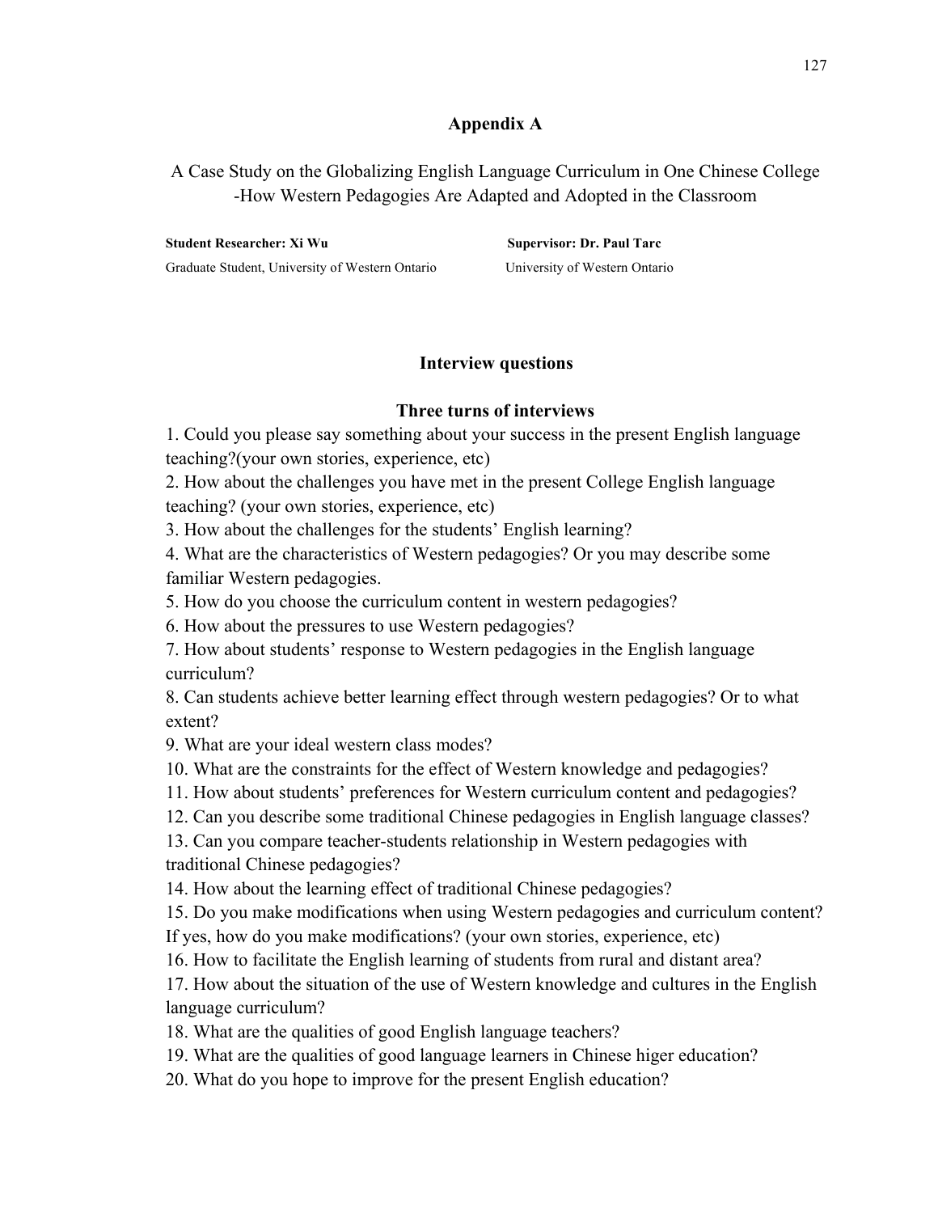# Appendix A

A Case Study on the Globalizing English Language Curriculum in One Chinese College
-How Western Pedagogies Are Adapted and Adopted in the Classroom

**Student Researcher: Xi Wu**
Graduate Student, University of Western Ontario

**Supervisor: Dr. Paul Tarc**
University of Western Ontario

## Interview questions

### Three turns of interviews

1. Could you please say something about your success in the present English language teaching?(your own stories, experience, etc)
2. How about the challenges you have met in the present College English language teaching? (your own stories, experience, etc)
3. How about the challenges for the students' English learning?
4. What are the characteristics of Western pedagogies? Or you may describe some familiar Western pedagogies.
5. How do you choose the curriculum content in western pedagogies?
6. How about the pressures to use Western pedagogies?
7. How about students' response to Western pedagogies in the English language curriculum?
8. Can students achieve better learning effect through western pedagogies? Or to what extent?
9. What are your ideal western class modes?
10. What are the constraints for the effect of Western knowledge and pedagogies?
11. How about students' preferences for Western curriculum content and pedagogies?
12. Can you describe some traditional Chinese pedagogies in English language classes?
13. Can you compare teacher-students relationship in Western pedagogies with traditional Chinese pedagogies?
14. How about the learning effect of traditional Chinese pedagogies?
15. Do you make modifications when using Western pedagogies and curriculum content? If yes, how do you make modifications? (your own stories, experience, etc)
16. How to facilitate the English learning of students from rural and distant area?
17. How about the situation of the use of Western knowledge and cultures in the English language curriculum?
18. What are the qualities of good English language teachers?
19. What are the qualities of good language learners in Chinese higer education?
20. What do you hope to improve for the present English education?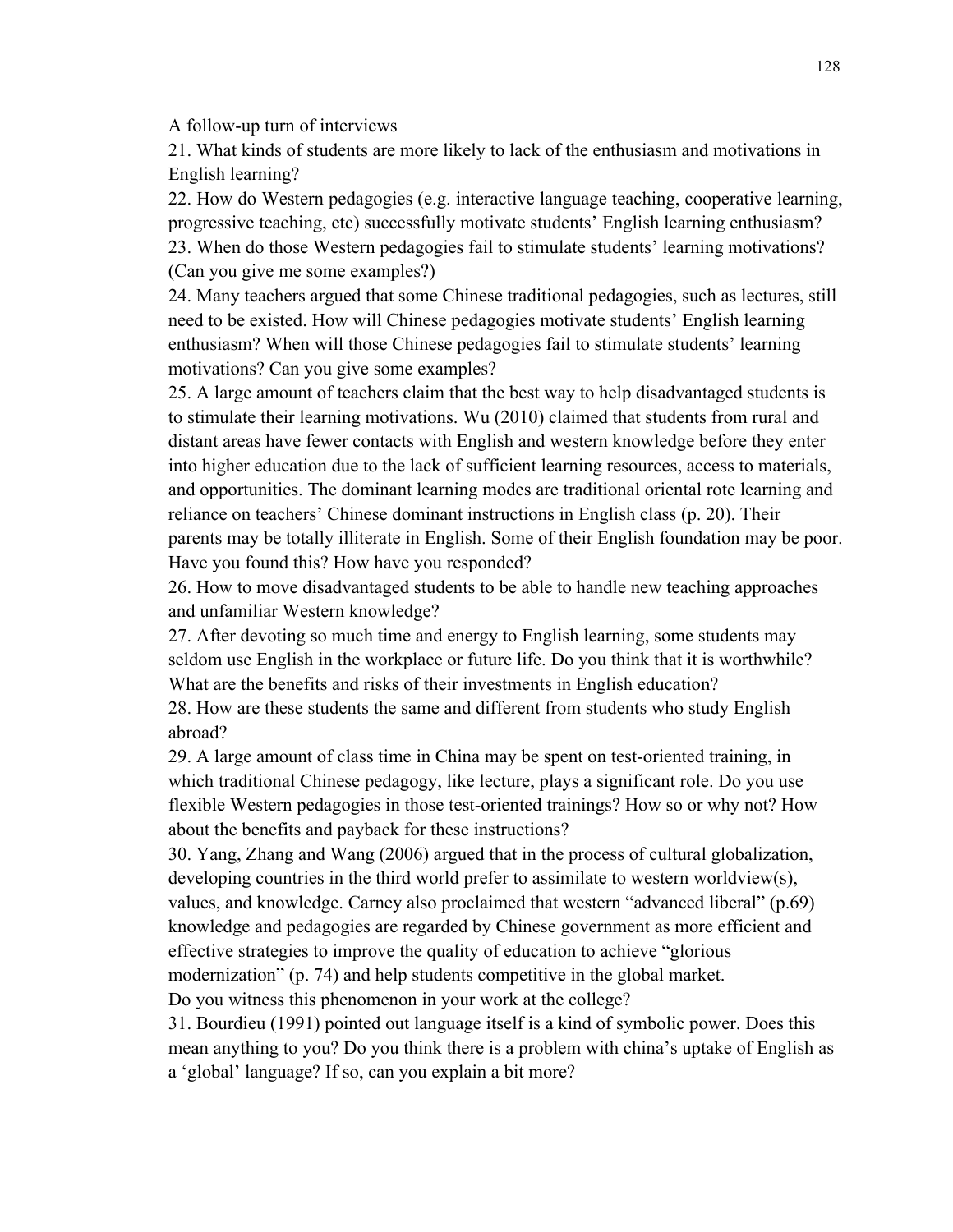A follow-up turn of interviews

21. What kinds of students are more likely to lack of the enthusiasm and motivations in English learning?

22. How do Western pedagogies (e.g. interactive language teaching, cooperative learning, progressive teaching, etc) successfully motivate students' English learning enthusiasm?

23. When do those Western pedagogies fail to stimulate students' learning motivations? (Can you give me some examples?)

24. Many teachers argued that some Chinese traditional pedagogies, such as lectures, still need to be existed. How will Chinese pedagogies motivate students' English learning enthusiasm? When will those Chinese pedagogies fail to stimulate students' learning motivations? Can you give some examples?

25. A large amount of teachers claim that the best way to help disadvantaged students is to stimulate their learning motivations. Wu (2010) claimed that students from rural and distant areas have fewer contacts with English and western knowledge before they enter into higher education due to the lack of sufficient learning resources, access to materials, and opportunities. The dominant learning modes are traditional oriental rote learning and reliance on teachers' Chinese dominant instructions in English class (p. 20). Their parents may be totally illiterate in English. Some of their English foundation may be poor. Have you found this? How have you responded?

26. How to move disadvantaged students to be able to handle new teaching approaches and unfamiliar Western knowledge?

27. After devoting so much time and energy to English learning, some students may seldom use English in the workplace or future life. Do you think that it is worthwhile? What are the benefits and risks of their investments in English education?

28. How are these students the same and different from students who study English abroad?

29. A large amount of class time in China may be spent on test-oriented training, in which traditional Chinese pedagogy, like lecture, plays a significant role. Do you use flexible Western pedagogies in those test-oriented trainings? How so or why not? How about the benefits and payback for these instructions?

30. Yang, Zhang and Wang (2006) argued that in the process of cultural globalization, developing countries in the third world prefer to assimilate to western worldview(s), values, and knowledge. Carney also proclaimed that western "advanced liberal" (p.69) knowledge and pedagogies are regarded by Chinese government as more efficient and effective strategies to improve the quality of education to achieve "glorious modernization" (p. 74) and help students competitive in the global market.
Do you witness this phenomenon in your work at the college?

31. Bourdieu (1991) pointed out language itself is a kind of symbolic power. Does this mean anything to you? Do you think there is a problem with china's uptake of English as a 'global' language? If so, can you explain a bit more?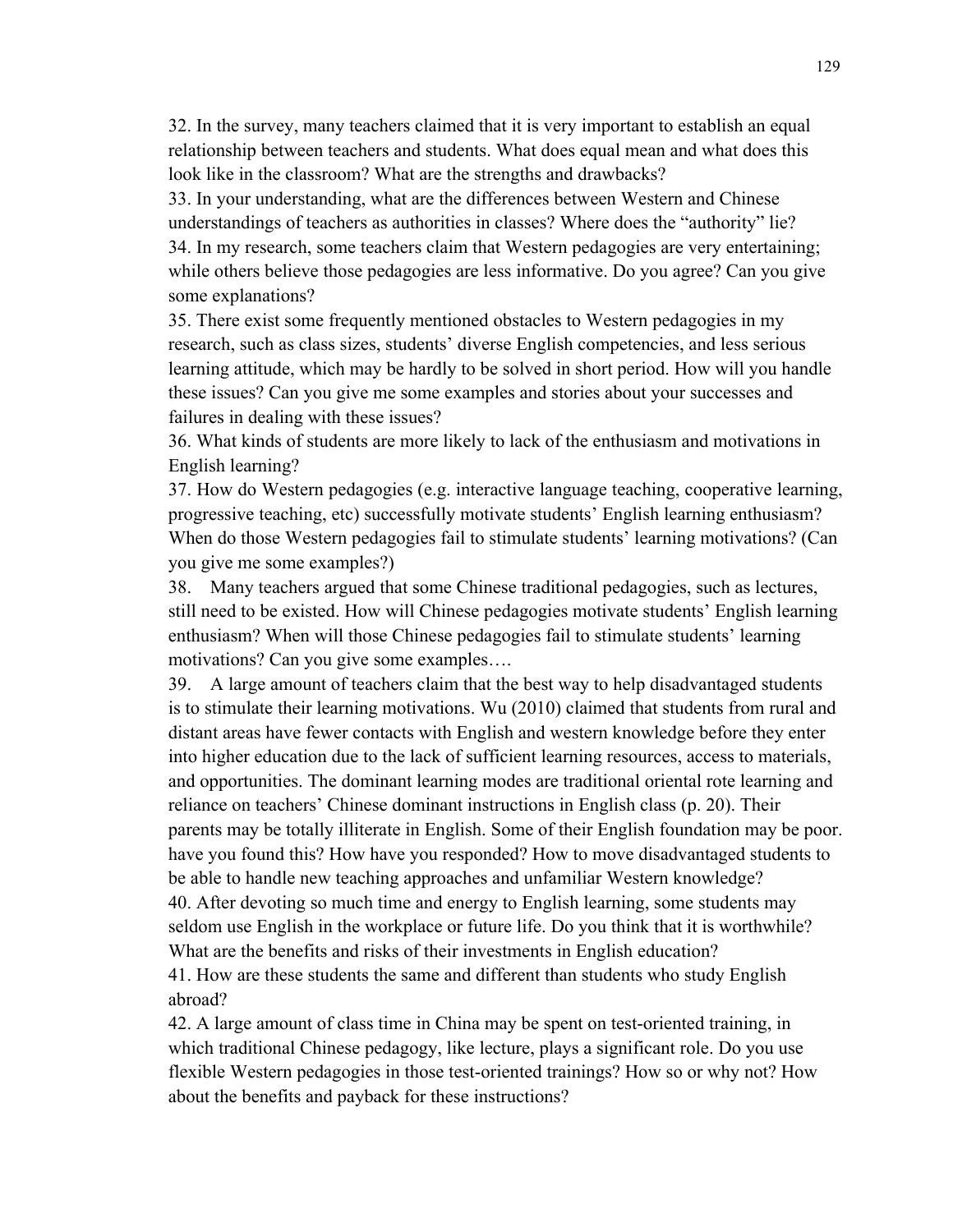32. In the survey, many teachers claimed that it is very important to establish an equal relationship between teachers and students. What does equal mean and what does this look like in the classroom? What are the strengths and drawbacks?

33. In your understanding, what are the differences between Western and Chinese understandings of teachers as authorities in classes? Where does the "authority" lie?

34. In my research, some teachers claim that Western pedagogies are very entertaining; while others believe those pedagogies are less informative. Do you agree? Can you give some explanations?

35. There exist some frequently mentioned obstacles to Western pedagogies in my research, such as class sizes, students' diverse English competencies, and less serious learning attitude, which may be hardly to be solved in short period. How will you handle these issues? Can you give me some examples and stories about your successes and failures in dealing with these issues?

36. What kinds of students are more likely to lack of the enthusiasm and motivations in English learning?

37. How do Western pedagogies (e.g. interactive language teaching, cooperative learning, progressive teaching, etc) successfully motivate students' English learning enthusiasm? When do those Western pedagogies fail to stimulate students' learning motivations? (Can you give me some examples?)

38. Many teachers argued that some Chinese traditional pedagogies, such as lectures, still need to be existed. How will Chinese pedagogies motivate students' English learning enthusiasm? When will those Chinese pedagogies fail to stimulate students' learning motivations? Can you give some examples….

39. A large amount of teachers claim that the best way to help disadvantaged students is to stimulate their learning motivations. Wu (2010) claimed that students from rural and distant areas have fewer contacts with English and western knowledge before they enter into higher education due to the lack of sufficient learning resources, access to materials, and opportunities. The dominant learning modes are traditional oriental rote learning and reliance on teachers' Chinese dominant instructions in English class (p. 20). Their parents may be totally illiterate in English. Some of their English foundation may be poor. have you found this? How have you responded? How to move disadvantaged students to be able to handle new teaching approaches and unfamiliar Western knowledge?

40. After devoting so much time and energy to English learning, some students may seldom use English in the workplace or future life. Do you think that it is worthwhile? What are the benefits and risks of their investments in English education?

41. How are these students the same and different than students who study English abroad?

42. A large amount of class time in China may be spent on test-oriented training, in which traditional Chinese pedagogy, like lecture, plays a significant role. Do you use flexible Western pedagogies in those test-oriented trainings? How so or why not? How about the benefits and payback for these instructions?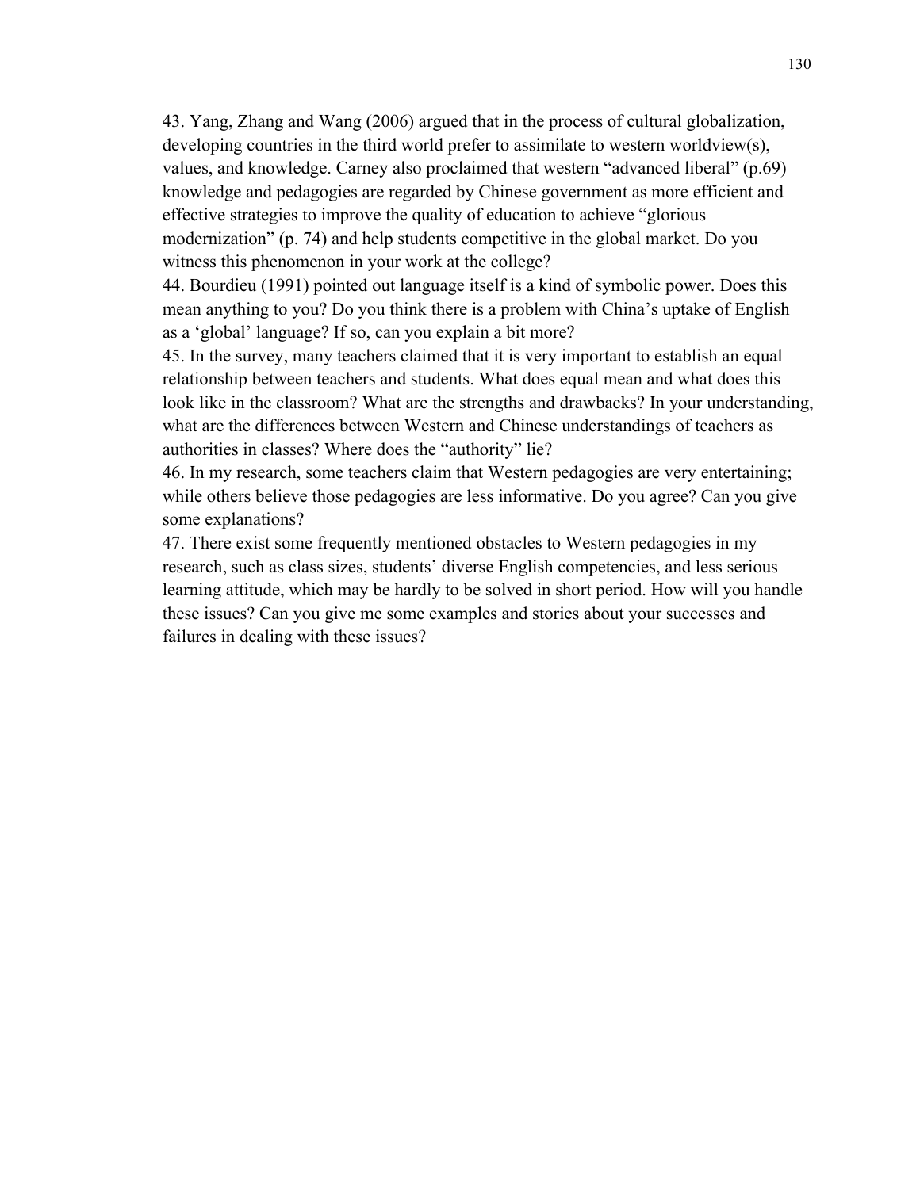43. Yang, Zhang and Wang (2006) argued that in the process of cultural globalization, developing countries in the third world prefer to assimilate to western worldview(s), values, and knowledge. Carney also proclaimed that western “advanced liberal” (p.69) knowledge and pedagogies are regarded by Chinese government as more efficient and effective strategies to improve the quality of education to achieve “glorious modernization” (p. 74) and help students competitive in the global market. Do you witness this phenomenon in your work at the college?

44. Bourdieu (1991) pointed out language itself is a kind of symbolic power. Does this mean anything to you? Do you think there is a problem with China’s uptake of English as a ‘global’ language? If so, can you explain a bit more?

45. In the survey, many teachers claimed that it is very important to establish an equal relationship between teachers and students. What does equal mean and what does this look like in the classroom? What are the strengths and drawbacks? In your understanding, what are the differences between Western and Chinese understandings of teachers as authorities in classes? Where does the “authority” lie?

46. In my research, some teachers claim that Western pedagogies are very entertaining; while others believe those pedagogies are less informative. Do you agree? Can you give some explanations?

47. There exist some frequently mentioned obstacles to Western pedagogies in my research, such as class sizes, students’ diverse English competencies, and less serious learning attitude, which may be hardly to be solved in short period. How will you handle these issues? Can you give me some examples and stories about your successes and failures in dealing with these issues?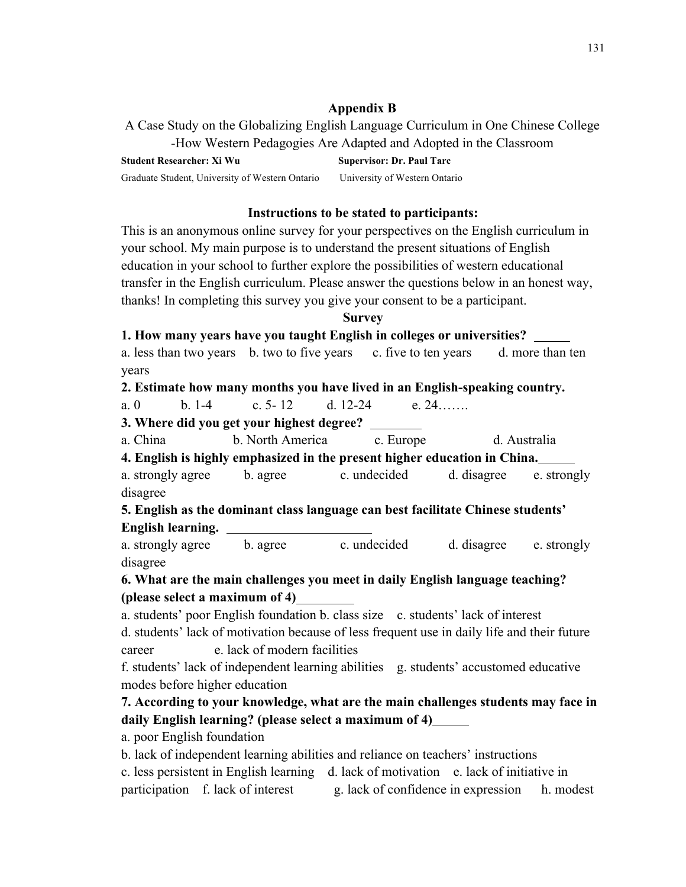## Appendix B

A Case Study on the Globalizing English Language Curriculum in One Chinese College -How Western Pedagogies Are Adapted and Adopted in the Classroom

**Student Researcher: Xi Wu** **Supervisor: Dr. Paul Tarc**

Graduate Student, University of Western Ontario University of Western Ontario

**Instructions to be stated to participants:**

This is an anonymous online survey for your perspectives on the English curriculum in your school. My main purpose is to understand the present situations of English education in your school to further explore the possibilities of western educational transfer in the English curriculum. Please answer the questions below in an honest way, thanks! In completing this survey you give your consent to be a participant.

**Survey**

**1. How many years have you taught English in colleges or universities?** ______

a. less than two years b. two to five years c. five to ten years d. more than ten years

**2. Estimate how many months you have lived in an English-speaking country.**

a. 0 b. 1-4 c. 5- 12 d. 12-24 e. 24…….

**3. Where did you get your highest degree?** ________

a. China b. North America c. Europe d. Australia

**4. English is highly emphasized in the present higher education in China.**______

a. strongly agree b. agree c. undecided d. disagree e. strongly disagree

**5. English as the dominant class language can best facilitate Chinese students' English learning.** ______________________

a. strongly agree b. agree c. undecided d. disagree e. strongly disagree

**6. What are the main challenges you meet in daily English language teaching? (please select a maximum of 4)**_________

a. students' poor English foundation b. class size c. students' lack of interest
d. students' lack of motivation because of less frequent use in daily life and their future career e. lack of modern facilities
f. students' lack of independent learning abilities g. students' accustomed educative modes before higher education

**7. According to your knowledge, what are the main challenges students may face in daily English learning? (please select a maximum of 4)**______

a. poor English foundation
b. lack of independent learning abilities and reliance on teachers' instructions
c. less persistent in English learning d. lack of motivation e. lack of initiative in participation f. lack of interest g. lack of confidence in expression h. modest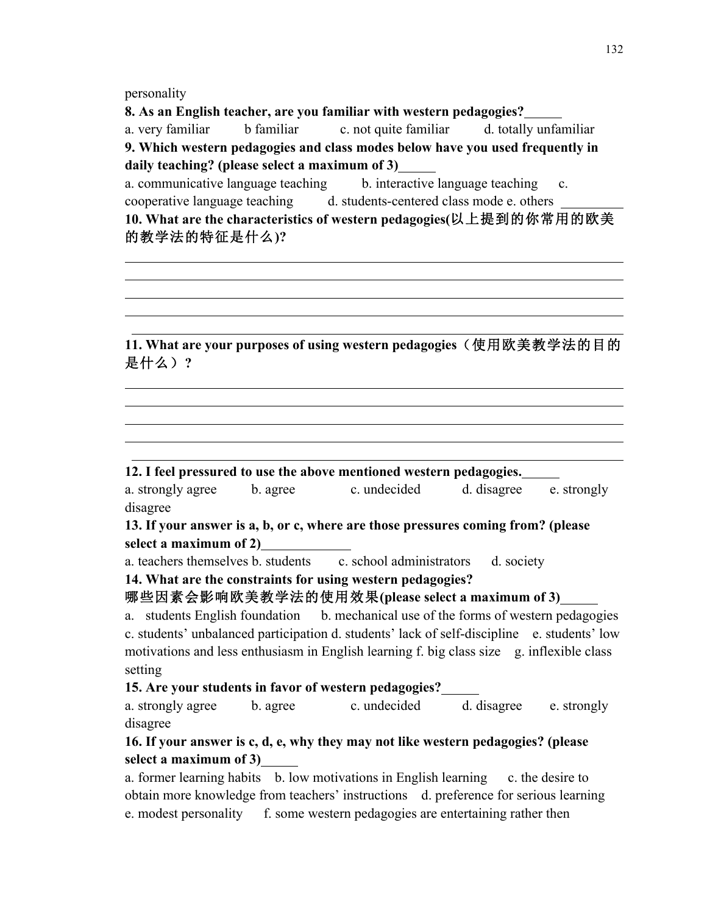personality

**8. As an English teacher, are you familiar with western pedagogies?______**

a. very familiar  b familiar  c. not quite familiar  d. totally unfamiliar

**9. Which western pedagogies and class modes below have you used frequently in daily teaching? (please select a maximum of 3)______**

a. communicative language teaching  b. interactive language teaching  c. cooperative language teaching  d. students-centered class mode e. others __________

**10. What are the characteristics of western pedagogies(以上提到的你常用的欧美的教学法的特征是什么)?**

________________________________________________________________________
________________________________________________________________________
________________________________________________________________________
________________________________________________________________________
________________________________________________________________________

**11. What are your purposes of using western pedagogies（使用欧美教学法的目的是什么）?**

________________________________________________________________________
________________________________________________________________________
________________________________________________________________________
________________________________________________________________________
________________________________________________________________________

**12. I feel pressured to use the above mentioned western pedagogies.______**

a. strongly agree  b. agree  c. undecided  d. disagree  e. strongly disagree

**13. If your answer is a, b, or c, where are those pressures coming from? (please select a maximum of 2)______________**

a. teachers themselves b. students  c. school administrators  d. society

**14. What are the constraints for using western pedagogies?**
**哪些因素会影响欧美教学法的使用效果(please select a maximum of 3)______**

a. students English foundation  b. mechanical use of the forms of western pedagogies  c. students' unbalanced participation d. students' lack of self-discipline  e. students' low motivations and less enthusiasm in English learning f. big class size  g. inflexible class setting

**15. Are your students in favor of western pedagogies?______**

a. strongly agree  b. agree  c. undecided  d. disagree  e. strongly disagree

**16. If your answer is c, d, e, why they may not like western pedagogies? (please select a maximum of 3)______**

a. former learning habits  b. low motivations in English learning  c. the desire to obtain more knowledge from teachers' instructions  d. preference for serious learning  e. modest personality  f. some western pedagogies are entertaining rather then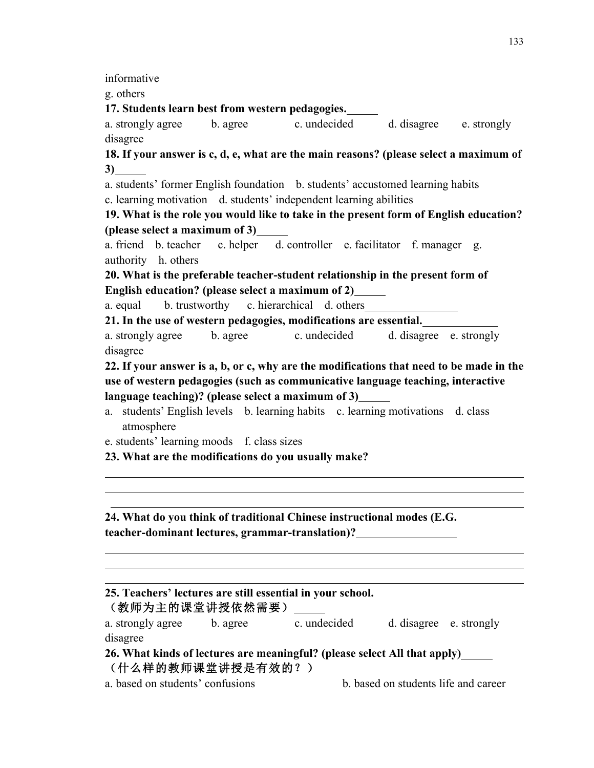informative

g. others

**17. Students learn best from western pedagogies.\_\_\_\_\_\_**

a. strongly agree  b. agree  c. undecided  d. disagree  e. strongly disagree

**18. If your answer is c, d, e, what are the main reasons? (please select a maximum of 3)\_\_\_\_\_\_**

a. students' former English foundation  b. students' accustomed learning habits

c. learning motivation  d. students' independent learning abilities

**19. What is the role you would like to take in the present form of English education? (please select a maximum of 3)\_\_\_\_\_\_**

a. friend  b. teacher  c. helper  d. controller  e. facilitator  f. manager  g. authority  h. others

**20. What is the preferable teacher-student relationship in the present form of English education? (please select a maximum of 2)\_\_\_\_\_\_**

a. equal  b. trustworthy  c. hierarchical  d. others\_\_\_\_\_\_\_\_\_\_\_\_\_\_\_\_\_\_

**21. In the use of western pedagogies, modifications are essential.\_\_\_\_\_\_\_\_\_\_\_\_\_\_**

a. strongly agree  b. agree  c. undecided  d. disagree  e. strongly disagree

**22. If your answer is a, b, or c, why are the modifications that need to be made in the use of western pedagogies (such as communicative language teaching, interactive language teaching)? (please select a maximum of 3)\_\_\_\_\_\_**

a. students' English levels  b. learning habits  c. learning motivations  d. class atmosphere

e. students' learning moods  f. class sizes

**23. What are the modifications do you usually make?**

\_\_\_\_\_\_\_\_\_\_\_\_\_\_\_\_\_\_\_\_\_\_\_\_\_\_\_\_\_\_\_\_\_\_\_\_\_\_\_\_\_\_\_\_\_\_\_\_\_\_\_\_\_\_\_\_\_\_\_\_\_\_\_\_\_\_\_\_\_\_\_\_\_\_\_\_\_\_

\_\_\_\_\_\_\_\_\_\_\_\_\_\_\_\_\_\_\_\_\_\_\_\_\_\_\_\_\_\_\_\_\_\_\_\_\_\_\_\_\_\_\_\_\_\_\_\_\_\_\_\_\_\_\_\_\_\_\_\_\_\_\_\_\_\_\_\_\_\_\_\_\_\_\_\_\_\_

\_\_\_\_\_\_\_\_\_\_\_\_\_\_\_\_\_\_\_\_\_\_\_\_\_\_\_\_\_\_\_\_\_\_\_\_\_\_\_\_\_\_\_\_\_\_\_\_\_\_\_\_\_\_\_\_\_\_\_\_\_\_\_\_\_\_\_\_\_\_\_\_\_\_\_\_\_\_

**24. What do you think of traditional Chinese instructional modes (E.G. teacher-dominant lectures, grammar-translation)?\_\_\_\_\_\_\_\_\_\_\_\_\_\_\_\_\_\_\_\_**

\_\_\_\_\_\_\_\_\_\_\_\_\_\_\_\_\_\_\_\_\_\_\_\_\_\_\_\_\_\_\_\_\_\_\_\_\_\_\_\_\_\_\_\_\_\_\_\_\_\_\_\_\_\_\_\_\_\_\_\_\_\_\_\_\_\_\_\_\_\_\_\_\_\_\_\_\_\_

\_\_\_\_\_\_\_\_\_\_\_\_\_\_\_\_\_\_\_\_\_\_\_\_\_\_\_\_\_\_\_\_\_\_\_\_\_\_\_\_\_\_\_\_\_\_\_\_\_\_\_\_\_\_\_\_\_\_\_\_\_\_\_\_\_\_\_\_\_\_\_\_\_\_\_\_\_\_

\_\_\_\_\_\_\_\_\_\_\_\_\_\_\_\_\_\_\_\_\_\_\_\_\_\_\_\_\_\_\_\_\_\_\_\_\_\_\_\_\_\_\_\_\_\_\_\_\_\_\_\_\_\_\_\_\_\_\_\_\_\_\_\_\_\_\_\_\_\_\_\_\_\_\_\_\_\_

**25. Teachers' lectures are still essential in your school.**
**（教师为主的课堂讲授依然需要）\_\_\_\_\_\_**

a. strongly agree  b. agree  c. undecided  d. disagree  e. strongly disagree

**26. What kinds of lectures are meaningful? (please select All that apply)\_\_\_\_\_\_**
**（什么样的教师课堂讲授是有效的？）**

a. based on students' confusions  b. based on students life and career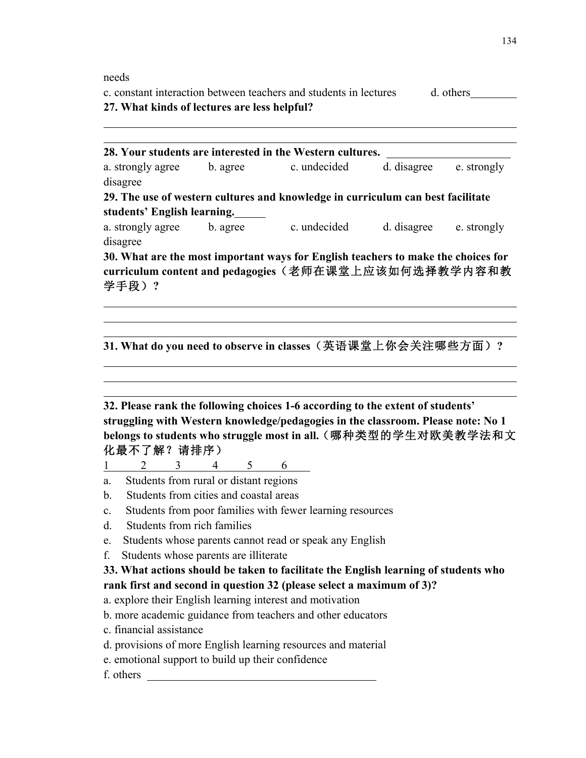needs

c. constant interaction between teachers and students in lectures d. others________

**27. What kinds of lectures are less helpful?**

______________________________________________________________________

______________________________________________________________________

**28. Your students are interested in the Western cultures.** ______________________

a. strongly agree b. agree c. undecided d. disagree e. strongly disagree

**29. The use of western cultures and knowledge in curriculum can best facilitate students' English learning.**______

a. strongly agree b. agree c. undecided d. disagree e. strongly disagree

**30. What are the most important ways for English teachers to make the choices for curriculum content and pedagogies（老师在课堂上应该如何选择教学内容和教学手段）?**

______________________________________________________________________

______________________________________________________________________

______________________________________________________________________

**31. What do you need to observe in classes（英语课堂上你会关注哪些方面）?**

______________________________________________________________________

______________________________________________________________________

______________________________________________________________________

**32. Please rank the following choices 1-6 according to the extent of students' struggling with Western knowledge/pedagogies in the classroom. Please note: No 1 belongs to students who struggle most in all.（哪种类型的学生对欧美教学法和文化最不了解？请排序）**

1 2 3 4 5 6

a. Students from rural or distant regions
b. Students from cities and coastal areas
c. Students from poor families with fewer learning resources
d. Students from rich families
e. Students whose parents cannot read or speak any English
f. Students whose parents are illiterate

**33. What actions should be taken to facilitate the English learning of students who rank first and second in question 32 (please select a maximum of 3)?**

a. explore their English learning interest and motivation
b. more academic guidance from teachers and other educators
c. financial assistance
d. provisions of more English learning resources and material
e. emotional support to build up their confidence
f. others ________________________________________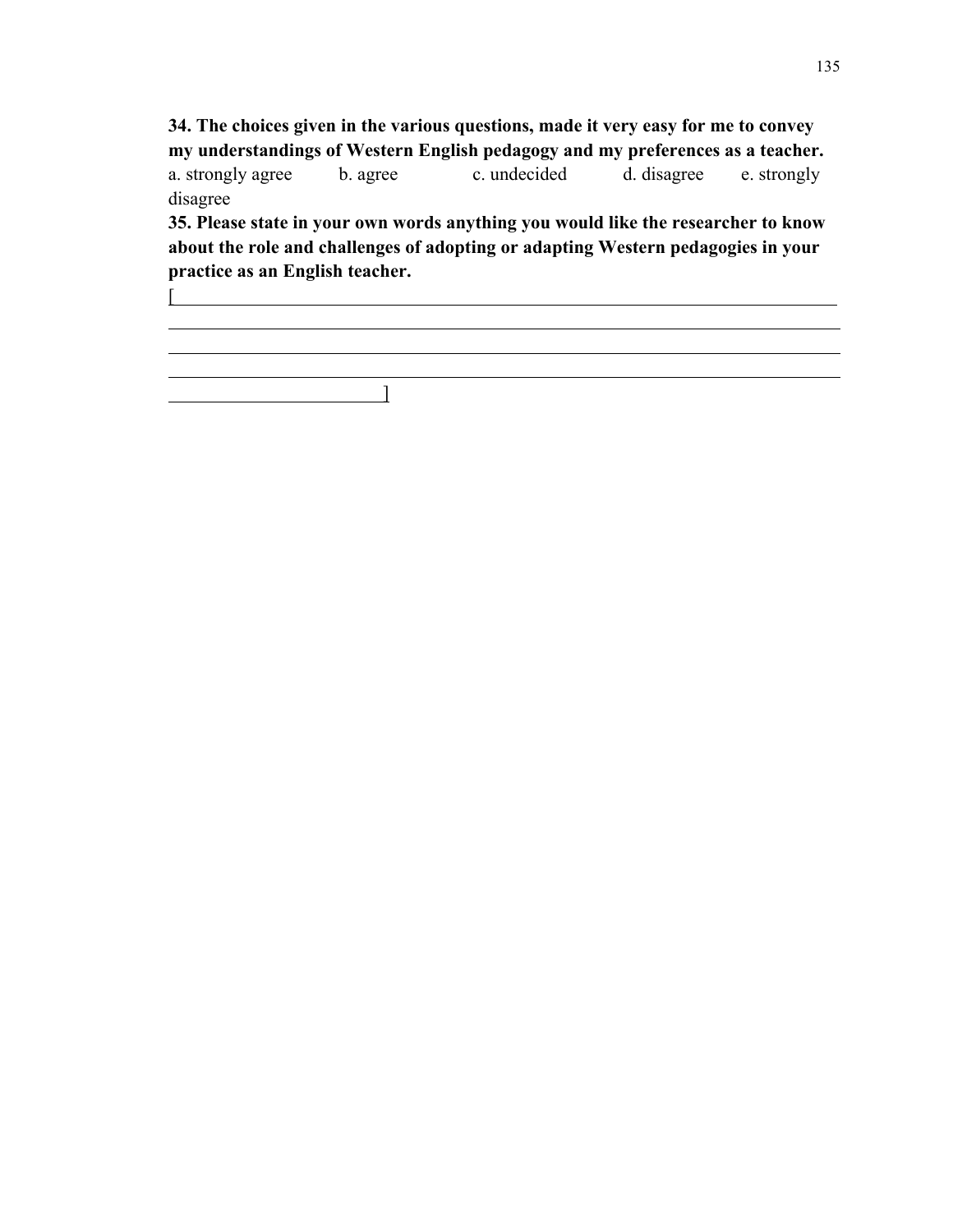**34. The choices given in the various questions, made it very easy for me to convey my understandings of Western English pedagogy and my preferences as a teacher.**

a. strongly agree     b. agree     c. undecided     d. disagree     e. strongly disagree

**35. Please state in your own words anything you would like the researcher to know about the role and challenges of adopting or adapting Western pedagogies in your practice as an English teacher.**

[______________________________________________________________________________
______________________________________________________________________________
______________________________________________________________________________
______________________________________________________________________________
_________________________]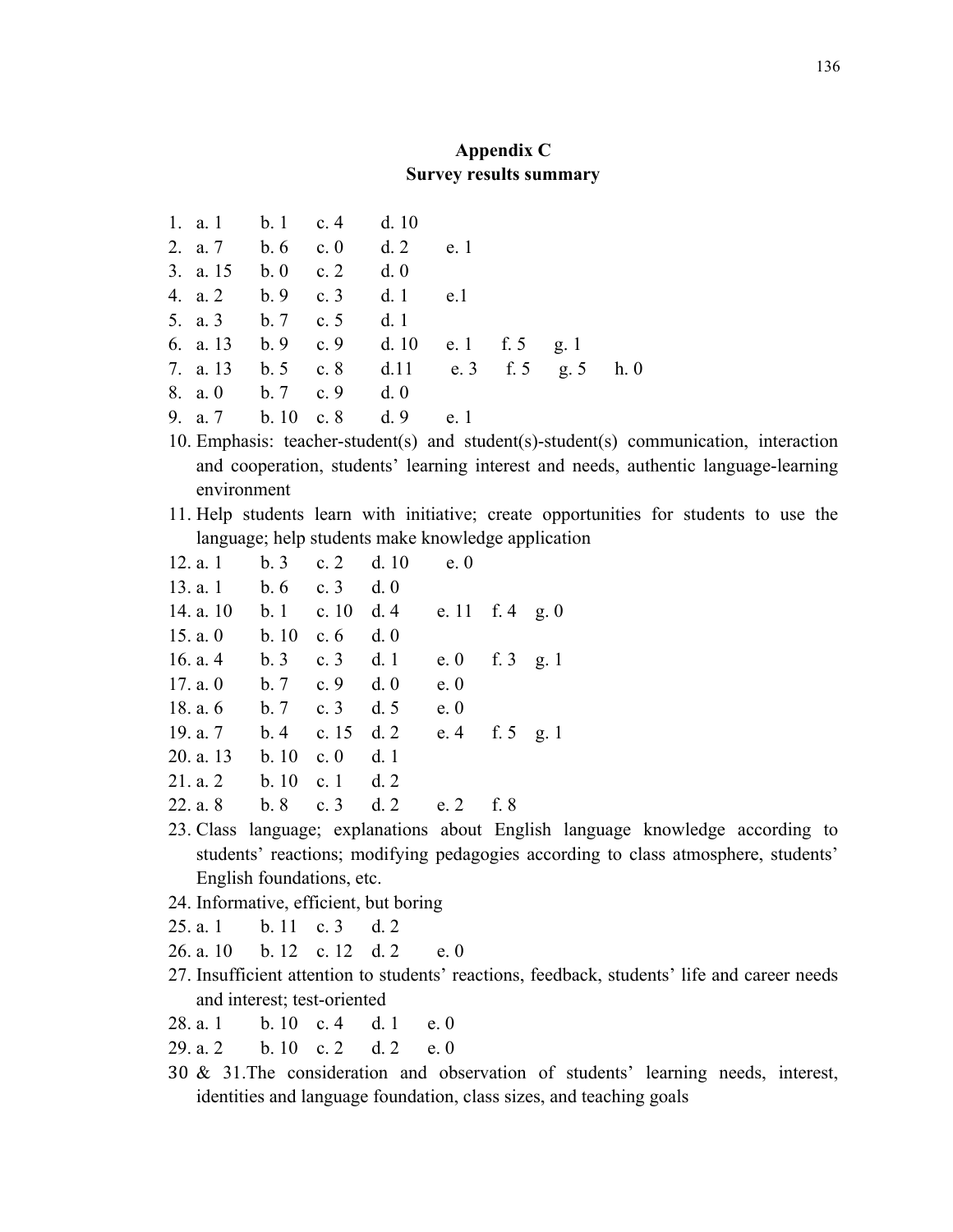## Appendix C
## Survey results summary

1. a. 1 b. 1 c. 4 d. 10
2. a. 7 b. 6 c. 0 d. 2 e. 1
3. a. 15 b. 0 c. 2 d. 0
4. a. 2 b. 9 c. 3 d. 1 e.1
5. a. 3 b. 7 c. 5 d. 1
6. a. 13 b. 9 c. 9 d. 10 e. 1 f. 5 g. 1
7. a. 13 b. 5 c. 8 d.11 e. 3 f. 5 g. 5 h. 0
8. a. 0 b. 7 c. 9 d. 0
9. a. 7 b. 10 c. 8 d. 9 e. 1
10. Emphasis: teacher-student(s) and student(s)-student(s) communication, interaction and cooperation, students' learning interest and needs, authentic language-learning environment
11. Help students learn with initiative; create opportunities for students to use the language; help students make knowledge application
12. a. 1 b. 3 c. 2 d. 10 e. 0
13. a. 1 b. 6 c. 3 d. 0
14. a. 10 b. 1 c. 10 d. 4 e. 11 f. 4 g. 0
15. a. 0 b. 10 c. 6 d. 0
16. a. 4 b. 3 c. 3 d. 1 e. 0 f. 3 g. 1
17. a. 0 b. 7 c. 9 d. 0 e. 0
18. a. 6 b. 7 c. 3 d. 5 e. 0
19. a. 7 b. 4 c. 15 d. 2 e. 4 f. 5 g. 1
20. a. 13 b. 10 c. 0 d. 1
21. a. 2 b. 10 c. 1 d. 2
22. a. 8 b. 8 c. 3 d. 2 e. 2 f. 8
23. Class language; explanations about English language knowledge according to students' reactions; modifying pedagogies according to class atmosphere, students' English foundations, etc.
24. Informative, efficient, but boring
25. a. 1 b. 11 c. 3 d. 2
26. a. 10 b. 12 c. 12 d. 2 e. 0
27. Insufficient attention to students' reactions, feedback, students' life and career needs and interest; test-oriented
28. a. 1 b. 10 c. 4 d. 1 e. 0
29. a. 2 b. 10 c. 2 d. 2 e. 0

30 & 31.The consideration and observation of students' learning needs, interest, identities and language foundation, class sizes, and teaching goals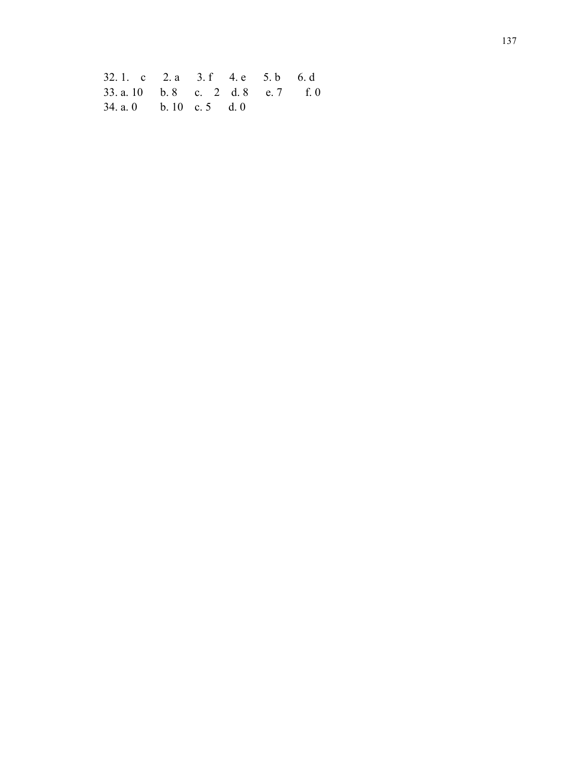32. 1. c   2. a   3. f   4. e   5. b   6. d

33. a. 10   b. 8   c. 2   d. 8   e. 7   f. 0

34. a. 0   b. 10   c. 5   d. 0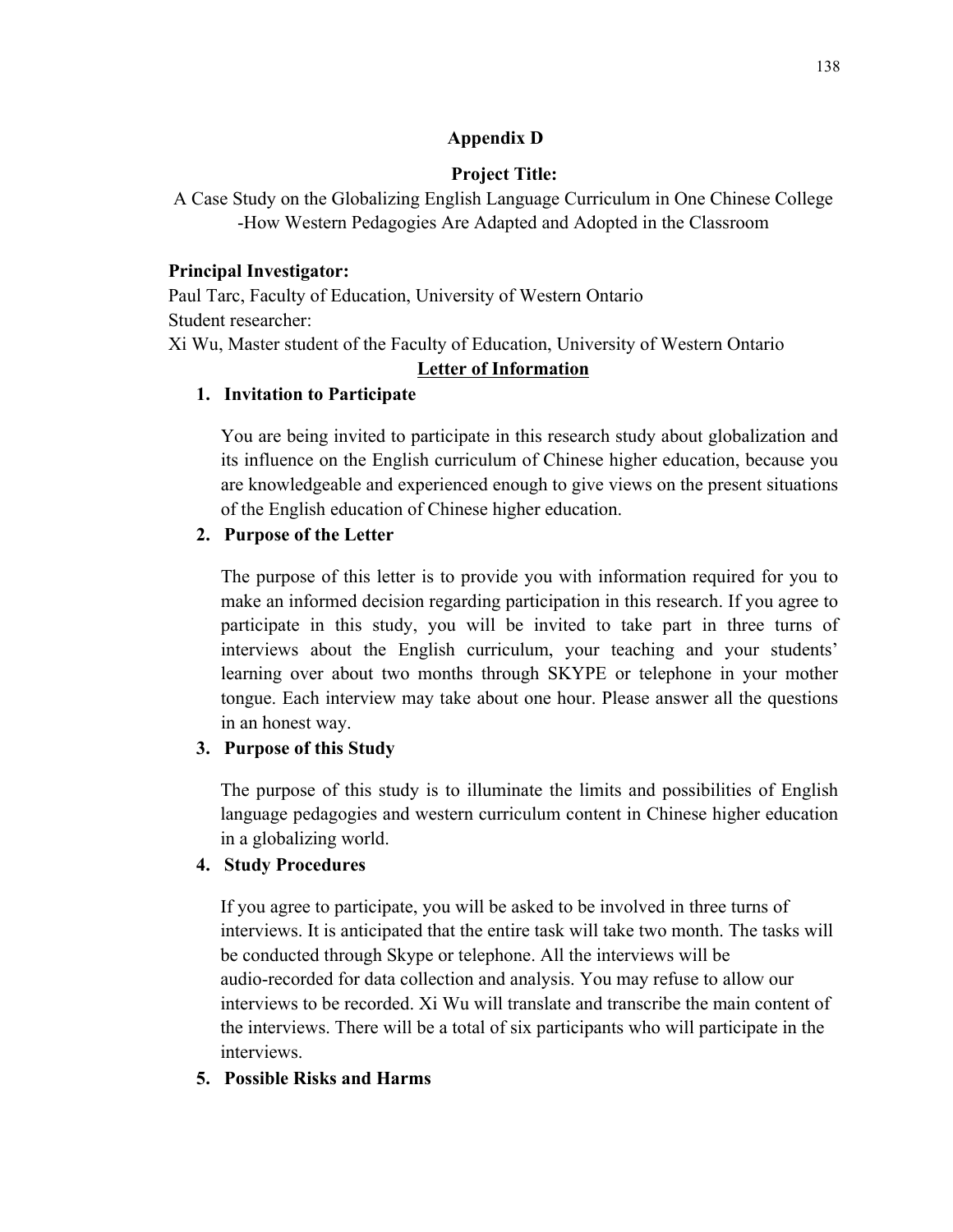## Appendix D

**Project Title:**

A Case Study on the Globalizing English Language Curriculum in One Chinese College -How Western Pedagogies Are Adapted and Adopted in the Classroom

**Principal Investigator:**

Paul Tarc, Faculty of Education, University of Western Ontario

Student researcher:

Xi Wu, Master student of the Faculty of Education, University of Western Ontario

**Letter of Information**

1. **Invitation to Participate**

   You are being invited to participate in this research study about globalization and its influence on the English curriculum of Chinese higher education, because you are knowledgeable and experienced enough to give views on the present situations of the English education of Chinese higher education.

2. **Purpose of the Letter**

   The purpose of this letter is to provide you with information required for you to make an informed decision regarding participation in this research. If you agree to participate in this study, you will be invited to take part in three turns of interviews about the English curriculum, your teaching and your students' learning over about two months through SKYPE or telephone in your mother tongue. Each interview may take about one hour. Please answer all the questions in an honest way.

3. **Purpose of this Study**

   The purpose of this study is to illuminate the limits and possibilities of English language pedagogies and western curriculum content in Chinese higher education in a globalizing world.

4. **Study Procedures**

   If you agree to participate, you will be asked to be involved in three turns of interviews. It is anticipated that the entire task will take two month. The tasks will be conducted through Skype or telephone. All the interviews will be audio-recorded for data collection and analysis. You may refuse to allow our interviews to be recorded. Xi Wu will translate and transcribe the main content of the interviews. There will be a total of six participants who will participate in the interviews.

5. **Possible Risks and Harms**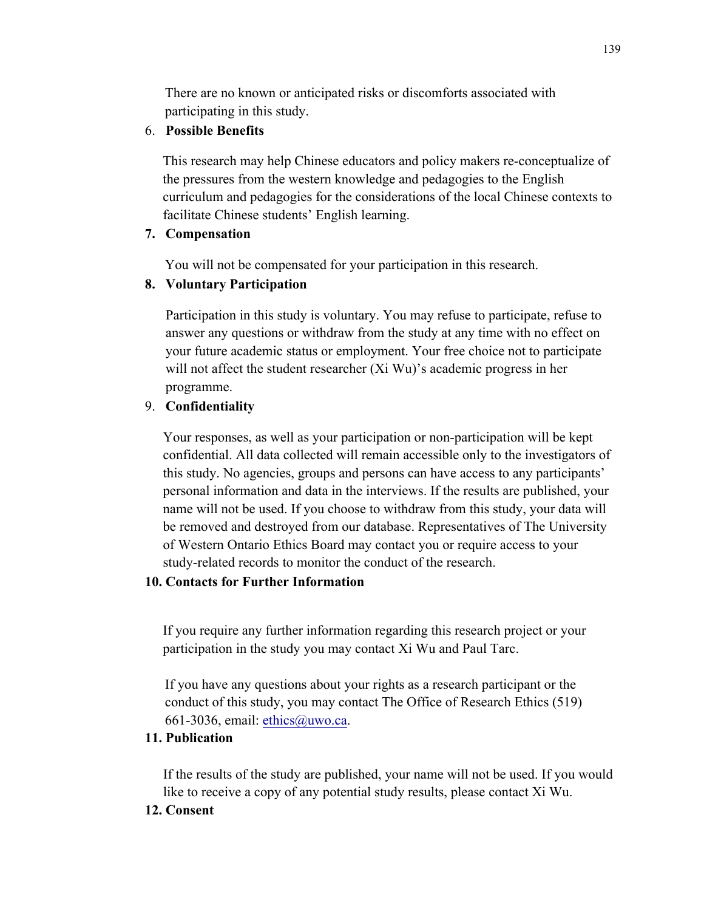There are no known or anticipated risks or discomforts associated with participating in this study.

6. **Possible Benefits**

   This research may help Chinese educators and policy makers re-conceptualize of the pressures from the western knowledge and pedagogies to the English curriculum and pedagogies for the considerations of the local Chinese contexts to facilitate Chinese students' English learning.

7. **Compensation**

   You will not be compensated for your participation in this research.

8. **Voluntary Participation**

   Participation in this study is voluntary. You may refuse to participate, refuse to answer any questions or withdraw from the study at any time with no effect on your future academic status or employment. Your free choice not to participate will not affect the student researcher (Xi Wu)'s academic progress in her programme.

9. **Confidentiality**

   Your responses, as well as your participation or non-participation will be kept confidential. All data collected will remain accessible only to the investigators of this study. No agencies, groups and persons can have access to any participants' personal information and data in the interviews. If the results are published, your name will not be used. If you choose to withdraw from this study, your data will be removed and destroyed from our database. Representatives of The University of Western Ontario Ethics Board may contact you or require access to your study-related records to monitor the conduct of the research.

10. **Contacts for Further Information**

    If you require any further information regarding this research project or your participation in the study you may contact Xi Wu and Paul Tarc.

    If you have any questions about your rights as a research participant or the conduct of this study, you may contact The Office of Research Ethics (519) 661-3036, email: ethics@uwo.ca.

11. **Publication**

    If the results of the study are published, your name will not be used. If you would like to receive a copy of any potential study results, please contact Xi Wu.

12. **Consent**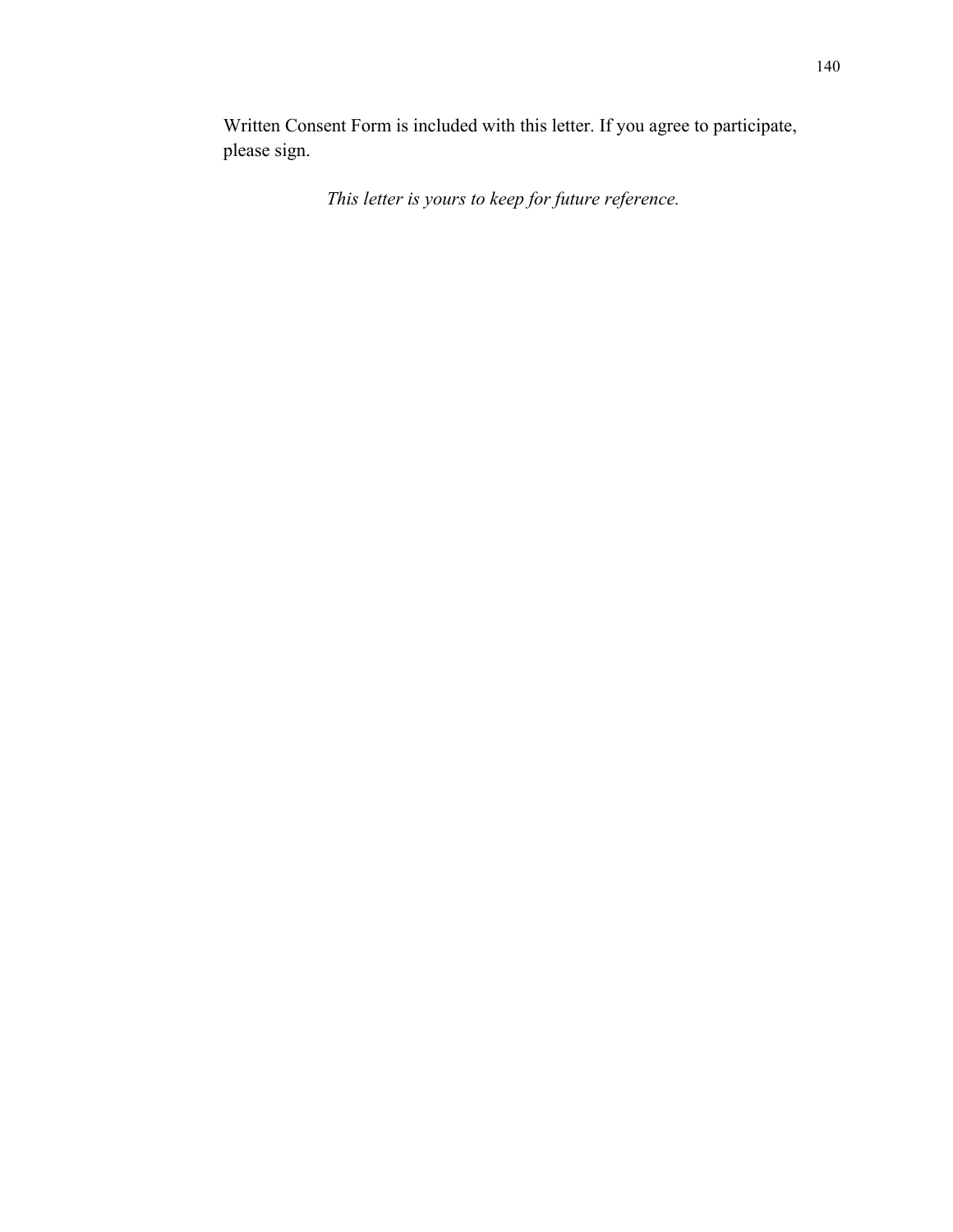Written Consent Form is included with this letter. If you agree to participate, please sign.

*This letter is yours to keep for future reference.*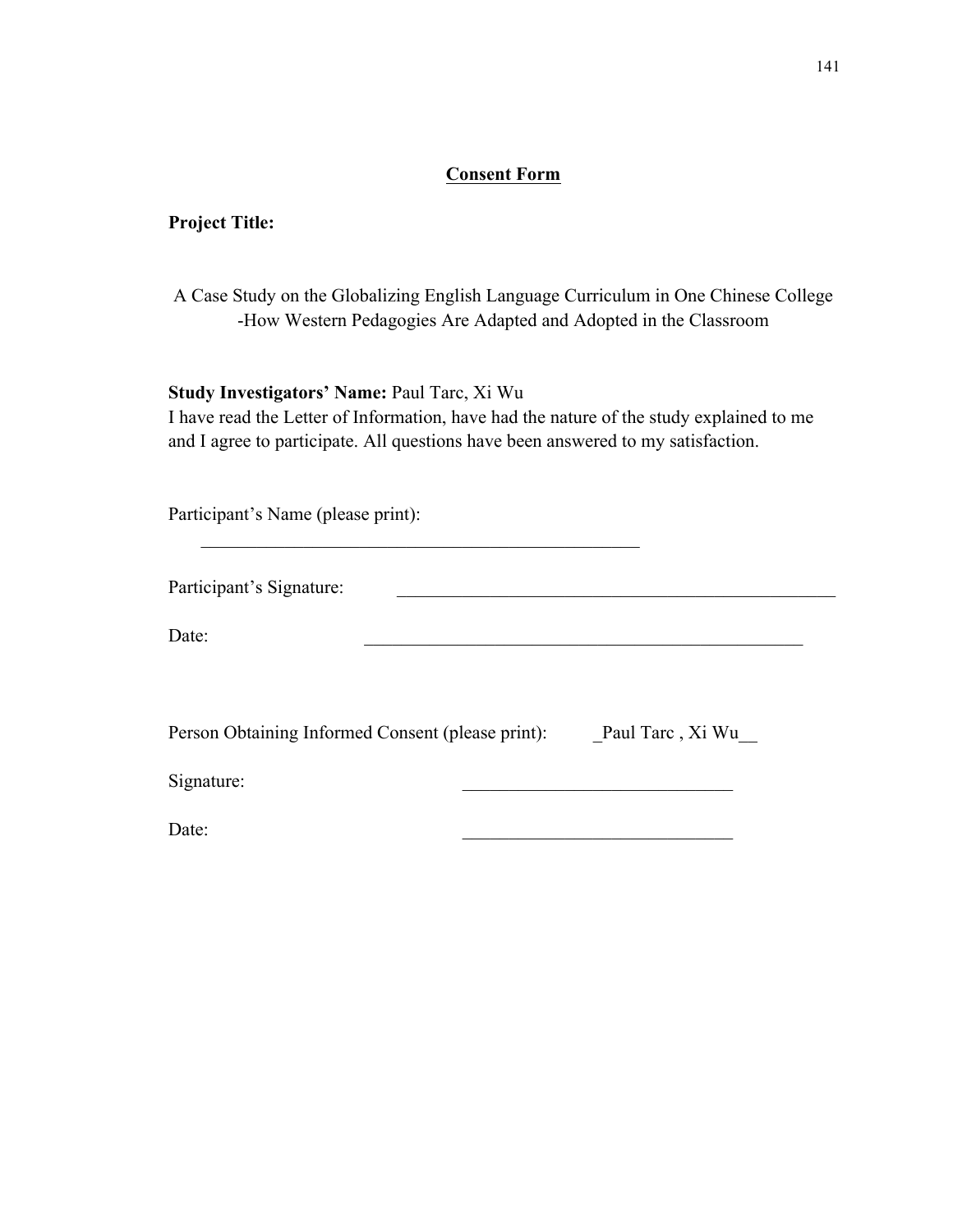**<u>Consent Form</u>**

**Project Title:**

A Case Study on the Globalizing English Language Curriculum in One Chinese College
-How Western Pedagogies Are Adapted and Adopted in the Classroom

**Study Investigators' Name:** Paul Tarc, Xi Wu
I have read the Letter of Information, have had the nature of the study explained to me and I agree to participate. All questions have been answered to my satisfaction.

Participant's Name (please print):

__________________________________________________

Participant's Signature: __________________________________________________

Date: __________________________________________________

Person Obtaining Informed Consent (please print): _Paul Tarc , Xi Wu__

Signature: ______________________________

Date: ______________________________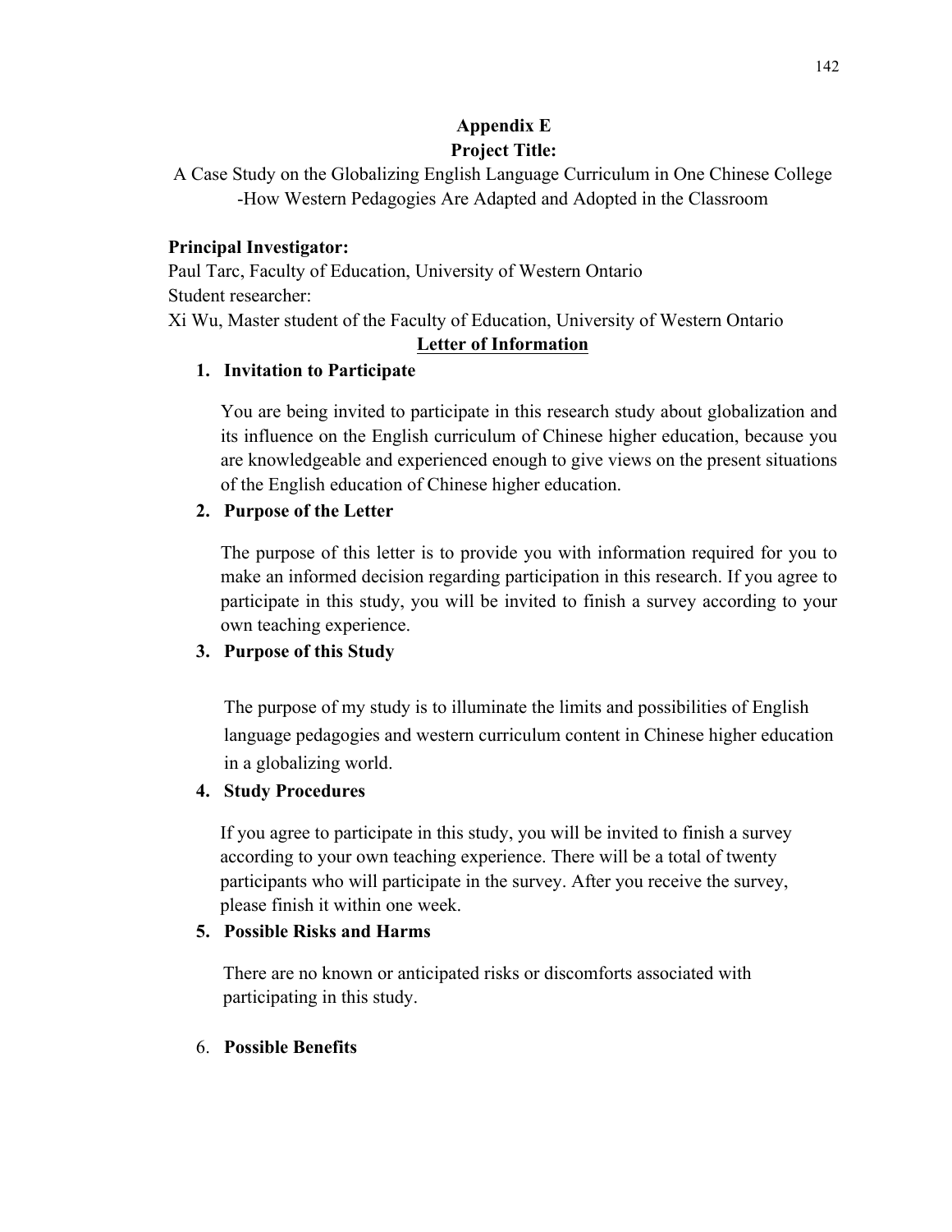# Appendix E

## Project Title:

A Case Study on the Globalizing English Language Curriculum in One Chinese College -How Western Pedagogies Are Adapted and Adopted in the Classroom

**Principal Investigator:**
Paul Tarc, Faculty of Education, University of Western Ontario
Student researcher:
Xi Wu, Master student of the Faculty of Education, University of Western Ontario

## Letter of Information

1. **Invitation to Participate**

   You are being invited to participate in this research study about globalization and its influence on the English curriculum of Chinese higher education, because you are knowledgeable and experienced enough to give views on the present situations of the English education of Chinese higher education.

2. **Purpose of the Letter**

   The purpose of this letter is to provide you with information required for you to make an informed decision regarding participation in this research. If you agree to participate in this study, you will be invited to finish a survey according to your own teaching experience.

3. **Purpose of this Study**

   The purpose of my study is to illuminate the limits and possibilities of English language pedagogies and western curriculum content in Chinese higher education in a globalizing world.

4. **Study Procedures**

   If you agree to participate in this study, you will be invited to finish a survey according to your own teaching experience. There will be a total of twenty participants who will participate in the survey. After you receive the survey, please finish it within one week.

5. **Possible Risks and Harms**

   There are no known or anticipated risks or discomforts associated with participating in this study.

6. **Possible Benefits**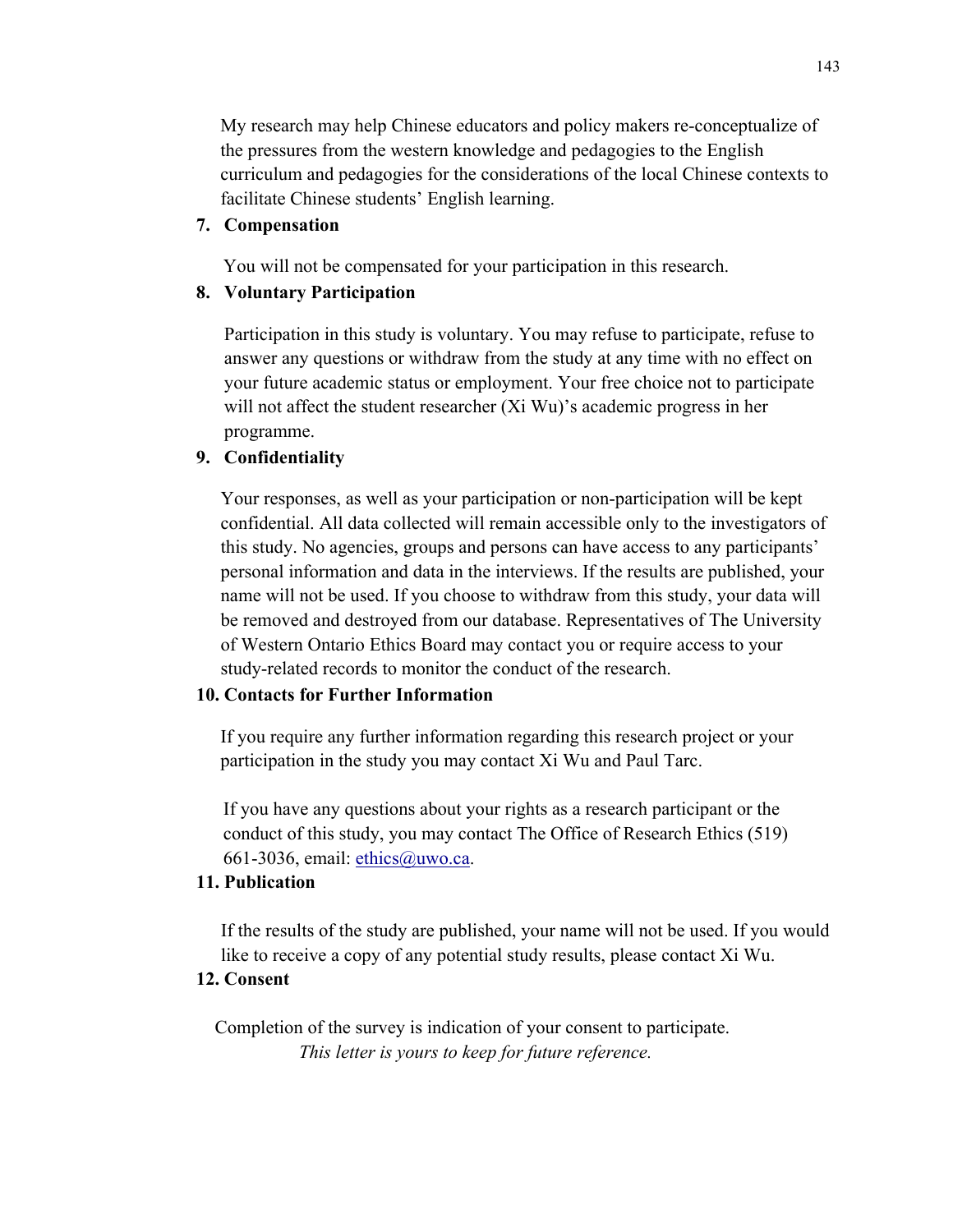My research may help Chinese educators and policy makers re-conceptualize of the pressures from the western knowledge and pedagogies to the English curriculum and pedagogies for the considerations of the local Chinese contexts to facilitate Chinese students' English learning.

7. **Compensation**

You will not be compensated for your participation in this research.

8. **Voluntary Participation**

Participation in this study is voluntary. You may refuse to participate, refuse to answer any questions or withdraw from the study at any time with no effect on your future academic status or employment. Your free choice not to participate will not affect the student researcher (Xi Wu)'s academic progress in her programme.

9. **Confidentiality**

Your responses, as well as your participation or non-participation will be kept confidential. All data collected will remain accessible only to the investigators of this study. No agencies, groups and persons can have access to any participants' personal information and data in the interviews. If the results are published, your name will not be used. If you choose to withdraw from this study, your data will be removed and destroyed from our database. Representatives of The University of Western Ontario Ethics Board may contact you or require access to your study-related records to monitor the conduct of the research.

10. **Contacts for Further Information**

If you require any further information regarding this research project or your participation in the study you may contact Xi Wu and Paul Tarc.

If you have any questions about your rights as a research participant or the conduct of this study, you may contact The Office of Research Ethics (519) 661-3036, email: ethics@uwo.ca.

11. **Publication**

If the results of the study are published, your name will not be used. If you would like to receive a copy of any potential study results, please contact Xi Wu.

12. **Consent**

Completion of the survey is indication of your consent to participate.

*This letter is yours to keep for future reference.*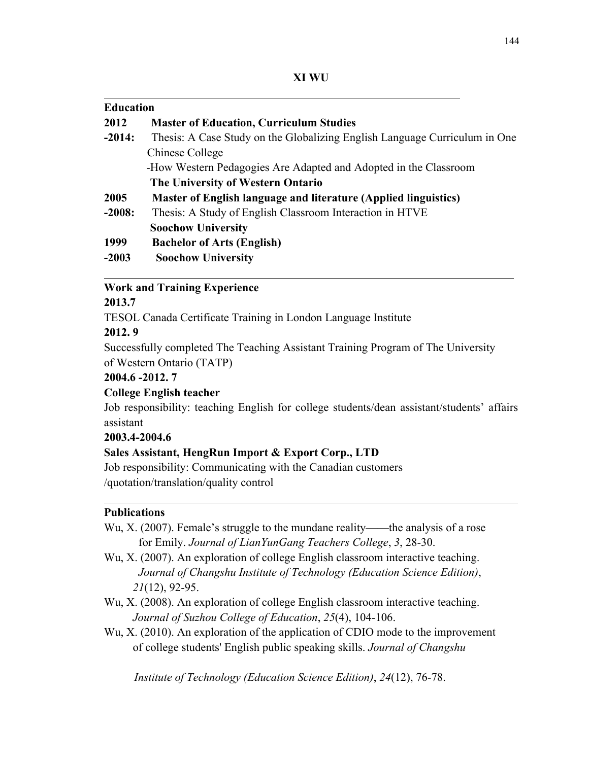# XI WU

## Education

**2012 -2014:** **Master of Education, Curriculum Studies**
Thesis: A Case Study on the Globalizing English Language Curriculum in One Chinese College
-How Western Pedagogies Are Adapted and Adopted in the Classroom
**The University of Western Ontario**

**2005 -2008:** **Master of English language and literature (Applied linguistics)**
Thesis: A Study of English Classroom Interaction in HTVE
**Soochow University**

**1999 -2003** **Bachelor of Arts (English)**
**Soochow University**

## Work and Training Experience

**2013.7**

TESOL Canada Certificate Training in London Language Institute

**2012. 9**

Successfully completed The Teaching Assistant Training Program of The University of Western Ontario (TATP)

**2004.6 -2012. 7**

**College English teacher**

Job responsibility: teaching English for college students/dean assistant/students' affairs assistant

**2003.4-2004.6**

**Sales Assistant, HengRun Import & Export Corp., LTD**

Job responsibility: Communicating with the Canadian customers /quotation/translation/quality control

## Publications

Wu, X. (2007). Female's struggle to the mundane reality——the analysis of a rose for Emily. *Journal of LianYunGang Teachers College*, *3*, 28-30.

Wu, X. (2007). An exploration of college English classroom interactive teaching. *Journal of Changshu Institute of Technology (Education Science Edition)*, *21*(12), 92-95.

Wu, X. (2008). An exploration of college English classroom interactive teaching. *Journal of Suzhou College of Education*, *25*(4), 104-106.

Wu, X. (2010). An exploration of the application of CDIO mode to the improvement of college students' English public speaking skills. *Journal of Changshu Institute of Technology (Education Science Edition)*, *24*(12), 76-78.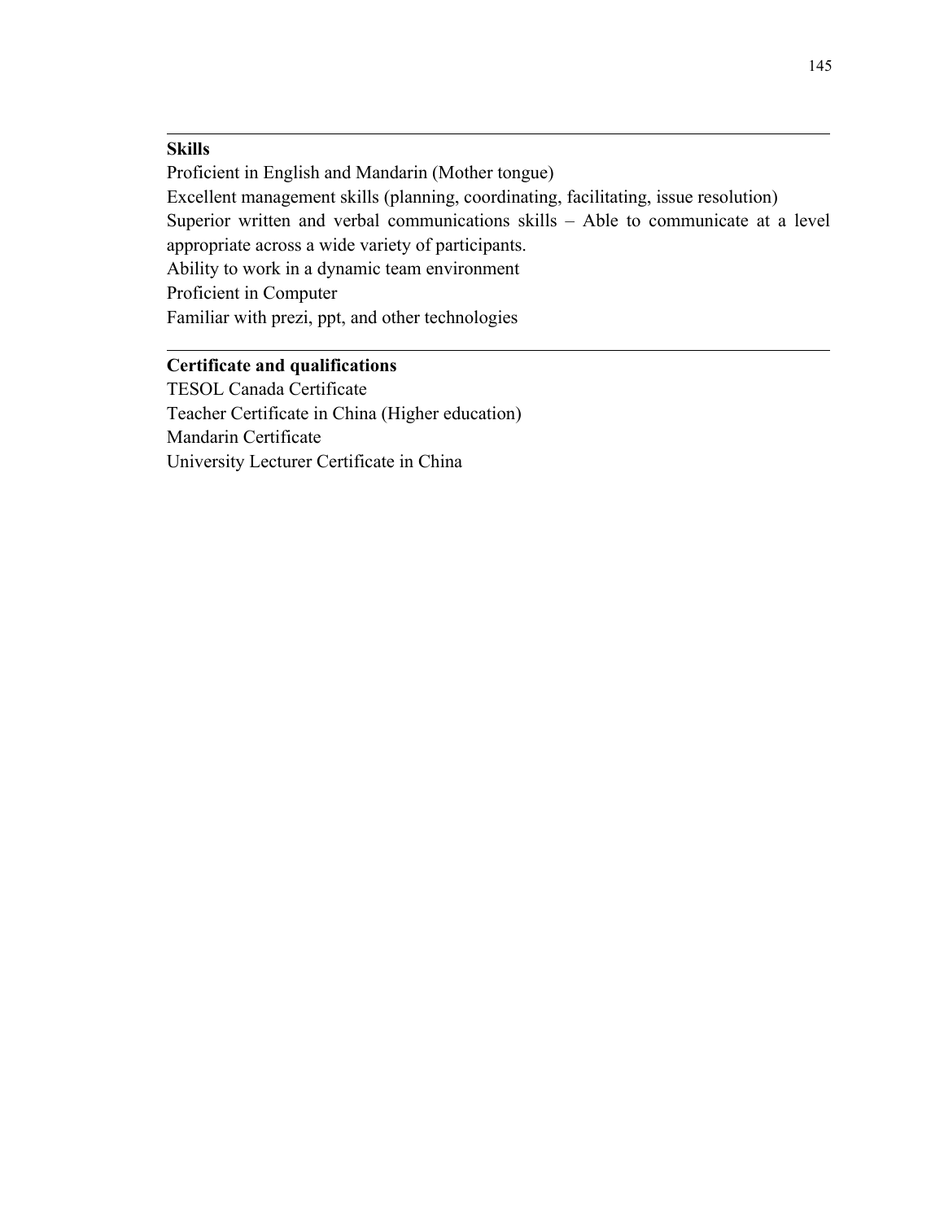**Skills**

Proficient in English and Mandarin (Mother tongue)

Excellent management skills (planning, coordinating, facilitating, issue resolution)

Superior written and verbal communications skills – Able to communicate at a level appropriate across a wide variety of participants.

Ability to work in a dynamic team environment

Proficient in Computer

Familiar with prezi, ppt, and other technologies

---

**Certificate and qualifications**

TESOL Canada Certificate

Teacher Certificate in China (Higher education)

Mandarin Certificate

University Lecturer Certificate in China